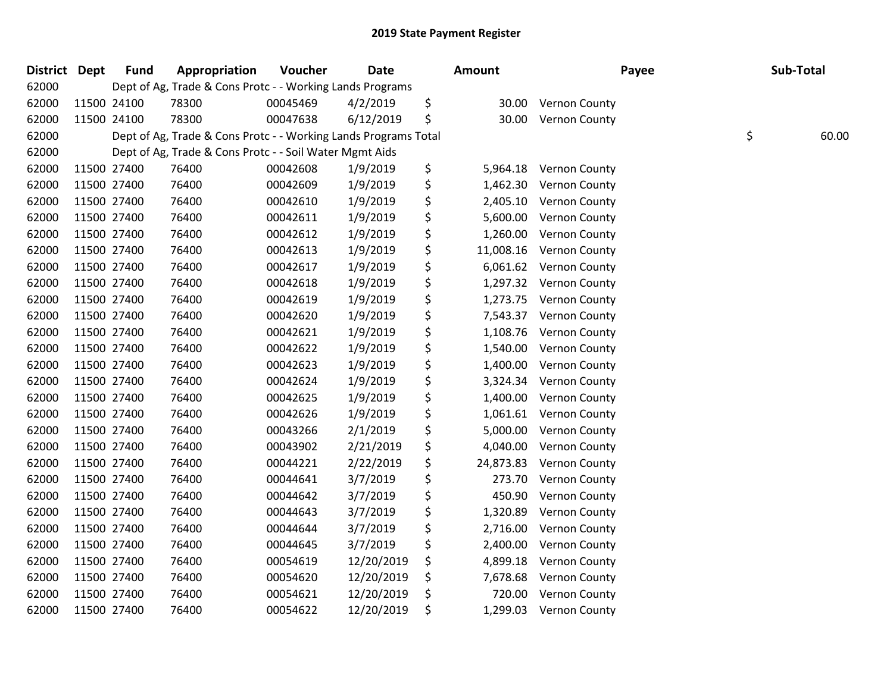# 2019 State Payment Register

| District | Dept | Fund | Appropriation | Voucher | Date | Amount | Payee | Sub-Total |
|---|---|---|---|---|---|---|---|---|
| 62000 | | Dept of Ag, Trade & Cons Protc - - Working Lands Programs | | | | | | |
| 62000 | 11500 | 24100 | 78300 | 00045469 | 4/2/2019 | $ 30.00 | Vernon County | |
| 62000 | 11500 | 24100 | 78300 | 00047638 | 6/12/2019 | $ 30.00 | Vernon County | |
| 62000 | | Dept of Ag, Trade & Cons Protc - - Working Lands Programs Total | | | | | | $ 60.00 |
| 62000 | | Dept of Ag, Trade & Cons Protc - - Soil Water Mgmt Aids | | | | | | |
| 62000 | 11500 | 27400 | 76400 | 00042608 | 1/9/2019 | $ 5,964.18 | Vernon County | |
| 62000 | 11500 | 27400 | 76400 | 00042609 | 1/9/2019 | $ 1,462.30 | Vernon County | |
| 62000 | 11500 | 27400 | 76400 | 00042610 | 1/9/2019 | $ 2,405.10 | Vernon County | |
| 62000 | 11500 | 27400 | 76400 | 00042611 | 1/9/2019 | $ 5,600.00 | Vernon County | |
| 62000 | 11500 | 27400 | 76400 | 00042612 | 1/9/2019 | $ 1,260.00 | Vernon County | |
| 62000 | 11500 | 27400 | 76400 | 00042613 | 1/9/2019 | $ 11,008.16 | Vernon County | |
| 62000 | 11500 | 27400 | 76400 | 00042617 | 1/9/2019 | $ 6,061.62 | Vernon County | |
| 62000 | 11500 | 27400 | 76400 | 00042618 | 1/9/2019 | $ 1,297.32 | Vernon County | |
| 62000 | 11500 | 27400 | 76400 | 00042619 | 1/9/2019 | $ 1,273.75 | Vernon County | |
| 62000 | 11500 | 27400 | 76400 | 00042620 | 1/9/2019 | $ 7,543.37 | Vernon County | |
| 62000 | 11500 | 27400 | 76400 | 00042621 | 1/9/2019 | $ 1,108.76 | Vernon County | |
| 62000 | 11500 | 27400 | 76400 | 00042622 | 1/9/2019 | $ 1,540.00 | Vernon County | |
| 62000 | 11500 | 27400 | 76400 | 00042623 | 1/9/2019 | $ 1,400.00 | Vernon County | |
| 62000 | 11500 | 27400 | 76400 | 00042624 | 1/9/2019 | $ 3,324.34 | Vernon County | |
| 62000 | 11500 | 27400 | 76400 | 00042625 | 1/9/2019 | $ 1,400.00 | Vernon County | |
| 62000 | 11500 | 27400 | 76400 | 00042626 | 1/9/2019 | $ 1,061.61 | Vernon County | |
| 62000 | 11500 | 27400 | 76400 | 00043266 | 2/1/2019 | $ 5,000.00 | Vernon County | |
| 62000 | 11500 | 27400 | 76400 | 00043902 | 2/21/2019 | $ 4,040.00 | Vernon County | |
| 62000 | 11500 | 27400 | 76400 | 00044221 | 2/22/2019 | $ 24,873.83 | Vernon County | |
| 62000 | 11500 | 27400 | 76400 | 00044641 | 3/7/2019 | $ 273.70 | Vernon County | |
| 62000 | 11500 | 27400 | 76400 | 00044642 | 3/7/2019 | $ 450.90 | Vernon County | |
| 62000 | 11500 | 27400 | 76400 | 00044643 | 3/7/2019 | $ 1,320.89 | Vernon County | |
| 62000 | 11500 | 27400 | 76400 | 00044644 | 3/7/2019 | $ 2,716.00 | Vernon County | |
| 62000 | 11500 | 27400 | 76400 | 00044645 | 3/7/2019 | $ 2,400.00 | Vernon County | |
| 62000 | 11500 | 27400 | 76400 | 00054619 | 12/20/2019 | $ 4,899.18 | Vernon County | |
| 62000 | 11500 | 27400 | 76400 | 00054620 | 12/20/2019 | $ 7,678.68 | Vernon County | |
| 62000 | 11500 | 27400 | 76400 | 00054621 | 12/20/2019 | $ 720.00 | Vernon County | |
| 62000 | 11500 | 27400 | 76400 | 00054622 | 12/20/2019 | $ 1,299.03 | Vernon County | |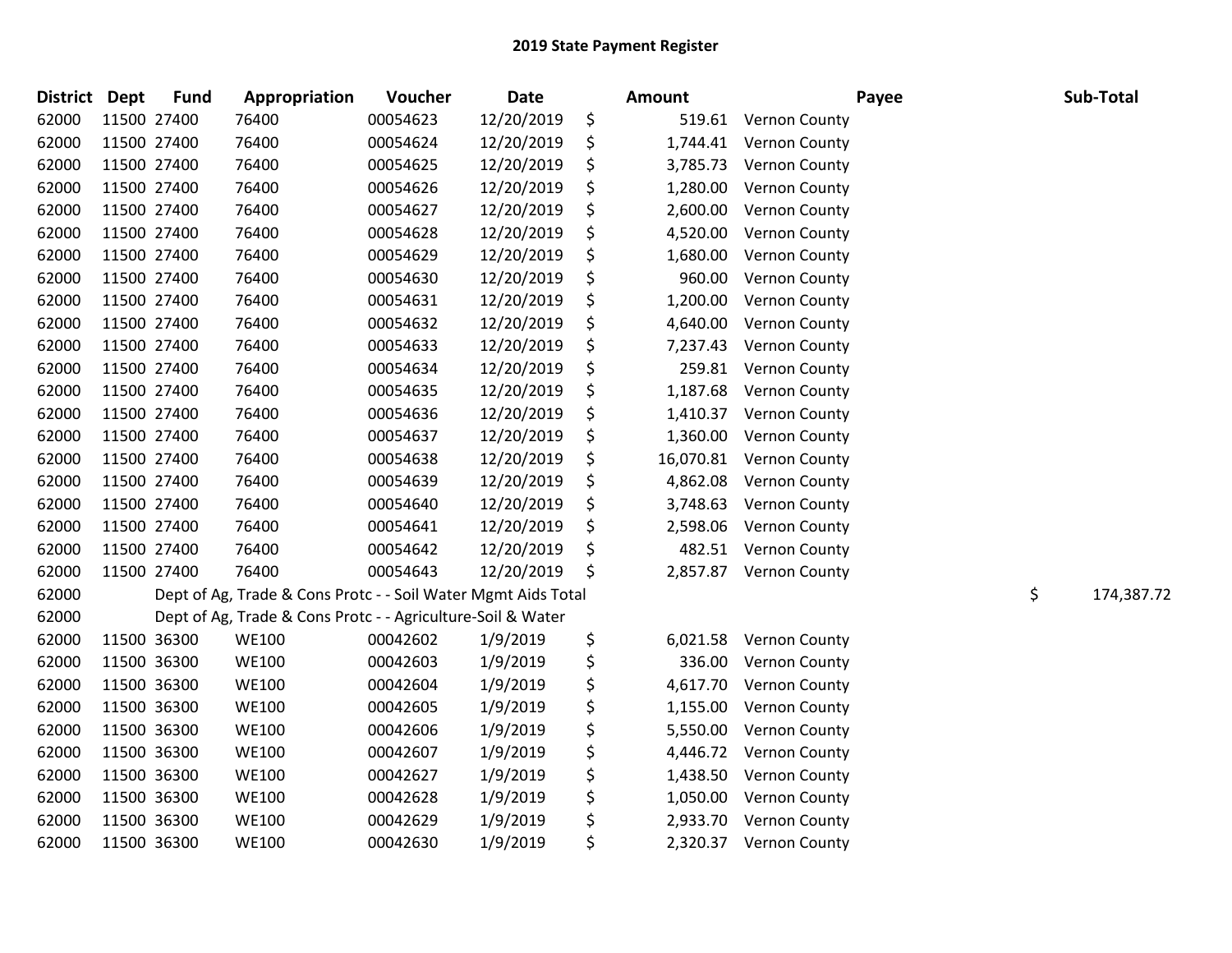## 2019 State Payment Register

| District | Dept | Fund | Appropriation | Voucher | Date | Amount | Payee | Sub-Total |
|---|---|---|---|---|---|---|---|---|
| 62000 | 11500 | 27400 | 76400 | 00054623 | 12/20/2019 | $ 519.61 | Vernon County | |
| 62000 | 11500 | 27400 | 76400 | 00054624 | 12/20/2019 | $ 1,744.41 | Vernon County | |
| 62000 | 11500 | 27400 | 76400 | 00054625 | 12/20/2019 | $ 3,785.73 | Vernon County | |
| 62000 | 11500 | 27400 | 76400 | 00054626 | 12/20/2019 | $ 1,280.00 | Vernon County | |
| 62000 | 11500 | 27400 | 76400 | 00054627 | 12/20/2019 | $ 2,600.00 | Vernon County | |
| 62000 | 11500 | 27400 | 76400 | 00054628 | 12/20/2019 | $ 4,520.00 | Vernon County | |
| 62000 | 11500 | 27400 | 76400 | 00054629 | 12/20/2019 | $ 1,680.00 | Vernon County | |
| 62000 | 11500 | 27400 | 76400 | 00054630 | 12/20/2019 | $ 960.00 | Vernon County | |
| 62000 | 11500 | 27400 | 76400 | 00054631 | 12/20/2019 | $ 1,200.00 | Vernon County | |
| 62000 | 11500 | 27400 | 76400 | 00054632 | 12/20/2019 | $ 4,640.00 | Vernon County | |
| 62000 | 11500 | 27400 | 76400 | 00054633 | 12/20/2019 | $ 7,237.43 | Vernon County | |
| 62000 | 11500 | 27400 | 76400 | 00054634 | 12/20/2019 | $ 259.81 | Vernon County | |
| 62000 | 11500 | 27400 | 76400 | 00054635 | 12/20/2019 | $ 1,187.68 | Vernon County | |
| 62000 | 11500 | 27400 | 76400 | 00054636 | 12/20/2019 | $ 1,410.37 | Vernon County | |
| 62000 | 11500 | 27400 | 76400 | 00054637 | 12/20/2019 | $ 1,360.00 | Vernon County | |
| 62000 | 11500 | 27400 | 76400 | 00054638 | 12/20/2019 | $ 16,070.81 | Vernon County | |
| 62000 | 11500 | 27400 | 76400 | 00054639 | 12/20/2019 | $ 4,862.08 | Vernon County | |
| 62000 | 11500 | 27400 | 76400 | 00054640 | 12/20/2019 | $ 3,748.63 | Vernon County | |
| 62000 | 11500 | 27400 | 76400 | 00054641 | 12/20/2019 | $ 2,598.06 | Vernon County | |
| 62000 | 11500 | 27400 | 76400 | 00054642 | 12/20/2019 | $ 482.51 | Vernon County | |
| 62000 | 11500 | 27400 | 76400 | 00054643 | 12/20/2019 | $ 2,857.87 | Vernon County | |
| 62000 | | Dept of Ag, Trade & Cons Protc - - Soil Water Mgmt Aids Total | | | | | | $ 174,387.72 |
| 62000 | | Dept of Ag, Trade & Cons Protc - - Agriculture-Soil & Water | | | | | | |
| 62000 | 11500 | 36300 | WE100 | 00042602 | 1/9/2019 | $ 6,021.58 | Vernon County | |
| 62000 | 11500 | 36300 | WE100 | 00042603 | 1/9/2019 | $ 336.00 | Vernon County | |
| 62000 | 11500 | 36300 | WE100 | 00042604 | 1/9/2019 | $ 4,617.70 | Vernon County | |
| 62000 | 11500 | 36300 | WE100 | 00042605 | 1/9/2019 | $ 1,155.00 | Vernon County | |
| 62000 | 11500 | 36300 | WE100 | 00042606 | 1/9/2019 | $ 5,550.00 | Vernon County | |
| 62000 | 11500 | 36300 | WE100 | 00042607 | 1/9/2019 | $ 4,446.72 | Vernon County | |
| 62000 | 11500 | 36300 | WE100 | 00042627 | 1/9/2019 | $ 1,438.50 | Vernon County | |
| 62000 | 11500 | 36300 | WE100 | 00042628 | 1/9/2019 | $ 1,050.00 | Vernon County | |
| 62000 | 11500 | 36300 | WE100 | 00042629 | 1/9/2019 | $ 2,933.70 | Vernon County | |
| 62000 | 11500 | 36300 | WE100 | 00042630 | 1/9/2019 | $ 2,320.37 | Vernon County | |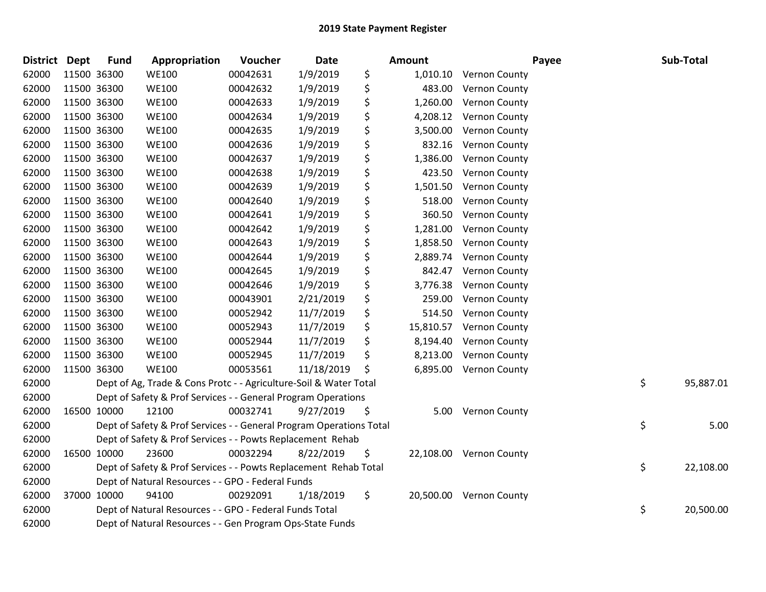# 2019 State Payment Register

| District | Dept | Fund | Appropriation | Voucher | Date | Amount | Payee | Sub-Total |
|---|---|---|---|---|---|---|---|---|
| 62000 | 11500 | 36300 | WE100 | 00042631 | 1/9/2019 | $ 1,010.10 | Vernon County | |
| 62000 | 11500 | 36300 | WE100 | 00042632 | 1/9/2019 | $ 483.00 | Vernon County | |
| 62000 | 11500 | 36300 | WE100 | 00042633 | 1/9/2019 | $ 1,260.00 | Vernon County | |
| 62000 | 11500 | 36300 | WE100 | 00042634 | 1/9/2019 | $ 4,208.12 | Vernon County | |
| 62000 | 11500 | 36300 | WE100 | 00042635 | 1/9/2019 | $ 3,500.00 | Vernon County | |
| 62000 | 11500 | 36300 | WE100 | 00042636 | 1/9/2019 | $ 832.16 | Vernon County | |
| 62000 | 11500 | 36300 | WE100 | 00042637 | 1/9/2019 | $ 1,386.00 | Vernon County | |
| 62000 | 11500 | 36300 | WE100 | 00042638 | 1/9/2019 | $ 423.50 | Vernon County | |
| 62000 | 11500 | 36300 | WE100 | 00042639 | 1/9/2019 | $ 1,501.50 | Vernon County | |
| 62000 | 11500 | 36300 | WE100 | 00042640 | 1/9/2019 | $ 518.00 | Vernon County | |
| 62000 | 11500 | 36300 | WE100 | 00042641 | 1/9/2019 | $ 360.50 | Vernon County | |
| 62000 | 11500 | 36300 | WE100 | 00042642 | 1/9/2019 | $ 1,281.00 | Vernon County | |
| 62000 | 11500 | 36300 | WE100 | 00042643 | 1/9/2019 | $ 1,858.50 | Vernon County | |
| 62000 | 11500 | 36300 | WE100 | 00042644 | 1/9/2019 | $ 2,889.74 | Vernon County | |
| 62000 | 11500 | 36300 | WE100 | 00042645 | 1/9/2019 | $ 842.47 | Vernon County | |
| 62000 | 11500 | 36300 | WE100 | 00042646 | 1/9/2019 | $ 3,776.38 | Vernon County | |
| 62000 | 11500 | 36300 | WE100 | 00043901 | 2/21/2019 | $ 259.00 | Vernon County | |
| 62000 | 11500 | 36300 | WE100 | 00052942 | 11/7/2019 | $ 514.50 | Vernon County | |
| 62000 | 11500 | 36300 | WE100 | 00052943 | 11/7/2019 | $ 15,810.57 | Vernon County | |
| 62000 | 11500 | 36300 | WE100 | 00052944 | 11/7/2019 | $ 8,194.40 | Vernon County | |
| 62000 | 11500 | 36300 | WE100 | 00052945 | 11/7/2019 | $ 8,213.00 | Vernon County | |
| 62000 | 11500 | 36300 | WE100 | 00053561 | 11/18/2019 | $ 6,895.00 | Vernon County | |
| 62000 | | | Dept of Ag, Trade & Cons Protc - - Agriculture-Soil & Water Total | | | | | $ 95,887.01 |
| 62000 | | | Dept of Safety & Prof Services - - General Program Operations | | | | | |
| 62000 | 16500 | 10000 | 12100 | 00032741 | 9/27/2019 | $ 5.00 | Vernon County | |
| 62000 | | | Dept of Safety & Prof Services - - General Program Operations Total | | | | | $ 5.00 |
| 62000 | | | Dept of Safety & Prof Services - - Powts Replacement Rehab | | | | | |
| 62000 | 16500 | 10000 | 23600 | 00032294 | 8/22/2019 | $ 22,108.00 | Vernon County | |
| 62000 | | | Dept of Safety & Prof Services - - Powts Replacement Rehab Total | | | | | $ 22,108.00 |
| 62000 | | | Dept of Natural Resources - - GPO - Federal Funds | | | | | |
| 62000 | 37000 | 10000 | 94100 | 00292091 | 1/18/2019 | $ 20,500.00 | Vernon County | |
| 62000 | | | Dept of Natural Resources - - GPO - Federal Funds Total | | | | | $ 20,500.00 |
| 62000 | | | Dept of Natural Resources - - Gen Program Ops-State Funds | | | | | |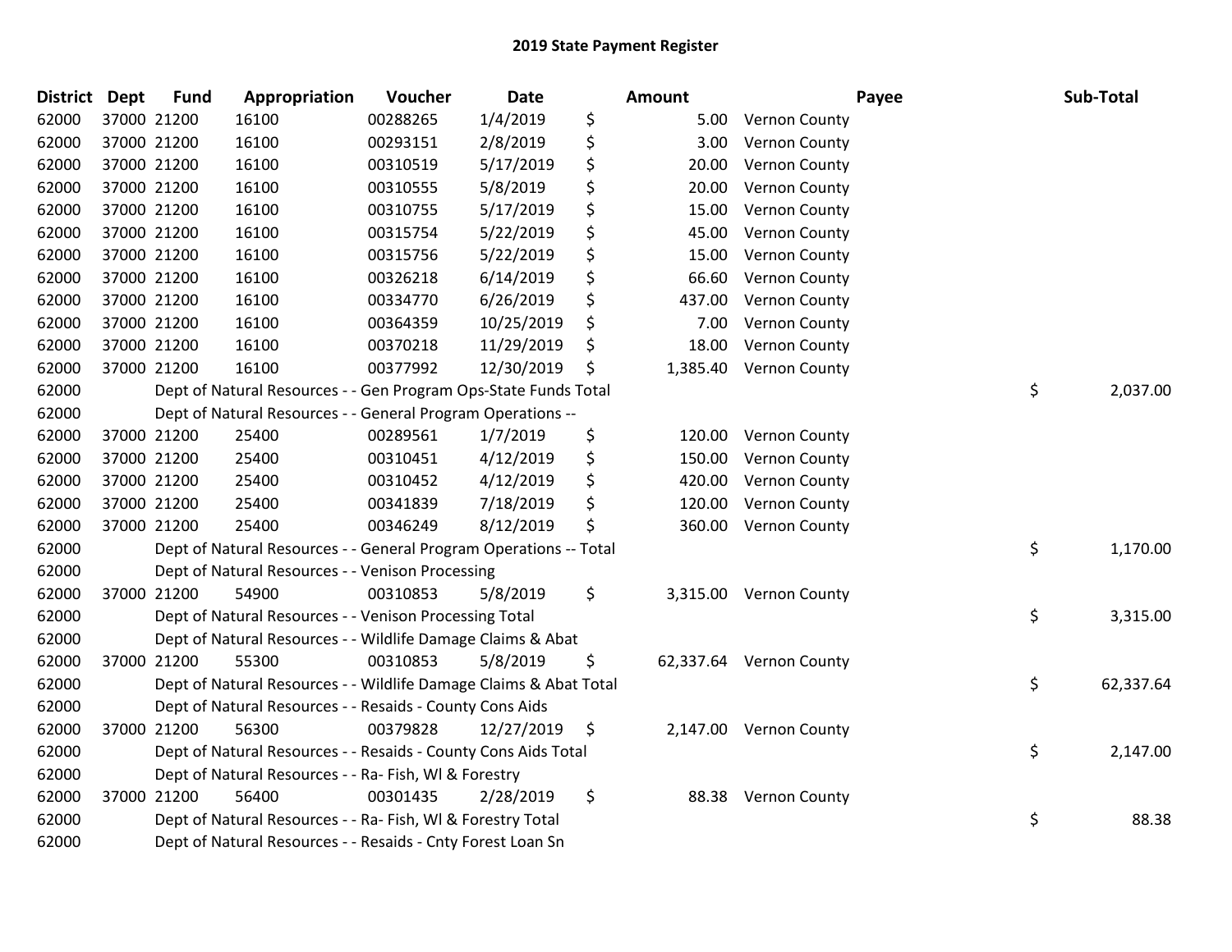# 2019 State Payment Register

| District | Dept | Fund | Appropriation | Voucher | Date | Amount | Payee | Sub-Total |
|---|---|---|---|---|---|---|---|---|
| 62000 | 37000 | 21200 | 16100 | 00288265 | 1/4/2019 | $ 5.00 | Vernon County | |
| 62000 | 37000 | 21200 | 16100 | 00293151 | 2/8/2019 | $ 3.00 | Vernon County | |
| 62000 | 37000 | 21200 | 16100 | 00310519 | 5/17/2019 | $ 20.00 | Vernon County | |
| 62000 | 37000 | 21200 | 16100 | 00310555 | 5/8/2019 | $ 20.00 | Vernon County | |
| 62000 | 37000 | 21200 | 16100 | 00310755 | 5/17/2019 | $ 15.00 | Vernon County | |
| 62000 | 37000 | 21200 | 16100 | 00315754 | 5/22/2019 | $ 45.00 | Vernon County | |
| 62000 | 37000 | 21200 | 16100 | 00315756 | 5/22/2019 | $ 15.00 | Vernon County | |
| 62000 | 37000 | 21200 | 16100 | 00326218 | 6/14/2019 | $ 66.60 | Vernon County | |
| 62000 | 37000 | 21200 | 16100 | 00334770 | 6/26/2019 | $ 437.00 | Vernon County | |
| 62000 | 37000 | 21200 | 16100 | 00364359 | 10/25/2019 | $ 7.00 | Vernon County | |
| 62000 | 37000 | 21200 | 16100 | 00370218 | 11/29/2019 | $ 18.00 | Vernon County | |
| 62000 | 37000 | 21200 | 16100 | 00377992 | 12/30/2019 | $ 1,385.40 | Vernon County | |
| 62000 | | | Dept of Natural Resources - - Gen Program Ops-State Funds Total | | | | | $ 2,037.00 |
| 62000 | | | Dept of Natural Resources - - General Program Operations -- | | | | | |
| 62000 | 37000 | 21200 | 25400 | 00289561 | 1/7/2019 | $ 120.00 | Vernon County | |
| 62000 | 37000 | 21200 | 25400 | 00310451 | 4/12/2019 | $ 150.00 | Vernon County | |
| 62000 | 37000 | 21200 | 25400 | 00310452 | 4/12/2019 | $ 420.00 | Vernon County | |
| 62000 | 37000 | 21200 | 25400 | 00341839 | 7/18/2019 | $ 120.00 | Vernon County | |
| 62000 | 37000 | 21200 | 25400 | 00346249 | 8/12/2019 | $ 360.00 | Vernon County | |
| 62000 | | | Dept of Natural Resources - - General Program Operations -- Total | | | | | $ 1,170.00 |
| 62000 | | | Dept of Natural Resources - - Venison Processing | | | | | |
| 62000 | 37000 | 21200 | 54900 | 00310853 | 5/8/2019 | $ 3,315.00 | Vernon County | |
| 62000 | | | Dept of Natural Resources - - Venison Processing Total | | | | | $ 3,315.00 |
| 62000 | | | Dept of Natural Resources - - Wildlife Damage Claims & Abat | | | | | |
| 62000 | 37000 | 21200 | 55300 | 00310853 | 5/8/2019 | $ 62,337.64 | Vernon County | |
| 62000 | | | Dept of Natural Resources - - Wildlife Damage Claims & Abat Total | | | | | $ 62,337.64 |
| 62000 | | | Dept of Natural Resources - - Resaids - County Cons Aids | | | | | |
| 62000 | 37000 | 21200 | 56300 | 00379828 | 12/27/2019 | $ 2,147.00 | Vernon County | |
| 62000 | | | Dept of Natural Resources - - Resaids - County Cons Aids Total | | | | | $ 2,147.00 |
| 62000 | | | Dept of Natural Resources - - Ra- Fish, Wl & Forestry | | | | | |
| 62000 | 37000 | 21200 | 56400 | 00301435 | 2/28/2019 | $ 88.38 | Vernon County | |
| 62000 | | | Dept of Natural Resources - - Ra- Fish, Wl & Forestry Total | | | | | $ 88.38 |
| 62000 | | | Dept of Natural Resources - - Resaids - Cnty Forest Loan Sn | | | | | |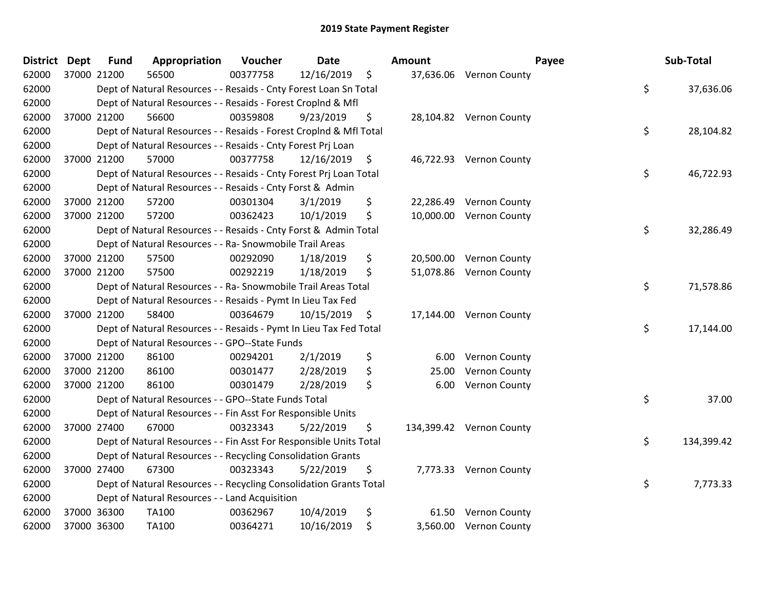# 2019 State Payment Register

| District | Dept | Fund | Appropriation | Voucher | Date | Amount | Payee | Sub-Total |
|---|---|---|---|---|---|---|---|---|
| 62000 | 37000 | 21200 | 56500 | 00377758 | 12/16/2019 | $ 37,636.06 | Vernon County | |
| 62000 | | Dept of Natural Resources - - Resaids - Cnty Forest Loan Sn Total | | | | | | $ 37,636.06 |
| 62000 | | Dept of Natural Resources - - Resaids - Forest Croplnd & Mfl | | | | | | |
| 62000 | 37000 | 21200 | 56600 | 00359808 | 9/23/2019 | $ 28,104.82 | Vernon County | |
| 62000 | | Dept of Natural Resources - - Resaids - Forest Croplnd & Mfl Total | | | | | | $ 28,104.82 |
| 62000 | | Dept of Natural Resources - - Resaids - Cnty Forest Prj Loan | | | | | | |
| 62000 | 37000 | 21200 | 57000 | 00377758 | 12/16/2019 | $ 46,722.93 | Vernon County | |
| 62000 | | Dept of Natural Resources - - Resaids - Cnty Forest Prj Loan Total | | | | | | $ 46,722.93 |
| 62000 | | Dept of Natural Resources - - Resaids - Cnty Forst & Admin | | | | | | |
| 62000 | 37000 | 21200 | 57200 | 00301304 | 3/1/2019 | $ 22,286.49 | Vernon County | |
| 62000 | 37000 | 21200 | 57200 | 00362423 | 10/1/2019 | $ 10,000.00 | Vernon County | |
| 62000 | | Dept of Natural Resources - - Resaids - Cnty Forst & Admin Total | | | | | | $ 32,286.49 |
| 62000 | | Dept of Natural Resources - - Ra- Snowmobile Trail Areas | | | | | | |
| 62000 | 37000 | 21200 | 57500 | 00292090 | 1/18/2019 | $ 20,500.00 | Vernon County | |
| 62000 | 37000 | 21200 | 57500 | 00292219 | 1/18/2019 | $ 51,078.86 | Vernon County | |
| 62000 | | Dept of Natural Resources - - Ra- Snowmobile Trail Areas Total | | | | | | $ 71,578.86 |
| 62000 | | Dept of Natural Resources - - Resaids - Pymt In Lieu Tax Fed | | | | | | |
| 62000 | 37000 | 21200 | 58400 | 00364679 | 10/15/2019 | $ 17,144.00 | Vernon County | |
| 62000 | | Dept of Natural Resources - - Resaids - Pymt In Lieu Tax Fed Total | | | | | | $ 17,144.00 |
| 62000 | | Dept of Natural Resources - - GPO--State Funds | | | | | | |
| 62000 | 37000 | 21200 | 86100 | 00294201 | 2/1/2019 | $ 6.00 | Vernon County | |
| 62000 | 37000 | 21200 | 86100 | 00301477 | 2/28/2019 | $ 25.00 | Vernon County | |
| 62000 | 37000 | 21200 | 86100 | 00301479 | 2/28/2019 | $ 6.00 | Vernon County | |
| 62000 | | Dept of Natural Resources - - GPO--State Funds Total | | | | | | $ 37.00 |
| 62000 | | Dept of Natural Resources - - Fin Asst For Responsible Units | | | | | | |
| 62000 | 37000 | 27400 | 67000 | 00323343 | 5/22/2019 | $ 134,399.42 | Vernon County | |
| 62000 | | Dept of Natural Resources - - Fin Asst For Responsible Units Total | | | | | | $ 134,399.42 |
| 62000 | | Dept of Natural Resources - - Recycling Consolidation Grants | | | | | | |
| 62000 | 37000 | 27400 | 67300 | 00323343 | 5/22/2019 | $ 7,773.33 | Vernon County | |
| 62000 | | Dept of Natural Resources - - Recycling Consolidation Grants Total | | | | | | $ 7,773.33 |
| 62000 | | Dept of Natural Resources - - Land Acquisition | | | | | | |
| 62000 | 37000 | 36300 | TA100 | 00362967 | 10/4/2019 | $ 61.50 | Vernon County | |
| 62000 | 37000 | 36300 | TA100 | 00364271 | 10/16/2019 | $ 3,560.00 | Vernon County | |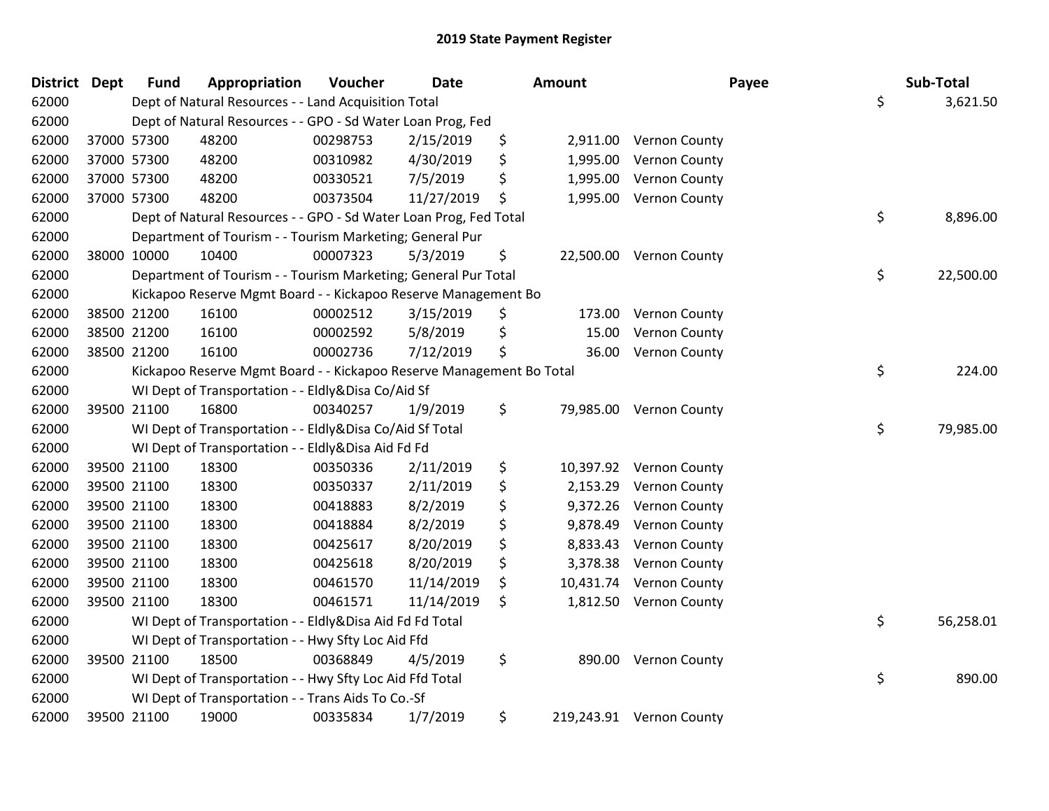# 2019 State Payment Register

| District | Dept | Fund | Appropriation | Voucher | Date | Amount | Payee | Sub-Total |
|---|---|---|---|---|---|---|---|---|
| 62000 | | Dept of Natural Resources - - Land Acquisition Total | | | | | | $ 3,621.50 |
| 62000 | | Dept of Natural Resources - - GPO - Sd Water Loan Prog, Fed | | | | | | |
| 62000 | 37000 | 57300 | 48200 | 00298753 | 2/15/2019 | $ 2,911.00 | Vernon County | |
| 62000 | 37000 | 57300 | 48200 | 00310982 | 4/30/2019 | $ 1,995.00 | Vernon County | |
| 62000 | 37000 | 57300 | 48200 | 00330521 | 7/5/2019 | $ 1,995.00 | Vernon County | |
| 62000 | 37000 | 57300 | 48200 | 00373504 | 11/27/2019 | $ 1,995.00 | Vernon County | |
| 62000 | | Dept of Natural Resources - - GPO - Sd Water Loan Prog, Fed Total | | | | | | $ 8,896.00 |
| 62000 | | Department of Tourism - - Tourism Marketing; General Pur | | | | | | |
| 62000 | 38000 | 10000 | 10400 | 00007323 | 5/3/2019 | $ 22,500.00 | Vernon County | |
| 62000 | | Department of Tourism - - Tourism Marketing; General Pur Total | | | | | | $ 22,500.00 |
| 62000 | | Kickapoo Reserve Mgmt Board - - Kickapoo Reserve Management Bo | | | | | | |
| 62000 | 38500 | 21200 | 16100 | 00002512 | 3/15/2019 | $ 173.00 | Vernon County | |
| 62000 | 38500 | 21200 | 16100 | 00002592 | 5/8/2019 | $ 15.00 | Vernon County | |
| 62000 | 38500 | 21200 | 16100 | 00002736 | 7/12/2019 | $ 36.00 | Vernon County | |
| 62000 | | Kickapoo Reserve Mgmt Board - - Kickapoo Reserve Management Bo Total | | | | | | $ 224.00 |
| 62000 | | WI Dept of Transportation - - Eldly&Disa Co/Aid Sf | | | | | | |
| 62000 | 39500 | 21100 | 16800 | 00340257 | 1/9/2019 | $ 79,985.00 | Vernon County | |
| 62000 | | WI Dept of Transportation - - Eldly&Disa Co/Aid Sf Total | | | | | | $ 79,985.00 |
| 62000 | | WI Dept of Transportation - - Eldly&Disa Aid Fd Fd | | | | | | |
| 62000 | 39500 | 21100 | 18300 | 00350336 | 2/11/2019 | $ 10,397.92 | Vernon County | |
| 62000 | 39500 | 21100 | 18300 | 00350337 | 2/11/2019 | $ 2,153.29 | Vernon County | |
| 62000 | 39500 | 21100 | 18300 | 00418883 | 8/2/2019 | $ 9,372.26 | Vernon County | |
| 62000 | 39500 | 21100 | 18300 | 00418884 | 8/2/2019 | $ 9,878.49 | Vernon County | |
| 62000 | 39500 | 21100 | 18300 | 00425617 | 8/20/2019 | $ 8,833.43 | Vernon County | |
| 62000 | 39500 | 21100 | 18300 | 00425618 | 8/20/2019 | $ 3,378.38 | Vernon County | |
| 62000 | 39500 | 21100 | 18300 | 00461570 | 11/14/2019 | $ 10,431.74 | Vernon County | |
| 62000 | 39500 | 21100 | 18300 | 00461571 | 11/14/2019 | $ 1,812.50 | Vernon County | |
| 62000 | | WI Dept of Transportation - - Eldly&Disa Aid Fd Fd Total | | | | | | $ 56,258.01 |
| 62000 | | WI Dept of Transportation - - Hwy Sfty Loc Aid Ffd | | | | | | |
| 62000 | 39500 | 21100 | 18500 | 00368849 | 4/5/2019 | $ 890.00 | Vernon County | |
| 62000 | | WI Dept of Transportation - - Hwy Sfty Loc Aid Ffd Total | | | | | | $ 890.00 |
| 62000 | | WI Dept of Transportation - - Trans Aids To Co.-Sf | | | | | | |
| 62000 | 39500 | 21100 | 19000 | 00335834 | 1/7/2019 | $ 219,243.91 | Vernon County | |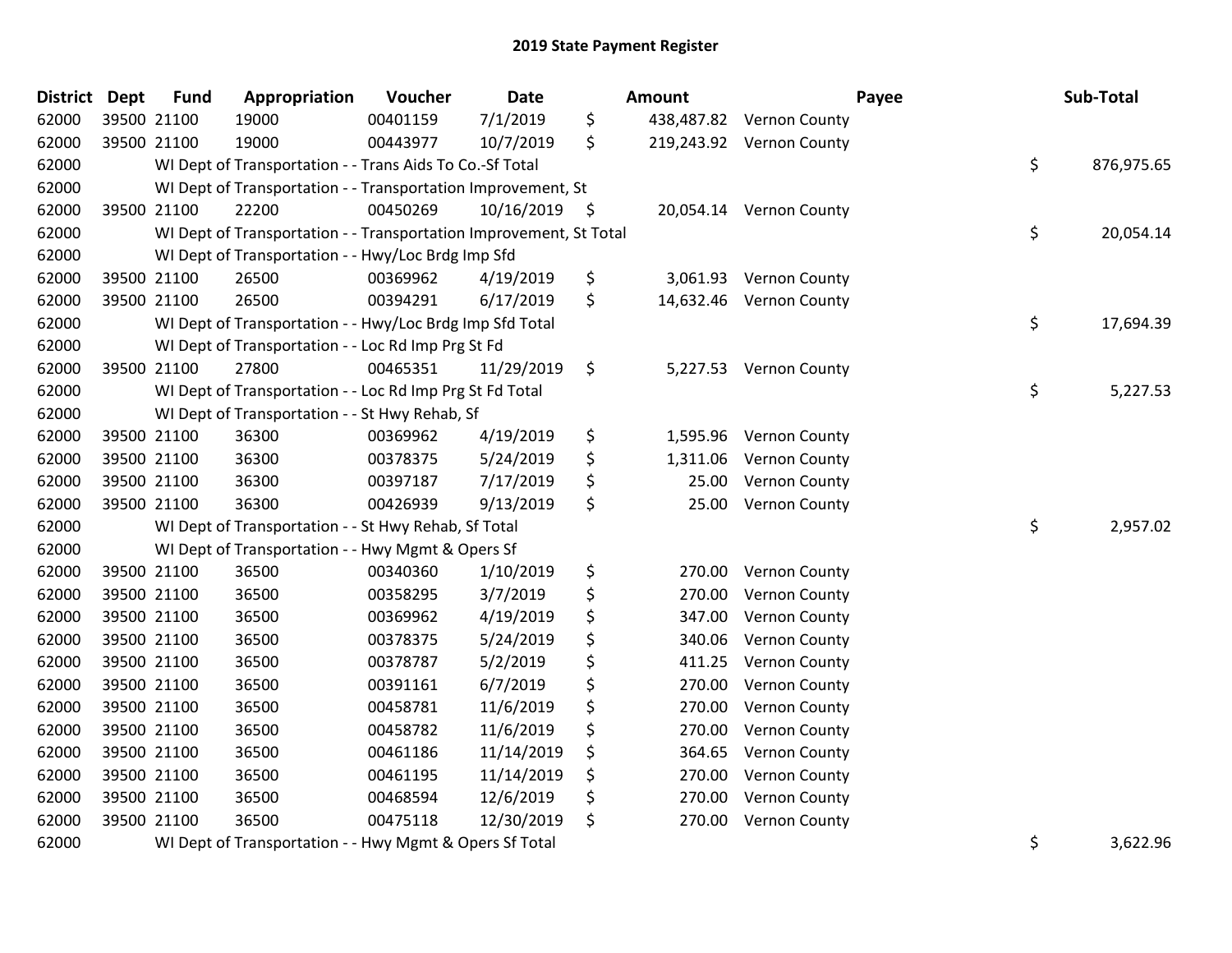# 2019 State Payment Register

| District | Dept | Fund | Appropriation | Voucher | Date | Amount | Payee | Sub-Total |
|---|---|---|---|---|---|---|---|---|
| 62000 | 39500 | 21100 | 19000 | 00401159 | 7/1/2019 | $ 438,487.82 | Vernon County | |
| 62000 | 39500 | 21100 | 19000 | 00443977 | 10/7/2019 | $ 219,243.92 | Vernon County | |
| 62000 | | WI Dept of Transportation - - Trans Aids To Co.-Sf Total | | | | | | $ 876,975.65 |
| 62000 | | WI Dept of Transportation - - Transportation Improvement, St | | | | | | |
| 62000 | 39500 | 21100 | 22200 | 00450269 | 10/16/2019 | $ 20,054.14 | Vernon County | |
| 62000 | | WI Dept of Transportation - - Transportation Improvement, St Total | | | | | | $ 20,054.14 |
| 62000 | | WI Dept of Transportation - - Hwy/Loc Brdg Imp Sfd | | | | | | |
| 62000 | 39500 | 21100 | 26500 | 00369962 | 4/19/2019 | $ 3,061.93 | Vernon County | |
| 62000 | 39500 | 21100 | 26500 | 00394291 | 6/17/2019 | $ 14,632.46 | Vernon County | |
| 62000 | | WI Dept of Transportation - - Hwy/Loc Brdg Imp Sfd Total | | | | | | $ 17,694.39 |
| 62000 | | WI Dept of Transportation - - Loc Rd Imp Prg St Fd | | | | | | |
| 62000 | 39500 | 21100 | 27800 | 00465351 | 11/29/2019 | $ 5,227.53 | Vernon County | |
| 62000 | | WI Dept of Transportation - - Loc Rd Imp Prg St Fd Total | | | | | | $ 5,227.53 |
| 62000 | | WI Dept of Transportation - - St Hwy Rehab, Sf | | | | | | |
| 62000 | 39500 | 21100 | 36300 | 00369962 | 4/19/2019 | $ 1,595.96 | Vernon County | |
| 62000 | 39500 | 21100 | 36300 | 00378375 | 5/24/2019 | $ 1,311.06 | Vernon County | |
| 62000 | 39500 | 21100 | 36300 | 00397187 | 7/17/2019 | $ 25.00 | Vernon County | |
| 62000 | 39500 | 21100 | 36300 | 00426939 | 9/13/2019 | $ 25.00 | Vernon County | |
| 62000 | | WI Dept of Transportation - - St Hwy Rehab, Sf Total | | | | | | $ 2,957.02 |
| 62000 | | WI Dept of Transportation - - Hwy Mgmt & Opers Sf | | | | | | |
| 62000 | 39500 | 21100 | 36500 | 00340360 | 1/10/2019 | $ 270.00 | Vernon County | |
| 62000 | 39500 | 21100 | 36500 | 00358295 | 3/7/2019 | $ 270.00 | Vernon County | |
| 62000 | 39500 | 21100 | 36500 | 00369962 | 4/19/2019 | $ 347.00 | Vernon County | |
| 62000 | 39500 | 21100 | 36500 | 00378375 | 5/24/2019 | $ 340.06 | Vernon County | |
| 62000 | 39500 | 21100 | 36500 | 00378787 | 5/2/2019 | $ 411.25 | Vernon County | |
| 62000 | 39500 | 21100 | 36500 | 00391161 | 6/7/2019 | $ 270.00 | Vernon County | |
| 62000 | 39500 | 21100 | 36500 | 00458781 | 11/6/2019 | $ 270.00 | Vernon County | |
| 62000 | 39500 | 21100 | 36500 | 00458782 | 11/6/2019 | $ 270.00 | Vernon County | |
| 62000 | 39500 | 21100 | 36500 | 00461186 | 11/14/2019 | $ 364.65 | Vernon County | |
| 62000 | 39500 | 21100 | 36500 | 00461195 | 11/14/2019 | $ 270.00 | Vernon County | |
| 62000 | 39500 | 21100 | 36500 | 00468594 | 12/6/2019 | $ 270.00 | Vernon County | |
| 62000 | 39500 | 21100 | 36500 | 00475118 | 12/30/2019 | $ 270.00 | Vernon County | |
| 62000 | | WI Dept of Transportation - - Hwy Mgmt & Opers Sf Total | | | | | | $ 3,622.96 |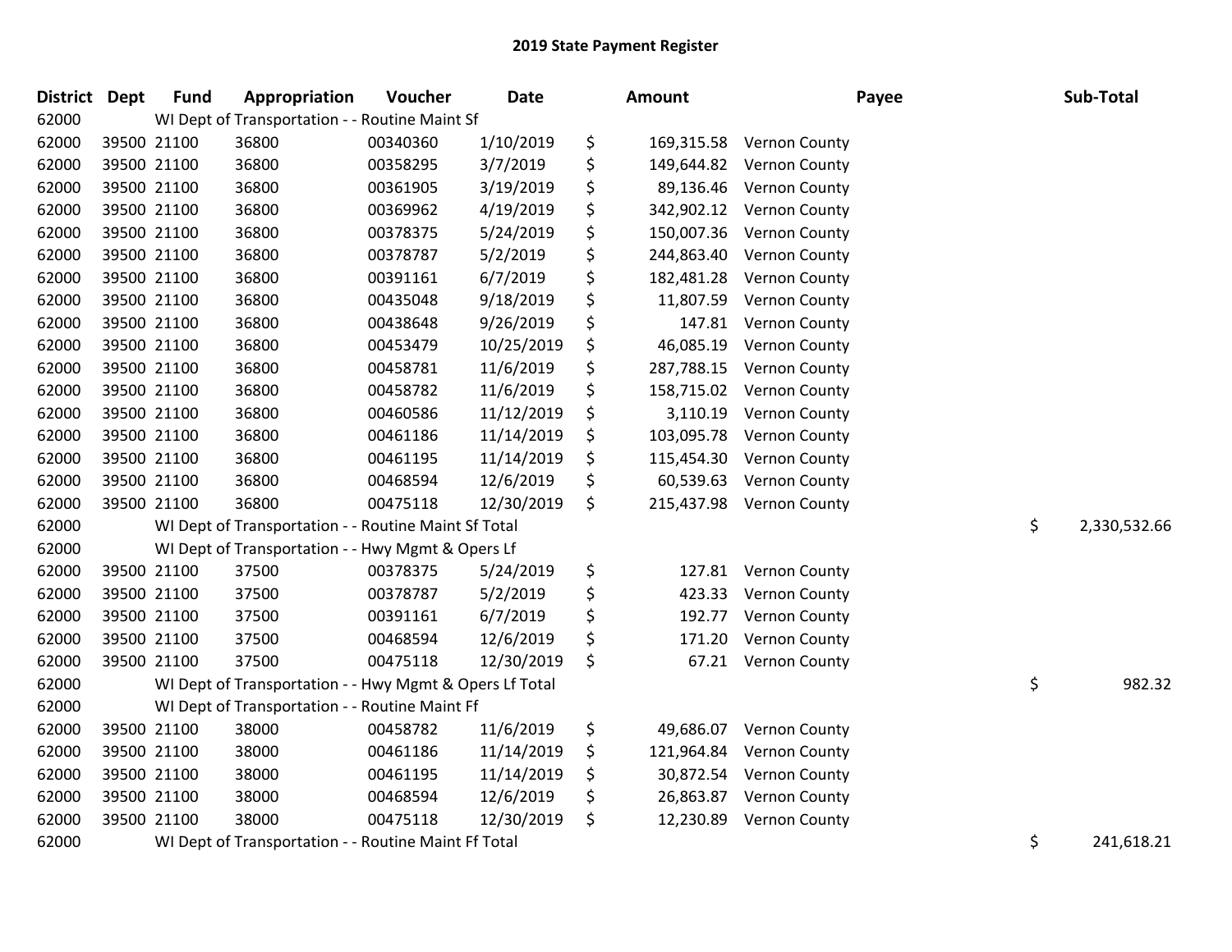## 2019 State Payment Register

| District | Dept | Fund | Appropriation | Voucher | Date | Amount | Payee | Sub-Total |
|---|---|---|---|---|---|---|---|---|
| 62000 | WI Dept of Transportation - - Routine Maint Sf | | | | | | | |
| 62000 | 39500 | 21100 | 36800 | 00340360 | 1/10/2019 | $ 169,315.58 | Vernon County | |
| 62000 | 39500 | 21100 | 36800 | 00358295 | 3/7/2019 | $ 149,644.82 | Vernon County | |
| 62000 | 39500 | 21100 | 36800 | 00361905 | 3/19/2019 | $ 89,136.46 | Vernon County | |
| 62000 | 39500 | 21100 | 36800 | 00369962 | 4/19/2019 | $ 342,902.12 | Vernon County | |
| 62000 | 39500 | 21100 | 36800 | 00378375 | 5/24/2019 | $ 150,007.36 | Vernon County | |
| 62000 | 39500 | 21100 | 36800 | 00378787 | 5/2/2019 | $ 244,863.40 | Vernon County | |
| 62000 | 39500 | 21100 | 36800 | 00391161 | 6/7/2019 | $ 182,481.28 | Vernon County | |
| 62000 | 39500 | 21100 | 36800 | 00435048 | 9/18/2019 | $ 11,807.59 | Vernon County | |
| 62000 | 39500 | 21100 | 36800 | 00438648 | 9/26/2019 | $ 147.81 | Vernon County | |
| 62000 | 39500 | 21100 | 36800 | 00453479 | 10/25/2019 | $ 46,085.19 | Vernon County | |
| 62000 | 39500 | 21100 | 36800 | 00458781 | 11/6/2019 | $ 287,788.15 | Vernon County | |
| 62000 | 39500 | 21100 | 36800 | 00458782 | 11/6/2019 | $ 158,715.02 | Vernon County | |
| 62000 | 39500 | 21100 | 36800 | 00460586 | 11/12/2019 | $ 3,110.19 | Vernon County | |
| 62000 | 39500 | 21100 | 36800 | 00461186 | 11/14/2019 | $ 103,095.78 | Vernon County | |
| 62000 | 39500 | 21100 | 36800 | 00461195 | 11/14/2019 | $ 115,454.30 | Vernon County | |
| 62000 | 39500 | 21100 | 36800 | 00468594 | 12/6/2019 | $ 60,539.63 | Vernon County | |
| 62000 | 39500 | 21100 | 36800 | 00475118 | 12/30/2019 | $ 215,437.98 | Vernon County | |
| 62000 | WI Dept of Transportation - - Routine Maint Sf Total | | | | | | | $ 2,330,532.66 |
| 62000 | WI Dept of Transportation - - Hwy Mgmt & Opers Lf | | | | | | | |
| 62000 | 39500 | 21100 | 37500 | 00378375 | 5/24/2019 | $ 127.81 | Vernon County | |
| 62000 | 39500 | 21100 | 37500 | 00378787 | 5/2/2019 | $ 423.33 | Vernon County | |
| 62000 | 39500 | 21100 | 37500 | 00391161 | 6/7/2019 | $ 192.77 | Vernon County | |
| 62000 | 39500 | 21100 | 37500 | 00468594 | 12/6/2019 | $ 171.20 | Vernon County | |
| 62000 | 39500 | 21100 | 37500 | 00475118 | 12/30/2019 | $ 67.21 | Vernon County | |
| 62000 | WI Dept of Transportation - - Hwy Mgmt & Opers Lf Total | | | | | | | $ 982.32 |
| 62000 | WI Dept of Transportation - - Routine Maint Ff | | | | | | | |
| 62000 | 39500 | 21100 | 38000 | 00458782 | 11/6/2019 | $ 49,686.07 | Vernon County | |
| 62000 | 39500 | 21100 | 38000 | 00461186 | 11/14/2019 | $ 121,964.84 | Vernon County | |
| 62000 | 39500 | 21100 | 38000 | 00461195 | 11/14/2019 | $ 30,872.54 | Vernon County | |
| 62000 | 39500 | 21100 | 38000 | 00468594 | 12/6/2019 | $ 26,863.87 | Vernon County | |
| 62000 | 39500 | 21100 | 38000 | 00475118 | 12/30/2019 | $ 12,230.89 | Vernon County | |
| 62000 | WI Dept of Transportation - - Routine Maint Ff Total | | | | | | | $ 241,618.21 |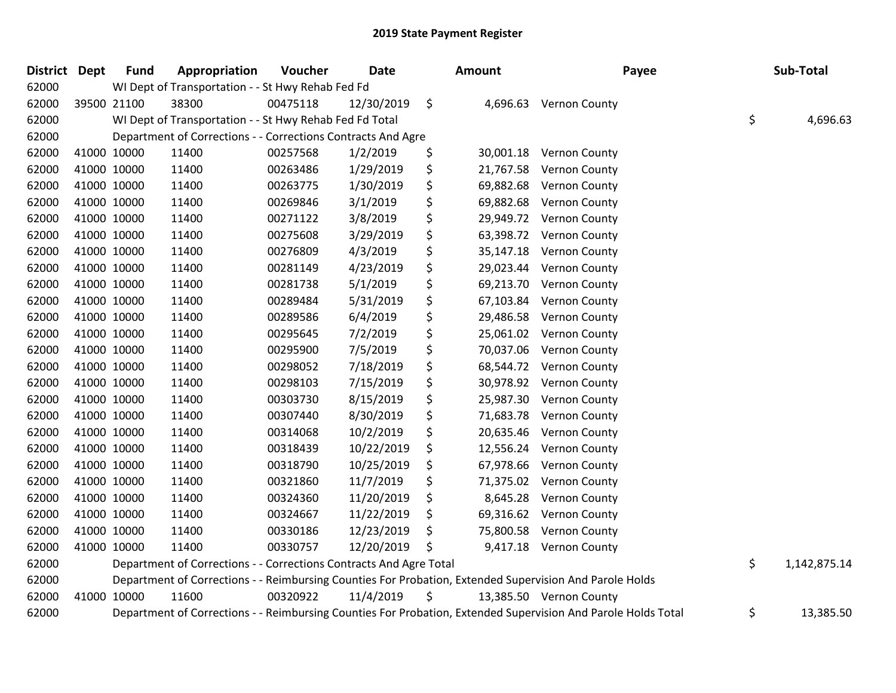## 2019 State Payment Register

| District | Dept | Fund | Appropriation | Voucher | Date | Amount | Payee | Sub-Total |
|---|---|---|---|---|---|---|---|---|
| 62000 | | WI Dept of Transportation - - St Hwy Rehab Fed Fd | | | | | | |
| 62000 | 39500 | 21100 | 38300 | 00475118 | 12/30/2019 | $ 4,696.63 | Vernon County | |
| 62000 | | WI Dept of Transportation - - St Hwy Rehab Fed Fd Total | | | | | | $ 4,696.63 |
| 62000 | | Department of Corrections - - Corrections Contracts And Agre | | | | | | |
| 62000 | 41000 | 10000 | 11400 | 00257568 | 1/2/2019 | $ 30,001.18 | Vernon County | |
| 62000 | 41000 | 10000 | 11400 | 00263486 | 1/29/2019 | $ 21,767.58 | Vernon County | |
| 62000 | 41000 | 10000 | 11400 | 00263775 | 1/30/2019 | $ 69,882.68 | Vernon County | |
| 62000 | 41000 | 10000 | 11400 | 00269846 | 3/1/2019 | $ 69,882.68 | Vernon County | |
| 62000 | 41000 | 10000 | 11400 | 00271122 | 3/8/2019 | $ 29,949.72 | Vernon County | |
| 62000 | 41000 | 10000 | 11400 | 00275608 | 3/29/2019 | $ 63,398.72 | Vernon County | |
| 62000 | 41000 | 10000 | 11400 | 00276809 | 4/3/2019 | $ 35,147.18 | Vernon County | |
| 62000 | 41000 | 10000 | 11400 | 00281149 | 4/23/2019 | $ 29,023.44 | Vernon County | |
| 62000 | 41000 | 10000 | 11400 | 00281738 | 5/1/2019 | $ 69,213.70 | Vernon County | |
| 62000 | 41000 | 10000 | 11400 | 00289484 | 5/31/2019 | $ 67,103.84 | Vernon County | |
| 62000 | 41000 | 10000 | 11400 | 00289586 | 6/4/2019 | $ 29,486.58 | Vernon County | |
| 62000 | 41000 | 10000 | 11400 | 00295645 | 7/2/2019 | $ 25,061.02 | Vernon County | |
| 62000 | 41000 | 10000 | 11400 | 00295900 | 7/5/2019 | $ 70,037.06 | Vernon County | |
| 62000 | 41000 | 10000 | 11400 | 00298052 | 7/18/2019 | $ 68,544.72 | Vernon County | |
| 62000 | 41000 | 10000 | 11400 | 00298103 | 7/15/2019 | $ 30,978.92 | Vernon County | |
| 62000 | 41000 | 10000 | 11400 | 00303730 | 8/15/2019 | $ 25,987.30 | Vernon County | |
| 62000 | 41000 | 10000 | 11400 | 00307440 | 8/30/2019 | $ 71,683.78 | Vernon County | |
| 62000 | 41000 | 10000 | 11400 | 00314068 | 10/2/2019 | $ 20,635.46 | Vernon County | |
| 62000 | 41000 | 10000 | 11400 | 00318439 | 10/22/2019 | $ 12,556.24 | Vernon County | |
| 62000 | 41000 | 10000 | 11400 | 00318790 | 10/25/2019 | $ 67,978.66 | Vernon County | |
| 62000 | 41000 | 10000 | 11400 | 00321860 | 11/7/2019 | $ 71,375.02 | Vernon County | |
| 62000 | 41000 | 10000 | 11400 | 00324360 | 11/20/2019 | $ 8,645.28 | Vernon County | |
| 62000 | 41000 | 10000 | 11400 | 00324667 | 11/22/2019 | $ 69,316.62 | Vernon County | |
| 62000 | 41000 | 10000 | 11400 | 00330186 | 12/23/2019 | $ 75,800.58 | Vernon County | |
| 62000 | 41000 | 10000 | 11400 | 00330757 | 12/20/2019 | $ 9,417.18 | Vernon County | |
| 62000 | | Department of Corrections - - Corrections Contracts And Agre Total | | | | | | $ 1,142,875.14 |
| 62000 | | Department of Corrections - - Reimbursing Counties For Probation, Extended Supervision And Parole Holds | | | | | | |
| 62000 | 41000 | 10000 | 11600 | 00320922 | 11/4/2019 | $ 13,385.50 | Vernon County | |
| 62000 | | Department of Corrections - - Reimbursing Counties For Probation, Extended Supervision And Parole Holds Total | | | | | | $ 13,385.50 |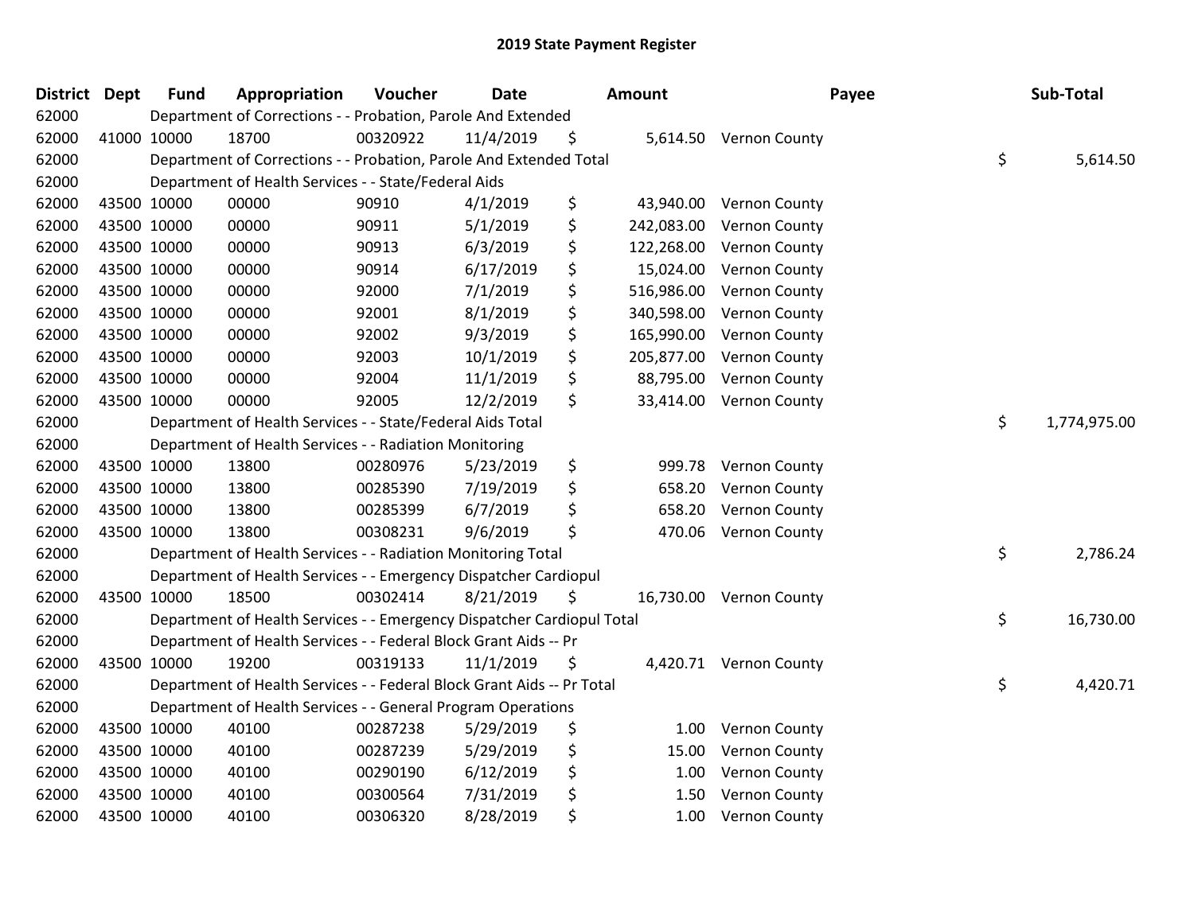# 2019 State Payment Register

| District | Dept | Fund | Appropriation | Voucher | Date | Amount | Payee | Sub-Total |
|---|---|---|---|---|---|---|---|---|
| 62000 | Department of Corrections - - Probation, Parole And Extended | | | | | | | |
| 62000 | 41000 | 10000 | 18700 | 00320922 | 11/4/2019 | $ 5,614.50 | Vernon County | |
| 62000 | Department of Corrections - - Probation, Parole And Extended Total | | | | | | | $ 5,614.50 |
| 62000 | Department of Health Services - - State/Federal Aids | | | | | | | |
| 62000 | 43500 | 10000 | 00000 | 90910 | 4/1/2019 | $ 43,940.00 | Vernon County | |
| 62000 | 43500 | 10000 | 00000 | 90911 | 5/1/2019 | $ 242,083.00 | Vernon County | |
| 62000 | 43500 | 10000 | 00000 | 90913 | 6/3/2019 | $ 122,268.00 | Vernon County | |
| 62000 | 43500 | 10000 | 00000 | 90914 | 6/17/2019 | $ 15,024.00 | Vernon County | |
| 62000 | 43500 | 10000 | 00000 | 92000 | 7/1/2019 | $ 516,986.00 | Vernon County | |
| 62000 | 43500 | 10000 | 00000 | 92001 | 8/1/2019 | $ 340,598.00 | Vernon County | |
| 62000 | 43500 | 10000 | 00000 | 92002 | 9/3/2019 | $ 165,990.00 | Vernon County | |
| 62000 | 43500 | 10000 | 00000 | 92003 | 10/1/2019 | $ 205,877.00 | Vernon County | |
| 62000 | 43500 | 10000 | 00000 | 92004 | 11/1/2019 | $ 88,795.00 | Vernon County | |
| 62000 | 43500 | 10000 | 00000 | 92005 | 12/2/2019 | $ 33,414.00 | Vernon County | |
| 62000 | Department of Health Services - - State/Federal Aids Total | | | | | | | $ 1,774,975.00 |
| 62000 | Department of Health Services - - Radiation Monitoring | | | | | | | |
| 62000 | 43500 | 10000 | 13800 | 00280976 | 5/23/2019 | $ 999.78 | Vernon County | |
| 62000 | 43500 | 10000 | 13800 | 00285390 | 7/19/2019 | $ 658.20 | Vernon County | |
| 62000 | 43500 | 10000 | 13800 | 00285399 | 6/7/2019 | $ 658.20 | Vernon County | |
| 62000 | 43500 | 10000 | 13800 | 00308231 | 9/6/2019 | $ 470.06 | Vernon County | |
| 62000 | Department of Health Services - - Radiation Monitoring Total | | | | | | | $ 2,786.24 |
| 62000 | Department of Health Services - - Emergency Dispatcher Cardiopul | | | | | | | |
| 62000 | 43500 | 10000 | 18500 | 00302414 | 8/21/2019 | $ 16,730.00 | Vernon County | |
| 62000 | Department of Health Services - - Emergency Dispatcher Cardiopul Total | | | | | | | $ 16,730.00 |
| 62000 | Department of Health Services - - Federal Block Grant Aids -- Pr | | | | | | | |
| 62000 | 43500 | 10000 | 19200 | 00319133 | 11/1/2019 | $ 4,420.71 | Vernon County | |
| 62000 | Department of Health Services - - Federal Block Grant Aids -- Pr Total | | | | | | | $ 4,420.71 |
| 62000 | Department of Health Services - - General Program Operations | | | | | | | |
| 62000 | 43500 | 10000 | 40100 | 00287238 | 5/29/2019 | $ 1.00 | Vernon County | |
| 62000 | 43500 | 10000 | 40100 | 00287239 | 5/29/2019 | $ 15.00 | Vernon County | |
| 62000 | 43500 | 10000 | 40100 | 00290190 | 6/12/2019 | $ 1.00 | Vernon County | |
| 62000 | 43500 | 10000 | 40100 | 00300564 | 7/31/2019 | $ 1.50 | Vernon County | |
| 62000 | 43500 | 10000 | 40100 | 00306320 | 8/28/2019 | $ 1.00 | Vernon County | |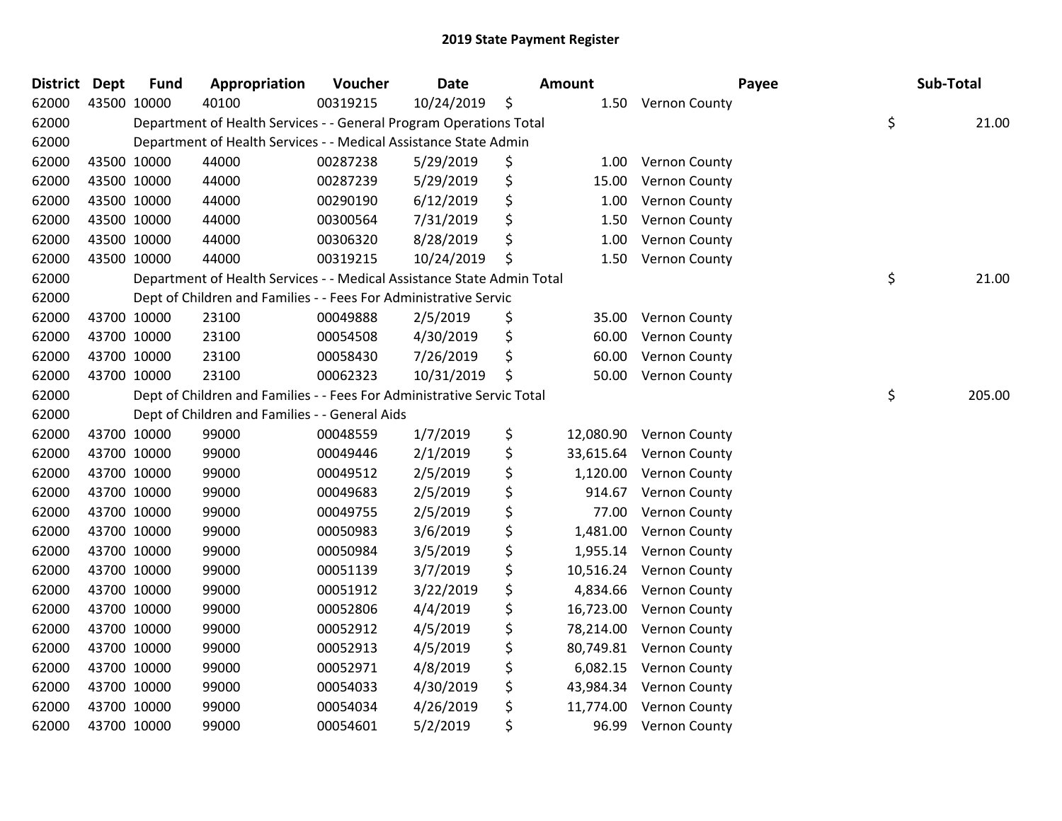## 2019 State Payment Register

| District | Dept | Fund | Appropriation | Voucher | Date | Amount | Payee | Sub-Total |
|---|---|---|---|---|---|---|---|---|
| 62000 | 43500 | 10000 | 40100 | 00319215 | 10/24/2019 | $ 1.50 | Vernon County | |
| 62000 | | Department of Health Services - - General Program Operations Total | | | | | | $ 21.00 |
| 62000 | | Department of Health Services - - Medical Assistance State Admin | | | | | | |
| 62000 | 43500 | 10000 | 44000 | 00287238 | 5/29/2019 | $ 1.00 | Vernon County | |
| 62000 | 43500 | 10000 | 44000 | 00287239 | 5/29/2019 | $ 15.00 | Vernon County | |
| 62000 | 43500 | 10000 | 44000 | 00290190 | 6/12/2019 | $ 1.00 | Vernon County | |
| 62000 | 43500 | 10000 | 44000 | 00300564 | 7/31/2019 | $ 1.50 | Vernon County | |
| 62000 | 43500 | 10000 | 44000 | 00306320 | 8/28/2019 | $ 1.00 | Vernon County | |
| 62000 | 43500 | 10000 | 44000 | 00319215 | 10/24/2019 | $ 1.50 | Vernon County | |
| 62000 | | Department of Health Services - - Medical Assistance State Admin Total | | | | | | $ 21.00 |
| 62000 | | Dept of Children and Families - - Fees For Administrative Servic | | | | | | |
| 62000 | 43700 | 10000 | 23100 | 00049888 | 2/5/2019 | $ 35.00 | Vernon County | |
| 62000 | 43700 | 10000 | 23100 | 00054508 | 4/30/2019 | $ 60.00 | Vernon County | |
| 62000 | 43700 | 10000 | 23100 | 00058430 | 7/26/2019 | $ 60.00 | Vernon County | |
| 62000 | 43700 | 10000 | 23100 | 00062323 | 10/31/2019 | $ 50.00 | Vernon County | |
| 62000 | | Dept of Children and Families - - Fees For Administrative Servic Total | | | | | | $ 205.00 |
| 62000 | | Dept of Children and Families - - General Aids | | | | | | |
| 62000 | 43700 | 10000 | 99000 | 00048559 | 1/7/2019 | $ 12,080.90 | Vernon County | |
| 62000 | 43700 | 10000 | 99000 | 00049446 | 2/1/2019 | $ 33,615.64 | Vernon County | |
| 62000 | 43700 | 10000 | 99000 | 00049512 | 2/5/2019 | $ 1,120.00 | Vernon County | |
| 62000 | 43700 | 10000 | 99000 | 00049683 | 2/5/2019 | $ 914.67 | Vernon County | |
| 62000 | 43700 | 10000 | 99000 | 00049755 | 2/5/2019 | $ 77.00 | Vernon County | |
| 62000 | 43700 | 10000 | 99000 | 00050983 | 3/6/2019 | $ 1,481.00 | Vernon County | |
| 62000 | 43700 | 10000 | 99000 | 00050984 | 3/5/2019 | $ 1,955.14 | Vernon County | |
| 62000 | 43700 | 10000 | 99000 | 00051139 | 3/7/2019 | $ 10,516.24 | Vernon County | |
| 62000 | 43700 | 10000 | 99000 | 00051912 | 3/22/2019 | $ 4,834.66 | Vernon County | |
| 62000 | 43700 | 10000 | 99000 | 00052806 | 4/4/2019 | $ 16,723.00 | Vernon County | |
| 62000 | 43700 | 10000 | 99000 | 00052912 | 4/5/2019 | $ 78,214.00 | Vernon County | |
| 62000 | 43700 | 10000 | 99000 | 00052913 | 4/5/2019 | $ 80,749.81 | Vernon County | |
| 62000 | 43700 | 10000 | 99000 | 00052971 | 4/8/2019 | $ 6,082.15 | Vernon County | |
| 62000 | 43700 | 10000 | 99000 | 00054033 | 4/30/2019 | $ 43,984.34 | Vernon County | |
| 62000 | 43700 | 10000 | 99000 | 00054034 | 4/26/2019 | $ 11,774.00 | Vernon County | |
| 62000 | 43700 | 10000 | 99000 | 00054601 | 5/2/2019 | $ 96.99 | Vernon County | |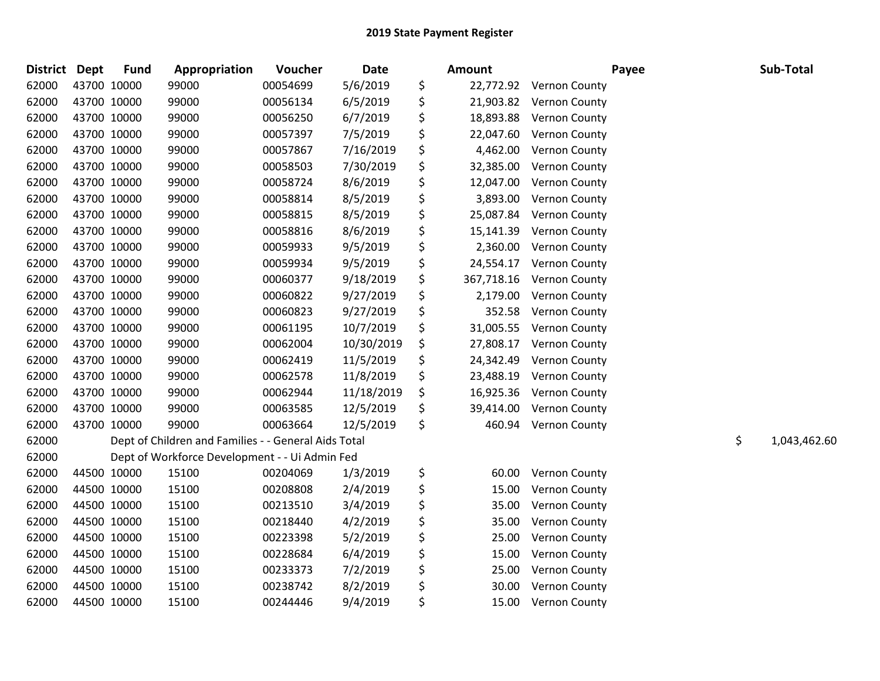# 2019 State Payment Register

| District | Dept | Fund | Appropriation | Voucher | Date | Amount | Payee | Sub-Total |
|---|---|---|---|---|---|---|---|---|
| 62000 | 43700 | 10000 | 99000 | 00054699 | 5/6/2019 | $ 22,772.92 | Vernon County | |
| 62000 | 43700 | 10000 | 99000 | 00056134 | 6/5/2019 | $ 21,903.82 | Vernon County | |
| 62000 | 43700 | 10000 | 99000 | 00056250 | 6/7/2019 | $ 18,893.88 | Vernon County | |
| 62000 | 43700 | 10000 | 99000 | 00057397 | 7/5/2019 | $ 22,047.60 | Vernon County | |
| 62000 | 43700 | 10000 | 99000 | 00057867 | 7/16/2019 | $ 4,462.00 | Vernon County | |
| 62000 | 43700 | 10000 | 99000 | 00058503 | 7/30/2019 | $ 32,385.00 | Vernon County | |
| 62000 | 43700 | 10000 | 99000 | 00058724 | 8/6/2019 | $ 12,047.00 | Vernon County | |
| 62000 | 43700 | 10000 | 99000 | 00058814 | 8/5/2019 | $ 3,893.00 | Vernon County | |
| 62000 | 43700 | 10000 | 99000 | 00058815 | 8/5/2019 | $ 25,087.84 | Vernon County | |
| 62000 | 43700 | 10000 | 99000 | 00058816 | 8/6/2019 | $ 15,141.39 | Vernon County | |
| 62000 | 43700 | 10000 | 99000 | 00059933 | 9/5/2019 | $ 2,360.00 | Vernon County | |
| 62000 | 43700 | 10000 | 99000 | 00059934 | 9/5/2019 | $ 24,554.17 | Vernon County | |
| 62000 | 43700 | 10000 | 99000 | 00060377 | 9/18/2019 | $ 367,718.16 | Vernon County | |
| 62000 | 43700 | 10000 | 99000 | 00060822 | 9/27/2019 | $ 2,179.00 | Vernon County | |
| 62000 | 43700 | 10000 | 99000 | 00060823 | 9/27/2019 | $ 352.58 | Vernon County | |
| 62000 | 43700 | 10000 | 99000 | 00061195 | 10/7/2019 | $ 31,005.55 | Vernon County | |
| 62000 | 43700 | 10000 | 99000 | 00062004 | 10/30/2019 | $ 27,808.17 | Vernon County | |
| 62000 | 43700 | 10000 | 99000 | 00062419 | 11/5/2019 | $ 24,342.49 | Vernon County | |
| 62000 | 43700 | 10000 | 99000 | 00062578 | 11/8/2019 | $ 23,488.19 | Vernon County | |
| 62000 | 43700 | 10000 | 99000 | 00062944 | 11/18/2019 | $ 16,925.36 | Vernon County | |
| 62000 | 43700 | 10000 | 99000 | 00063585 | 12/5/2019 | $ 39,414.00 | Vernon County | |
| 62000 | 43700 | 10000 | 99000 | 00063664 | 12/5/2019 | $ 460.94 | Vernon County | |
| 62000 | Dept of Children and Families - - General Aids Total | | | | | | | $ 1,043,462.60 |
| 62000 | Dept of Workforce Development - - Ui Admin Fed | | | | | | | |
| 62000 | 44500 | 10000 | 15100 | 00204069 | 1/3/2019 | $ 60.00 | Vernon County | |
| 62000 | 44500 | 10000 | 15100 | 00208808 | 2/4/2019 | $ 15.00 | Vernon County | |
| 62000 | 44500 | 10000 | 15100 | 00213510 | 3/4/2019 | $ 35.00 | Vernon County | |
| 62000 | 44500 | 10000 | 15100 | 00218440 | 4/2/2019 | $ 35.00 | Vernon County | |
| 62000 | 44500 | 10000 | 15100 | 00223398 | 5/2/2019 | $ 25.00 | Vernon County | |
| 62000 | 44500 | 10000 | 15100 | 00228684 | 6/4/2019 | $ 15.00 | Vernon County | |
| 62000 | 44500 | 10000 | 15100 | 00233373 | 7/2/2019 | $ 25.00 | Vernon County | |
| 62000 | 44500 | 10000 | 15100 | 00238742 | 8/2/2019 | $ 30.00 | Vernon County | |
| 62000 | 44500 | 10000 | 15100 | 00244446 | 9/4/2019 | $ 15.00 | Vernon County | |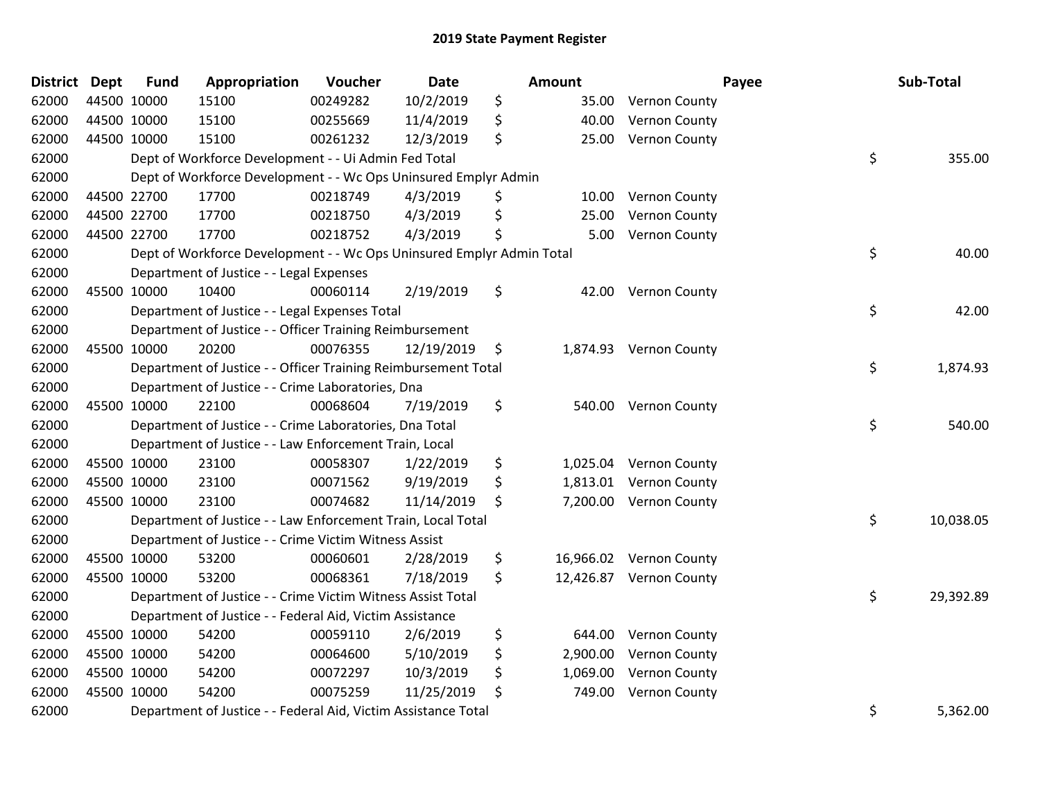# 2019 State Payment Register

| District | Dept | Fund | Appropriation | Voucher | Date | Amount | Payee | Sub-Total |
|---|---|---|---|---|---|---|---|---|
| 62000 | 44500 | 10000 | 15100 | 00249282 | 10/2/2019 | $ 35.00 | Vernon County | |
| 62000 | 44500 | 10000 | 15100 | 00255669 | 11/4/2019 | $ 40.00 | Vernon County | |
| 62000 | 44500 | 10000 | 15100 | 00261232 | 12/3/2019 | $ 25.00 | Vernon County | |
| 62000 | | | Dept of Workforce Development - - Ui Admin Fed Total | | | | | $ 355.00 |
| 62000 | | | Dept of Workforce Development - - Wc Ops Uninsured Emplyr Admin | | | | | |
| 62000 | 44500 | 22700 | 17700 | 00218749 | 4/3/2019 | $ 10.00 | Vernon County | |
| 62000 | 44500 | 22700 | 17700 | 00218750 | 4/3/2019 | $ 25.00 | Vernon County | |
| 62000 | 44500 | 22700 | 17700 | 00218752 | 4/3/2019 | $ 5.00 | Vernon County | |
| 62000 | | | Dept of Workforce Development - - Wc Ops Uninsured Emplyr Admin Total | | | | | $ 40.00 |
| 62000 | | | Department of Justice - - Legal Expenses | | | | | |
| 62000 | 45500 | 10000 | 10400 | 00060114 | 2/19/2019 | $ 42.00 | Vernon County | |
| 62000 | | | Department of Justice - - Legal Expenses Total | | | | | $ 42.00 |
| 62000 | | | Department of Justice - - Officer Training Reimbursement | | | | | |
| 62000 | 45500 | 10000 | 20200 | 00076355 | 12/19/2019 | $ 1,874.93 | Vernon County | |
| 62000 | | | Department of Justice - - Officer Training Reimbursement Total | | | | | $ 1,874.93 |
| 62000 | | | Department of Justice - - Crime Laboratories, Dna | | | | | |
| 62000 | 45500 | 10000 | 22100 | 00068604 | 7/19/2019 | $ 540.00 | Vernon County | |
| 62000 | | | Department of Justice - - Crime Laboratories, Dna Total | | | | | $ 540.00 |
| 62000 | | | Department of Justice - - Law Enforcement Train, Local | | | | | |
| 62000 | 45500 | 10000 | 23100 | 00058307 | 1/22/2019 | $ 1,025.04 | Vernon County | |
| 62000 | 45500 | 10000 | 23100 | 00071562 | 9/19/2019 | $ 1,813.01 | Vernon County | |
| 62000 | 45500 | 10000 | 23100 | 00074682 | 11/14/2019 | $ 7,200.00 | Vernon County | |
| 62000 | | | Department of Justice - - Law Enforcement Train, Local Total | | | | | $ 10,038.05 |
| 62000 | | | Department of Justice - - Crime Victim Witness Assist | | | | | |
| 62000 | 45500 | 10000 | 53200 | 00060601 | 2/28/2019 | $ 16,966.02 | Vernon County | |
| 62000 | 45500 | 10000 | 53200 | 00068361 | 7/18/2019 | $ 12,426.87 | Vernon County | |
| 62000 | | | Department of Justice - - Crime Victim Witness Assist Total | | | | | $ 29,392.89 |
| 62000 | | | Department of Justice - - Federal Aid, Victim Assistance | | | | | |
| 62000 | 45500 | 10000 | 54200 | 00059110 | 2/6/2019 | $ 644.00 | Vernon County | |
| 62000 | 45500 | 10000 | 54200 | 00064600 | 5/10/2019 | $ 2,900.00 | Vernon County | |
| 62000 | 45500 | 10000 | 54200 | 00072297 | 10/3/2019 | $ 1,069.00 | Vernon County | |
| 62000 | 45500 | 10000 | 54200 | 00075259 | 11/25/2019 | $ 749.00 | Vernon County | |
| 62000 | | | Department of Justice - - Federal Aid, Victim Assistance Total | | | | | $ 5,362.00 |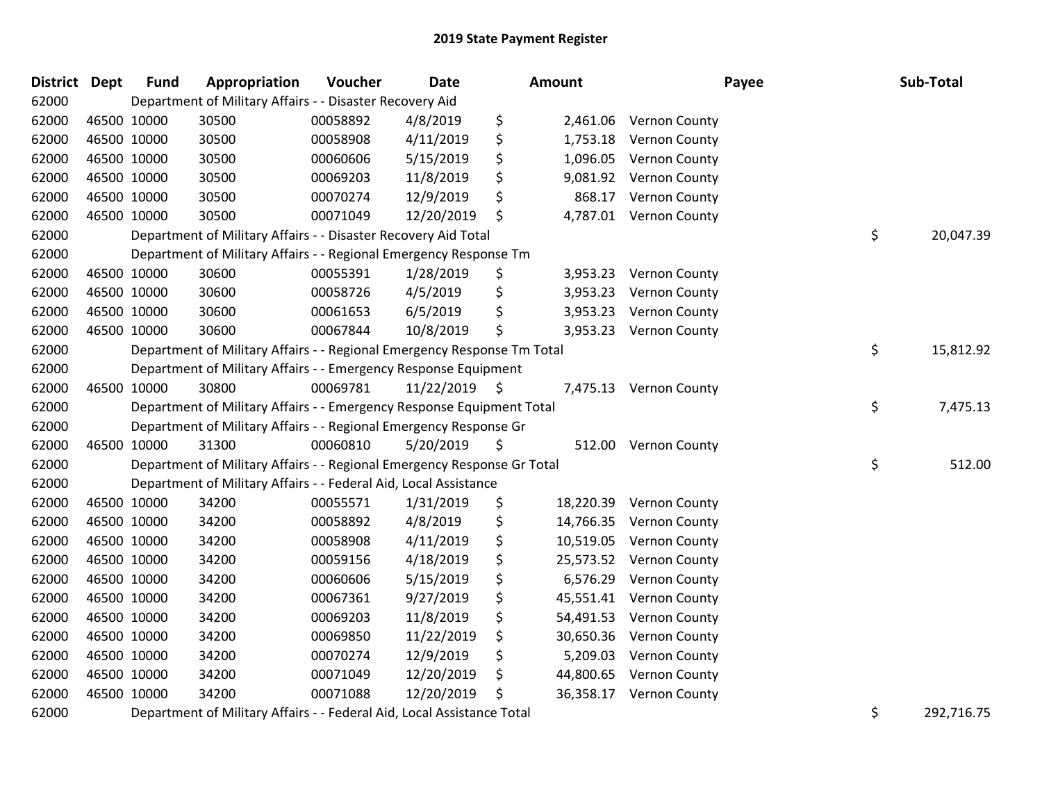# 2019 State Payment Register

| District | Dept | Fund | Appropriation | Voucher | Date | Amount | Payee | Sub-Total |
|---|---|---|---|---|---|---|---|---|
| 62000 | Department of Military Affairs - - Disaster Recovery Aid | | | | | | | |
| 62000 | 46500 | 10000 | 30500 | 00058892 | 4/8/2019 | $ 2,461.06 | Vernon County | |
| 62000 | 46500 | 10000 | 30500 | 00058908 | 4/11/2019 | $ 1,753.18 | Vernon County | |
| 62000 | 46500 | 10000 | 30500 | 00060606 | 5/15/2019 | $ 1,096.05 | Vernon County | |
| 62000 | 46500 | 10000 | 30500 | 00069203 | 11/8/2019 | $ 9,081.92 | Vernon County | |
| 62000 | 46500 | 10000 | 30500 | 00070274 | 12/9/2019 | $ 868.17 | Vernon County | |
| 62000 | 46500 | 10000 | 30500 | 00071049 | 12/20/2019 | $ 4,787.01 | Vernon County | |
| 62000 | Department of Military Affairs - - Disaster Recovery Aid Total | | | | | | | $ 20,047.39 |
| 62000 | Department of Military Affairs - - Regional Emergency Response Tm | | | | | | | |
| 62000 | 46500 | 10000 | 30600 | 00055391 | 1/28/2019 | $ 3,953.23 | Vernon County | |
| 62000 | 46500 | 10000 | 30600 | 00058726 | 4/5/2019 | $ 3,953.23 | Vernon County | |
| 62000 | 46500 | 10000 | 30600 | 00061653 | 6/5/2019 | $ 3,953.23 | Vernon County | |
| 62000 | 46500 | 10000 | 30600 | 00067844 | 10/8/2019 | $ 3,953.23 | Vernon County | |
| 62000 | Department of Military Affairs - - Regional Emergency Response Tm Total | | | | | | | $ 15,812.92 |
| 62000 | Department of Military Affairs - - Emergency Response Equipment | | | | | | | |
| 62000 | 46500 | 10000 | 30800 | 00069781 | 11/22/2019 | $ 7,475.13 | Vernon County | |
| 62000 | Department of Military Affairs - - Emergency Response Equipment Total | | | | | | | $ 7,475.13 |
| 62000 | Department of Military Affairs - - Regional Emergency Response Gr | | | | | | | |
| 62000 | 46500 | 10000 | 31300 | 00060810 | 5/20/2019 | $ 512.00 | Vernon County | |
| 62000 | Department of Military Affairs - - Regional Emergency Response Gr Total | | | | | | | $ 512.00 |
| 62000 | Department of Military Affairs - - Federal Aid, Local Assistance | | | | | | | |
| 62000 | 46500 | 10000 | 34200 | 00055571 | 1/31/2019 | $ 18,220.39 | Vernon County | |
| 62000 | 46500 | 10000 | 34200 | 00058892 | 4/8/2019 | $ 14,766.35 | Vernon County | |
| 62000 | 46500 | 10000 | 34200 | 00058908 | 4/11/2019 | $ 10,519.05 | Vernon County | |
| 62000 | 46500 | 10000 | 34200 | 00059156 | 4/18/2019 | $ 25,573.52 | Vernon County | |
| 62000 | 46500 | 10000 | 34200 | 00060606 | 5/15/2019 | $ 6,576.29 | Vernon County | |
| 62000 | 46500 | 10000 | 34200 | 00067361 | 9/27/2019 | $ 45,551.41 | Vernon County | |
| 62000 | 46500 | 10000 | 34200 | 00069203 | 11/8/2019 | $ 54,491.53 | Vernon County | |
| 62000 | 46500 | 10000 | 34200 | 00069850 | 11/22/2019 | $ 30,650.36 | Vernon County | |
| 62000 | 46500 | 10000 | 34200 | 00070274 | 12/9/2019 | $ 5,209.03 | Vernon County | |
| 62000 | 46500 | 10000 | 34200 | 00071049 | 12/20/2019 | $ 44,800.65 | Vernon County | |
| 62000 | 46500 | 10000 | 34200 | 00071088 | 12/20/2019 | $ 36,358.17 | Vernon County | |
| 62000 | Department of Military Affairs - - Federal Aid, Local Assistance Total | | | | | | | $ 292,716.75 |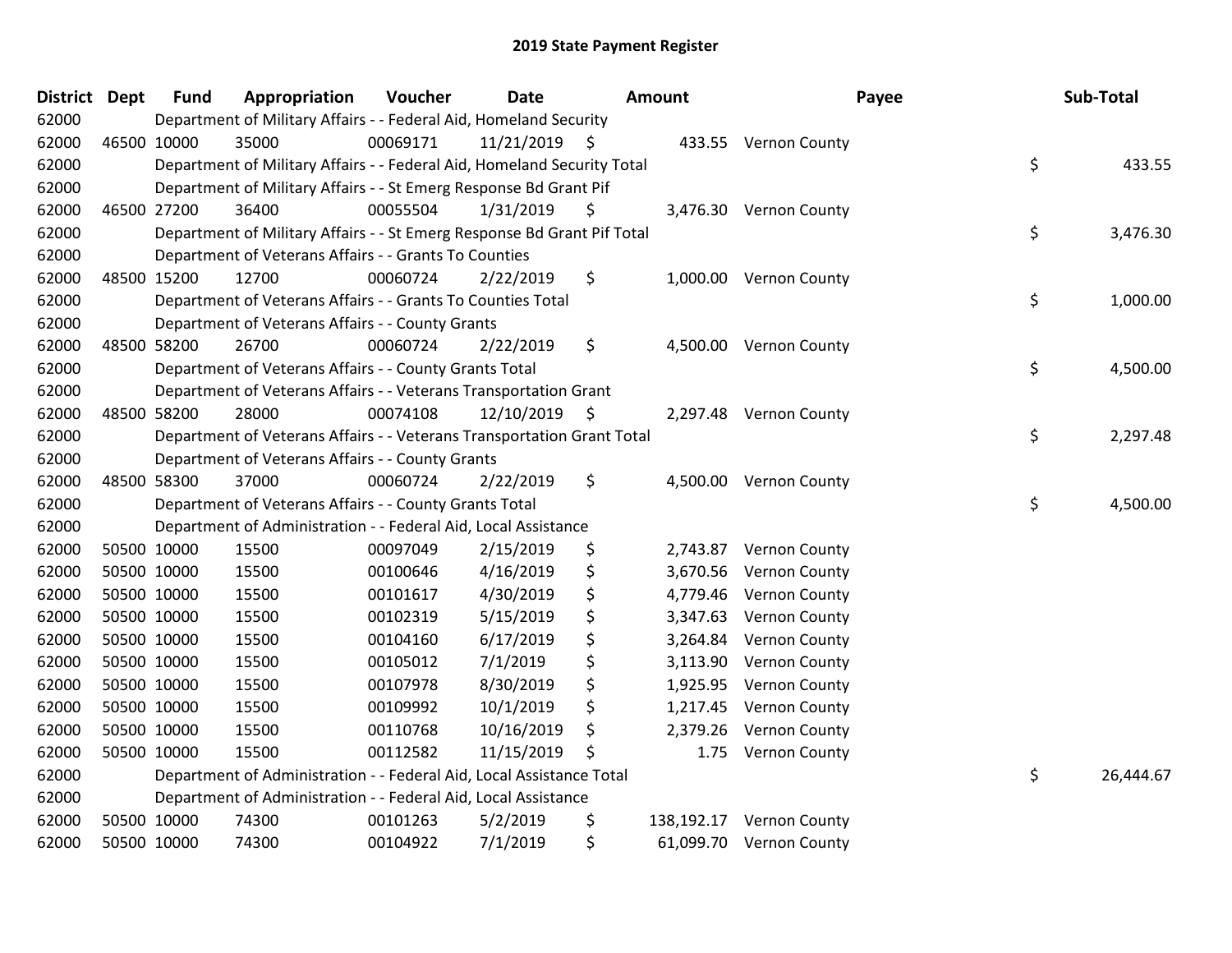# 2019 State Payment Register

| District | Dept | Fund | Appropriation | Voucher | Date | Amount | Payee | Sub-Total |
|---|---|---|---|---|---|---|---|---|
| 62000 | | Department of Military Affairs - - Federal Aid, Homeland Security | | | | | | |
| 62000 | 46500 | 10000 | 35000 | 00069171 | 11/21/2019 | $ 433.55 | Vernon County | |
| 62000 | | Department of Military Affairs - - Federal Aid, Homeland Security Total | | | | | | $ 433.55 |
| 62000 | | Department of Military Affairs - - St Emerg Response Bd Grant Pif | | | | | | |
| 62000 | 46500 | 27200 | 36400 | 00055504 | 1/31/2019 | $ 3,476.30 | Vernon County | |
| 62000 | | Department of Military Affairs - - St Emerg Response Bd Grant Pif Total | | | | | | $ 3,476.30 |
| 62000 | | Department of Veterans Affairs - - Grants To Counties | | | | | | |
| 62000 | 48500 | 15200 | 12700 | 00060724 | 2/22/2019 | $ 1,000.00 | Vernon County | |
| 62000 | | Department of Veterans Affairs - - Grants To Counties Total | | | | | | $ 1,000.00 |
| 62000 | | Department of Veterans Affairs - - County Grants | | | | | | |
| 62000 | 48500 | 58200 | 26700 | 00060724 | 2/22/2019 | $ 4,500.00 | Vernon County | |
| 62000 | | Department of Veterans Affairs - - County Grants Total | | | | | | $ 4,500.00 |
| 62000 | | Department of Veterans Affairs - - Veterans Transportation Grant | | | | | | |
| 62000 | 48500 | 58200 | 28000 | 00074108 | 12/10/2019 | $ 2,297.48 | Vernon County | |
| 62000 | | Department of Veterans Affairs - - Veterans Transportation Grant Total | | | | | | $ 2,297.48 |
| 62000 | | Department of Veterans Affairs - - County Grants | | | | | | |
| 62000 | 48500 | 58300 | 37000 | 00060724 | 2/22/2019 | $ 4,500.00 | Vernon County | |
| 62000 | | Department of Veterans Affairs - - County Grants Total | | | | | | $ 4,500.00 |
| 62000 | | Department of Administration - - Federal Aid, Local Assistance | | | | | | |
| 62000 | 50500 | 10000 | 15500 | 00097049 | 2/15/2019 | $ 2,743.87 | Vernon County | |
| 62000 | 50500 | 10000 | 15500 | 00100646 | 4/16/2019 | $ 3,670.56 | Vernon County | |
| 62000 | 50500 | 10000 | 15500 | 00101617 | 4/30/2019 | $ 4,779.46 | Vernon County | |
| 62000 | 50500 | 10000 | 15500 | 00102319 | 5/15/2019 | $ 3,347.63 | Vernon County | |
| 62000 | 50500 | 10000 | 15500 | 00104160 | 6/17/2019 | $ 3,264.84 | Vernon County | |
| 62000 | 50500 | 10000 | 15500 | 00105012 | 7/1/2019 | $ 3,113.90 | Vernon County | |
| 62000 | 50500 | 10000 | 15500 | 00107978 | 8/30/2019 | $ 1,925.95 | Vernon County | |
| 62000 | 50500 | 10000 | 15500 | 00109992 | 10/1/2019 | $ 1,217.45 | Vernon County | |
| 62000 | 50500 | 10000 | 15500 | 00110768 | 10/16/2019 | $ 2,379.26 | Vernon County | |
| 62000 | 50500 | 10000 | 15500 | 00112582 | 11/15/2019 | $ 1.75 | Vernon County | |
| 62000 | | Department of Administration - - Federal Aid, Local Assistance Total | | | | | | $ 26,444.67 |
| 62000 | | Department of Administration - - Federal Aid, Local Assistance | | | | | | |
| 62000 | 50500 | 10000 | 74300 | 00101263 | 5/2/2019 | $ 138,192.17 | Vernon County | |
| 62000 | 50500 | 10000 | 74300 | 00104922 | 7/1/2019 | $ 61,099.70 | Vernon County | |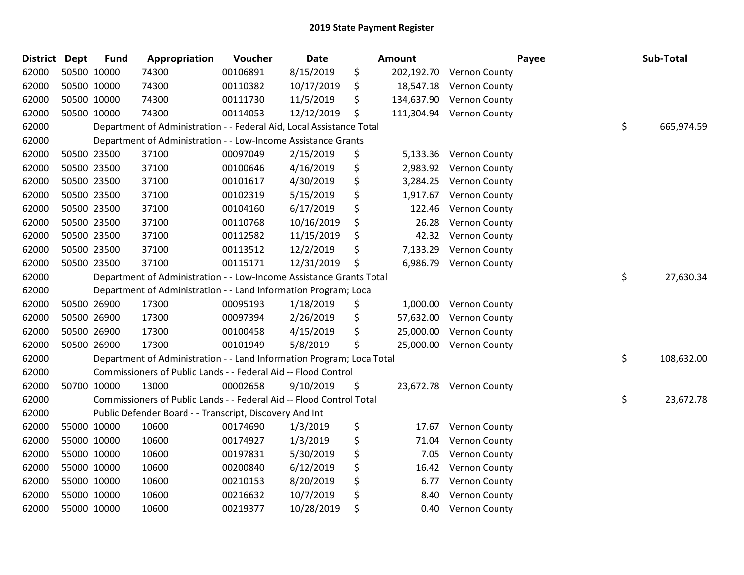# 2019 State Payment Register

| District | Dept | Fund | Appropriation | Voucher | Date | Amount | Payee | Sub-Total |
|---|---|---|---|---|---|---|---|---|
| 62000 | 50500 | 10000 | 74300 | 00106891 | 8/15/2019 | $ 202,192.70 | Vernon County | |
| 62000 | 50500 | 10000 | 74300 | 00110382 | 10/17/2019 | $ 18,547.18 | Vernon County | |
| 62000 | 50500 | 10000 | 74300 | 00111730 | 11/5/2019 | $ 134,637.90 | Vernon County | |
| 62000 | 50500 | 10000 | 74300 | 00114053 | 12/12/2019 | $ 111,304.94 | Vernon County | |
| 62000 | | Department of Administration - - Federal Aid, Local Assistance Total | | | | | | $ 665,974.59 |
| 62000 | | Department of Administration - - Low-Income Assistance Grants | | | | | | |
| 62000 | 50500 | 23500 | 37100 | 00097049 | 2/15/2019 | $ 5,133.36 | Vernon County | |
| 62000 | 50500 | 23500 | 37100 | 00100646 | 4/16/2019 | $ 2,983.92 | Vernon County | |
| 62000 | 50500 | 23500 | 37100 | 00101617 | 4/30/2019 | $ 3,284.25 | Vernon County | |
| 62000 | 50500 | 23500 | 37100 | 00102319 | 5/15/2019 | $ 1,917.67 | Vernon County | |
| 62000 | 50500 | 23500 | 37100 | 00104160 | 6/17/2019 | $ 122.46 | Vernon County | |
| 62000 | 50500 | 23500 | 37100 | 00110768 | 10/16/2019 | $ 26.28 | Vernon County | |
| 62000 | 50500 | 23500 | 37100 | 00112582 | 11/15/2019 | $ 42.32 | Vernon County | |
| 62000 | 50500 | 23500 | 37100 | 00113512 | 12/2/2019 | $ 7,133.29 | Vernon County | |
| 62000 | 50500 | 23500 | 37100 | 00115171 | 12/31/2019 | $ 6,986.79 | Vernon County | |
| 62000 | | Department of Administration - - Low-Income Assistance Grants Total | | | | | | $ 27,630.34 |
| 62000 | | Department of Administration - - Land Information Program; Loca | | | | | | |
| 62000 | 50500 | 26900 | 17300 | 00095193 | 1/18/2019 | $ 1,000.00 | Vernon County | |
| 62000 | 50500 | 26900 | 17300 | 00097394 | 2/26/2019 | $ 57,632.00 | Vernon County | |
| 62000 | 50500 | 26900 | 17300 | 00100458 | 4/15/2019 | $ 25,000.00 | Vernon County | |
| 62000 | 50500 | 26900 | 17300 | 00101949 | 5/8/2019 | $ 25,000.00 | Vernon County | |
| 62000 | | Department of Administration - - Land Information Program; Loca Total | | | | | | $ 108,632.00 |
| 62000 | | Commissioners of Public Lands - - Federal Aid -- Flood Control | | | | | | |
| 62000 | 50700 | 10000 | 13000 | 00002658 | 9/10/2019 | $ 23,672.78 | Vernon County | |
| 62000 | | Commissioners of Public Lands - - Federal Aid -- Flood Control Total | | | | | | $ 23,672.78 |
| 62000 | | Public Defender Board - - Transcript, Discovery And Int | | | | | | |
| 62000 | 55000 | 10000 | 10600 | 00174690 | 1/3/2019 | $ 17.67 | Vernon County | |
| 62000 | 55000 | 10000 | 10600 | 00174927 | 1/3/2019 | $ 71.04 | Vernon County | |
| 62000 | 55000 | 10000 | 10600 | 00197831 | 5/30/2019 | $ 7.05 | Vernon County | |
| 62000 | 55000 | 10000 | 10600 | 00200840 | 6/12/2019 | $ 16.42 | Vernon County | |
| 62000 | 55000 | 10000 | 10600 | 00210153 | 8/20/2019 | $ 6.77 | Vernon County | |
| 62000 | 55000 | 10000 | 10600 | 00216632 | 10/7/2019 | $ 8.40 | Vernon County | |
| 62000 | 55000 | 10000 | 10600 | 00219377 | 10/28/2019 | $ 0.40 | Vernon County | |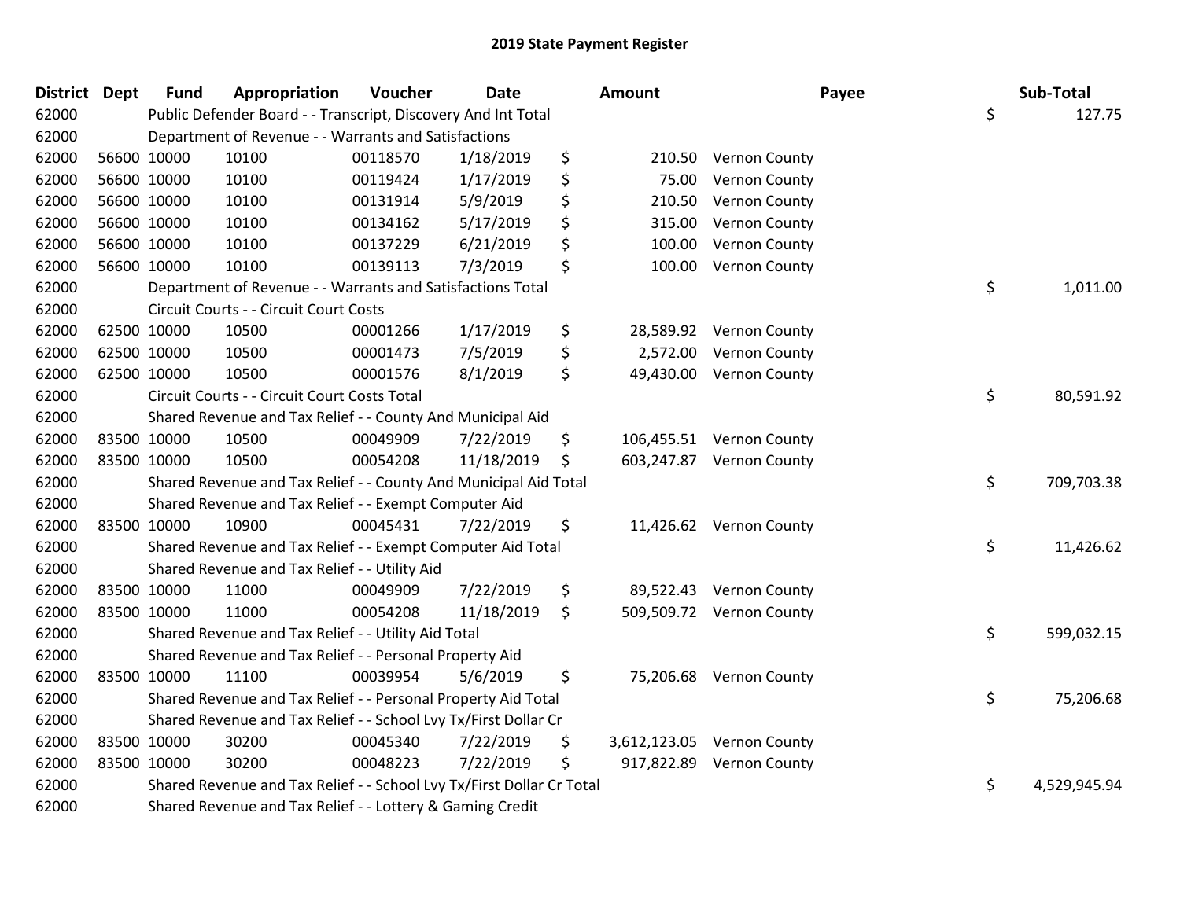# 2019 State Payment Register

| District | Dept | Fund | Appropriation | Voucher | Date | Amount | Payee | Sub-Total |
|---|---|---|---|---|---|---|---|---|
| 62000 | | Public Defender Board - - Transcript, Discovery And Int Total | | | | | | $ 127.75 |
| 62000 | | Department of Revenue - - Warrants and Satisfactions | | | | | | |
| 62000 | 56600 | 10000 | 10100 | 00118570 | 1/18/2019 | $ 210.50 | Vernon County | |
| 62000 | 56600 | 10000 | 10100 | 00119424 | 1/17/2019 | $ 75.00 | Vernon County | |
| 62000 | 56600 | 10000 | 10100 | 00131914 | 5/9/2019 | $ 210.50 | Vernon County | |
| 62000 | 56600 | 10000 | 10100 | 00134162 | 5/17/2019 | $ 315.00 | Vernon County | |
| 62000 | 56600 | 10000 | 10100 | 00137229 | 6/21/2019 | $ 100.00 | Vernon County | |
| 62000 | 56600 | 10000 | 10100 | 00139113 | 7/3/2019 | $ 100.00 | Vernon County | |
| 62000 | | Department of Revenue - - Warrants and Satisfactions Total | | | | | | $ 1,011.00 |
| 62000 | | Circuit Courts - - Circuit Court Costs | | | | | | |
| 62000 | 62500 | 10000 | 10500 | 00001266 | 1/17/2019 | $ 28,589.92 | Vernon County | |
| 62000 | 62500 | 10000 | 10500 | 00001473 | 7/5/2019 | $ 2,572.00 | Vernon County | |
| 62000 | 62500 | 10000 | 10500 | 00001576 | 8/1/2019 | $ 49,430.00 | Vernon County | |
| 62000 | | Circuit Courts - - Circuit Court Costs Total | | | | | | $ 80,591.92 |
| 62000 | | Shared Revenue and Tax Relief - - County And Municipal Aid | | | | | | |
| 62000 | 83500 | 10000 | 10500 | 00049909 | 7/22/2019 | $ 106,455.51 | Vernon County | |
| 62000 | 83500 | 10000 | 10500 | 00054208 | 11/18/2019 | $ 603,247.87 | Vernon County | |
| 62000 | | Shared Revenue and Tax Relief - - County And Municipal Aid Total | | | | | | $ 709,703.38 |
| 62000 | | Shared Revenue and Tax Relief - - Exempt Computer Aid | | | | | | |
| 62000 | 83500 | 10000 | 10900 | 00045431 | 7/22/2019 | $ 11,426.62 | Vernon County | |
| 62000 | | Shared Revenue and Tax Relief - - Exempt Computer Aid Total | | | | | | $ 11,426.62 |
| 62000 | | Shared Revenue and Tax Relief - - Utility Aid | | | | | | |
| 62000 | 83500 | 10000 | 11000 | 00049909 | 7/22/2019 | $ 89,522.43 | Vernon County | |
| 62000 | 83500 | 10000 | 11000 | 00054208 | 11/18/2019 | $ 509,509.72 | Vernon County | |
| 62000 | | Shared Revenue and Tax Relief - - Utility Aid Total | | | | | | $ 599,032.15 |
| 62000 | | Shared Revenue and Tax Relief - - Personal Property Aid | | | | | | |
| 62000 | 83500 | 10000 | 11100 | 00039954 | 5/6/2019 | $ 75,206.68 | Vernon County | |
| 62000 | | Shared Revenue and Tax Relief - - Personal Property Aid Total | | | | | | $ 75,206.68 |
| 62000 | | Shared Revenue and Tax Relief - - School Lvy Tx/First Dollar Cr | | | | | | |
| 62000 | 83500 | 10000 | 30200 | 00045340 | 7/22/2019 | $ 3,612,123.05 | Vernon County | |
| 62000 | 83500 | 10000 | 30200 | 00048223 | 7/22/2019 | $ 917,822.89 | Vernon County | |
| 62000 | | Shared Revenue and Tax Relief - - School Lvy Tx/First Dollar Cr Total | | | | | | $ 4,529,945.94 |
| 62000 | | Shared Revenue and Tax Relief - - Lottery & Gaming Credit | | | | | | |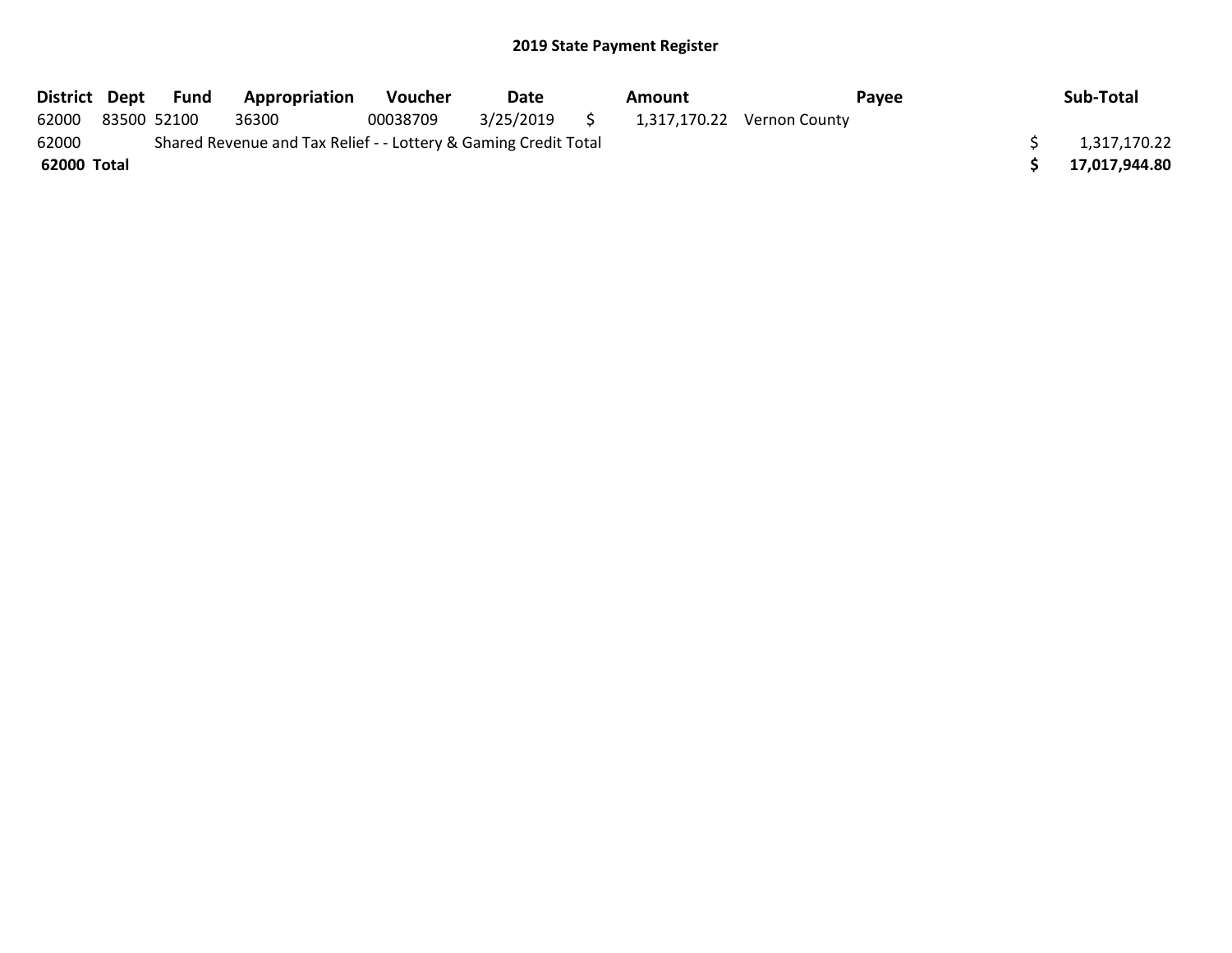## 2019 State Payment Register

| District | Dept | Fund | Appropriation | Voucher | Date | Amount | Payee | Sub-Total |
|---|---|---|---|---|---|---|---|---|
| 62000 | 83500 | 52100 | 36300 | 00038709 | 3/25/2019 | $ 1,317,170.22 | Vernon County | |
| 62000 | | Shared Revenue and Tax Relief - - Lottery & Gaming Credit Total | | | | | | $ 1,317,170.22 |
| **62000 Total** | | | | | | | | **$ 17,017,944.80** |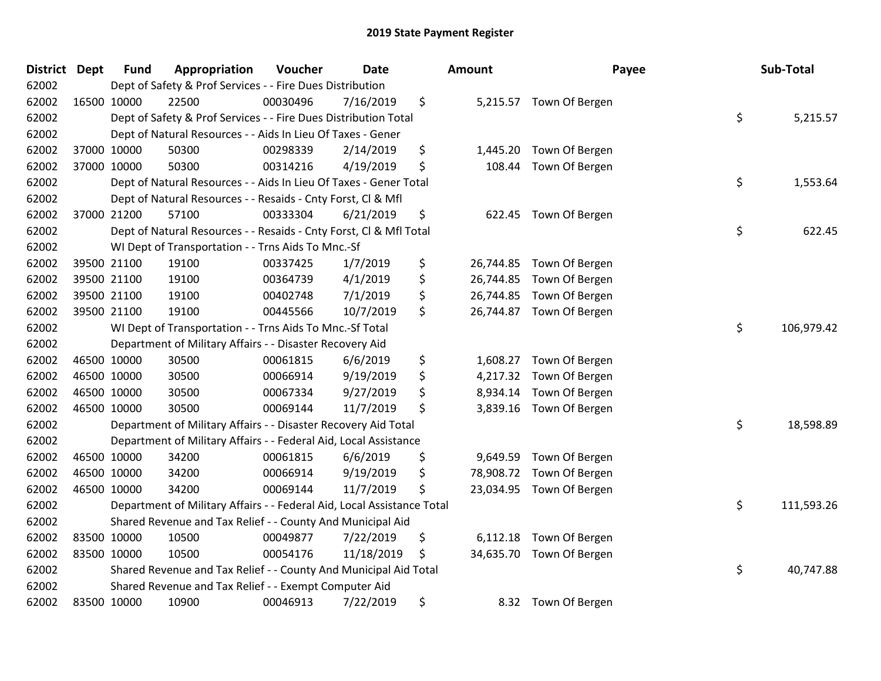## 2019 State Payment Register

| District | Dept | Fund | Appropriation | Voucher | Date | Amount | Payee | Sub-Total |
|---|---|---|---|---|---|---|---|---|
| 62002 | | Dept of Safety & Prof Services - - Fire Dues Distribution | | | | | | |
| 62002 | 16500 | 10000 | 22500 | 00030496 | 7/16/2019 | $ 5,215.57 | Town Of Bergen | |
| 62002 | | Dept of Safety & Prof Services - - Fire Dues Distribution Total | | | | | | $ 5,215.57 |
| 62002 | | Dept of Natural Resources - - Aids In Lieu Of Taxes - Gener | | | | | | |
| 62002 | 37000 | 10000 | 50300 | 00298339 | 2/14/2019 | $ 1,445.20 | Town Of Bergen | |
| 62002 | 37000 | 10000 | 50300 | 00314216 | 4/19/2019 | $ 108.44 | Town Of Bergen | |
| 62002 | | Dept of Natural Resources - - Aids In Lieu Of Taxes - Gener Total | | | | | | $ 1,553.64 |
| 62002 | | Dept of Natural Resources - - Resaids - Cnty Forst, Cl & Mfl | | | | | | |
| 62002 | 37000 | 21200 | 57100 | 00333304 | 6/21/2019 | $ 622.45 | Town Of Bergen | |
| 62002 | | Dept of Natural Resources - - Resaids - Cnty Forst, Cl & Mfl Total | | | | | | $ 622.45 |
| 62002 | | WI Dept of Transportation - - Trns Aids To Mnc.-Sf | | | | | | |
| 62002 | 39500 | 21100 | 19100 | 00337425 | 1/7/2019 | $ 26,744.85 | Town Of Bergen | |
| 62002 | 39500 | 21100 | 19100 | 00364739 | 4/1/2019 | $ 26,744.85 | Town Of Bergen | |
| 62002 | 39500 | 21100 | 19100 | 00402748 | 7/1/2019 | $ 26,744.85 | Town Of Bergen | |
| 62002 | 39500 | 21100 | 19100 | 00445566 | 10/7/2019 | $ 26,744.87 | Town Of Bergen | |
| 62002 | | WI Dept of Transportation - - Trns Aids To Mnc.-Sf Total | | | | | | $ 106,979.42 |
| 62002 | | Department of Military Affairs - - Disaster Recovery Aid | | | | | | |
| 62002 | 46500 | 10000 | 30500 | 00061815 | 6/6/2019 | $ 1,608.27 | Town Of Bergen | |
| 62002 | 46500 | 10000 | 30500 | 00066914 | 9/19/2019 | $ 4,217.32 | Town Of Bergen | |
| 62002 | 46500 | 10000 | 30500 | 00067334 | 9/27/2019 | $ 8,934.14 | Town Of Bergen | |
| 62002 | 46500 | 10000 | 30500 | 00069144 | 11/7/2019 | $ 3,839.16 | Town Of Bergen | |
| 62002 | | Department of Military Affairs - - Disaster Recovery Aid Total | | | | | | $ 18,598.89 |
| 62002 | | Department of Military Affairs - - Federal Aid, Local Assistance | | | | | | |
| 62002 | 46500 | 10000 | 34200 | 00061815 | 6/6/2019 | $ 9,649.59 | Town Of Bergen | |
| 62002 | 46500 | 10000 | 34200 | 00066914 | 9/19/2019 | $ 78,908.72 | Town Of Bergen | |
| 62002 | 46500 | 10000 | 34200 | 00069144 | 11/7/2019 | $ 23,034.95 | Town Of Bergen | |
| 62002 | | Department of Military Affairs - - Federal Aid, Local Assistance Total | | | | | | $ 111,593.26 |
| 62002 | | Shared Revenue and Tax Relief - - County And Municipal Aid | | | | | | |
| 62002 | 83500 | 10000 | 10500 | 00049877 | 7/22/2019 | $ 6,112.18 | Town Of Bergen | |
| 62002 | 83500 | 10000 | 10500 | 00054176 | 11/18/2019 | $ 34,635.70 | Town Of Bergen | |
| 62002 | | Shared Revenue and Tax Relief - - County And Municipal Aid Total | | | | | | $ 40,747.88 |
| 62002 | | Shared Revenue and Tax Relief - - Exempt Computer Aid | | | | | | |
| 62002 | 83500 | 10000 | 10900 | 00046913 | 7/22/2019 | $ 8.32 | Town Of Bergen | |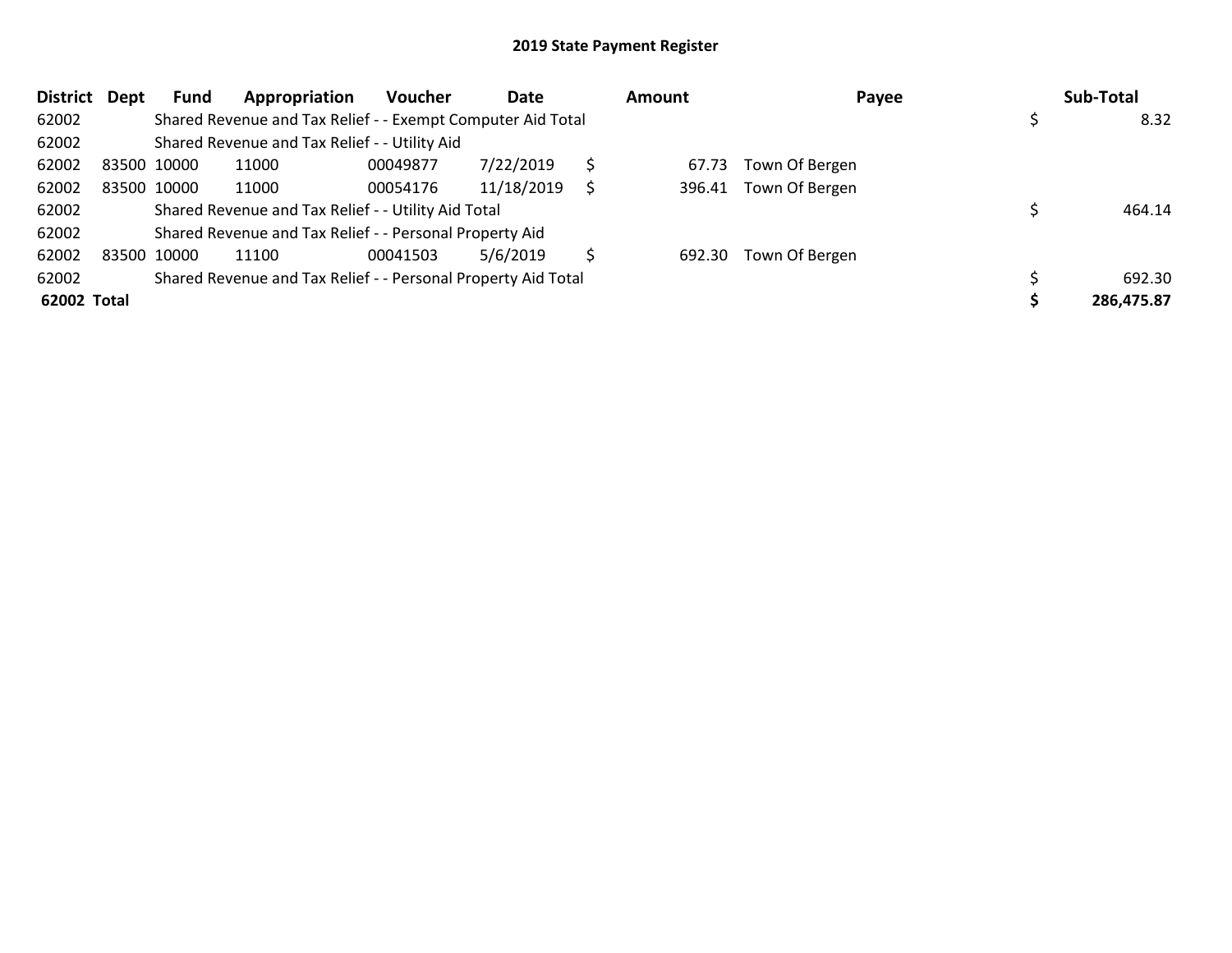## 2019 State Payment Register

| District | Dept | Fund | Appropriation | Voucher | Date | Amount | Payee | Sub-Total |
|---|---|---|---|---|---|---|---|---|
| 62002 | | Shared Revenue and Tax Relief - - Exempt Computer Aid Total | | | | | | $ 8.32 |
| 62002 | | Shared Revenue and Tax Relief - - Utility Aid | | | | | | |
| 62002 | 83500 | 10000 | 11000 | 00049877 | 7/22/2019 | $ 67.73 | Town Of Bergen | |
| 62002 | 83500 | 10000 | 11000 | 00054176 | 11/18/2019 | $ 396.41 | Town Of Bergen | |
| 62002 | | Shared Revenue and Tax Relief - - Utility Aid Total | | | | | | $ 464.14 |
| 62002 | | Shared Revenue and Tax Relief - - Personal Property Aid | | | | | | |
| 62002 | 83500 | 10000 | 11100 | 00041503 | 5/6/2019 | $ 692.30 | Town Of Bergen | |
| 62002 | | Shared Revenue and Tax Relief - - Personal Property Aid Total | | | | | | $ 692.30 |
| **62002 Total** | | | | | | | | **$ 286,475.87** |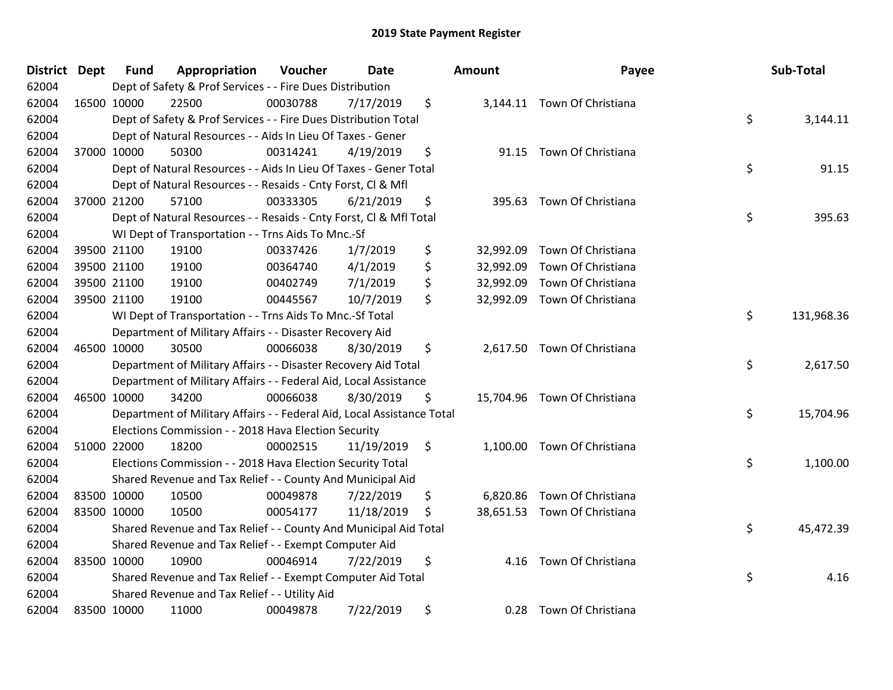# 2019 State Payment Register

| District | Dept | Fund | Appropriation | Voucher | Date | Amount | Payee | Sub-Total |
|---|---|---|---|---|---|---|---|---|
| 62004 | | Dept of Safety & Prof Services - - Fire Dues Distribution | | | | | | |
| 62004 | 16500 | 10000 | 22500 | 00030788 | 7/17/2019 | $ 3,144.11 | Town Of Christiana | |
| 62004 | | Dept of Safety & Prof Services - - Fire Dues Distribution Total | | | | | | $ 3,144.11 |
| 62004 | | Dept of Natural Resources - - Aids In Lieu Of Taxes - Gener | | | | | | |
| 62004 | 37000 | 10000 | 50300 | 00314241 | 4/19/2019 | $ 91.15 | Town Of Christiana | |
| 62004 | | Dept of Natural Resources - - Aids In Lieu Of Taxes - Gener Total | | | | | | $ 91.15 |
| 62004 | | Dept of Natural Resources - - Resaids - Cnty Forst, Cl & Mfl | | | | | | |
| 62004 | 37000 | 21200 | 57100 | 00333305 | 6/21/2019 | $ 395.63 | Town Of Christiana | |
| 62004 | | Dept of Natural Resources - - Resaids - Cnty Forst, Cl & Mfl Total | | | | | | $ 395.63 |
| 62004 | | WI Dept of Transportation - - Trns Aids To Mnc.-Sf | | | | | | |
| 62004 | 39500 | 21100 | 19100 | 00337426 | 1/7/2019 | $ 32,992.09 | Town Of Christiana | |
| 62004 | 39500 | 21100 | 19100 | 00364740 | 4/1/2019 | $ 32,992.09 | Town Of Christiana | |
| 62004 | 39500 | 21100 | 19100 | 00402749 | 7/1/2019 | $ 32,992.09 | Town Of Christiana | |
| 62004 | 39500 | 21100 | 19100 | 00445567 | 10/7/2019 | $ 32,992.09 | Town Of Christiana | |
| 62004 | | WI Dept of Transportation - - Trns Aids To Mnc.-Sf Total | | | | | | $ 131,968.36 |
| 62004 | | Department of Military Affairs - - Disaster Recovery Aid | | | | | | |
| 62004 | 46500 | 10000 | 30500 | 00066038 | 8/30/2019 | $ 2,617.50 | Town Of Christiana | |
| 62004 | | Department of Military Affairs - - Disaster Recovery Aid Total | | | | | | $ 2,617.50 |
| 62004 | | Department of Military Affairs - - Federal Aid, Local Assistance | | | | | | |
| 62004 | 46500 | 10000 | 34200 | 00066038 | 8/30/2019 | $ 15,704.96 | Town Of Christiana | |
| 62004 | | Department of Military Affairs - - Federal Aid, Local Assistance Total | | | | | | $ 15,704.96 |
| 62004 | | Elections Commission - - 2018 Hava Election Security | | | | | | |
| 62004 | 51000 | 22000 | 18200 | 00002515 | 11/19/2019 | $ 1,100.00 | Town Of Christiana | |
| 62004 | | Elections Commission - - 2018 Hava Election Security Total | | | | | | $ 1,100.00 |
| 62004 | | Shared Revenue and Tax Relief - - County And Municipal Aid | | | | | | |
| 62004 | 83500 | 10000 | 10500 | 00049878 | 7/22/2019 | $ 6,820.86 | Town Of Christiana | |
| 62004 | 83500 | 10000 | 10500 | 00054177 | 11/18/2019 | $ 38,651.53 | Town Of Christiana | |
| 62004 | | Shared Revenue and Tax Relief - - County And Municipal Aid Total | | | | | | $ 45,472.39 |
| 62004 | | Shared Revenue and Tax Relief - - Exempt Computer Aid | | | | | | |
| 62004 | 83500 | 10000 | 10900 | 00046914 | 7/22/2019 | $ 4.16 | Town Of Christiana | |
| 62004 | | Shared Revenue and Tax Relief - - Exempt Computer Aid Total | | | | | | $ 4.16 |
| 62004 | | Shared Revenue and Tax Relief - - Utility Aid | | | | | | |
| 62004 | 83500 | 10000 | 11000 | 00049878 | 7/22/2019 | $ 0.28 | Town Of Christiana | |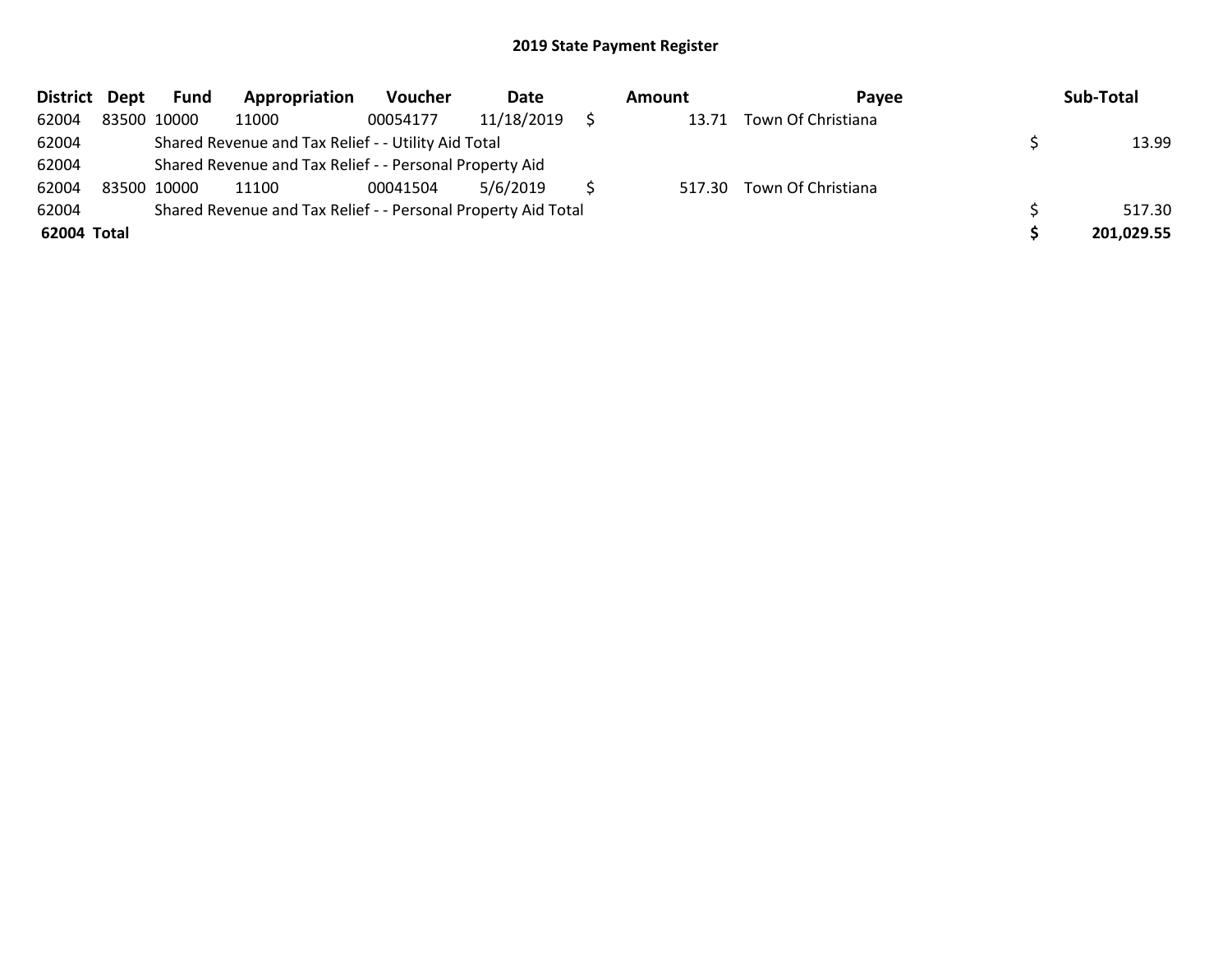## 2019 State Payment Register

| District | Dept | Fund | Appropriation | Voucher | Date | Amount | Payee | Sub-Total |
|---|---|---|---|---|---|---|---|---|
| 62004 | 83500 | 10000 | 11000 | 00054177 | 11/18/2019 | $ 13.71 | Town Of Christiana | |
| 62004 | | Shared Revenue and Tax Relief - - Utility Aid Total | | | | | | $ 13.99 |
| 62004 | | Shared Revenue and Tax Relief - - Personal Property Aid | | | | | | |
| 62004 | 83500 | 10000 | 11100 | 00041504 | 5/6/2019 | $ 517.30 | Town Of Christiana | |
| 62004 | | Shared Revenue and Tax Relief - - Personal Property Aid Total | | | | | | $ 517.30 |
| **62004 Total** | | | | | | | | **$ 201,029.55** |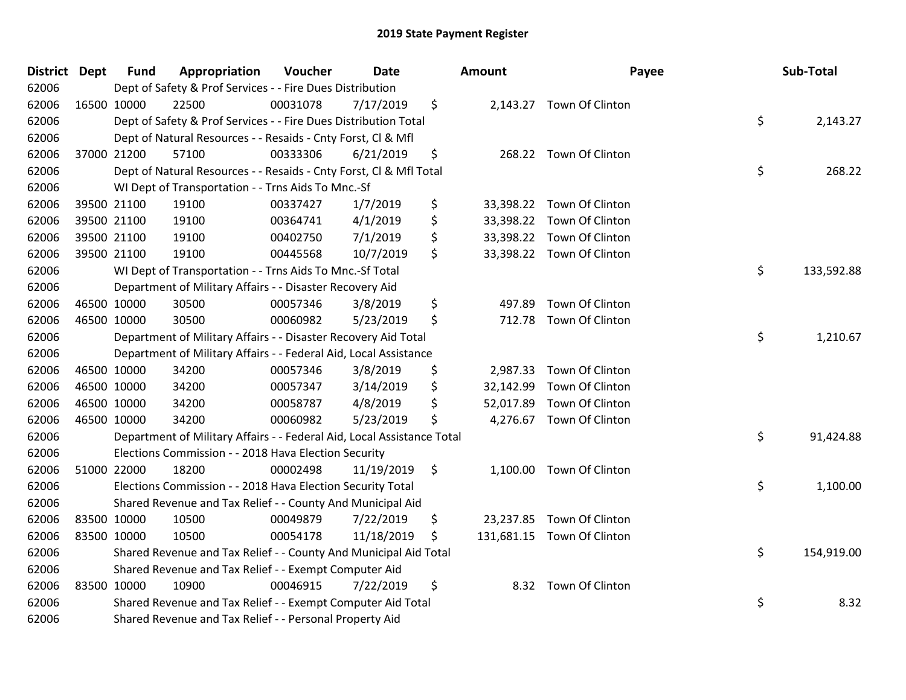# 2019 State Payment Register

| District | Dept | Fund | Appropriation | Voucher | Date | Amount | Payee | Sub-Total |
|---|---|---|---|---|---|---|---|---|
| 62006 | | Dept of Safety & Prof Services - - Fire Dues Distribution | | | | | | |
| 62006 | 16500 | 10000 | 22500 | 00031078 | 7/17/2019 | $ 2,143.27 | Town Of Clinton | |
| 62006 | | Dept of Safety & Prof Services - - Fire Dues Distribution Total | | | | | | $ 2,143.27 |
| 62006 | | Dept of Natural Resources - - Resaids - Cnty Forst, Cl & Mfl | | | | | | |
| 62006 | 37000 | 21200 | 57100 | 00333306 | 6/21/2019 | $ 268.22 | Town Of Clinton | |
| 62006 | | Dept of Natural Resources - - Resaids - Cnty Forst, Cl & Mfl Total | | | | | | $ 268.22 |
| 62006 | | WI Dept of Transportation - - Trns Aids To Mnc.-Sf | | | | | | |
| 62006 | 39500 | 21100 | 19100 | 00337427 | 1/7/2019 | $ 33,398.22 | Town Of Clinton | |
| 62006 | 39500 | 21100 | 19100 | 00364741 | 4/1/2019 | $ 33,398.22 | Town Of Clinton | |
| 62006 | 39500 | 21100 | 19100 | 00402750 | 7/1/2019 | $ 33,398.22 | Town Of Clinton | |
| 62006 | 39500 | 21100 | 19100 | 00445568 | 10/7/2019 | $ 33,398.22 | Town Of Clinton | |
| 62006 | | WI Dept of Transportation - - Trns Aids To Mnc.-Sf Total | | | | | | $ 133,592.88 |
| 62006 | | Department of Military Affairs - - Disaster Recovery Aid | | | | | | |
| 62006 | 46500 | 10000 | 30500 | 00057346 | 3/8/2019 | $ 497.89 | Town Of Clinton | |
| 62006 | 46500 | 10000 | 30500 | 00060982 | 5/23/2019 | $ 712.78 | Town Of Clinton | |
| 62006 | | Department of Military Affairs - - Disaster Recovery Aid Total | | | | | | $ 1,210.67 |
| 62006 | | Department of Military Affairs - - Federal Aid, Local Assistance | | | | | | |
| 62006 | 46500 | 10000 | 34200 | 00057346 | 3/8/2019 | $ 2,987.33 | Town Of Clinton | |
| 62006 | 46500 | 10000 | 34200 | 00057347 | 3/14/2019 | $ 32,142.99 | Town Of Clinton | |
| 62006 | 46500 | 10000 | 34200 | 00058787 | 4/8/2019 | $ 52,017.89 | Town Of Clinton | |
| 62006 | 46500 | 10000 | 34200 | 00060982 | 5/23/2019 | $ 4,276.67 | Town Of Clinton | |
| 62006 | | Department of Military Affairs - - Federal Aid, Local Assistance Total | | | | | | $ 91,424.88 |
| 62006 | | Elections Commission - - 2018 Hava Election Security | | | | | | |
| 62006 | 51000 | 22000 | 18200 | 00002498 | 11/19/2019 | $ 1,100.00 | Town Of Clinton | |
| 62006 | | Elections Commission - - 2018 Hava Election Security Total | | | | | | $ 1,100.00 |
| 62006 | | Shared Revenue and Tax Relief - - County And Municipal Aid | | | | | | |
| 62006 | 83500 | 10000 | 10500 | 00049879 | 7/22/2019 | $ 23,237.85 | Town Of Clinton | |
| 62006 | 83500 | 10000 | 10500 | 00054178 | 11/18/2019 | $ 131,681.15 | Town Of Clinton | |
| 62006 | | Shared Revenue and Tax Relief - - County And Municipal Aid Total | | | | | | $ 154,919.00 |
| 62006 | | Shared Revenue and Tax Relief - - Exempt Computer Aid | | | | | | |
| 62006 | 83500 | 10000 | 10900 | 00046915 | 7/22/2019 | $ 8.32 | Town Of Clinton | |
| 62006 | | Shared Revenue and Tax Relief - - Exempt Computer Aid Total | | | | | | $ 8.32 |
| 62006 | | Shared Revenue and Tax Relief - - Personal Property Aid | | | | | | |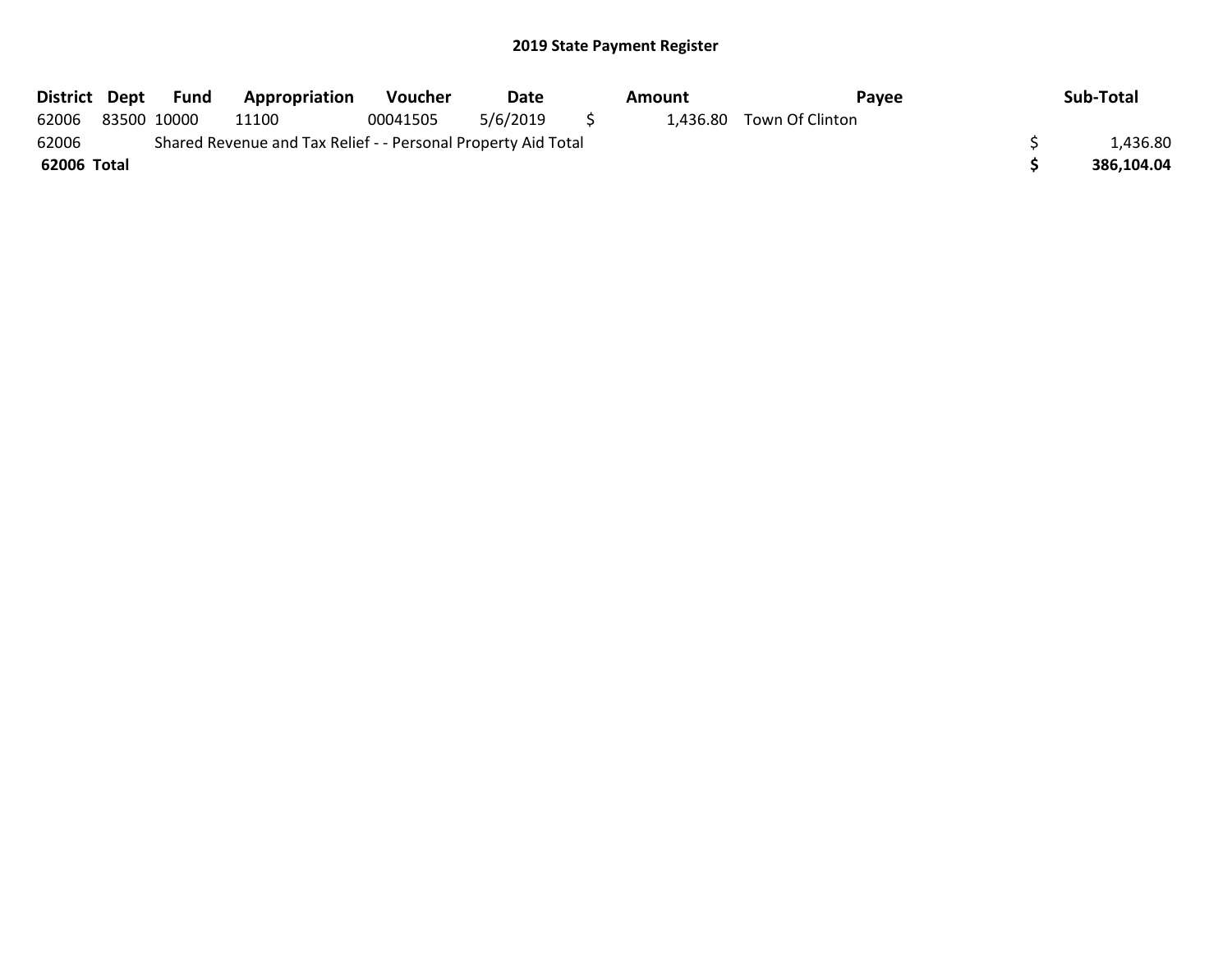## 2019 State Payment Register

| District | Dept | Fund | Appropriation | Voucher | Date | Amount | Payee | Sub-Total |
|---|---|---|---|---|---|---|---|---|
| 62006 | 83500 | 10000 | 11100 | 00041505 | 5/6/2019 | $ 1,436.80 | Town Of Clinton | |
| 62006 | | Shared Revenue and Tax Relief - - Personal Property Aid Total | | | | | | $ 1,436.80 |
| **62006 Total** | | | | | | | | **$ 386,104.04** |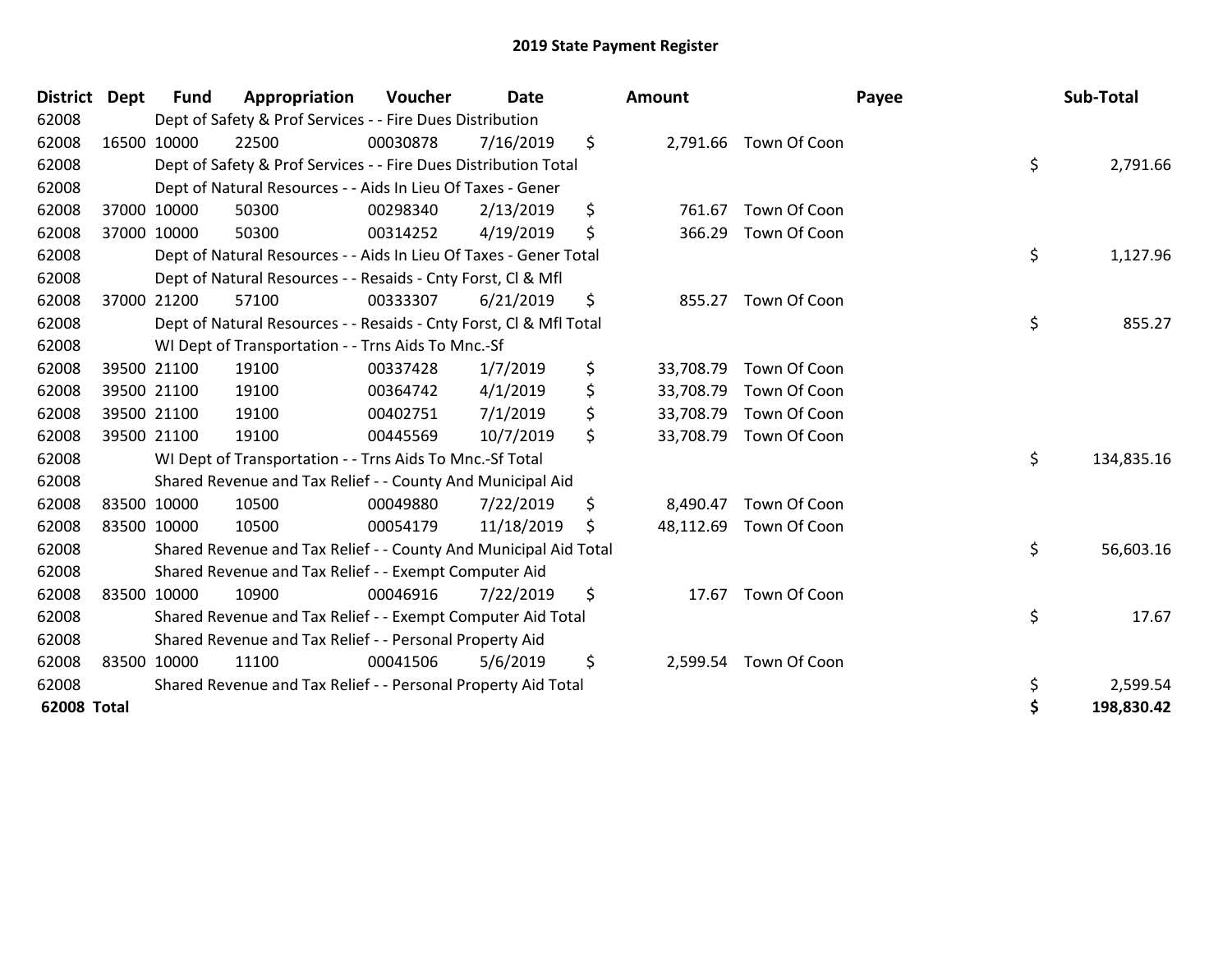# 2019 State Payment Register

| District | Dept | Fund | Appropriation | Voucher | Date | Amount | Payee | Sub-Total |
|---|---|---|---|---|---|---|---|---|
| 62008 | | Dept of Safety & Prof Services - - Fire Dues Distribution | | | | | | |
| 62008 | 16500 | 10000 | 22500 | 00030878 | 7/16/2019 | $ 2,791.66 | Town Of Coon | |
| 62008 | | Dept of Safety & Prof Services - - Fire Dues Distribution Total | | | | | | $ 2,791.66 |
| 62008 | | Dept of Natural Resources - - Aids In Lieu Of Taxes - Gener | | | | | | |
| 62008 | 37000 | 10000 | 50300 | 00298340 | 2/13/2019 | $ 761.67 | Town Of Coon | |
| 62008 | 37000 | 10000 | 50300 | 00314252 | 4/19/2019 | $ 366.29 | Town Of Coon | |
| 62008 | | Dept of Natural Resources - - Aids In Lieu Of Taxes - Gener Total | | | | | | $ 1,127.96 |
| 62008 | | Dept of Natural Resources - - Resaids - Cnty Forst, Cl & Mfl | | | | | | |
| 62008 | 37000 | 21200 | 57100 | 00333307 | 6/21/2019 | $ 855.27 | Town Of Coon | |
| 62008 | | Dept of Natural Resources - - Resaids - Cnty Forst, Cl & Mfl Total | | | | | | $ 855.27 |
| 62008 | | WI Dept of Transportation - - Trns Aids To Mnc.-Sf | | | | | | |
| 62008 | 39500 | 21100 | 19100 | 00337428 | 1/7/2019 | $ 33,708.79 | Town Of Coon | |
| 62008 | 39500 | 21100 | 19100 | 00364742 | 4/1/2019 | $ 33,708.79 | Town Of Coon | |
| 62008 | 39500 | 21100 | 19100 | 00402751 | 7/1/2019 | $ 33,708.79 | Town Of Coon | |
| 62008 | 39500 | 21100 | 19100 | 00445569 | 10/7/2019 | $ 33,708.79 | Town Of Coon | |
| 62008 | | WI Dept of Transportation - - Trns Aids To Mnc.-Sf Total | | | | | | $ 134,835.16 |
| 62008 | | Shared Revenue and Tax Relief - - County And Municipal Aid | | | | | | |
| 62008 | 83500 | 10000 | 10500 | 00049880 | 7/22/2019 | $ 8,490.47 | Town Of Coon | |
| 62008 | 83500 | 10000 | 10500 | 00054179 | 11/18/2019 | $ 48,112.69 | Town Of Coon | |
| 62008 | | Shared Revenue and Tax Relief - - County And Municipal Aid Total | | | | | | $ 56,603.16 |
| 62008 | | Shared Revenue and Tax Relief - - Exempt Computer Aid | | | | | | |
| 62008 | 83500 | 10000 | 10900 | 00046916 | 7/22/2019 | $ 17.67 | Town Of Coon | |
| 62008 | | Shared Revenue and Tax Relief - - Exempt Computer Aid Total | | | | | | $ 17.67 |
| 62008 | | Shared Revenue and Tax Relief - - Personal Property Aid | | | | | | |
| 62008 | 83500 | 10000 | 11100 | 00041506 | 5/6/2019 | $ 2,599.54 | Town Of Coon | |
| 62008 | | Shared Revenue and Tax Relief - - Personal Property Aid Total | | | | | | $ 2,599.54 |
| **62008 Total** | | | | | | | | **$ 198,830.42** |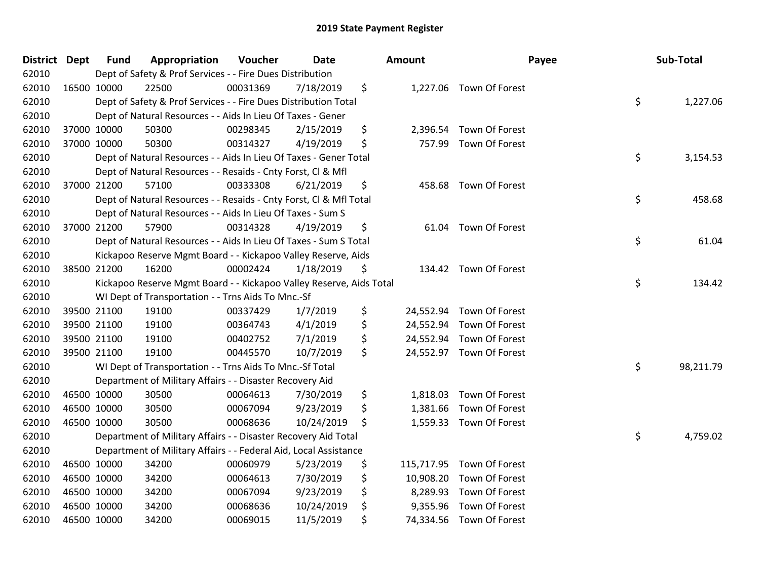## 2019 State Payment Register

| District | Dept | Fund | Appropriation | Voucher | Date | Amount | Payee | Sub-Total |
|---|---|---|---|---|---|---|---|---|
| 62010 | | Dept of Safety & Prof Services - - Fire Dues Distribution | | | | | | |
| 62010 | 16500 | 10000 | 22500 | 00031369 | 7/18/2019 | $ 1,227.06 | Town Of Forest | |
| 62010 | | Dept of Safety & Prof Services - - Fire Dues Distribution Total | | | | | | $ 1,227.06 |
| 62010 | | Dept of Natural Resources - - Aids In Lieu Of Taxes - Gener | | | | | | |
| 62010 | 37000 | 10000 | 50300 | 00298345 | 2/15/2019 | $ 2,396.54 | Town Of Forest | |
| 62010 | 37000 | 10000 | 50300 | 00314327 | 4/19/2019 | $ 757.99 | Town Of Forest | |
| 62010 | | Dept of Natural Resources - - Aids In Lieu Of Taxes - Gener Total | | | | | | $ 3,154.53 |
| 62010 | | Dept of Natural Resources - - Resaids - Cnty Forst, Cl & Mfl | | | | | | |
| 62010 | 37000 | 21200 | 57100 | 00333308 | 6/21/2019 | $ 458.68 | Town Of Forest | |
| 62010 | | Dept of Natural Resources - - Resaids - Cnty Forst, Cl & Mfl Total | | | | | | $ 458.68 |
| 62010 | | Dept of Natural Resources - - Aids In Lieu Of Taxes - Sum S | | | | | | |
| 62010 | 37000 | 21200 | 57900 | 00314328 | 4/19/2019 | $ 61.04 | Town Of Forest | |
| 62010 | | Dept of Natural Resources - - Aids In Lieu Of Taxes - Sum S Total | | | | | | $ 61.04 |
| 62010 | | Kickapoo Reserve Mgmt Board - - Kickapoo Valley Reserve, Aids | | | | | | |
| 62010 | 38500 | 21200 | 16200 | 00002424 | 1/18/2019 | $ 134.42 | Town Of Forest | |
| 62010 | | Kickapoo Reserve Mgmt Board - - Kickapoo Valley Reserve, Aids Total | | | | | | $ 134.42 |
| 62010 | | WI Dept of Transportation - - Trns Aids To Mnc.-Sf | | | | | | |
| 62010 | 39500 | 21100 | 19100 | 00337429 | 1/7/2019 | $ 24,552.94 | Town Of Forest | |
| 62010 | 39500 | 21100 | 19100 | 00364743 | 4/1/2019 | $ 24,552.94 | Town Of Forest | |
| 62010 | 39500 | 21100 | 19100 | 00402752 | 7/1/2019 | $ 24,552.94 | Town Of Forest | |
| 62010 | 39500 | 21100 | 19100 | 00445570 | 10/7/2019 | $ 24,552.97 | Town Of Forest | |
| 62010 | | WI Dept of Transportation - - Trns Aids To Mnc.-Sf Total | | | | | | $ 98,211.79 |
| 62010 | | Department of Military Affairs - - Disaster Recovery Aid | | | | | | |
| 62010 | 46500 | 10000 | 30500 | 00064613 | 7/30/2019 | $ 1,818.03 | Town Of Forest | |
| 62010 | 46500 | 10000 | 30500 | 00067094 | 9/23/2019 | $ 1,381.66 | Town Of Forest | |
| 62010 | 46500 | 10000 | 30500 | 00068636 | 10/24/2019 | $ 1,559.33 | Town Of Forest | |
| 62010 | | Department of Military Affairs - - Disaster Recovery Aid Total | | | | | | $ 4,759.02 |
| 62010 | | Department of Military Affairs - - Federal Aid, Local Assistance | | | | | | |
| 62010 | 46500 | 10000 | 34200 | 00060979 | 5/23/2019 | $ 115,717.95 | Town Of Forest | |
| 62010 | 46500 | 10000 | 34200 | 00064613 | 7/30/2019 | $ 10,908.20 | Town Of Forest | |
| 62010 | 46500 | 10000 | 34200 | 00067094 | 9/23/2019 | $ 8,289.93 | Town Of Forest | |
| 62010 | 46500 | 10000 | 34200 | 00068636 | 10/24/2019 | $ 9,355.96 | Town Of Forest | |
| 62010 | 46500 | 10000 | 34200 | 00069015 | 11/5/2019 | $ 74,334.56 | Town Of Forest | |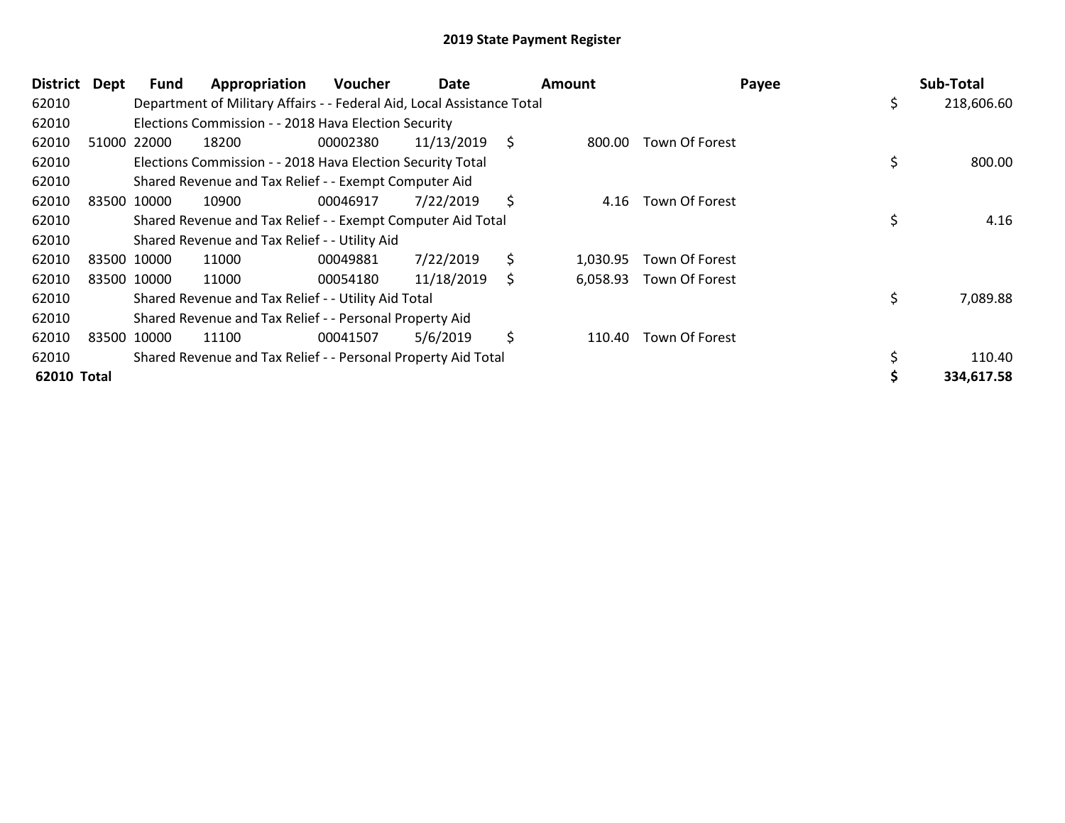## 2019 State Payment Register

| District | Dept | Fund | Appropriation | Voucher | Date | Amount | Payee | Sub-Total |
|---|---|---|---|---|---|---|---|---|
| 62010 | | Department of Military Affairs - - Federal Aid, Local Assistance Total | | | | | | $ 218,606.60 |
| 62010 | | Elections Commission - - 2018 Hava Election Security | | | | | | |
| 62010 | 51000 | 22000 | 18200 | 00002380 | 11/13/2019 | $ 800.00 | Town Of Forest | |
| 62010 | | Elections Commission - - 2018 Hava Election Security Total | | | | | | $ 800.00 |
| 62010 | | Shared Revenue and Tax Relief - - Exempt Computer Aid | | | | | | |
| 62010 | 83500 | 10000 | 10900 | 00046917 | 7/22/2019 | $ 4.16 | Town Of Forest | |
| 62010 | | Shared Revenue and Tax Relief - - Exempt Computer Aid Total | | | | | | $ 4.16 |
| 62010 | | Shared Revenue and Tax Relief - - Utility Aid | | | | | | |
| 62010 | 83500 | 10000 | 11000 | 00049881 | 7/22/2019 | $ 1,030.95 | Town Of Forest | |
| 62010 | 83500 | 10000 | 11000 | 00054180 | 11/18/2019 | $ 6,058.93 | Town Of Forest | |
| 62010 | | Shared Revenue and Tax Relief - - Utility Aid Total | | | | | | $ 7,089.88 |
| 62010 | | Shared Revenue and Tax Relief - - Personal Property Aid | | | | | | |
| 62010 | 83500 | 10000 | 11100 | 00041507 | 5/6/2019 | $ 110.40 | Town Of Forest | |
| 62010 | | Shared Revenue and Tax Relief - - Personal Property Aid Total | | | | | | $ 110.40 |
| **62010 Total** | | | | | | | | **$ 334,617.58** |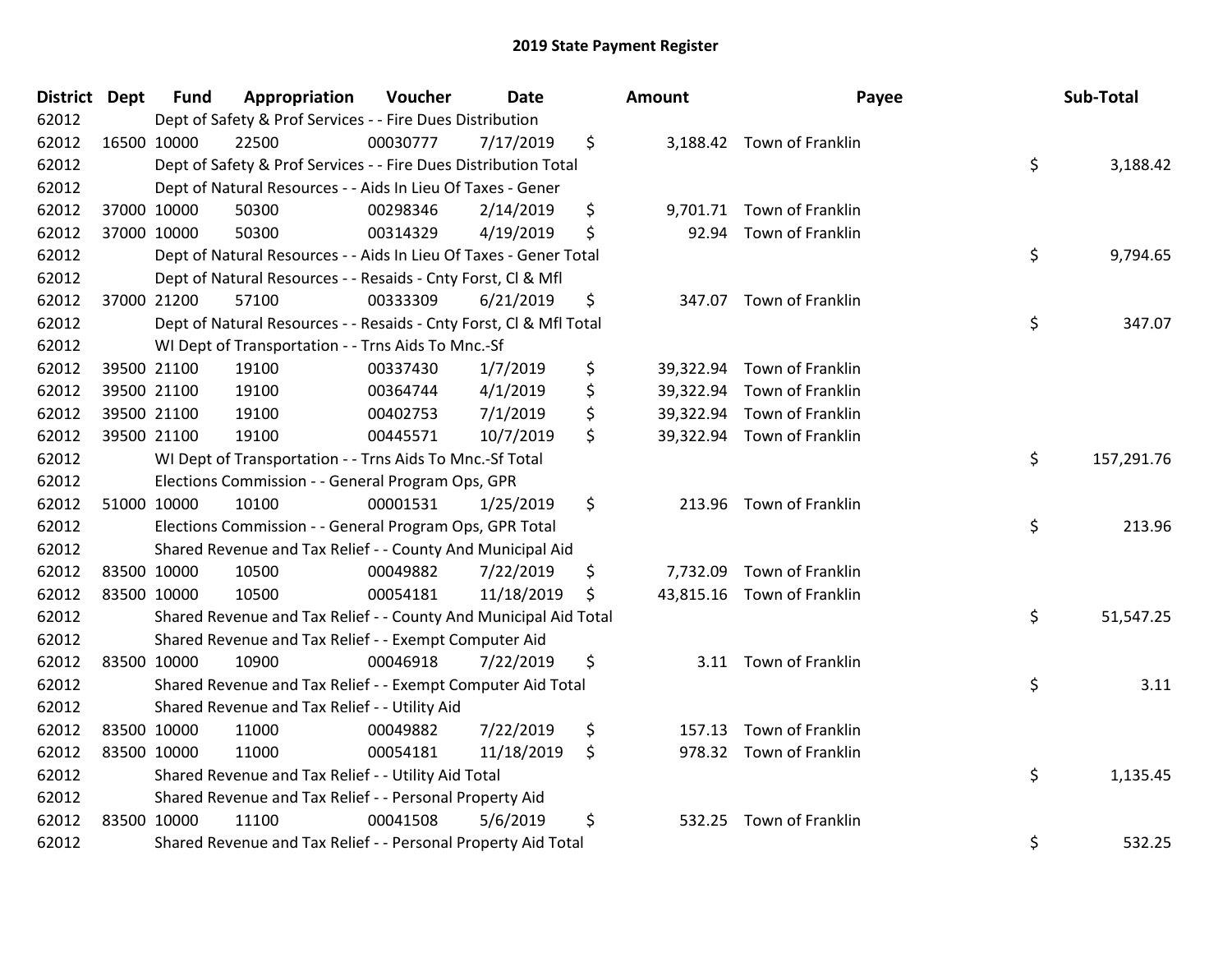# 2019 State Payment Register

| District | Dept | Fund | Appropriation | Voucher | Date | Amount | Payee | Sub-Total |
|---|---|---|---|---|---|---|---|---|
| 62012 | | Dept of Safety & Prof Services - - Fire Dues Distribution | | | | | | |
| 62012 | 16500 | 10000 | 22500 | 00030777 | 7/17/2019 | $ 3,188.42 | Town of Franklin | |
| 62012 | | Dept of Safety & Prof Services - - Fire Dues Distribution Total | | | | | | $ 3,188.42 |
| 62012 | | Dept of Natural Resources - - Aids In Lieu Of Taxes - Gener | | | | | | |
| 62012 | 37000 | 10000 | 50300 | 00298346 | 2/14/2019 | $ 9,701.71 | Town of Franklin | |
| 62012 | 37000 | 10000 | 50300 | 00314329 | 4/19/2019 | $ 92.94 | Town of Franklin | |
| 62012 | | Dept of Natural Resources - - Aids In Lieu Of Taxes - Gener Total | | | | | | $ 9,794.65 |
| 62012 | | Dept of Natural Resources - - Resaids - Cnty Forst, Cl & Mfl | | | | | | |
| 62012 | 37000 | 21200 | 57100 | 00333309 | 6/21/2019 | $ 347.07 | Town of Franklin | |
| 62012 | | Dept of Natural Resources - - Resaids - Cnty Forst, Cl & Mfl Total | | | | | | $ 347.07 |
| 62012 | | WI Dept of Transportation - - Trns Aids To Mnc.-Sf | | | | | | |
| 62012 | 39500 | 21100 | 19100 | 00337430 | 1/7/2019 | $ 39,322.94 | Town of Franklin | |
| 62012 | 39500 | 21100 | 19100 | 00364744 | 4/1/2019 | $ 39,322.94 | Town of Franklin | |
| 62012 | 39500 | 21100 | 19100 | 00402753 | 7/1/2019 | $ 39,322.94 | Town of Franklin | |
| 62012 | 39500 | 21100 | 19100 | 00445571 | 10/7/2019 | $ 39,322.94 | Town of Franklin | |
| 62012 | | WI Dept of Transportation - - Trns Aids To Mnc.-Sf Total | | | | | | $ 157,291.76 |
| 62012 | | Elections Commission - - General Program Ops, GPR | | | | | | |
| 62012 | 51000 | 10000 | 10100 | 00001531 | 1/25/2019 | $ 213.96 | Town of Franklin | |
| 62012 | | Elections Commission - - General Program Ops, GPR Total | | | | | | $ 213.96 |
| 62012 | | Shared Revenue and Tax Relief - - County And Municipal Aid | | | | | | |
| 62012 | 83500 | 10000 | 10500 | 00049882 | 7/22/2019 | $ 7,732.09 | Town of Franklin | |
| 62012 | 83500 | 10000 | 10500 | 00054181 | 11/18/2019 | $ 43,815.16 | Town of Franklin | |
| 62012 | | Shared Revenue and Tax Relief - - County And Municipal Aid Total | | | | | | $ 51,547.25 |
| 62012 | | Shared Revenue and Tax Relief - - Exempt Computer Aid | | | | | | |
| 62012 | 83500 | 10000 | 10900 | 00046918 | 7/22/2019 | $ 3.11 | Town of Franklin | |
| 62012 | | Shared Revenue and Tax Relief - - Exempt Computer Aid Total | | | | | | $ 3.11 |
| 62012 | | Shared Revenue and Tax Relief - - Utility Aid | | | | | | |
| 62012 | 83500 | 10000 | 11000 | 00049882 | 7/22/2019 | $ 157.13 | Town of Franklin | |
| 62012 | 83500 | 10000 | 11000 | 00054181 | 11/18/2019 | $ 978.32 | Town of Franklin | |
| 62012 | | Shared Revenue and Tax Relief - - Utility Aid Total | | | | | | $ 1,135.45 |
| 62012 | | Shared Revenue and Tax Relief - - Personal Property Aid | | | | | | |
| 62012 | 83500 | 10000 | 11100 | 00041508 | 5/6/2019 | $ 532.25 | Town of Franklin | |
| 62012 | | Shared Revenue and Tax Relief - - Personal Property Aid Total | | | | | | $ 532.25 |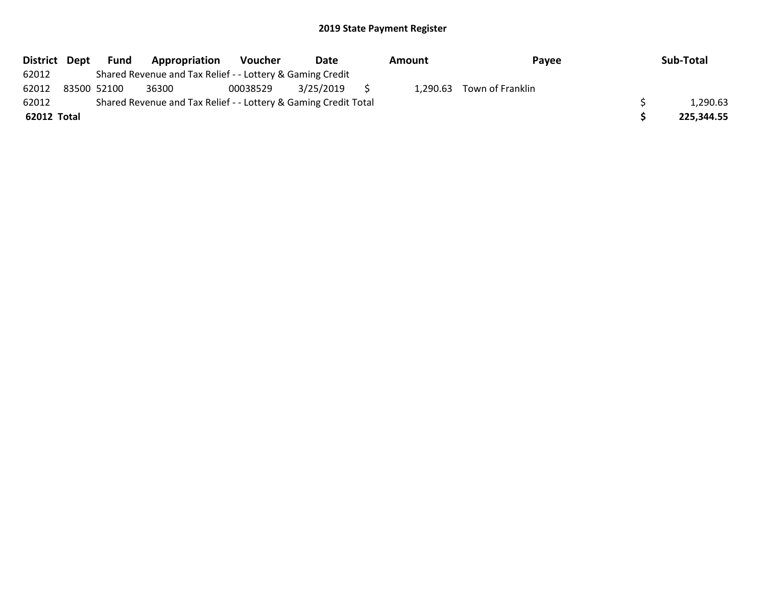## 2019 State Payment Register

| District | Dept | Fund | Appropriation | Voucher | Date | Amount | Payee | Sub-Total |
|---|---|---|---|---|---|---|---|---|
| 62012 | | Shared Revenue and Tax Relief - - Lottery & Gaming Credit | | | | | | |
| 62012 | 83500 | 52100 | 36300 | 00038529 | 3/25/2019 | $ 1,290.63 | Town of Franklin | |
| 62012 | | Shared Revenue and Tax Relief - - Lottery & Gaming Credit Total | | | | | | $ 1,290.63 |
| **62012 Total** | | | | | | | | **$ 225,344.55** |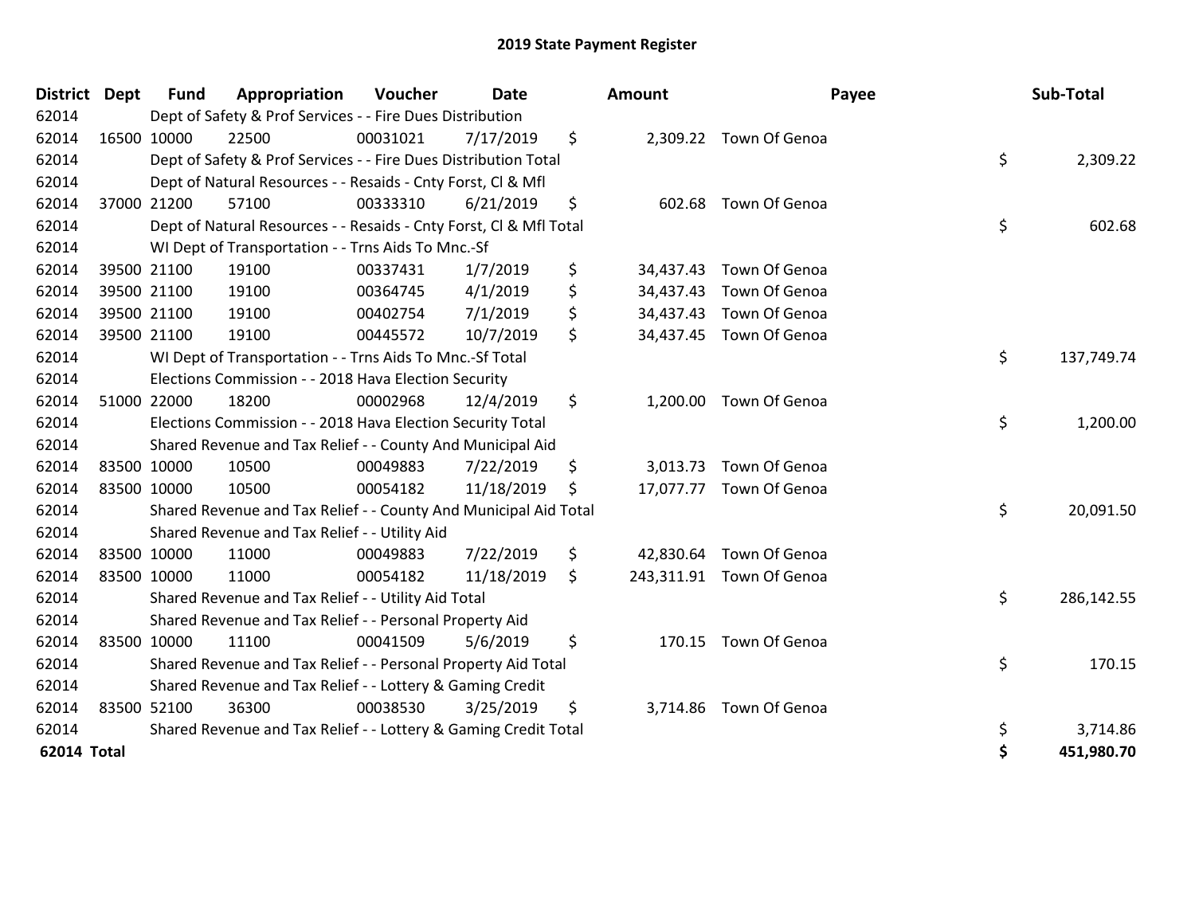# 2019 State Payment Register

| District | Dept | Fund | Appropriation | Voucher | Date | | Amount | Payee | | Sub-Total |
|---|---|---|---|---|---|---|---|---|---|---|
| 62014 | | Dept of Safety & Prof Services - - Fire Dues Distribution | | | | | | | | |
| 62014 | 16500 | 10000 | 22500 | 00031021 | 7/17/2019 | $ | 2,309.22 | Town Of Genoa | | |
| 62014 | | Dept of Safety & Prof Services - - Fire Dues Distribution Total | | | | | | | $ | 2,309.22 |
| 62014 | | Dept of Natural Resources - - Resaids - Cnty Forst, Cl & Mfl | | | | | | | | |
| 62014 | 37000 | 21200 | 57100 | 00333310 | 6/21/2019 | $ | 602.68 | Town Of Genoa | | |
| 62014 | | Dept of Natural Resources - - Resaids - Cnty Forst, Cl & Mfl Total | | | | | | | $ | 602.68 |
| 62014 | | WI Dept of Transportation - - Trns Aids To Mnc.-Sf | | | | | | | | |
| 62014 | 39500 | 21100 | 19100 | 00337431 | 1/7/2019 | $ | 34,437.43 | Town Of Genoa | | |
| 62014 | 39500 | 21100 | 19100 | 00364745 | 4/1/2019 | $ | 34,437.43 | Town Of Genoa | | |
| 62014 | 39500 | 21100 | 19100 | 00402754 | 7/1/2019 | $ | 34,437.43 | Town Of Genoa | | |
| 62014 | 39500 | 21100 | 19100 | 00445572 | 10/7/2019 | $ | 34,437.45 | Town Of Genoa | | |
| 62014 | | WI Dept of Transportation - - Trns Aids To Mnc.-Sf Total | | | | | | | $ | 137,749.74 |
| 62014 | | Elections Commission - - 2018 Hava Election Security | | | | | | | | |
| 62014 | 51000 | 22000 | 18200 | 00002968 | 12/4/2019 | $ | 1,200.00 | Town Of Genoa | | |
| 62014 | | Elections Commission - - 2018 Hava Election Security Total | | | | | | | $ | 1,200.00 |
| 62014 | | Shared Revenue and Tax Relief - - County And Municipal Aid | | | | | | | | |
| 62014 | 83500 | 10000 | 10500 | 00049883 | 7/22/2019 | $ | 3,013.73 | Town Of Genoa | | |
| 62014 | 83500 | 10000 | 10500 | 00054182 | 11/18/2019 | $ | 17,077.77 | Town Of Genoa | | |
| 62014 | | Shared Revenue and Tax Relief - - County And Municipal Aid Total | | | | | | | $ | 20,091.50 |
| 62014 | | Shared Revenue and Tax Relief - - Utility Aid | | | | | | | | |
| 62014 | 83500 | 10000 | 11000 | 00049883 | 7/22/2019 | $ | 42,830.64 | Town Of Genoa | | |
| 62014 | 83500 | 10000 | 11000 | 00054182 | 11/18/2019 | $ | 243,311.91 | Town Of Genoa | | |
| 62014 | | Shared Revenue and Tax Relief - - Utility Aid Total | | | | | | | $ | 286,142.55 |
| 62014 | | Shared Revenue and Tax Relief - - Personal Property Aid | | | | | | | | |
| 62014 | 83500 | 10000 | 11100 | 00041509 | 5/6/2019 | $ | 170.15 | Town Of Genoa | | |
| 62014 | | Shared Revenue and Tax Relief - - Personal Property Aid Total | | | | | | | $ | 170.15 |
| 62014 | | Shared Revenue and Tax Relief - - Lottery & Gaming Credit | | | | | | | | |
| 62014 | 83500 | 52100 | 36300 | 00038530 | 3/25/2019 | $ | 3,714.86 | Town Of Genoa | | |
| 62014 | | Shared Revenue and Tax Relief - - Lottery & Gaming Credit Total | | | | | | | $ | 3,714.86 |
| **62014 Total** | | | | | | | | | **$** | **451,980.70** |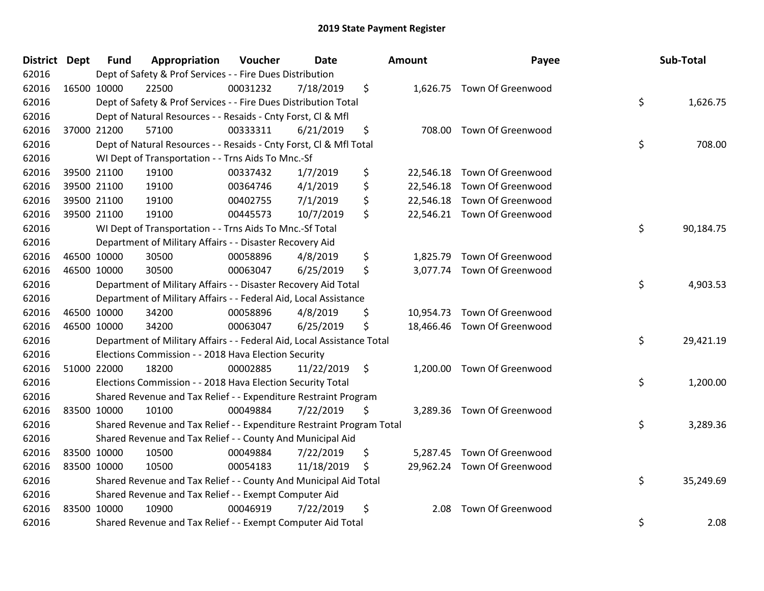# 2019 State Payment Register

| District | Dept | Fund | Appropriation | Voucher | Date | Amount | Payee | Sub-Total |
|---|---|---|---|---|---|---|---|---|
| 62016 | | Dept of Safety & Prof Services - - Fire Dues Distribution | | | | | | |
| 62016 | 16500 | 10000 | 22500 | 00031232 | 7/18/2019 | $ 1,626.75 | Town Of Greenwood | |
| 62016 | | Dept of Safety & Prof Services - - Fire Dues Distribution Total | | | | | | $ 1,626.75 |
| 62016 | | Dept of Natural Resources - - Resaids - Cnty Forst, Cl & Mfl | | | | | | |
| 62016 | 37000 | 21200 | 57100 | 00333311 | 6/21/2019 | $ 708.00 | Town Of Greenwood | |
| 62016 | | Dept of Natural Resources - - Resaids - Cnty Forst, Cl & Mfl Total | | | | | | $ 708.00 |
| 62016 | | WI Dept of Transportation - - Trns Aids To Mnc.-Sf | | | | | | |
| 62016 | 39500 | 21100 | 19100 | 00337432 | 1/7/2019 | $ 22,546.18 | Town Of Greenwood | |
| 62016 | 39500 | 21100 | 19100 | 00364746 | 4/1/2019 | $ 22,546.18 | Town Of Greenwood | |
| 62016 | 39500 | 21100 | 19100 | 00402755 | 7/1/2019 | $ 22,546.18 | Town Of Greenwood | |
| 62016 | 39500 | 21100 | 19100 | 00445573 | 10/7/2019 | $ 22,546.21 | Town Of Greenwood | |
| 62016 | | WI Dept of Transportation - - Trns Aids To Mnc.-Sf Total | | | | | | $ 90,184.75 |
| 62016 | | Department of Military Affairs - - Disaster Recovery Aid | | | | | | |
| 62016 | 46500 | 10000 | 30500 | 00058896 | 4/8/2019 | $ 1,825.79 | Town Of Greenwood | |
| 62016 | 46500 | 10000 | 30500 | 00063047 | 6/25/2019 | $ 3,077.74 | Town Of Greenwood | |
| 62016 | | Department of Military Affairs - - Disaster Recovery Aid Total | | | | | | $ 4,903.53 |
| 62016 | | Department of Military Affairs - - Federal Aid, Local Assistance | | | | | | |
| 62016 | 46500 | 10000 | 34200 | 00058896 | 4/8/2019 | $ 10,954.73 | Town Of Greenwood | |
| 62016 | 46500 | 10000 | 34200 | 00063047 | 6/25/2019 | $ 18,466.46 | Town Of Greenwood | |
| 62016 | | Department of Military Affairs - - Federal Aid, Local Assistance Total | | | | | | $ 29,421.19 |
| 62016 | | Elections Commission - - 2018 Hava Election Security | | | | | | |
| 62016 | 51000 | 22000 | 18200 | 00002885 | 11/22/2019 | $ 1,200.00 | Town Of Greenwood | |
| 62016 | | Elections Commission - - 2018 Hava Election Security Total | | | | | | $ 1,200.00 |
| 62016 | | Shared Revenue and Tax Relief - - Expenditure Restraint Program | | | | | | |
| 62016 | 83500 | 10000 | 10100 | 00049884 | 7/22/2019 | $ 3,289.36 | Town Of Greenwood | |
| 62016 | | Shared Revenue and Tax Relief - - Expenditure Restraint Program Total | | | | | | $ 3,289.36 |
| 62016 | | Shared Revenue and Tax Relief - - County And Municipal Aid | | | | | | |
| 62016 | 83500 | 10000 | 10500 | 00049884 | 7/22/2019 | $ 5,287.45 | Town Of Greenwood | |
| 62016 | 83500 | 10000 | 10500 | 00054183 | 11/18/2019 | $ 29,962.24 | Town Of Greenwood | |
| 62016 | | Shared Revenue and Tax Relief - - County And Municipal Aid Total | | | | | | $ 35,249.69 |
| 62016 | | Shared Revenue and Tax Relief - - Exempt Computer Aid | | | | | | |
| 62016 | 83500 | 10000 | 10900 | 00046919 | 7/22/2019 | $ 2.08 | Town Of Greenwood | |
| 62016 | | Shared Revenue and Tax Relief - - Exempt Computer Aid Total | | | | | | $ 2.08 |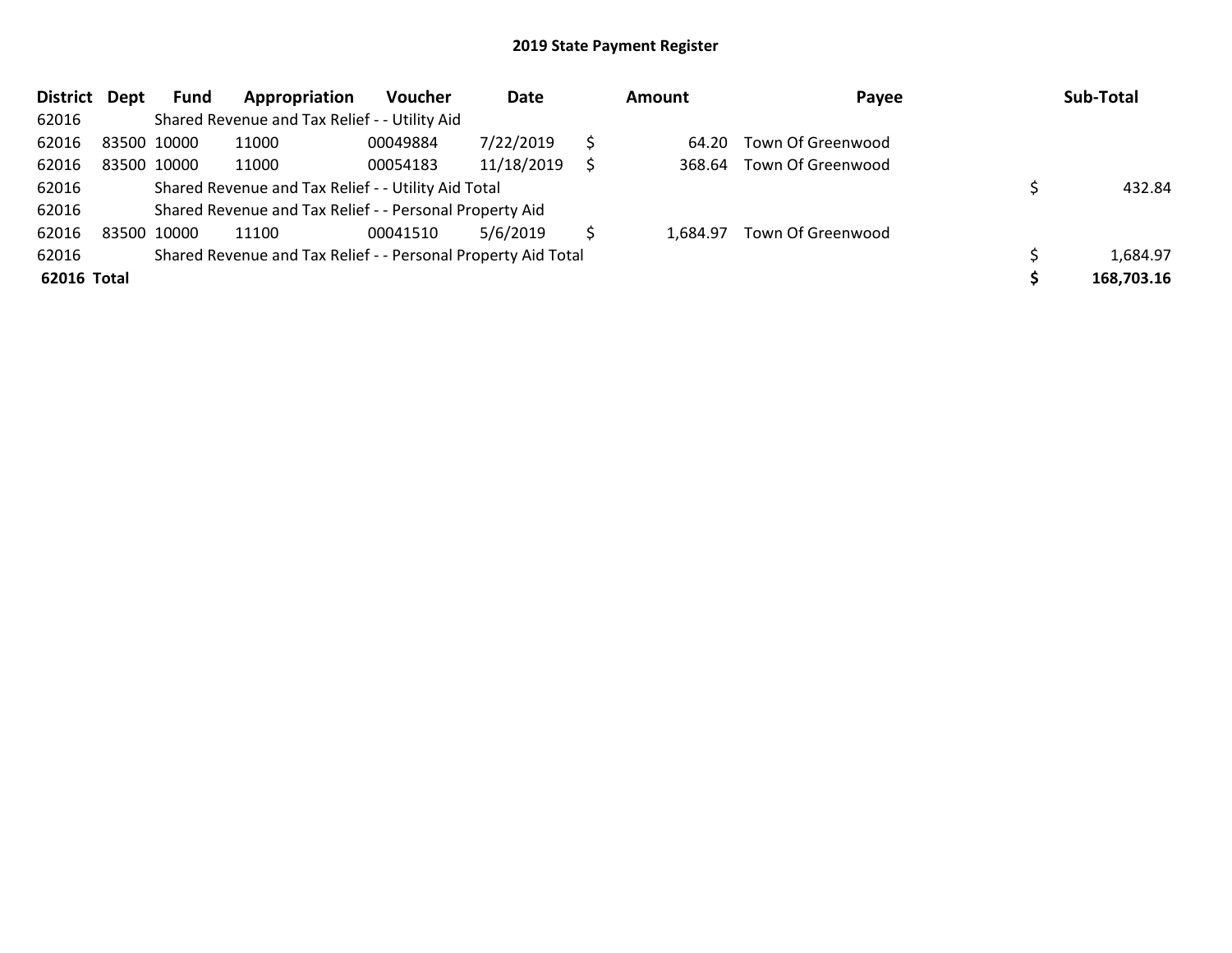# 2019 State Payment Register

| District | Dept | Fund | Appropriation | Voucher | Date | Amount | Payee | Sub-Total |
|---|---|---|---|---|---|---|---|---|
| 62016 | | Shared Revenue and Tax Relief - - Utility Aid | | | | | | |
| 62016 | 83500 | 10000 | 11000 | 00049884 | 7/22/2019 | $ 64.20 | Town Of Greenwood | |
| 62016 | 83500 | 10000 | 11000 | 00054183 | 11/18/2019 | $ 368.64 | Town Of Greenwood | |
| 62016 | | Shared Revenue and Tax Relief - - Utility Aid Total | | | | | | $ 432.84 |
| 62016 | | Shared Revenue and Tax Relief - - Personal Property Aid | | | | | | |
| 62016 | 83500 | 10000 | 11100 | 00041510 | 5/6/2019 | $ 1,684.97 | Town Of Greenwood | |
| 62016 | | Shared Revenue and Tax Relief - - Personal Property Aid Total | | | | | | $ 1,684.97 |
| **62016 Total** | | | | | | | | **$ 168,703.16** |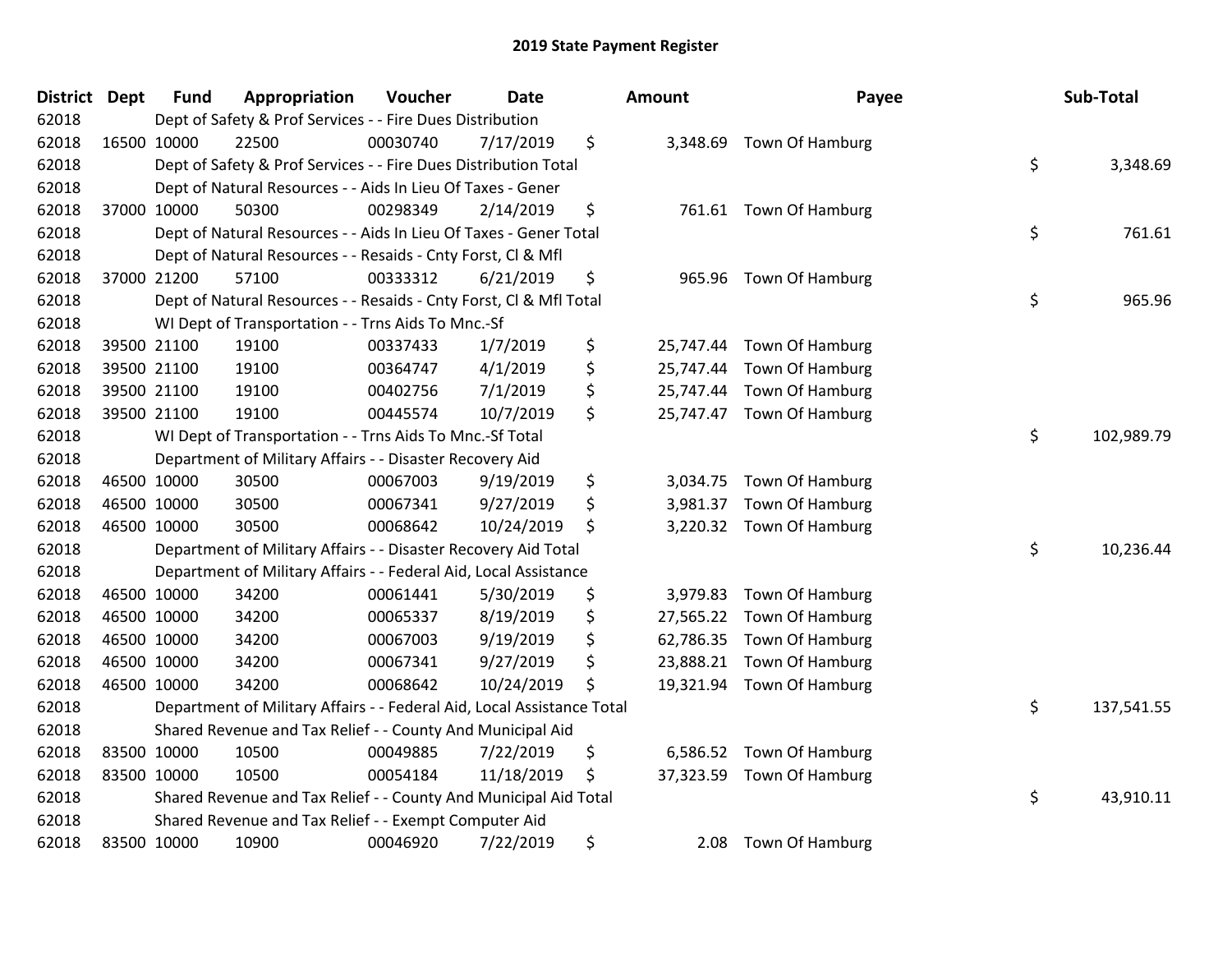# 2019 State Payment Register

| District | Dept | Fund | Appropriation | Voucher | Date | Amount | Payee | Sub-Total |
|---|---|---|---|---|---|---|---|---|
| 62018 | | Dept of Safety & Prof Services - - Fire Dues Distribution | | | | | | |
| 62018 | 16500 | 10000 | 22500 | 00030740 | 7/17/2019 | $ 3,348.69 | Town Of Hamburg | |
| 62018 | | Dept of Safety & Prof Services - - Fire Dues Distribution Total | | | | | | $ 3,348.69 |
| 62018 | | Dept of Natural Resources - - Aids In Lieu Of Taxes - Gener | | | | | | |
| 62018 | 37000 | 10000 | 50300 | 00298349 | 2/14/2019 | $ 761.61 | Town Of Hamburg | |
| 62018 | | Dept of Natural Resources - - Aids In Lieu Of Taxes - Gener Total | | | | | | $ 761.61 |
| 62018 | | Dept of Natural Resources - - Resaids - Cnty Forst, Cl & Mfl | | | | | | |
| 62018 | 37000 | 21200 | 57100 | 00333312 | 6/21/2019 | $ 965.96 | Town Of Hamburg | |
| 62018 | | Dept of Natural Resources - - Resaids - Cnty Forst, Cl & Mfl Total | | | | | | $ 965.96 |
| 62018 | | WI Dept of Transportation - - Trns Aids To Mnc.-Sf | | | | | | |
| 62018 | 39500 | 21100 | 19100 | 00337433 | 1/7/2019 | $ 25,747.44 | Town Of Hamburg | |
| 62018 | 39500 | 21100 | 19100 | 00364747 | 4/1/2019 | $ 25,747.44 | Town Of Hamburg | |
| 62018 | 39500 | 21100 | 19100 | 00402756 | 7/1/2019 | $ 25,747.44 | Town Of Hamburg | |
| 62018 | 39500 | 21100 | 19100 | 00445574 | 10/7/2019 | $ 25,747.47 | Town Of Hamburg | |
| 62018 | | WI Dept of Transportation - - Trns Aids To Mnc.-Sf Total | | | | | | $ 102,989.79 |
| 62018 | | Department of Military Affairs - - Disaster Recovery Aid | | | | | | |
| 62018 | 46500 | 10000 | 30500 | 00067003 | 9/19/2019 | $ 3,034.75 | Town Of Hamburg | |
| 62018 | 46500 | 10000 | 30500 | 00067341 | 9/27/2019 | $ 3,981.37 | Town Of Hamburg | |
| 62018 | 46500 | 10000 | 30500 | 00068642 | 10/24/2019 | $ 3,220.32 | Town Of Hamburg | |
| 62018 | | Department of Military Affairs - - Disaster Recovery Aid Total | | | | | | $ 10,236.44 |
| 62018 | | Department of Military Affairs - - Federal Aid, Local Assistance | | | | | | |
| 62018 | 46500 | 10000 | 34200 | 00061441 | 5/30/2019 | $ 3,979.83 | Town Of Hamburg | |
| 62018 | 46500 | 10000 | 34200 | 00065337 | 8/19/2019 | $ 27,565.22 | Town Of Hamburg | |
| 62018 | 46500 | 10000 | 34200 | 00067003 | 9/19/2019 | $ 62,786.35 | Town Of Hamburg | |
| 62018 | 46500 | 10000 | 34200 | 00067341 | 9/27/2019 | $ 23,888.21 | Town Of Hamburg | |
| 62018 | 46500 | 10000 | 34200 | 00068642 | 10/24/2019 | $ 19,321.94 | Town Of Hamburg | |
| 62018 | | Department of Military Affairs - - Federal Aid, Local Assistance Total | | | | | | $ 137,541.55 |
| 62018 | | Shared Revenue and Tax Relief - - County And Municipal Aid | | | | | | |
| 62018 | 83500 | 10000 | 10500 | 00049885 | 7/22/2019 | $ 6,586.52 | Town Of Hamburg | |
| 62018 | 83500 | 10000 | 10500 | 00054184 | 11/18/2019 | $ 37,323.59 | Town Of Hamburg | |
| 62018 | | Shared Revenue and Tax Relief - - County And Municipal Aid Total | | | | | | $ 43,910.11 |
| 62018 | | Shared Revenue and Tax Relief - - Exempt Computer Aid | | | | | | |
| 62018 | 83500 | 10000 | 10900 | 00046920 | 7/22/2019 | $ 2.08 | Town Of Hamburg | |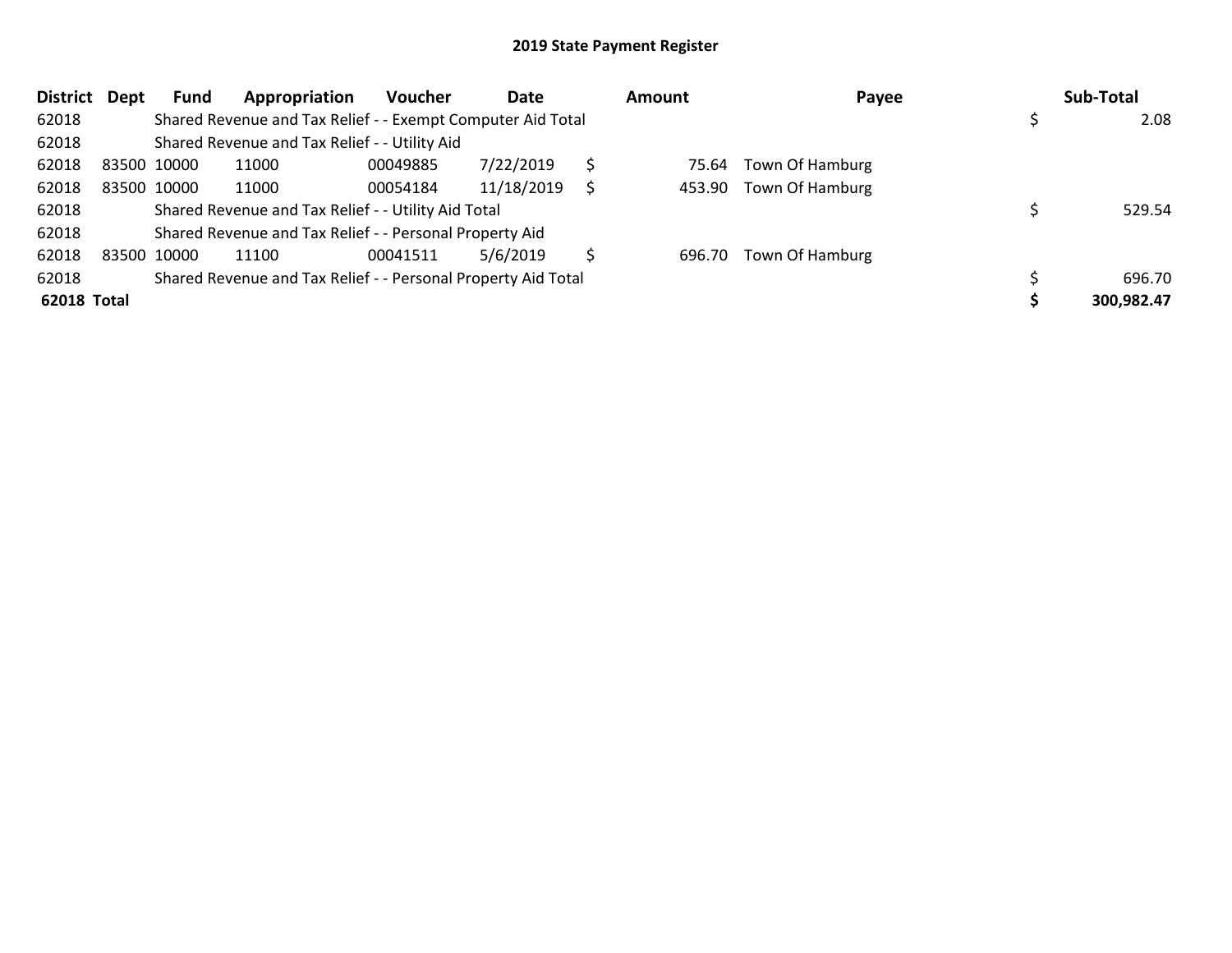## 2019 State Payment Register

| District | Dept | Fund | Appropriation | Voucher | Date | Amount | Payee | Sub-Total |
|---|---|---|---|---|---|---|---|---|
| 62018 | | Shared Revenue and Tax Relief - - Exempt Computer Aid Total | | | | | | $ 2.08 |
| 62018 | | Shared Revenue and Tax Relief - - Utility Aid | | | | | | |
| 62018 | 83500 | 10000 | 11000 | 00049885 | 7/22/2019 | $ 75.64 | Town Of Hamburg | |
| 62018 | 83500 | 10000 | 11000 | 00054184 | 11/18/2019 | $ 453.90 | Town Of Hamburg | |
| 62018 | | Shared Revenue and Tax Relief - - Utility Aid Total | | | | | | $ 529.54 |
| 62018 | | Shared Revenue and Tax Relief - - Personal Property Aid | | | | | | |
| 62018 | 83500 | 10000 | 11100 | 00041511 | 5/6/2019 | $ 696.70 | Town Of Hamburg | |
| 62018 | | Shared Revenue and Tax Relief - - Personal Property Aid Total | | | | | | $ 696.70 |
| **62018 Total** | | | | | | | | **$ 300,982.47** |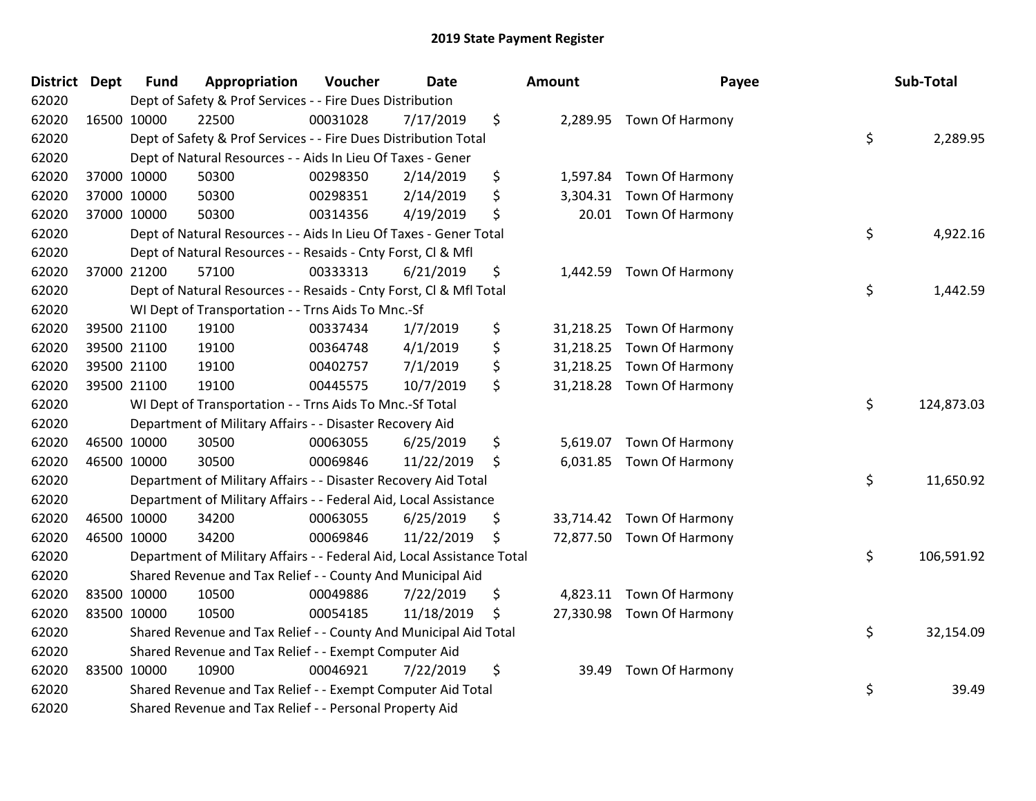# 2019 State Payment Register

| District | Dept | Fund | Appropriation | Voucher | Date | Amount | Payee | Sub-Total |
|---|---|---|---|---|---|---|---|---|
| 62020 | | | Dept of Safety & Prof Services - - Fire Dues Distribution | | | | | |
| 62020 | 16500 | 10000 | 22500 | 00031028 | 7/17/2019 | $ 2,289.95 | Town Of Harmony | |
| 62020 | | | Dept of Safety & Prof Services - - Fire Dues Distribution Total | | | | | $ 2,289.95 |
| 62020 | | | Dept of Natural Resources - - Aids In Lieu Of Taxes - Gener | | | | | |
| 62020 | 37000 | 10000 | 50300 | 00298350 | 2/14/2019 | $ 1,597.84 | Town Of Harmony | |
| 62020 | 37000 | 10000 | 50300 | 00298351 | 2/14/2019 | $ 3,304.31 | Town Of Harmony | |
| 62020 | 37000 | 10000 | 50300 | 00314356 | 4/19/2019 | $ 20.01 | Town Of Harmony | |
| 62020 | | | Dept of Natural Resources - - Aids In Lieu Of Taxes - Gener Total | | | | | $ 4,922.16 |
| 62020 | | | Dept of Natural Resources - - Resaids - Cnty Forst, Cl & Mfl | | | | | |
| 62020 | 37000 | 21200 | 57100 | 00333313 | 6/21/2019 | $ 1,442.59 | Town Of Harmony | |
| 62020 | | | Dept of Natural Resources - - Resaids - Cnty Forst, Cl & Mfl Total | | | | | $ 1,442.59 |
| 62020 | | | WI Dept of Transportation - - Trns Aids To Mnc.-Sf | | | | | |
| 62020 | 39500 | 21100 | 19100 | 00337434 | 1/7/2019 | $ 31,218.25 | Town Of Harmony | |
| 62020 | 39500 | 21100 | 19100 | 00364748 | 4/1/2019 | $ 31,218.25 | Town Of Harmony | |
| 62020 | 39500 | 21100 | 19100 | 00402757 | 7/1/2019 | $ 31,218.25 | Town Of Harmony | |
| 62020 | 39500 | 21100 | 19100 | 00445575 | 10/7/2019 | $ 31,218.28 | Town Of Harmony | |
| 62020 | | | WI Dept of Transportation - - Trns Aids To Mnc.-Sf Total | | | | | $ 124,873.03 |
| 62020 | | | Department of Military Affairs - - Disaster Recovery Aid | | | | | |
| 62020 | 46500 | 10000 | 30500 | 00063055 | 6/25/2019 | $ 5,619.07 | Town Of Harmony | |
| 62020 | 46500 | 10000 | 30500 | 00069846 | 11/22/2019 | $ 6,031.85 | Town Of Harmony | |
| 62020 | | | Department of Military Affairs - - Disaster Recovery Aid Total | | | | | $ 11,650.92 |
| 62020 | | | Department of Military Affairs - - Federal Aid, Local Assistance | | | | | |
| 62020 | 46500 | 10000 | 34200 | 00063055 | 6/25/2019 | $ 33,714.42 | Town Of Harmony | |
| 62020 | 46500 | 10000 | 34200 | 00069846 | 11/22/2019 | $ 72,877.50 | Town Of Harmony | |
| 62020 | | | Department of Military Affairs - - Federal Aid, Local Assistance Total | | | | | $ 106,591.92 |
| 62020 | | | Shared Revenue and Tax Relief - - County And Municipal Aid | | | | | |
| 62020 | 83500 | 10000 | 10500 | 00049886 | 7/22/2019 | $ 4,823.11 | Town Of Harmony | |
| 62020 | 83500 | 10000 | 10500 | 00054185 | 11/18/2019 | $ 27,330.98 | Town Of Harmony | |
| 62020 | | | Shared Revenue and Tax Relief - - County And Municipal Aid Total | | | | | $ 32,154.09 |
| 62020 | | | Shared Revenue and Tax Relief - - Exempt Computer Aid | | | | | |
| 62020 | 83500 | 10000 | 10900 | 00046921 | 7/22/2019 | $ 39.49 | Town Of Harmony | |
| 62020 | | | Shared Revenue and Tax Relief - - Exempt Computer Aid Total | | | | | $ 39.49 |
| 62020 | | | Shared Revenue and Tax Relief - - Personal Property Aid | | | | | |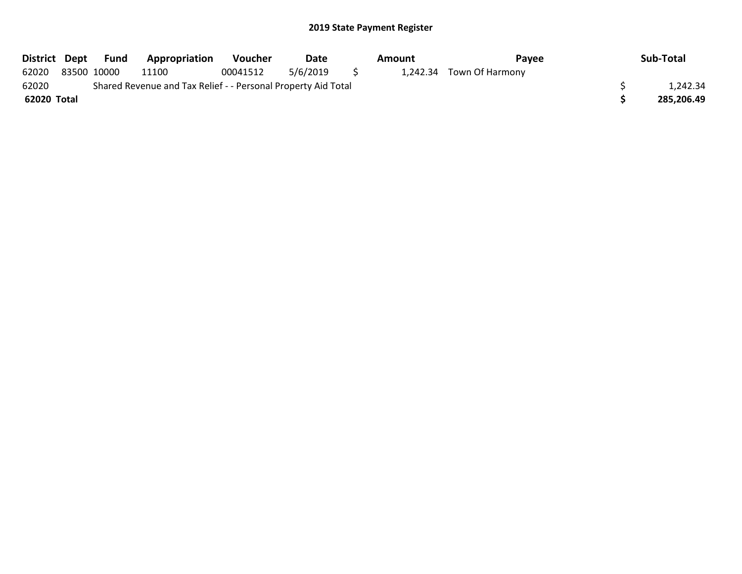## 2019 State Payment Register

| District | Dept | Fund | Appropriation | Voucher | Date | Amount | Payee | Sub-Total |
|---|---|---|---|---|---|---|---|---|
| 62020 | 83500 | 10000 | 11100 | 00041512 | 5/6/2019 | $ 1,242.34 | Town Of Harmony | |
| 62020 | Shared Revenue and Tax Relief - - Personal Property Aid Total | | | | | | | $ 1,242.34 |
| **62020 Total** | | | | | | | | **$ 285,206.49** |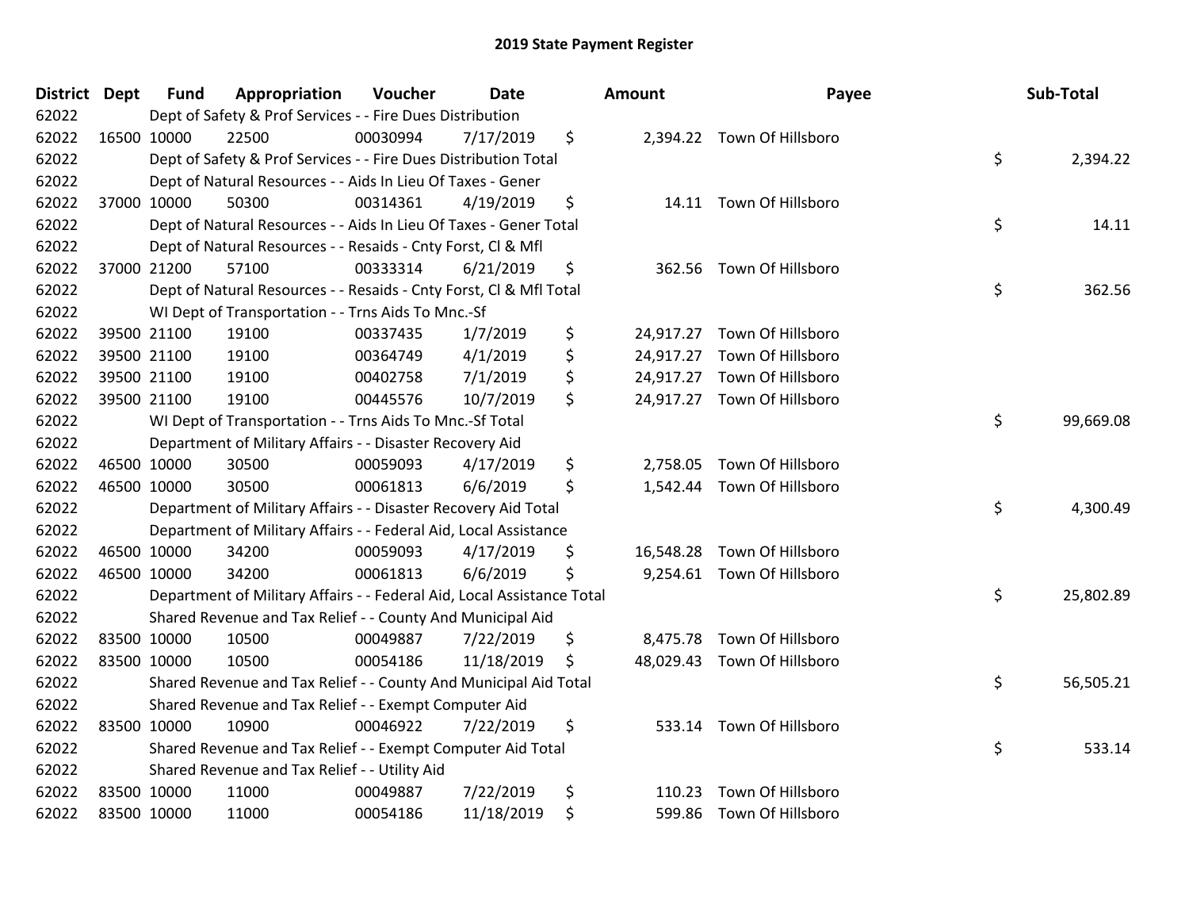# 2019 State Payment Register

| District | Dept | Fund | Appropriation | Voucher | Date | Amount | Payee | Sub-Total |
|---|---|---|---|---|---|---|---|---|
| 62022 | | Dept of Safety & Prof Services - - Fire Dues Distribution | | | | | | |
| 62022 | 16500 | 10000 | 22500 | 00030994 | 7/17/2019 | $ 2,394.22 | Town Of Hillsboro | |
| 62022 | | Dept of Safety & Prof Services - - Fire Dues Distribution Total | | | | | | $ 2,394.22 |
| 62022 | | Dept of Natural Resources - - Aids In Lieu Of Taxes - Gener | | | | | | |
| 62022 | 37000 | 10000 | 50300 | 00314361 | 4/19/2019 | $ 14.11 | Town Of Hillsboro | |
| 62022 | | Dept of Natural Resources - - Aids In Lieu Of Taxes - Gener Total | | | | | | $ 14.11 |
| 62022 | | Dept of Natural Resources - - Resaids - Cnty Forst, Cl & Mfl | | | | | | |
| 62022 | 37000 | 21200 | 57100 | 00333314 | 6/21/2019 | $ 362.56 | Town Of Hillsboro | |
| 62022 | | Dept of Natural Resources - - Resaids - Cnty Forst, Cl & Mfl Total | | | | | | $ 362.56 |
| 62022 | | WI Dept of Transportation - - Trns Aids To Mnc.-Sf | | | | | | |
| 62022 | 39500 | 21100 | 19100 | 00337435 | 1/7/2019 | $ 24,917.27 | Town Of Hillsboro | |
| 62022 | 39500 | 21100 | 19100 | 00364749 | 4/1/2019 | $ 24,917.27 | Town Of Hillsboro | |
| 62022 | 39500 | 21100 | 19100 | 00402758 | 7/1/2019 | $ 24,917.27 | Town Of Hillsboro | |
| 62022 | 39500 | 21100 | 19100 | 00445576 | 10/7/2019 | $ 24,917.27 | Town Of Hillsboro | |
| 62022 | | WI Dept of Transportation - - Trns Aids To Mnc.-Sf Total | | | | | | $ 99,669.08 |
| 62022 | | Department of Military Affairs - - Disaster Recovery Aid | | | | | | |
| 62022 | 46500 | 10000 | 30500 | 00059093 | 4/17/2019 | $ 2,758.05 | Town Of Hillsboro | |
| 62022 | 46500 | 10000 | 30500 | 00061813 | 6/6/2019 | $ 1,542.44 | Town Of Hillsboro | |
| 62022 | | Department of Military Affairs - - Disaster Recovery Aid Total | | | | | | $ 4,300.49 |
| 62022 | | Department of Military Affairs - - Federal Aid, Local Assistance | | | | | | |
| 62022 | 46500 | 10000 | 34200 | 00059093 | 4/17/2019 | $ 16,548.28 | Town Of Hillsboro | |
| 62022 | 46500 | 10000 | 34200 | 00061813 | 6/6/2019 | $ 9,254.61 | Town Of Hillsboro | |
| 62022 | | Department of Military Affairs - - Federal Aid, Local Assistance Total | | | | | | $ 25,802.89 |
| 62022 | | Shared Revenue and Tax Relief - - County And Municipal Aid | | | | | | |
| 62022 | 83500 | 10000 | 10500 | 00049887 | 7/22/2019 | $ 8,475.78 | Town Of Hillsboro | |
| 62022 | 83500 | 10000 | 10500 | 00054186 | 11/18/2019 | $ 48,029.43 | Town Of Hillsboro | |
| 62022 | | Shared Revenue and Tax Relief - - County And Municipal Aid Total | | | | | | $ 56,505.21 |
| 62022 | | Shared Revenue and Tax Relief - - Exempt Computer Aid | | | | | | |
| 62022 | 83500 | 10000 | 10900 | 00046922 | 7/22/2019 | $ 533.14 | Town Of Hillsboro | |
| 62022 | | Shared Revenue and Tax Relief - - Exempt Computer Aid Total | | | | | | $ 533.14 |
| 62022 | | Shared Revenue and Tax Relief - - Utility Aid | | | | | | |
| 62022 | 83500 | 10000 | 11000 | 00049887 | 7/22/2019 | $ 110.23 | Town Of Hillsboro | |
| 62022 | 83500 | 10000 | 11000 | 00054186 | 11/18/2019 | $ 599.86 | Town Of Hillsboro | |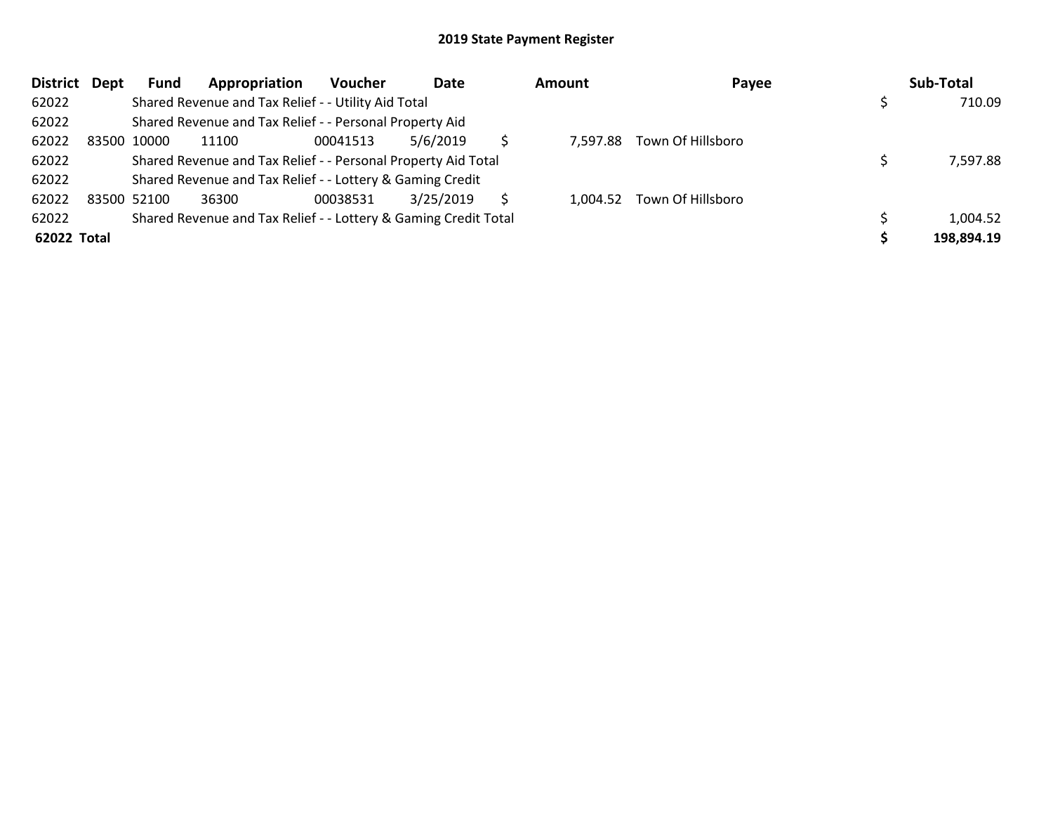## 2019 State Payment Register

| District | Dept | Fund | Appropriation | Voucher | Date | Amount | Payee | Sub-Total |
|---|---|---|---|---|---|---|---|---|
| 62022 | | Shared Revenue and Tax Relief - - Utility Aid Total | | | | | | $ 710.09 |
| 62022 | | Shared Revenue and Tax Relief - - Personal Property Aid | | | | | | |
| 62022 | 83500 | 10000 | 11100 | 00041513 | 5/6/2019 | $ 7,597.88 | Town Of Hillsboro | |
| 62022 | | Shared Revenue and Tax Relief - - Personal Property Aid Total | | | | | | $ 7,597.88 |
| 62022 | | Shared Revenue and Tax Relief - - Lottery & Gaming Credit | | | | | | |
| 62022 | 83500 | 52100 | 36300 | 00038531 | 3/25/2019 | $ 1,004.52 | Town Of Hillsboro | |
| 62022 | | Shared Revenue and Tax Relief - - Lottery & Gaming Credit Total | | | | | | $ 1,004.52 |
| **62022 Total** | | | | | | | | **$ 198,894.19** |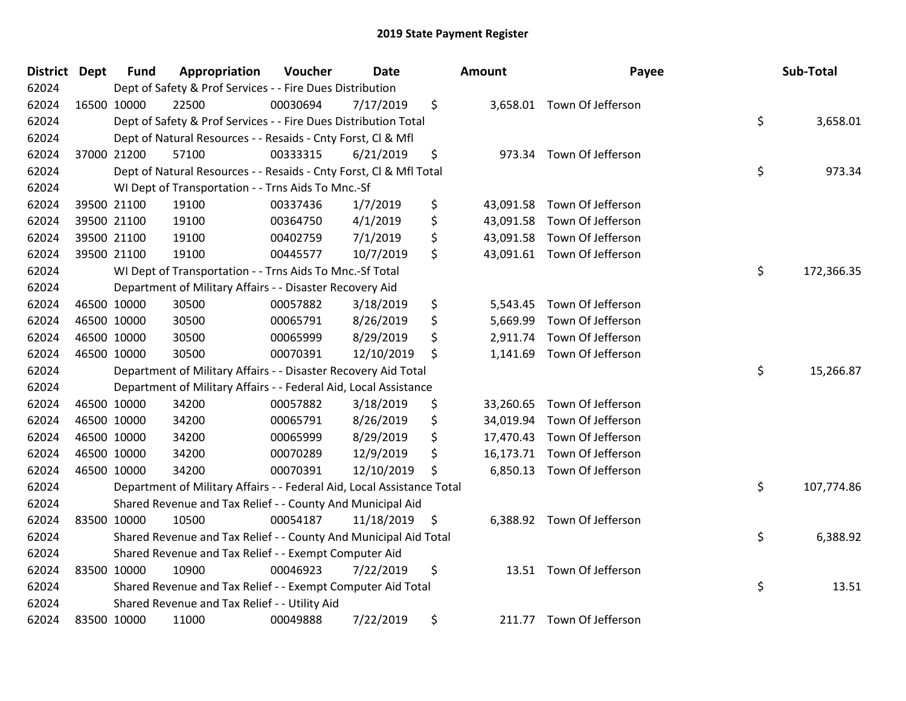# 2019 State Payment Register

| District | Dept | Fund | Appropriation | Voucher | Date | Amount | Payee | Sub-Total |
|---|---|---|---|---|---|---|---|---|
| 62024 | | Dept of Safety & Prof Services - - Fire Dues Distribution | | | | | | |
| 62024 | 16500 | 10000 | 22500 | 00030694 | 7/17/2019 | $ 3,658.01 | Town Of Jefferson | |
| 62024 | | Dept of Safety & Prof Services - - Fire Dues Distribution Total | | | | | | $ 3,658.01 |
| 62024 | | Dept of Natural Resources - - Resaids - Cnty Forst, Cl & Mfl | | | | | | |
| 62024 | 37000 | 21200 | 57100 | 00333315 | 6/21/2019 | $ 973.34 | Town Of Jefferson | |
| 62024 | | Dept of Natural Resources - - Resaids - Cnty Forst, Cl & Mfl Total | | | | | | $ 973.34 |
| 62024 | | WI Dept of Transportation - - Trns Aids To Mnc.-Sf | | | | | | |
| 62024 | 39500 | 21100 | 19100 | 00337436 | 1/7/2019 | $ 43,091.58 | Town Of Jefferson | |
| 62024 | 39500 | 21100 | 19100 | 00364750 | 4/1/2019 | $ 43,091.58 | Town Of Jefferson | |
| 62024 | 39500 | 21100 | 19100 | 00402759 | 7/1/2019 | $ 43,091.58 | Town Of Jefferson | |
| 62024 | 39500 | 21100 | 19100 | 00445577 | 10/7/2019 | $ 43,091.61 | Town Of Jefferson | |
| 62024 | | WI Dept of Transportation - - Trns Aids To Mnc.-Sf Total | | | | | | $ 172,366.35 |
| 62024 | | Department of Military Affairs - - Disaster Recovery Aid | | | | | | |
| 62024 | 46500 | 10000 | 30500 | 00057882 | 3/18/2019 | $ 5,543.45 | Town Of Jefferson | |
| 62024 | 46500 | 10000 | 30500 | 00065791 | 8/26/2019 | $ 5,669.99 | Town Of Jefferson | |
| 62024 | 46500 | 10000 | 30500 | 00065999 | 8/29/2019 | $ 2,911.74 | Town Of Jefferson | |
| 62024 | 46500 | 10000 | 30500 | 00070391 | 12/10/2019 | $ 1,141.69 | Town Of Jefferson | |
| 62024 | | Department of Military Affairs - - Disaster Recovery Aid Total | | | | | | $ 15,266.87 |
| 62024 | | Department of Military Affairs - - Federal Aid, Local Assistance | | | | | | |
| 62024 | 46500 | 10000 | 34200 | 00057882 | 3/18/2019 | $ 33,260.65 | Town Of Jefferson | |
| 62024 | 46500 | 10000 | 34200 | 00065791 | 8/26/2019 | $ 34,019.94 | Town Of Jefferson | |
| 62024 | 46500 | 10000 | 34200 | 00065999 | 8/29/2019 | $ 17,470.43 | Town Of Jefferson | |
| 62024 | 46500 | 10000 | 34200 | 00070289 | 12/9/2019 | $ 16,173.71 | Town Of Jefferson | |
| 62024 | 46500 | 10000 | 34200 | 00070391 | 12/10/2019 | $ 6,850.13 | Town Of Jefferson | |
| 62024 | | Department of Military Affairs - - Federal Aid, Local Assistance Total | | | | | | $ 107,774.86 |
| 62024 | | Shared Revenue and Tax Relief - - County And Municipal Aid | | | | | | |
| 62024 | 83500 | 10000 | 10500 | 00054187 | 11/18/2019 | $ 6,388.92 | Town Of Jefferson | |
| 62024 | | Shared Revenue and Tax Relief - - County And Municipal Aid Total | | | | | | $ 6,388.92 |
| 62024 | | Shared Revenue and Tax Relief - - Exempt Computer Aid | | | | | | |
| 62024 | 83500 | 10000 | 10900 | 00046923 | 7/22/2019 | $ 13.51 | Town Of Jefferson | |
| 62024 | | Shared Revenue and Tax Relief - - Exempt Computer Aid Total | | | | | | $ 13.51 |
| 62024 | | Shared Revenue and Tax Relief - - Utility Aid | | | | | | |
| 62024 | 83500 | 10000 | 11000 | 00049888 | 7/22/2019 | $ 211.77 | Town Of Jefferson | |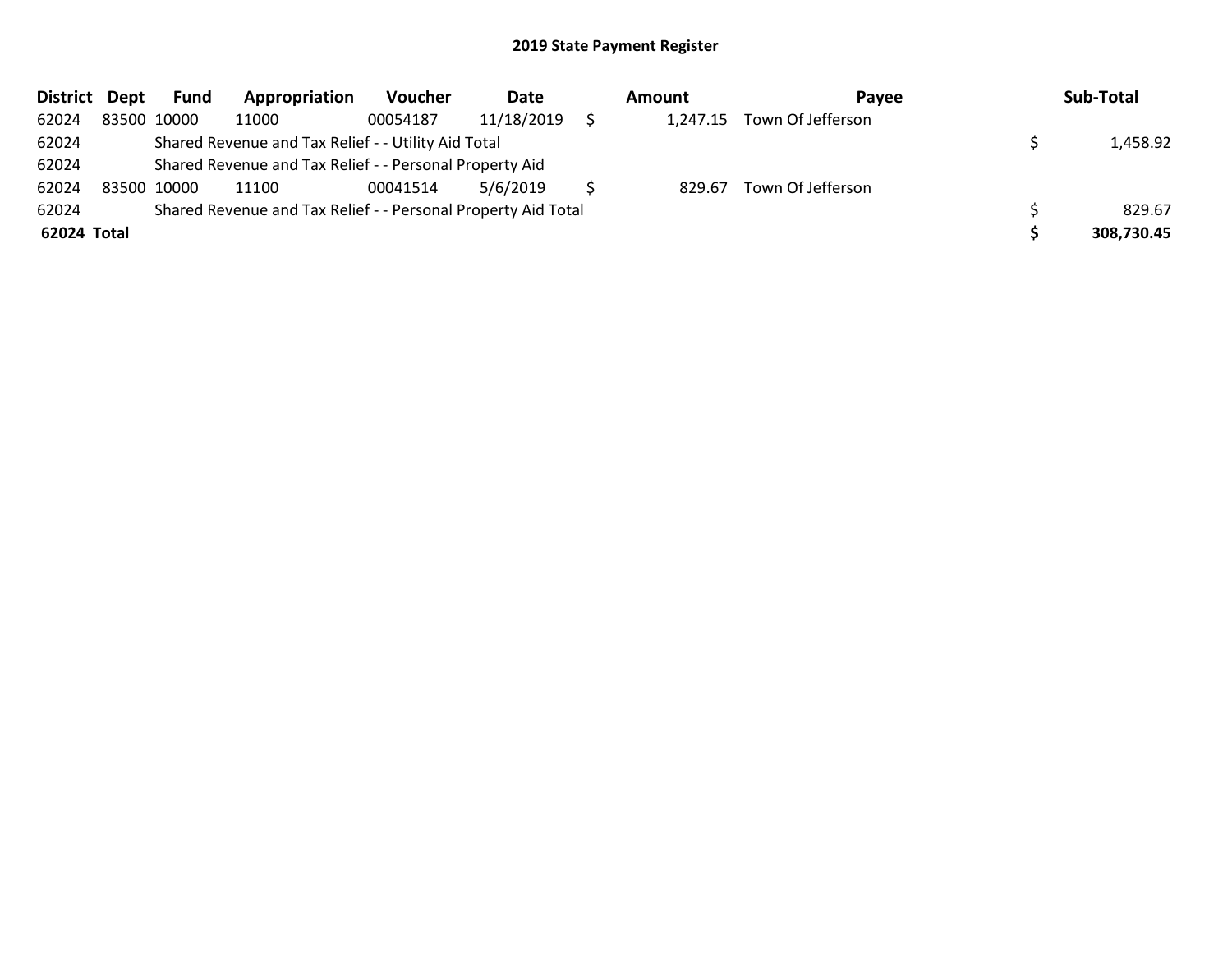## 2019 State Payment Register

| District | Dept | Fund | Appropriation | Voucher | Date | Amount | Payee | Sub-Total |
|---|---|---|---|---|---|---|---|---|
| 62024 | 83500 | 10000 | 11000 | 00054187 | 11/18/2019 | $ 1,247.15 | Town Of Jefferson | |
| 62024 | | Shared Revenue and Tax Relief - - Utility Aid Total | | | | | | $ 1,458.92 |
| 62024 | | Shared Revenue and Tax Relief - - Personal Property Aid | | | | | | |
| 62024 | 83500 | 10000 | 11100 | 00041514 | 5/6/2019 | $ 829.67 | Town Of Jefferson | |
| 62024 | | Shared Revenue and Tax Relief - - Personal Property Aid Total | | | | | | $ 829.67 |
| **62024** | **Total** | | | | | | | **$ 308,730.45** |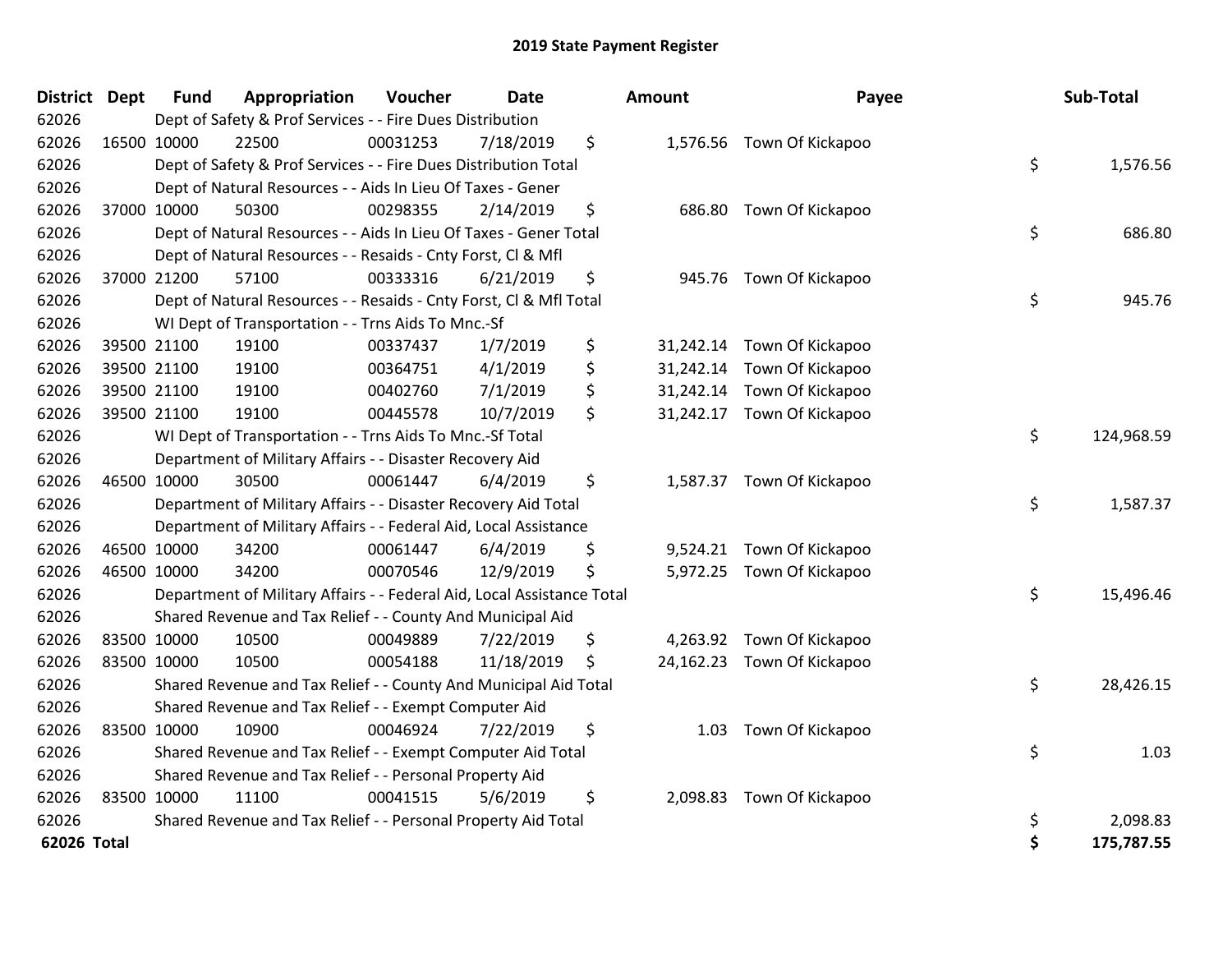# 2019 State Payment Register

| District | Dept | Fund | Appropriation | Voucher | Date | Amount | Payee | Sub-Total |
|---|---|---|---|---|---|---|---|---|
| 62026 | | Dept of Safety & Prof Services - - Fire Dues Distribution | | | | | | |
| 62026 | 16500 | 10000 | 22500 | 00031253 | 7/18/2019 | $ 1,576.56 | Town Of Kickapoo | |
| 62026 | | Dept of Safety & Prof Services - - Fire Dues Distribution Total | | | | | | $ 1,576.56 |
| 62026 | | Dept of Natural Resources - - Aids In Lieu Of Taxes - Gener | | | | | | |
| 62026 | 37000 | 10000 | 50300 | 00298355 | 2/14/2019 | $ 686.80 | Town Of Kickapoo | |
| 62026 | | Dept of Natural Resources - - Aids In Lieu Of Taxes - Gener Total | | | | | | $ 686.80 |
| 62026 | | Dept of Natural Resources - - Resaids - Cnty Forst, Cl & Mfl | | | | | | |
| 62026 | 37000 | 21200 | 57100 | 00333316 | 6/21/2019 | $ 945.76 | Town Of Kickapoo | |
| 62026 | | Dept of Natural Resources - - Resaids - Cnty Forst, Cl & Mfl Total | | | | | | $ 945.76 |
| 62026 | | WI Dept of Transportation - - Trns Aids To Mnc.-Sf | | | | | | |
| 62026 | 39500 | 21100 | 19100 | 00337437 | 1/7/2019 | $ 31,242.14 | Town Of Kickapoo | |
| 62026 | 39500 | 21100 | 19100 | 00364751 | 4/1/2019 | $ 31,242.14 | Town Of Kickapoo | |
| 62026 | 39500 | 21100 | 19100 | 00402760 | 7/1/2019 | $ 31,242.14 | Town Of Kickapoo | |
| 62026 | 39500 | 21100 | 19100 | 00445578 | 10/7/2019 | $ 31,242.17 | Town Of Kickapoo | |
| 62026 | | WI Dept of Transportation - - Trns Aids To Mnc.-Sf Total | | | | | | $ 124,968.59 |
| 62026 | | Department of Military Affairs - - Disaster Recovery Aid | | | | | | |
| 62026 | 46500 | 10000 | 30500 | 00061447 | 6/4/2019 | $ 1,587.37 | Town Of Kickapoo | |
| 62026 | | Department of Military Affairs - - Disaster Recovery Aid Total | | | | | | $ 1,587.37 |
| 62026 | | Department of Military Affairs - - Federal Aid, Local Assistance | | | | | | |
| 62026 | 46500 | 10000 | 34200 | 00061447 | 6/4/2019 | $ 9,524.21 | Town Of Kickapoo | |
| 62026 | 46500 | 10000 | 34200 | 00070546 | 12/9/2019 | $ 5,972.25 | Town Of Kickapoo | |
| 62026 | | Department of Military Affairs - - Federal Aid, Local Assistance Total | | | | | | $ 15,496.46 |
| 62026 | | Shared Revenue and Tax Relief - - County And Municipal Aid | | | | | | |
| 62026 | 83500 | 10000 | 10500 | 00049889 | 7/22/2019 | $ 4,263.92 | Town Of Kickapoo | |
| 62026 | 83500 | 10000 | 10500 | 00054188 | 11/18/2019 | $ 24,162.23 | Town Of Kickapoo | |
| 62026 | | Shared Revenue and Tax Relief - - County And Municipal Aid Total | | | | | | $ 28,426.15 |
| 62026 | | Shared Revenue and Tax Relief - - Exempt Computer Aid | | | | | | |
| 62026 | 83500 | 10000 | 10900 | 00046924 | 7/22/2019 | $ 1.03 | Town Of Kickapoo | |
| 62026 | | Shared Revenue and Tax Relief - - Exempt Computer Aid Total | | | | | | $ 1.03 |
| 62026 | | Shared Revenue and Tax Relief - - Personal Property Aid | | | | | | |
| 62026 | 83500 | 10000 | 11100 | 00041515 | 5/6/2019 | $ 2,098.83 | Town Of Kickapoo | |
| 62026 | | Shared Revenue and Tax Relief - - Personal Property Aid Total | | | | | | $ 2,098.83 |
| **62026 Total** | | | | | | | | **$ 175,787.55** |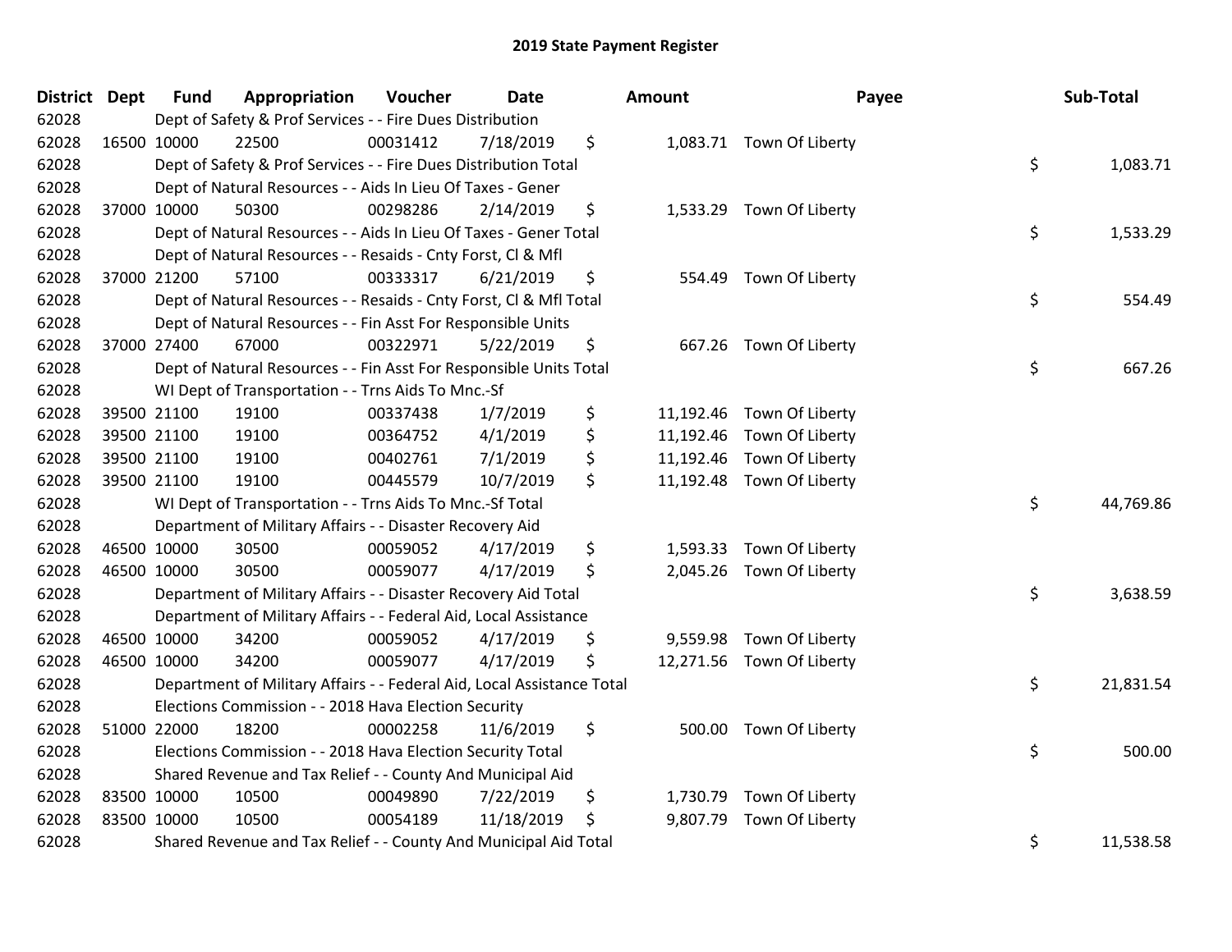# 2019 State Payment Register

| District | Dept | Fund | Appropriation | Voucher | Date | Amount | Payee | Sub-Total |
|---|---|---|---|---|---|---|---|---|
| 62028 | | | Dept of Safety & Prof Services - - Fire Dues Distribution | | | | | |
| 62028 | 16500 | 10000 | 22500 | 00031412 | 7/18/2019 | $ 1,083.71 | Town Of Liberty | |
| 62028 | | | Dept of Safety & Prof Services - - Fire Dues Distribution Total | | | | | $ 1,083.71 |
| 62028 | | | Dept of Natural Resources - - Aids In Lieu Of Taxes - Gener | | | | | |
| 62028 | 37000 | 10000 | 50300 | 00298286 | 2/14/2019 | $ 1,533.29 | Town Of Liberty | |
| 62028 | | | Dept of Natural Resources - - Aids In Lieu Of Taxes - Gener Total | | | | | $ 1,533.29 |
| 62028 | | | Dept of Natural Resources - - Resaids - Cnty Forst, Cl & Mfl | | | | | |
| 62028 | 37000 | 21200 | 57100 | 00333317 | 6/21/2019 | $ 554.49 | Town Of Liberty | |
| 62028 | | | Dept of Natural Resources - - Resaids - Cnty Forst, Cl & Mfl Total | | | | | $ 554.49 |
| 62028 | | | Dept of Natural Resources - - Fin Asst For Responsible Units | | | | | |
| 62028 | 37000 | 27400 | 67000 | 00322971 | 5/22/2019 | $ 667.26 | Town Of Liberty | |
| 62028 | | | Dept of Natural Resources - - Fin Asst For Responsible Units Total | | | | | $ 667.26 |
| 62028 | | | WI Dept of Transportation - - Trns Aids To Mnc.-Sf | | | | | |
| 62028 | 39500 | 21100 | 19100 | 00337438 | 1/7/2019 | $ 11,192.46 | Town Of Liberty | |
| 62028 | 39500 | 21100 | 19100 | 00364752 | 4/1/2019 | $ 11,192.46 | Town Of Liberty | |
| 62028 | 39500 | 21100 | 19100 | 00402761 | 7/1/2019 | $ 11,192.46 | Town Of Liberty | |
| 62028 | 39500 | 21100 | 19100 | 00445579 | 10/7/2019 | $ 11,192.48 | Town Of Liberty | |
| 62028 | | | WI Dept of Transportation - - Trns Aids To Mnc.-Sf Total | | | | | $ 44,769.86 |
| 62028 | | | Department of Military Affairs - - Disaster Recovery Aid | | | | | |
| 62028 | 46500 | 10000 | 30500 | 00059052 | 4/17/2019 | $ 1,593.33 | Town Of Liberty | |
| 62028 | 46500 | 10000 | 30500 | 00059077 | 4/17/2019 | $ 2,045.26 | Town Of Liberty | |
| 62028 | | | Department of Military Affairs - - Disaster Recovery Aid Total | | | | | $ 3,638.59 |
| 62028 | | | Department of Military Affairs - - Federal Aid, Local Assistance | | | | | |
| 62028 | 46500 | 10000 | 34200 | 00059052 | 4/17/2019 | $ 9,559.98 | Town Of Liberty | |
| 62028 | 46500 | 10000 | 34200 | 00059077 | 4/17/2019 | $ 12,271.56 | Town Of Liberty | |
| 62028 | | | Department of Military Affairs - - Federal Aid, Local Assistance Total | | | | | $ 21,831.54 |
| 62028 | | | Elections Commission - - 2018 Hava Election Security | | | | | |
| 62028 | 51000 | 22000 | 18200 | 00002258 | 11/6/2019 | $ 500.00 | Town Of Liberty | |
| 62028 | | | Elections Commission - - 2018 Hava Election Security Total | | | | | $ 500.00 |
| 62028 | | | Shared Revenue and Tax Relief - - County And Municipal Aid | | | | | |
| 62028 | 83500 | 10000 | 10500 | 00049890 | 7/22/2019 | $ 1,730.79 | Town Of Liberty | |
| 62028 | 83500 | 10000 | 10500 | 00054189 | 11/18/2019 | $ 9,807.79 | Town Of Liberty | |
| 62028 | | | Shared Revenue and Tax Relief - - County And Municipal Aid Total | | | | | $ 11,538.58 |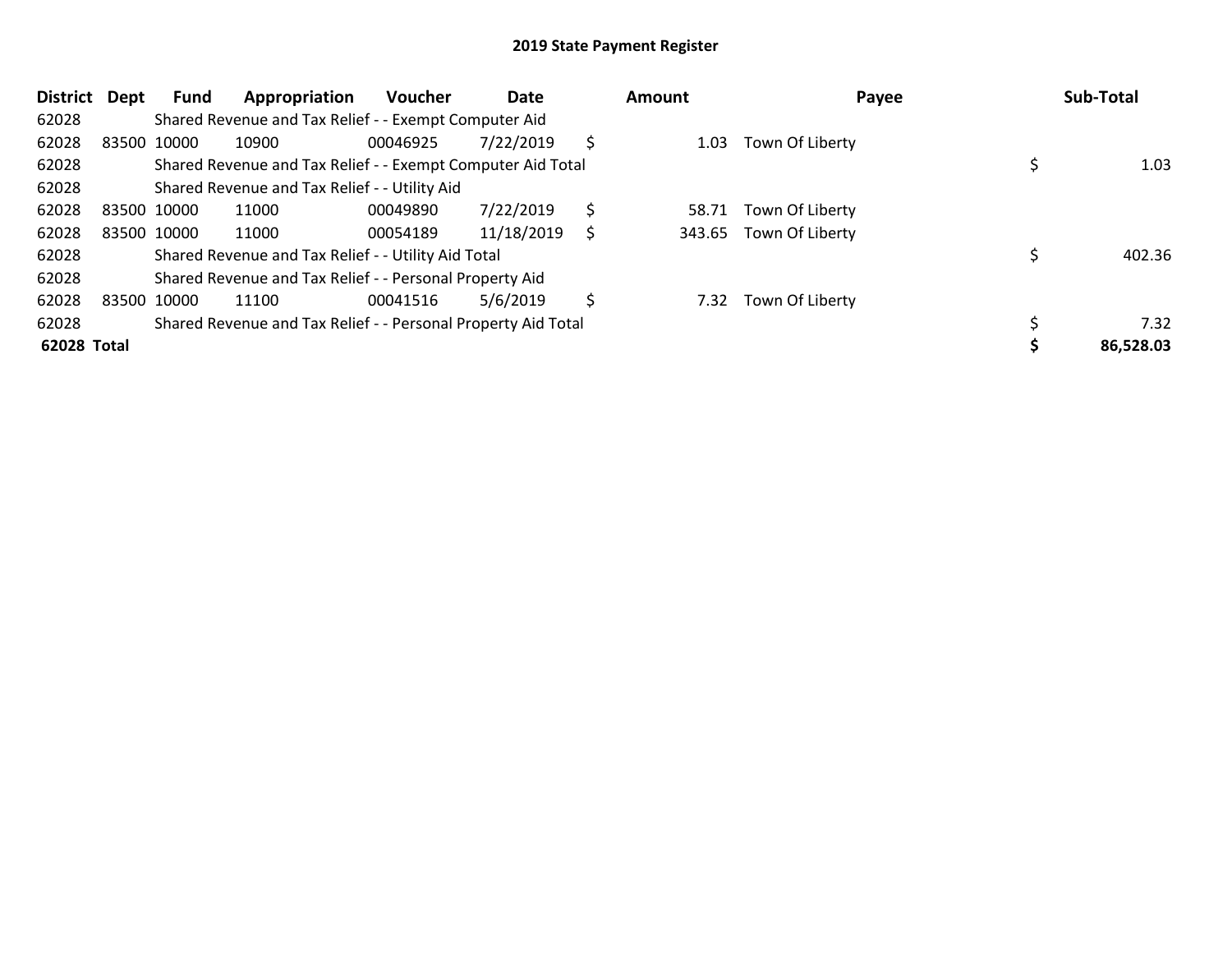## 2019 State Payment Register

| District | Dept | Fund | Appropriation | Voucher | Date | Amount | Payee | Sub-Total |
|---|---|---|---|---|---|---|---|---|
| 62028 | | Shared Revenue and Tax Relief - - Exempt Computer Aid | | | | | | |
| 62028 | 83500 | 10000 | 10900 | 00046925 | 7/22/2019 | $ 1.03 | Town Of Liberty | |
| 62028 | | Shared Revenue and Tax Relief - - Exempt Computer Aid Total | | | | | | $ 1.03 |
| 62028 | | Shared Revenue and Tax Relief - - Utility Aid | | | | | | |
| 62028 | 83500 | 10000 | 11000 | 00049890 | 7/22/2019 | $ 58.71 | Town Of Liberty | |
| 62028 | 83500 | 10000 | 11000 | 00054189 | 11/18/2019 | $ 343.65 | Town Of Liberty | |
| 62028 | | Shared Revenue and Tax Relief - - Utility Aid Total | | | | | | $ 402.36 |
| 62028 | | Shared Revenue and Tax Relief - - Personal Property Aid | | | | | | |
| 62028 | 83500 | 10000 | 11100 | 00041516 | 5/6/2019 | $ 7.32 | Town Of Liberty | |
| 62028 | | Shared Revenue and Tax Relief - - Personal Property Aid Total | | | | | | $ 7.32 |
| **62028 Total** | | | | | | | | **$ 86,528.03** |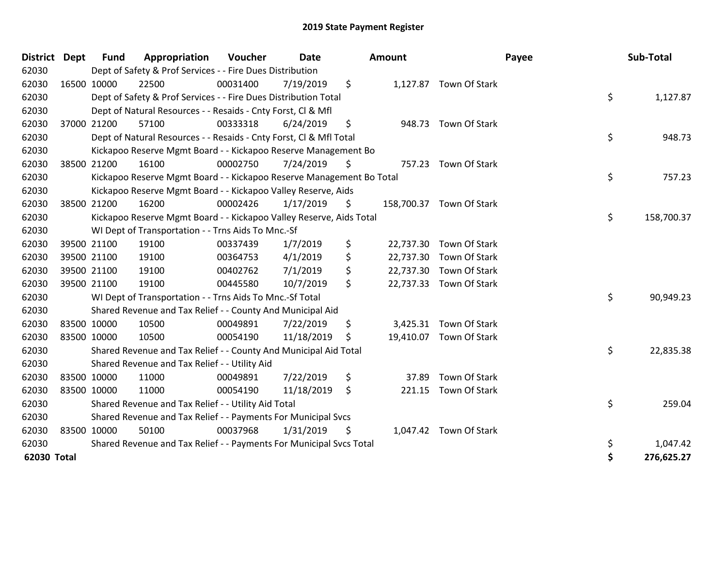# 2019 State Payment Register

| District | Dept | Fund | Appropriation | Voucher | Date | Amount | Payee | Sub-Total |
|---|---|---|---|---|---|---|---|---|
| 62030 | | Dept of Safety & Prof Services - - Fire Dues Distribution | | | | | | |
| 62030 | 16500 | 10000 | 22500 | 00031400 | 7/19/2019 | $ 1,127.87 | Town Of Stark | |
| 62030 | | Dept of Safety & Prof Services - - Fire Dues Distribution Total | | | | | | $ 1,127.87 |
| 62030 | | Dept of Natural Resources - - Resaids - Cnty Forst, Cl & Mfl | | | | | | |
| 62030 | 37000 | 21200 | 57100 | 00333318 | 6/24/2019 | $ 948.73 | Town Of Stark | |
| 62030 | | Dept of Natural Resources - - Resaids - Cnty Forst, Cl & Mfl Total | | | | | | $ 948.73 |
| 62030 | | Kickapoo Reserve Mgmt Board - - Kickapoo Reserve Management Bo | | | | | | |
| 62030 | 38500 | 21200 | 16100 | 00002750 | 7/24/2019 | $ 757.23 | Town Of Stark | |
| 62030 | | Kickapoo Reserve Mgmt Board - - Kickapoo Reserve Management Bo Total | | | | | | $ 757.23 |
| 62030 | | Kickapoo Reserve Mgmt Board - - Kickapoo Valley Reserve, Aids | | | | | | |
| 62030 | 38500 | 21200 | 16200 | 00002426 | 1/17/2019 | $ 158,700.37 | Town Of Stark | |
| 62030 | | Kickapoo Reserve Mgmt Board - - Kickapoo Valley Reserve, Aids Total | | | | | | $ 158,700.37 |
| 62030 | | WI Dept of Transportation - - Trns Aids To Mnc.-Sf | | | | | | |
| 62030 | 39500 | 21100 | 19100 | 00337439 | 1/7/2019 | $ 22,737.30 | Town Of Stark | |
| 62030 | 39500 | 21100 | 19100 | 00364753 | 4/1/2019 | $ 22,737.30 | Town Of Stark | |
| 62030 | 39500 | 21100 | 19100 | 00402762 | 7/1/2019 | $ 22,737.30 | Town Of Stark | |
| 62030 | 39500 | 21100 | 19100 | 00445580 | 10/7/2019 | $ 22,737.33 | Town Of Stark | |
| 62030 | | WI Dept of Transportation - - Trns Aids To Mnc.-Sf Total | | | | | | $ 90,949.23 |
| 62030 | | Shared Revenue and Tax Relief - - County And Municipal Aid | | | | | | |
| 62030 | 83500 | 10000 | 10500 | 00049891 | 7/22/2019 | $ 3,425.31 | Town Of Stark | |
| 62030 | 83500 | 10000 | 10500 | 00054190 | 11/18/2019 | $ 19,410.07 | Town Of Stark | |
| 62030 | | Shared Revenue and Tax Relief - - County And Municipal Aid Total | | | | | | $ 22,835.38 |
| 62030 | | Shared Revenue and Tax Relief - - Utility Aid | | | | | | |
| 62030 | 83500 | 10000 | 11000 | 00049891 | 7/22/2019 | $ 37.89 | Town Of Stark | |
| 62030 | 83500 | 10000 | 11000 | 00054190 | 11/18/2019 | $ 221.15 | Town Of Stark | |
| 62030 | | Shared Revenue and Tax Relief - - Utility Aid Total | | | | | | $ 259.04 |
| 62030 | | Shared Revenue and Tax Relief - - Payments For Municipal Svcs | | | | | | |
| 62030 | 83500 | 10000 | 50100 | 00037968 | 1/31/2019 | $ 1,047.42 | Town Of Stark | |
| 62030 | | Shared Revenue and Tax Relief - - Payments For Municipal Svcs Total | | | | | | $ 1,047.42 |
| **62030 Total** | | | | | | | | **$ 276,625.27** |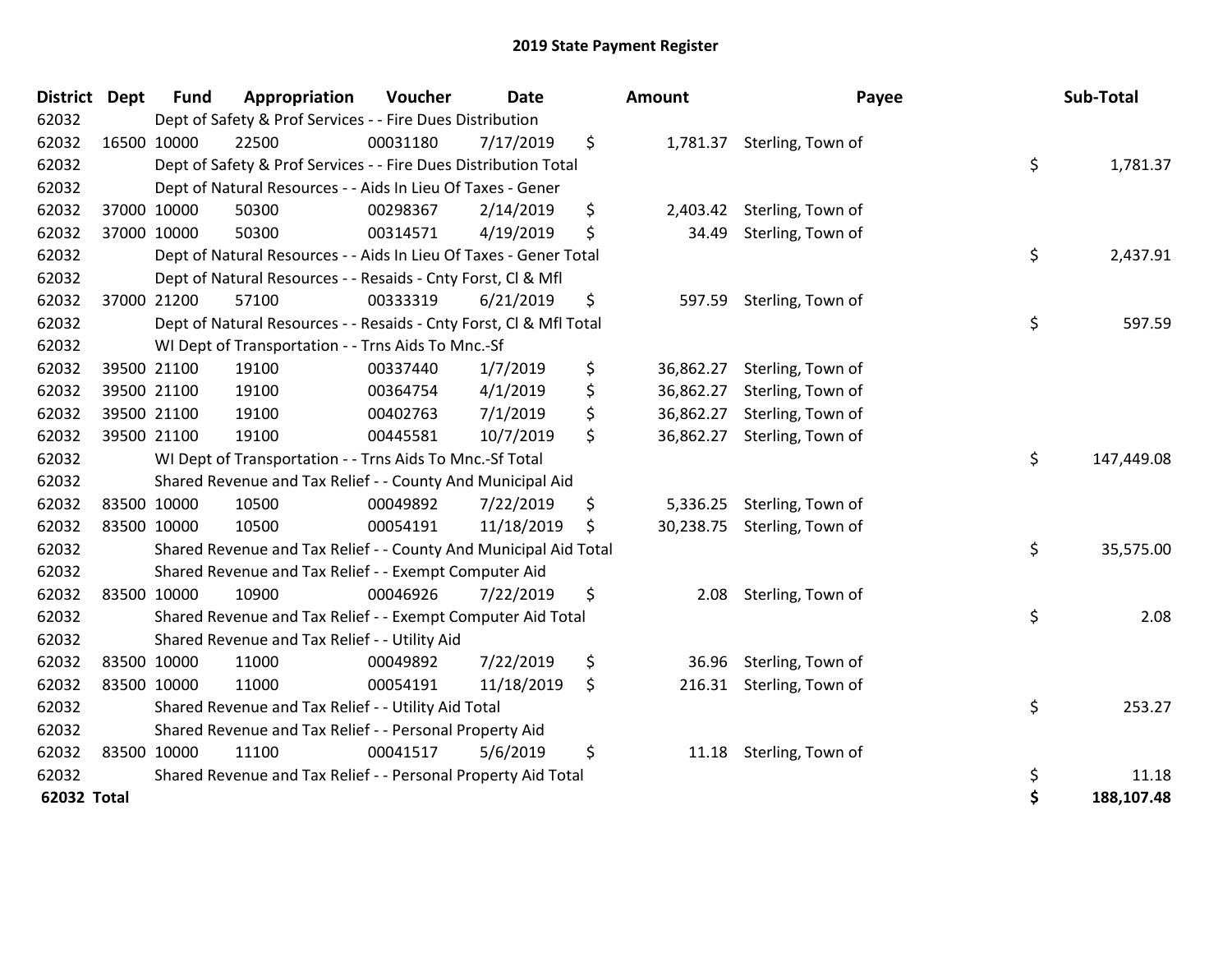# 2019 State Payment Register

| District | Dept | Fund | Appropriation | Voucher | Date | Amount | Payee | Sub-Total |
|---|---|---|---|---|---|---|---|---|
| 62032 | | Dept of Safety & Prof Services - - Fire Dues Distribution | | | | | | |
| 62032 | 16500 | 10000 | 22500 | 00031180 | 7/17/2019 | $ 1,781.37 | Sterling, Town of | |
| 62032 | | Dept of Safety & Prof Services - - Fire Dues Distribution Total | | | | | | $ 1,781.37 |
| 62032 | | Dept of Natural Resources - - Aids In Lieu Of Taxes - Gener | | | | | | |
| 62032 | 37000 | 10000 | 50300 | 00298367 | 2/14/2019 | $ 2,403.42 | Sterling, Town of | |
| 62032 | 37000 | 10000 | 50300 | 00314571 | 4/19/2019 | $ 34.49 | Sterling, Town of | |
| 62032 | | Dept of Natural Resources - - Aids In Lieu Of Taxes - Gener Total | | | | | | $ 2,437.91 |
| 62032 | | Dept of Natural Resources - - Resaids - Cnty Forst, Cl & Mfl | | | | | | |
| 62032 | 37000 | 21200 | 57100 | 00333319 | 6/21/2019 | $ 597.59 | Sterling, Town of | |
| 62032 | | Dept of Natural Resources - - Resaids - Cnty Forst, Cl & Mfl Total | | | | | | $ 597.59 |
| 62032 | | WI Dept of Transportation - - Trns Aids To Mnc.-Sf | | | | | | |
| 62032 | 39500 | 21100 | 19100 | 00337440 | 1/7/2019 | $ 36,862.27 | Sterling, Town of | |
| 62032 | 39500 | 21100 | 19100 | 00364754 | 4/1/2019 | $ 36,862.27 | Sterling, Town of | |
| 62032 | 39500 | 21100 | 19100 | 00402763 | 7/1/2019 | $ 36,862.27 | Sterling, Town of | |
| 62032 | 39500 | 21100 | 19100 | 00445581 | 10/7/2019 | $ 36,862.27 | Sterling, Town of | |
| 62032 | | WI Dept of Transportation - - Trns Aids To Mnc.-Sf Total | | | | | | $ 147,449.08 |
| 62032 | | Shared Revenue and Tax Relief - - County And Municipal Aid | | | | | | |
| 62032 | 83500 | 10000 | 10500 | 00049892 | 7/22/2019 | $ 5,336.25 | Sterling, Town of | |
| 62032 | 83500 | 10000 | 10500 | 00054191 | 11/18/2019 | $ 30,238.75 | Sterling, Town of | |
| 62032 | | Shared Revenue and Tax Relief - - County And Municipal Aid Total | | | | | | $ 35,575.00 |
| 62032 | | Shared Revenue and Tax Relief - - Exempt Computer Aid | | | | | | |
| 62032 | 83500 | 10000 | 10900 | 00046926 | 7/22/2019 | $ 2.08 | Sterling, Town of | |
| 62032 | | Shared Revenue and Tax Relief - - Exempt Computer Aid Total | | | | | | $ 2.08 |
| 62032 | | Shared Revenue and Tax Relief - - Utility Aid | | | | | | |
| 62032 | 83500 | 10000 | 11000 | 00049892 | 7/22/2019 | $ 36.96 | Sterling, Town of | |
| 62032 | 83500 | 10000 | 11000 | 00054191 | 11/18/2019 | $ 216.31 | Sterling, Town of | |
| 62032 | | Shared Revenue and Tax Relief - - Utility Aid Total | | | | | | $ 253.27 |
| 62032 | | Shared Revenue and Tax Relief - - Personal Property Aid | | | | | | |
| 62032 | 83500 | 10000 | 11100 | 00041517 | 5/6/2019 | $ 11.18 | Sterling, Town of | |
| 62032 | | Shared Revenue and Tax Relief - - Personal Property Aid Total | | | | | | $ 11.18 |
| **62032 Total** | | | | | | | | **$ 188,107.48** |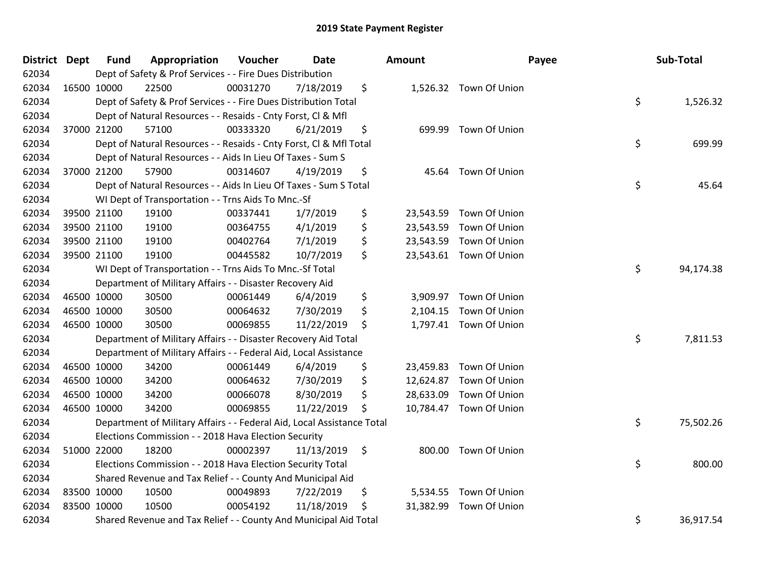# 2019 State Payment Register

| District | Dept | Fund | Appropriation | Voucher | Date | Amount | Payee | Sub-Total |
|---|---|---|---|---|---|---|---|---|
| 62034 | | Dept of Safety & Prof Services - - Fire Dues Distribution | | | | | | |
| 62034 | 16500 | 10000 | 22500 | 00031270 | 7/18/2019 | $ 1,526.32 | Town Of Union | |
| 62034 | | Dept of Safety & Prof Services - - Fire Dues Distribution Total | | | | | | $ 1,526.32 |
| 62034 | | Dept of Natural Resources - - Resaids - Cnty Forst, Cl & Mfl | | | | | | |
| 62034 | 37000 | 21200 | 57100 | 00333320 | 6/21/2019 | $ 699.99 | Town Of Union | |
| 62034 | | Dept of Natural Resources - - Resaids - Cnty Forst, Cl & Mfl Total | | | | | | $ 699.99 |
| 62034 | | Dept of Natural Resources - - Aids In Lieu Of Taxes - Sum S | | | | | | |
| 62034 | 37000 | 21200 | 57900 | 00314607 | 4/19/2019 | $ 45.64 | Town Of Union | |
| 62034 | | Dept of Natural Resources - - Aids In Lieu Of Taxes - Sum S Total | | | | | | $ 45.64 |
| 62034 | | WI Dept of Transportation - - Trns Aids To Mnc.-Sf | | | | | | |
| 62034 | 39500 | 21100 | 19100 | 00337441 | 1/7/2019 | $ 23,543.59 | Town Of Union | |
| 62034 | 39500 | 21100 | 19100 | 00364755 | 4/1/2019 | $ 23,543.59 | Town Of Union | |
| 62034 | 39500 | 21100 | 19100 | 00402764 | 7/1/2019 | $ 23,543.59 | Town Of Union | |
| 62034 | 39500 | 21100 | 19100 | 00445582 | 10/7/2019 | $ 23,543.61 | Town Of Union | |
| 62034 | | WI Dept of Transportation - - Trns Aids To Mnc.-Sf Total | | | | | | $ 94,174.38 |
| 62034 | | Department of Military Affairs - - Disaster Recovery Aid | | | | | | |
| 62034 | 46500 | 10000 | 30500 | 00061449 | 6/4/2019 | $ 3,909.97 | Town Of Union | |
| 62034 | 46500 | 10000 | 30500 | 00064632 | 7/30/2019 | $ 2,104.15 | Town Of Union | |
| 62034 | 46500 | 10000 | 30500 | 00069855 | 11/22/2019 | $ 1,797.41 | Town Of Union | |
| 62034 | | Department of Military Affairs - - Disaster Recovery Aid Total | | | | | | $ 7,811.53 |
| 62034 | | Department of Military Affairs - - Federal Aid, Local Assistance | | | | | | |
| 62034 | 46500 | 10000 | 34200 | 00061449 | 6/4/2019 | $ 23,459.83 | Town Of Union | |
| 62034 | 46500 | 10000 | 34200 | 00064632 | 7/30/2019 | $ 12,624.87 | Town Of Union | |
| 62034 | 46500 | 10000 | 34200 | 00066078 | 8/30/2019 | $ 28,633.09 | Town Of Union | |
| 62034 | 46500 | 10000 | 34200 | 00069855 | 11/22/2019 | $ 10,784.47 | Town Of Union | |
| 62034 | | Department of Military Affairs - - Federal Aid, Local Assistance Total | | | | | | $ 75,502.26 |
| 62034 | | Elections Commission - - 2018 Hava Election Security | | | | | | |
| 62034 | 51000 | 22000 | 18200 | 00002397 | 11/13/2019 | $ 800.00 | Town Of Union | |
| 62034 | | Elections Commission - - 2018 Hava Election Security Total | | | | | | $ 800.00 |
| 62034 | | Shared Revenue and Tax Relief - - County And Municipal Aid | | | | | | |
| 62034 | 83500 | 10000 | 10500 | 00049893 | 7/22/2019 | $ 5,534.55 | Town Of Union | |
| 62034 | 83500 | 10000 | 10500 | 00054192 | 11/18/2019 | $ 31,382.99 | Town Of Union | |
| 62034 | | Shared Revenue and Tax Relief - - County And Municipal Aid Total | | | | | | $ 36,917.54 |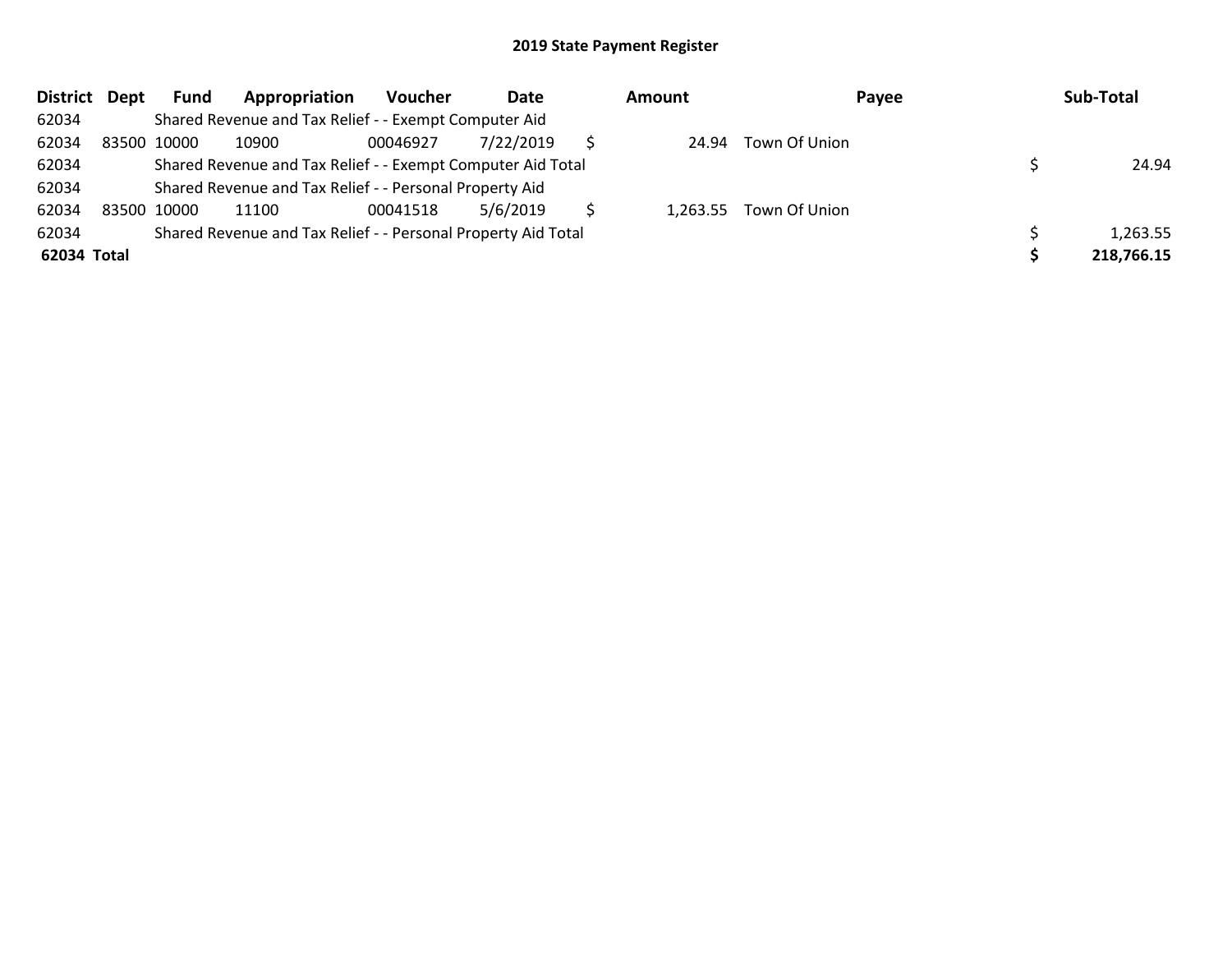## 2019 State Payment Register

| District | Dept | Fund | Appropriation | Voucher | Date | Amount | Payee | Sub-Total |
|---|---|---|---|---|---|---|---|---|
| 62034 | | Shared Revenue and Tax Relief - - Exempt Computer Aid | | | | | | |
| 62034 | 83500 | 10000 | 10900 | 00046927 | 7/22/2019 | $ 24.94 | Town Of Union | |
| 62034 | | Shared Revenue and Tax Relief - - Exempt Computer Aid Total | | | | | | $ 24.94 |
| 62034 | | Shared Revenue and Tax Relief - - Personal Property Aid | | | | | | |
| 62034 | 83500 | 10000 | 11100 | 00041518 | 5/6/2019 | $ 1,263.55 | Town Of Union | |
| 62034 | | Shared Revenue and Tax Relief - - Personal Property Aid Total | | | | | | $ 1,263.55 |
| **62034 Total** | | | | | | | | **$ 218,766.15** |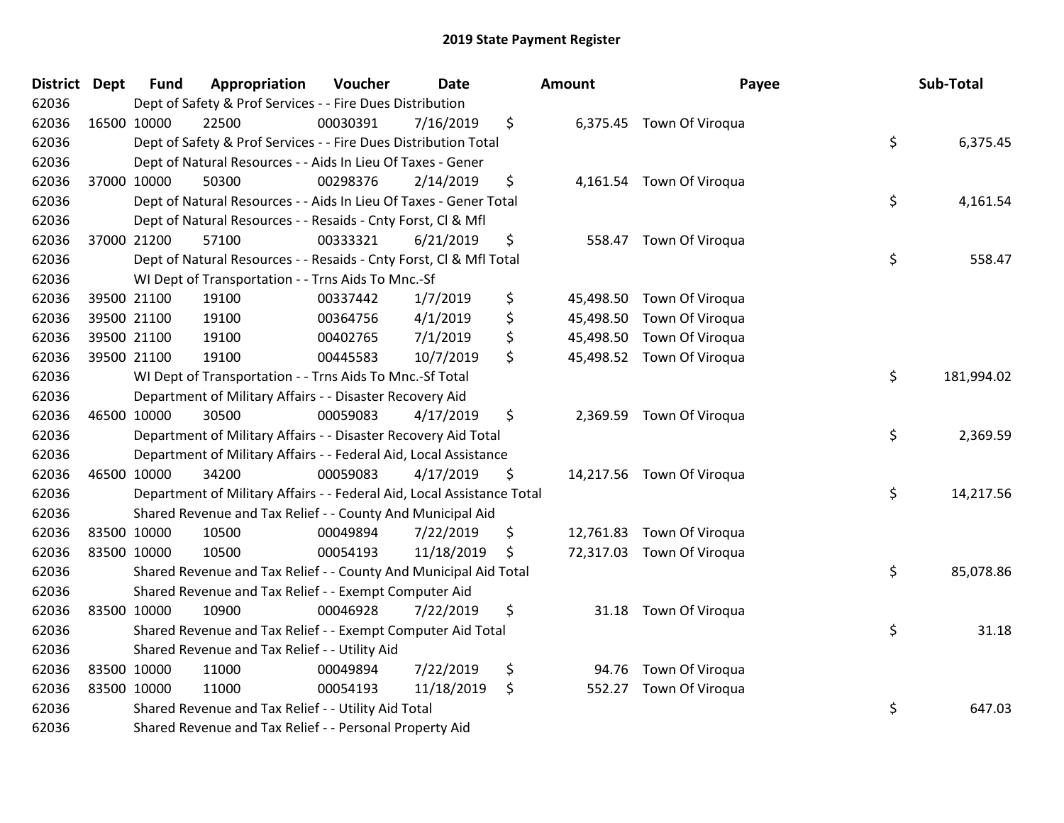# 2019 State Payment Register

| District | Dept | Fund | Appropriation | Voucher | Date | Amount | Payee | Sub-Total |
|---|---|---|---|---|---|---|---|---|
| 62036 | | Dept of Safety & Prof Services - - Fire Dues Distribution | | | | | | |
| 62036 | 16500 | 10000 | 22500 | 00030391 | 7/16/2019 | $ 6,375.45 | Town Of Viroqua | |
| 62036 | | Dept of Safety & Prof Services - - Fire Dues Distribution Total | | | | | | $ 6,375.45 |
| 62036 | | Dept of Natural Resources - - Aids In Lieu Of Taxes - Gener | | | | | | |
| 62036 | 37000 | 10000 | 50300 | 00298376 | 2/14/2019 | $ 4,161.54 | Town Of Viroqua | |
| 62036 | | Dept of Natural Resources - - Aids In Lieu Of Taxes - Gener Total | | | | | | $ 4,161.54 |
| 62036 | | Dept of Natural Resources - - Resaids - Cnty Forst, Cl & Mfl | | | | | | |
| 62036 | 37000 | 21200 | 57100 | 00333321 | 6/21/2019 | $ 558.47 | Town Of Viroqua | |
| 62036 | | Dept of Natural Resources - - Resaids - Cnty Forst, Cl & Mfl Total | | | | | | $ 558.47 |
| 62036 | | WI Dept of Transportation - - Trns Aids To Mnc.-Sf | | | | | | |
| 62036 | 39500 | 21100 | 19100 | 00337442 | 1/7/2019 | $ 45,498.50 | Town Of Viroqua | |
| 62036 | 39500 | 21100 | 19100 | 00364756 | 4/1/2019 | $ 45,498.50 | Town Of Viroqua | |
| 62036 | 39500 | 21100 | 19100 | 00402765 | 7/1/2019 | $ 45,498.50 | Town Of Viroqua | |
| 62036 | 39500 | 21100 | 19100 | 00445583 | 10/7/2019 | $ 45,498.52 | Town Of Viroqua | |
| 62036 | | WI Dept of Transportation - - Trns Aids To Mnc.-Sf Total | | | | | | $ 181,994.02 |
| 62036 | | Department of Military Affairs - - Disaster Recovery Aid | | | | | | |
| 62036 | 46500 | 10000 | 30500 | 00059083 | 4/17/2019 | $ 2,369.59 | Town Of Viroqua | |
| 62036 | | Department of Military Affairs - - Disaster Recovery Aid Total | | | | | | $ 2,369.59 |
| 62036 | | Department of Military Affairs - - Federal Aid, Local Assistance | | | | | | |
| 62036 | 46500 | 10000 | 34200 | 00059083 | 4/17/2019 | $ 14,217.56 | Town Of Viroqua | |
| 62036 | | Department of Military Affairs - - Federal Aid, Local Assistance Total | | | | | | $ 14,217.56 |
| 62036 | | Shared Revenue and Tax Relief - - County And Municipal Aid | | | | | | |
| 62036 | 83500 | 10000 | 10500 | 00049894 | 7/22/2019 | $ 12,761.83 | Town Of Viroqua | |
| 62036 | 83500 | 10000 | 10500 | 00054193 | 11/18/2019 | $ 72,317.03 | Town Of Viroqua | |
| 62036 | | Shared Revenue and Tax Relief - - County And Municipal Aid Total | | | | | | $ 85,078.86 |
| 62036 | | Shared Revenue and Tax Relief - - Exempt Computer Aid | | | | | | |
| 62036 | 83500 | 10000 | 10900 | 00046928 | 7/22/2019 | $ 31.18 | Town Of Viroqua | |
| 62036 | | Shared Revenue and Tax Relief - - Exempt Computer Aid Total | | | | | | $ 31.18 |
| 62036 | | Shared Revenue and Tax Relief - - Utility Aid | | | | | | |
| 62036 | 83500 | 10000 | 11000 | 00049894 | 7/22/2019 | $ 94.76 | Town Of Viroqua | |
| 62036 | 83500 | 10000 | 11000 | 00054193 | 11/18/2019 | $ 552.27 | Town Of Viroqua | |
| 62036 | | Shared Revenue and Tax Relief - - Utility Aid Total | | | | | | $ 647.03 |
| 62036 | | Shared Revenue and Tax Relief - - Personal Property Aid | | | | | | |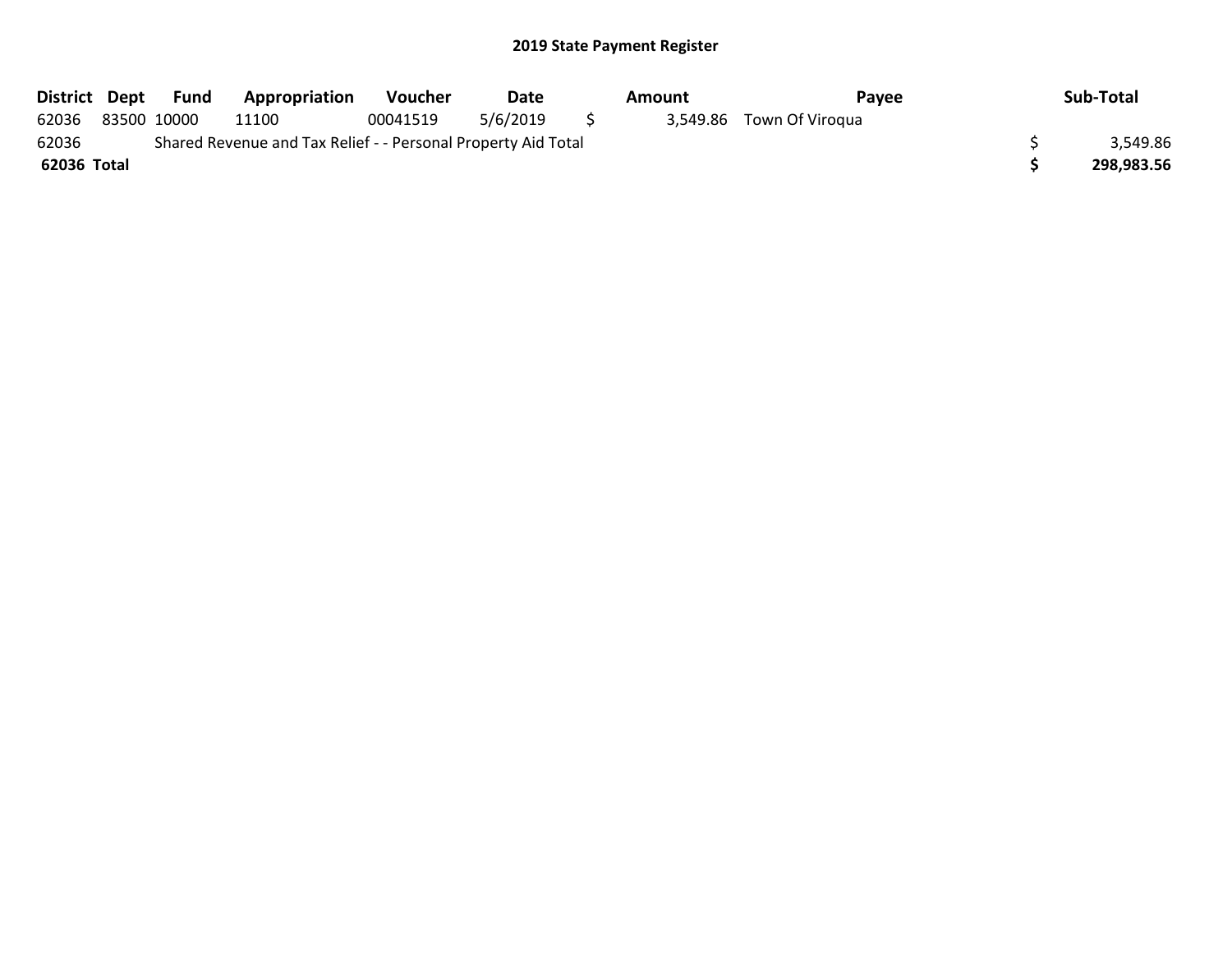## 2019 State Payment Register

| District | Dept | Fund | Appropriation | Voucher | Date | Amount | Payee | Sub-Total |
|---|---|---|---|---|---|---|---|---|
| 62036 | 83500 | 10000 | 11100 | 00041519 | 5/6/2019 | $ 3,549.86 | Town Of Viroqua | |
| 62036 | Shared Revenue and Tax Relief - - Personal Property Aid Total | | | | | | | $ 3,549.86 |
| **62036 Total** | | | | | | | | **$ 298,983.56** |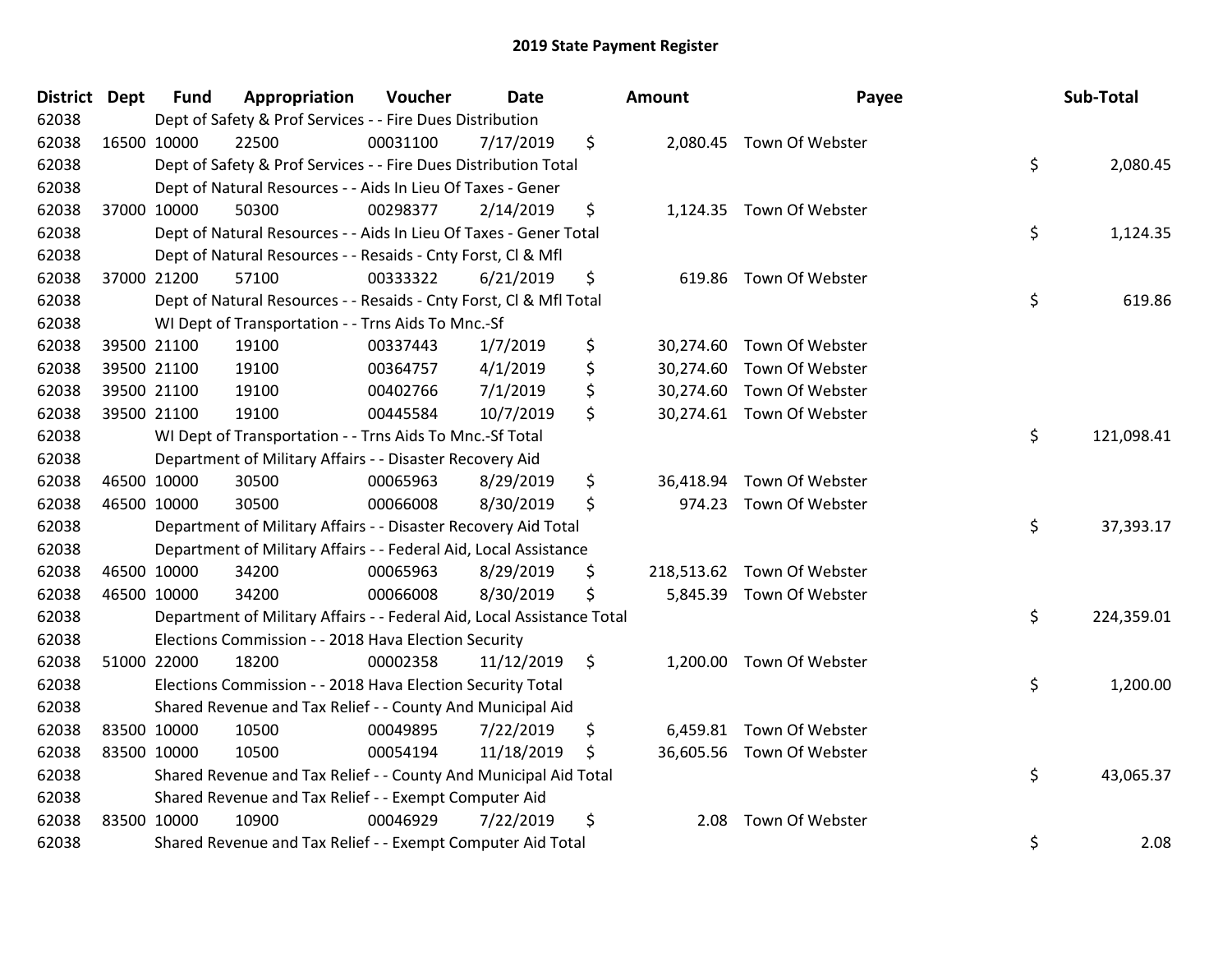# 2019 State Payment Register

| District | Dept | Fund | Appropriation | Voucher | Date | Amount | Payee | Sub-Total |
|---|---|---|---|---|---|---|---|---|
| 62038 | Dept of Safety & Prof Services - - Fire Dues Distribution | | | | | | | |
| 62038 | 16500 | 10000 | 22500 | 00031100 | 7/17/2019 | $ 2,080.45 | Town Of Webster | |
| 62038 | Dept of Safety & Prof Services - - Fire Dues Distribution Total | | | | | | | $ 2,080.45 |
| 62038 | Dept of Natural Resources - - Aids In Lieu Of Taxes - Gener | | | | | | | |
| 62038 | 37000 | 10000 | 50300 | 00298377 | 2/14/2019 | $ 1,124.35 | Town Of Webster | |
| 62038 | Dept of Natural Resources - - Aids In Lieu Of Taxes - Gener Total | | | | | | | $ 1,124.35 |
| 62038 | Dept of Natural Resources - - Resaids - Cnty Forst, Cl & Mfl | | | | | | | |
| 62038 | 37000 | 21200 | 57100 | 00333322 | 6/21/2019 | $ 619.86 | Town Of Webster | |
| 62038 | Dept of Natural Resources - - Resaids - Cnty Forst, Cl & Mfl Total | | | | | | | $ 619.86 |
| 62038 | WI Dept of Transportation - - Trns Aids To Mnc.-Sf | | | | | | | |
| 62038 | 39500 | 21100 | 19100 | 00337443 | 1/7/2019 | $ 30,274.60 | Town Of Webster | |
| 62038 | 39500 | 21100 | 19100 | 00364757 | 4/1/2019 | $ 30,274.60 | Town Of Webster | |
| 62038 | 39500 | 21100 | 19100 | 00402766 | 7/1/2019 | $ 30,274.60 | Town Of Webster | |
| 62038 | 39500 | 21100 | 19100 | 00445584 | 10/7/2019 | $ 30,274.61 | Town Of Webster | |
| 62038 | WI Dept of Transportation - - Trns Aids To Mnc.-Sf Total | | | | | | | $ 121,098.41 |
| 62038 | Department of Military Affairs - - Disaster Recovery Aid | | | | | | | |
| 62038 | 46500 | 10000 | 30500 | 00065963 | 8/29/2019 | $ 36,418.94 | Town Of Webster | |
| 62038 | 46500 | 10000 | 30500 | 00066008 | 8/30/2019 | $ 974.23 | Town Of Webster | |
| 62038 | Department of Military Affairs - - Disaster Recovery Aid Total | | | | | | | $ 37,393.17 |
| 62038 | Department of Military Affairs - - Federal Aid, Local Assistance | | | | | | | |
| 62038 | 46500 | 10000 | 34200 | 00065963 | 8/29/2019 | $ 218,513.62 | Town Of Webster | |
| 62038 | 46500 | 10000 | 34200 | 00066008 | 8/30/2019 | $ 5,845.39 | Town Of Webster | |
| 62038 | Department of Military Affairs - - Federal Aid, Local Assistance Total | | | | | | | $ 224,359.01 |
| 62038 | Elections Commission - - 2018 Hava Election Security | | | | | | | |
| 62038 | 51000 | 22000 | 18200 | 00002358 | 11/12/2019 | $ 1,200.00 | Town Of Webster | |
| 62038 | Elections Commission - - 2018 Hava Election Security Total | | | | | | | $ 1,200.00 |
| 62038 | Shared Revenue and Tax Relief - - County And Municipal Aid | | | | | | | |
| 62038 | 83500 | 10000 | 10500 | 00049895 | 7/22/2019 | $ 6,459.81 | Town Of Webster | |
| 62038 | 83500 | 10000 | 10500 | 00054194 | 11/18/2019 | $ 36,605.56 | Town Of Webster | |
| 62038 | Shared Revenue and Tax Relief - - County And Municipal Aid Total | | | | | | | $ 43,065.37 |
| 62038 | Shared Revenue and Tax Relief - - Exempt Computer Aid | | | | | | | |
| 62038 | 83500 | 10000 | 10900 | 00046929 | 7/22/2019 | $ 2.08 | Town Of Webster | |
| 62038 | Shared Revenue and Tax Relief - - Exempt Computer Aid Total | | | | | | | $ 2.08 |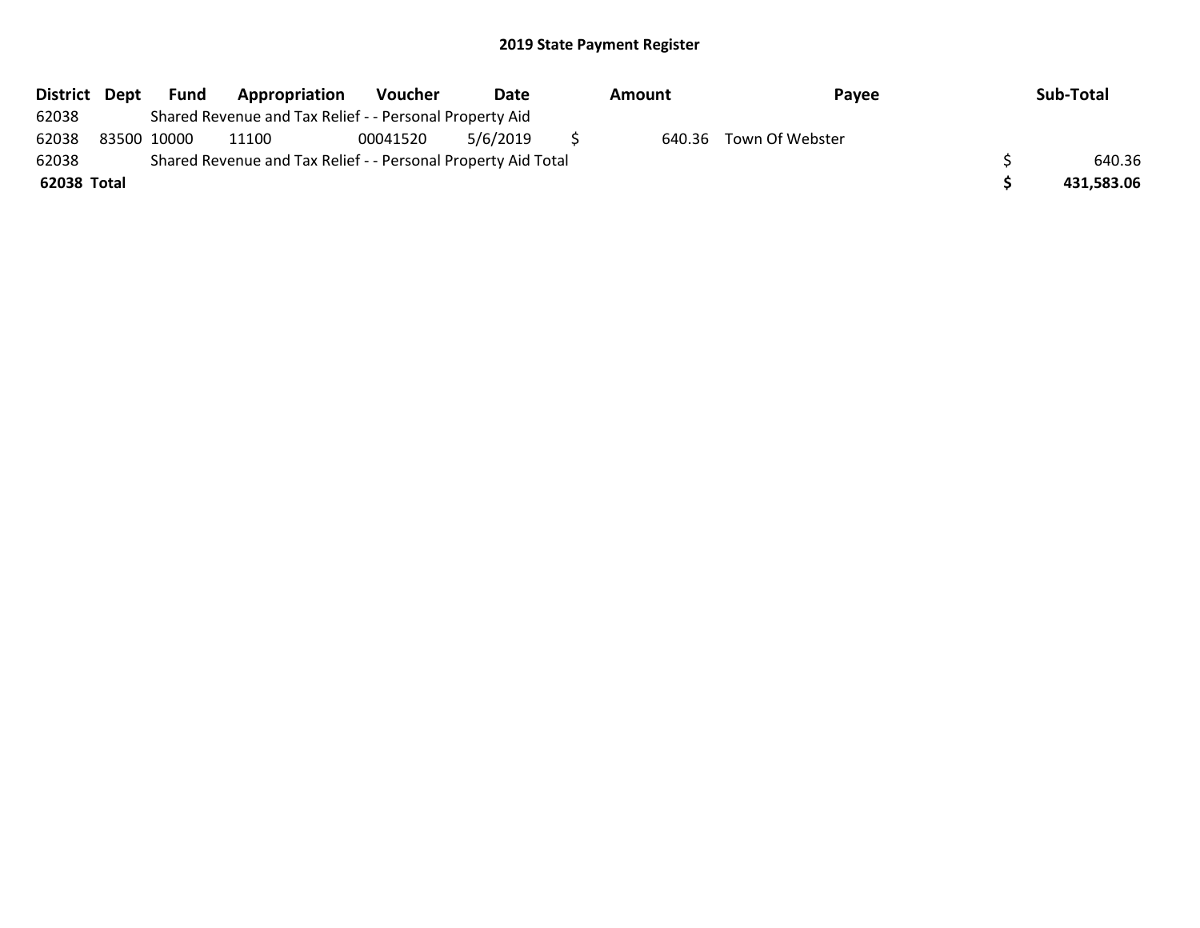## 2019 State Payment Register

| District | Dept | Fund | Appropriation | Voucher | Date | Amount | Payee | Sub-Total |
|---|---|---|---|---|---|---|---|---|
| 62038 | | Shared Revenue and Tax Relief - - Personal Property Aid | | | | | | |
| 62038 | 83500 | 10000 | 11100 | 00041520 | 5/6/2019 | $ 640.36 | Town Of Webster | |
| 62038 | | Shared Revenue and Tax Relief - - Personal Property Aid Total | | | | | | $ 640.36 |
| **62038 Total** | | | | | | | | **$ 431,583.06** |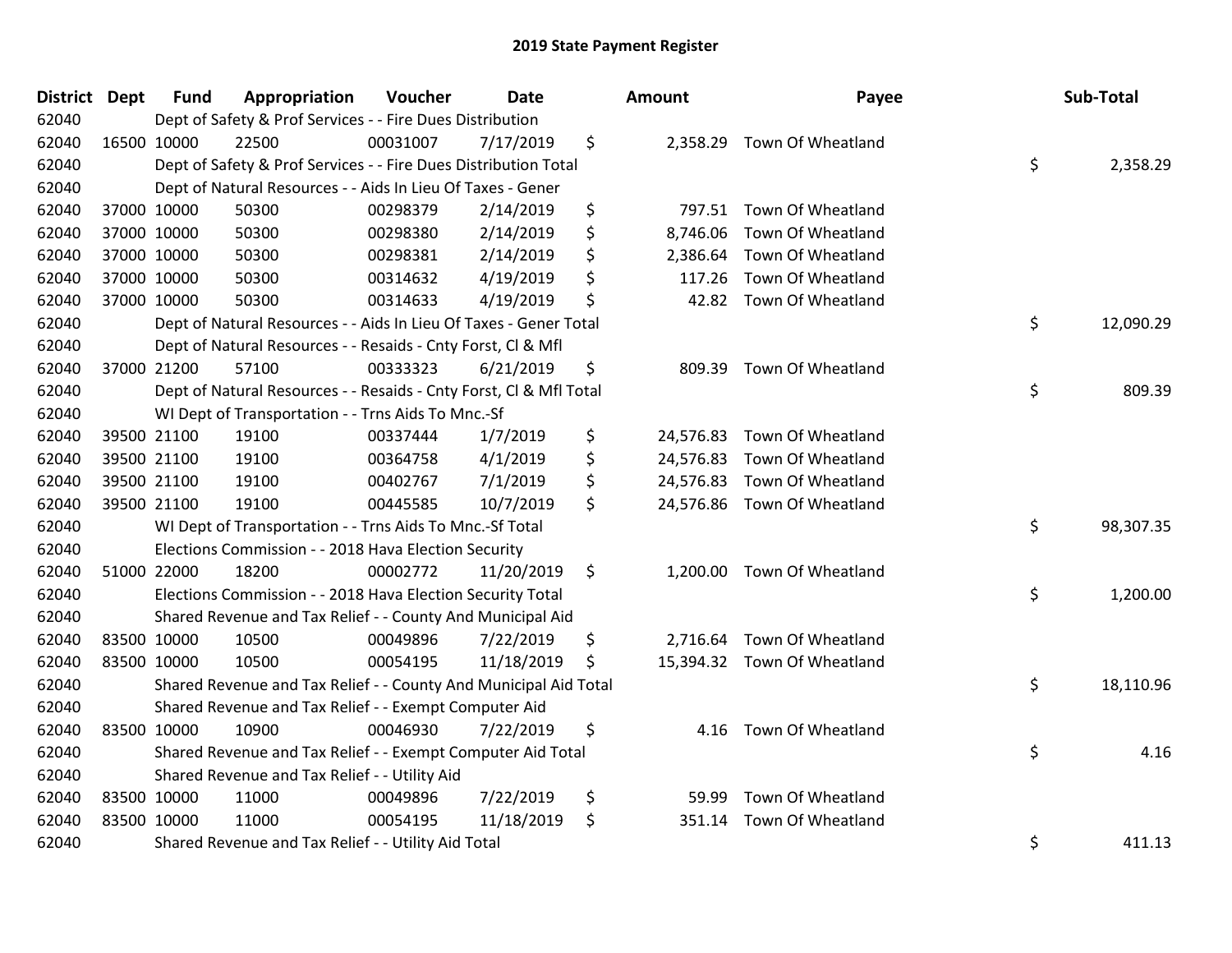## 2019 State Payment Register

| District | Dept | Fund | Appropriation | Voucher | Date | Amount | Payee | Sub-Total |
|---|---|---|---|---|---|---|---|---|
| 62040 | | Dept of Safety & Prof Services - - Fire Dues Distribution | | | | | | |
| 62040 | 16500 | 10000 | 22500 | 00031007 | 7/17/2019 | $ 2,358.29 | Town Of Wheatland | |
| 62040 | | Dept of Safety & Prof Services - - Fire Dues Distribution Total | | | | | | $ 2,358.29 |
| 62040 | | Dept of Natural Resources - - Aids In Lieu Of Taxes - Gener | | | | | | |
| 62040 | 37000 | 10000 | 50300 | 00298379 | 2/14/2019 | $ 797.51 | Town Of Wheatland | |
| 62040 | 37000 | 10000 | 50300 | 00298380 | 2/14/2019 | $ 8,746.06 | Town Of Wheatland | |
| 62040 | 37000 | 10000 | 50300 | 00298381 | 2/14/2019 | $ 2,386.64 | Town Of Wheatland | |
| 62040 | 37000 | 10000 | 50300 | 00314632 | 4/19/2019 | $ 117.26 | Town Of Wheatland | |
| 62040 | 37000 | 10000 | 50300 | 00314633 | 4/19/2019 | $ 42.82 | Town Of Wheatland | |
| 62040 | | Dept of Natural Resources - - Aids In Lieu Of Taxes - Gener Total | | | | | | $ 12,090.29 |
| 62040 | | Dept of Natural Resources - - Resaids - Cnty Forst, Cl & Mfl | | | | | | |
| 62040 | 37000 | 21200 | 57100 | 00333323 | 6/21/2019 | $ 809.39 | Town Of Wheatland | |
| 62040 | | Dept of Natural Resources - - Resaids - Cnty Forst, Cl & Mfl Total | | | | | | $ 809.39 |
| 62040 | | WI Dept of Transportation - - Trns Aids To Mnc.-Sf | | | | | | |
| 62040 | 39500 | 21100 | 19100 | 00337444 | 1/7/2019 | $ 24,576.83 | Town Of Wheatland | |
| 62040 | 39500 | 21100 | 19100 | 00364758 | 4/1/2019 | $ 24,576.83 | Town Of Wheatland | |
| 62040 | 39500 | 21100 | 19100 | 00402767 | 7/1/2019 | $ 24,576.83 | Town Of Wheatland | |
| 62040 | 39500 | 21100 | 19100 | 00445585 | 10/7/2019 | $ 24,576.86 | Town Of Wheatland | |
| 62040 | | WI Dept of Transportation - - Trns Aids To Mnc.-Sf Total | | | | | | $ 98,307.35 |
| 62040 | | Elections Commission - - 2018 Hava Election Security | | | | | | |
| 62040 | 51000 | 22000 | 18200 | 00002772 | 11/20/2019 | $ 1,200.00 | Town Of Wheatland | |
| 62040 | | Elections Commission - - 2018 Hava Election Security Total | | | | | | $ 1,200.00 |
| 62040 | | Shared Revenue and Tax Relief - - County And Municipal Aid | | | | | | |
| 62040 | 83500 | 10000 | 10500 | 00049896 | 7/22/2019 | $ 2,716.64 | Town Of Wheatland | |
| 62040 | 83500 | 10000 | 10500 | 00054195 | 11/18/2019 | $ 15,394.32 | Town Of Wheatland | |
| 62040 | | Shared Revenue and Tax Relief - - County And Municipal Aid Total | | | | | | $ 18,110.96 |
| 62040 | | Shared Revenue and Tax Relief - - Exempt Computer Aid | | | | | | |
| 62040 | 83500 | 10000 | 10900 | 00046930 | 7/22/2019 | $ 4.16 | Town Of Wheatland | |
| 62040 | | Shared Revenue and Tax Relief - - Exempt Computer Aid Total | | | | | | $ 4.16 |
| 62040 | | Shared Revenue and Tax Relief - - Utility Aid | | | | | | |
| 62040 | 83500 | 10000 | 11000 | 00049896 | 7/22/2019 | $ 59.99 | Town Of Wheatland | |
| 62040 | 83500 | 10000 | 11000 | 00054195 | 11/18/2019 | $ 351.14 | Town Of Wheatland | |
| 62040 | | Shared Revenue and Tax Relief - - Utility Aid Total | | | | | | $ 411.13 |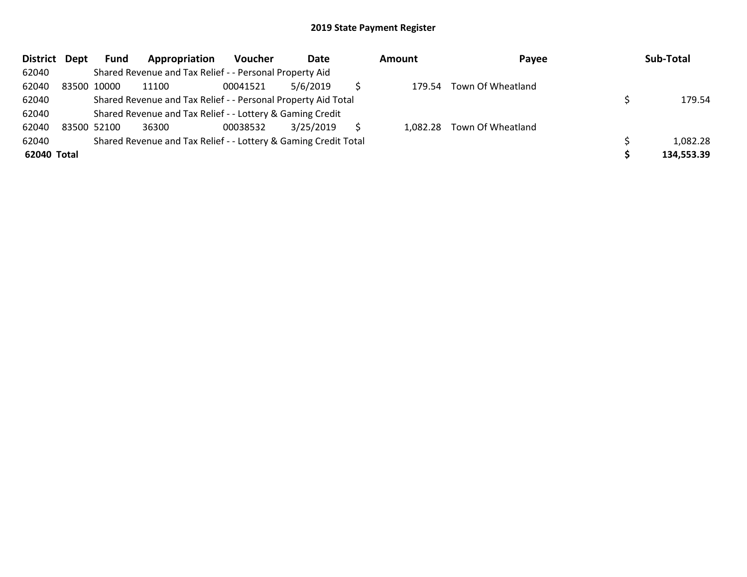## 2019 State Payment Register

| District | Dept | Fund | Appropriation | Voucher | Date | Amount | Payee | Sub-Total |
|---|---|---|---|---|---|---|---|---|
| 62040 | | Shared Revenue and Tax Relief - - Personal Property Aid | | | | | | |
| 62040 | 83500 | 10000 | 11100 | 00041521 | 5/6/2019 | $ 179.54 | Town Of Wheatland | |
| 62040 | | Shared Revenue and Tax Relief - - Personal Property Aid Total | | | | | | $ 179.54 |
| 62040 | | Shared Revenue and Tax Relief - - Lottery & Gaming Credit | | | | | | |
| 62040 | 83500 | 52100 | 36300 | 00038532 | 3/25/2019 | $ 1,082.28 | Town Of Wheatland | |
| 62040 | | Shared Revenue and Tax Relief - - Lottery & Gaming Credit Total | | | | | | $ 1,082.28 |
| **62040** | **Total** | | | | | | | **$ 134,553.39** |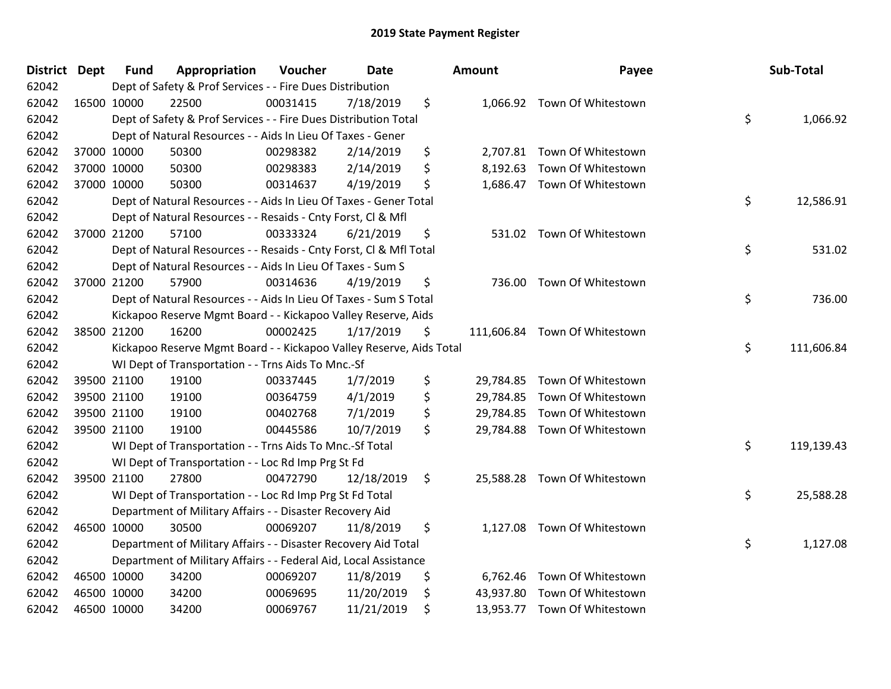# 2019 State Payment Register

| District | Dept | Fund | Appropriation | Voucher | Date | Amount | Payee | Sub-Total |
|---|---|---|---|---|---|---|---|---|
| 62042 | | Dept of Safety & Prof Services - - Fire Dues Distribution | | | | | | |
| 62042 | 16500 | 10000 | 22500 | 00031415 | 7/18/2019 | $ 1,066.92 | Town Of Whitestown | |
| 62042 | | Dept of Safety & Prof Services - - Fire Dues Distribution Total | | | | | | $ 1,066.92 |
| 62042 | | Dept of Natural Resources - - Aids In Lieu Of Taxes - Gener | | | | | | |
| 62042 | 37000 | 10000 | 50300 | 00298382 | 2/14/2019 | $ 2,707.81 | Town Of Whitestown | |
| 62042 | 37000 | 10000 | 50300 | 00298383 | 2/14/2019 | $ 8,192.63 | Town Of Whitestown | |
| 62042 | 37000 | 10000 | 50300 | 00314637 | 4/19/2019 | $ 1,686.47 | Town Of Whitestown | |
| 62042 | | Dept of Natural Resources - - Aids In Lieu Of Taxes - Gener Total | | | | | | $ 12,586.91 |
| 62042 | | Dept of Natural Resources - - Resaids - Cnty Forst, Cl & Mfl | | | | | | |
| 62042 | 37000 | 21200 | 57100 | 00333324 | 6/21/2019 | $ 531.02 | Town Of Whitestown | |
| 62042 | | Dept of Natural Resources - - Resaids - Cnty Forst, Cl & Mfl Total | | | | | | $ 531.02 |
| 62042 | | Dept of Natural Resources - - Aids In Lieu Of Taxes - Sum S | | | | | | |
| 62042 | 37000 | 21200 | 57900 | 00314636 | 4/19/2019 | $ 736.00 | Town Of Whitestown | |
| 62042 | | Dept of Natural Resources - - Aids In Lieu Of Taxes - Sum S Total | | | | | | $ 736.00 |
| 62042 | | Kickapoo Reserve Mgmt Board - - Kickapoo Valley Reserve, Aids | | | | | | |
| 62042 | 38500 | 21200 | 16200 | 00002425 | 1/17/2019 | $ 111,606.84 | Town Of Whitestown | |
| 62042 | | Kickapoo Reserve Mgmt Board - - Kickapoo Valley Reserve, Aids Total | | | | | | $ 111,606.84 |
| 62042 | | WI Dept of Transportation - - Trns Aids To Mnc.-Sf | | | | | | |
| 62042 | 39500 | 21100 | 19100 | 00337445 | 1/7/2019 | $ 29,784.85 | Town Of Whitestown | |
| 62042 | 39500 | 21100 | 19100 | 00364759 | 4/1/2019 | $ 29,784.85 | Town Of Whitestown | |
| 62042 | 39500 | 21100 | 19100 | 00402768 | 7/1/2019 | $ 29,784.85 | Town Of Whitestown | |
| 62042 | 39500 | 21100 | 19100 | 00445586 | 10/7/2019 | $ 29,784.88 | Town Of Whitestown | |
| 62042 | | WI Dept of Transportation - - Trns Aids To Mnc.-Sf Total | | | | | | $ 119,139.43 |
| 62042 | | WI Dept of Transportation - - Loc Rd Imp Prg St Fd | | | | | | |
| 62042 | 39500 | 21100 | 27800 | 00472790 | 12/18/2019 | $ 25,588.28 | Town Of Whitestown | |
| 62042 | | WI Dept of Transportation - - Loc Rd Imp Prg St Fd Total | | | | | | $ 25,588.28 |
| 62042 | | Department of Military Affairs - - Disaster Recovery Aid | | | | | | |
| 62042 | 46500 | 10000 | 30500 | 00069207 | 11/8/2019 | $ 1,127.08 | Town Of Whitestown | |
| 62042 | | Department of Military Affairs - - Disaster Recovery Aid Total | | | | | | $ 1,127.08 |
| 62042 | | Department of Military Affairs - - Federal Aid, Local Assistance | | | | | | |
| 62042 | 46500 | 10000 | 34200 | 00069207 | 11/8/2019 | $ 6,762.46 | Town Of Whitestown | |
| 62042 | 46500 | 10000 | 34200 | 00069695 | 11/20/2019 | $ 43,937.80 | Town Of Whitestown | |
| 62042 | 46500 | 10000 | 34200 | 00069767 | 11/21/2019 | $ 13,953.77 | Town Of Whitestown | |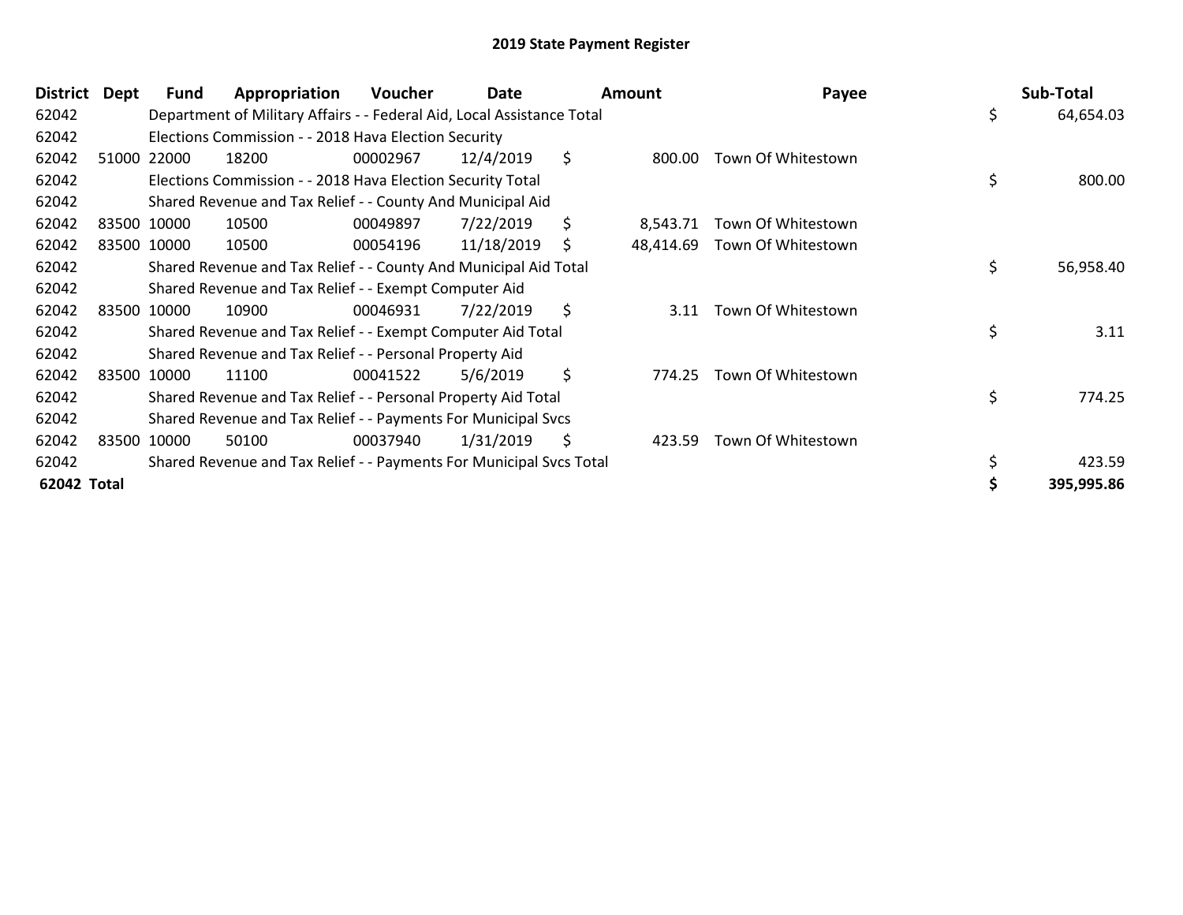## 2019 State Payment Register

| District | Dept | Fund | Appropriation | Voucher | Date | Amount | Payee | Sub-Total |
|---|---|---|---|---|---|---|---|---|
| 62042 | | Department of Military Affairs - - Federal Aid, Local Assistance Total | | | | | | $ 64,654.03 |
| 62042 | | Elections Commission - - 2018 Hava Election Security | | | | | | |
| 62042 | 51000 | 22000 | 18200 | 00002967 | 12/4/2019 | $ 800.00 | Town Of Whitestown | |
| 62042 | | Elections Commission - - 2018 Hava Election Security Total | | | | | | $ 800.00 |
| 62042 | | Shared Revenue and Tax Relief - - County And Municipal Aid | | | | | | |
| 62042 | 83500 | 10000 | 10500 | 00049897 | 7/22/2019 | $ 8,543.71 | Town Of Whitestown | |
| 62042 | 83500 | 10000 | 10500 | 00054196 | 11/18/2019 | $ 48,414.69 | Town Of Whitestown | |
| 62042 | | Shared Revenue and Tax Relief - - County And Municipal Aid Total | | | | | | $ 56,958.40 |
| 62042 | | Shared Revenue and Tax Relief - - Exempt Computer Aid | | | | | | |
| 62042 | 83500 | 10000 | 10900 | 00046931 | 7/22/2019 | $ 3.11 | Town Of Whitestown | |
| 62042 | | Shared Revenue and Tax Relief - - Exempt Computer Aid Total | | | | | | $ 3.11 |
| 62042 | | Shared Revenue and Tax Relief - - Personal Property Aid | | | | | | |
| 62042 | 83500 | 10000 | 11100 | 00041522 | 5/6/2019 | $ 774.25 | Town Of Whitestown | |
| 62042 | | Shared Revenue and Tax Relief - - Personal Property Aid Total | | | | | | $ 774.25 |
| 62042 | | Shared Revenue and Tax Relief - - Payments For Municipal Svcs | | | | | | |
| 62042 | 83500 | 10000 | 50100 | 00037940 | 1/31/2019 | $ 423.59 | Town Of Whitestown | |
| 62042 | | Shared Revenue and Tax Relief - - Payments For Municipal Svcs Total | | | | | | $ 423.59 |
| **62042 Total** | | | | | | | | **$ 395,995.86** |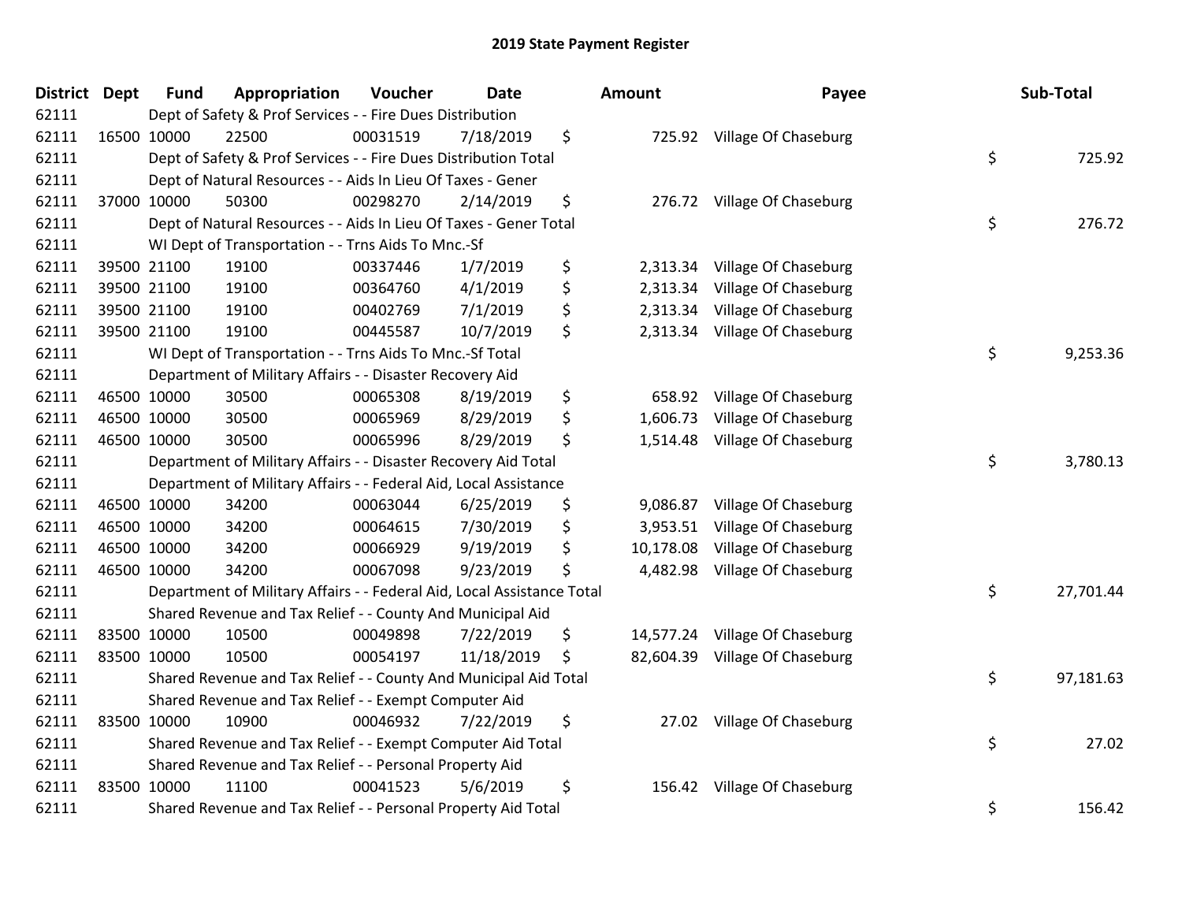# 2019 State Payment Register

| District | Dept | Fund | Appropriation | Voucher | Date | Amount | Payee | Sub-Total |
|---|---|---|---|---|---|---|---|---|
| 62111 | | Dept of Safety & Prof Services - - Fire Dues Distribution | | | | | | |
| 62111 | 16500 | 10000 | 22500 | 00031519 | 7/18/2019 | $ 725.92 | Village Of Chaseburg | |
| 62111 | | Dept of Safety & Prof Services - - Fire Dues Distribution Total | | | | | | $ 725.92 |
| 62111 | | Dept of Natural Resources - - Aids In Lieu Of Taxes - Gener | | | | | | |
| 62111 | 37000 | 10000 | 50300 | 00298270 | 2/14/2019 | $ 276.72 | Village Of Chaseburg | |
| 62111 | | Dept of Natural Resources - - Aids In Lieu Of Taxes - Gener Total | | | | | | $ 276.72 |
| 62111 | | WI Dept of Transportation - - Trns Aids To Mnc.-Sf | | | | | | |
| 62111 | 39500 | 21100 | 19100 | 00337446 | 1/7/2019 | $ 2,313.34 | Village Of Chaseburg | |
| 62111 | 39500 | 21100 | 19100 | 00364760 | 4/1/2019 | $ 2,313.34 | Village Of Chaseburg | |
| 62111 | 39500 | 21100 | 19100 | 00402769 | 7/1/2019 | $ 2,313.34 | Village Of Chaseburg | |
| 62111 | 39500 | 21100 | 19100 | 00445587 | 10/7/2019 | $ 2,313.34 | Village Of Chaseburg | |
| 62111 | | WI Dept of Transportation - - Trns Aids To Mnc.-Sf Total | | | | | | $ 9,253.36 |
| 62111 | | Department of Military Affairs - - Disaster Recovery Aid | | | | | | |
| 62111 | 46500 | 10000 | 30500 | 00065308 | 8/19/2019 | $ 658.92 | Village Of Chaseburg | |
| 62111 | 46500 | 10000 | 30500 | 00065969 | 8/29/2019 | $ 1,606.73 | Village Of Chaseburg | |
| 62111 | 46500 | 10000 | 30500 | 00065996 | 8/29/2019 | $ 1,514.48 | Village Of Chaseburg | |
| 62111 | | Department of Military Affairs - - Disaster Recovery Aid Total | | | | | | $ 3,780.13 |
| 62111 | | Department of Military Affairs - - Federal Aid, Local Assistance | | | | | | |
| 62111 | 46500 | 10000 | 34200 | 00063044 | 6/25/2019 | $ 9,086.87 | Village Of Chaseburg | |
| 62111 | 46500 | 10000 | 34200 | 00064615 | 7/30/2019 | $ 3,953.51 | Village Of Chaseburg | |
| 62111 | 46500 | 10000 | 34200 | 00066929 | 9/19/2019 | $ 10,178.08 | Village Of Chaseburg | |
| 62111 | 46500 | 10000 | 34200 | 00067098 | 9/23/2019 | $ 4,482.98 | Village Of Chaseburg | |
| 62111 | | Department of Military Affairs - - Federal Aid, Local Assistance Total | | | | | | $ 27,701.44 |
| 62111 | | Shared Revenue and Tax Relief - - County And Municipal Aid | | | | | | |
| 62111 | 83500 | 10000 | 10500 | 00049898 | 7/22/2019 | $ 14,577.24 | Village Of Chaseburg | |
| 62111 | 83500 | 10000 | 10500 | 00054197 | 11/18/2019 | $ 82,604.39 | Village Of Chaseburg | |
| 62111 | | Shared Revenue and Tax Relief - - County And Municipal Aid Total | | | | | | $ 97,181.63 |
| 62111 | | Shared Revenue and Tax Relief - - Exempt Computer Aid | | | | | | |
| 62111 | 83500 | 10000 | 10900 | 00046932 | 7/22/2019 | $ 27.02 | Village Of Chaseburg | |
| 62111 | | Shared Revenue and Tax Relief - - Exempt Computer Aid Total | | | | | | $ 27.02 |
| 62111 | | Shared Revenue and Tax Relief - - Personal Property Aid | | | | | | |
| 62111 | 83500 | 10000 | 11100 | 00041523 | 5/6/2019 | $ 156.42 | Village Of Chaseburg | |
| 62111 | | Shared Revenue and Tax Relief - - Personal Property Aid Total | | | | | | $ 156.42 |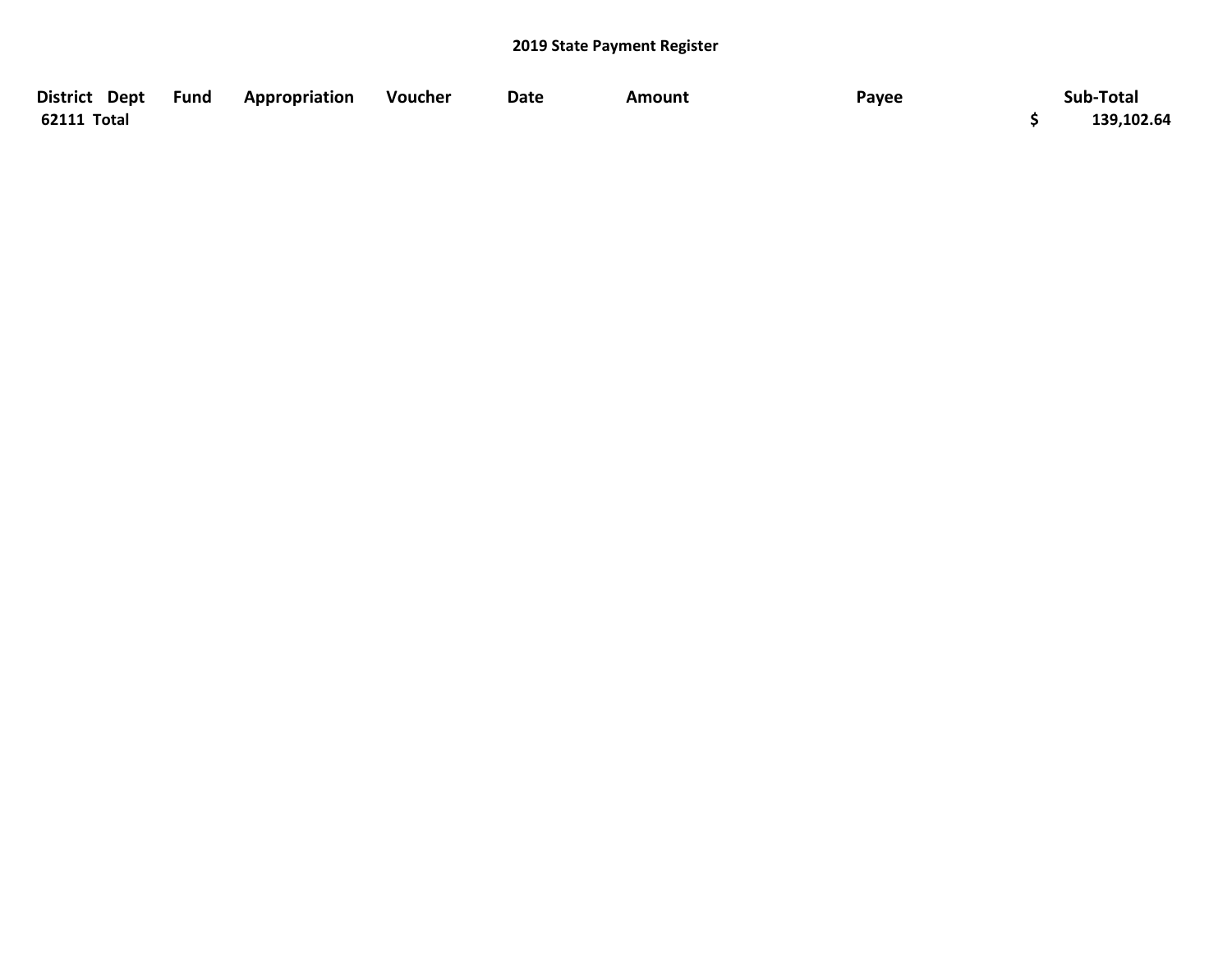## 2019 State Payment Register

| District | Dept | Fund | Appropriation | Voucher | Date | Amount | Payee | | Sub-Total |
|---|---|---|---|---|---|---|---|---|---|
| 62111 Total | | | | | | | | $ | 139,102.64 |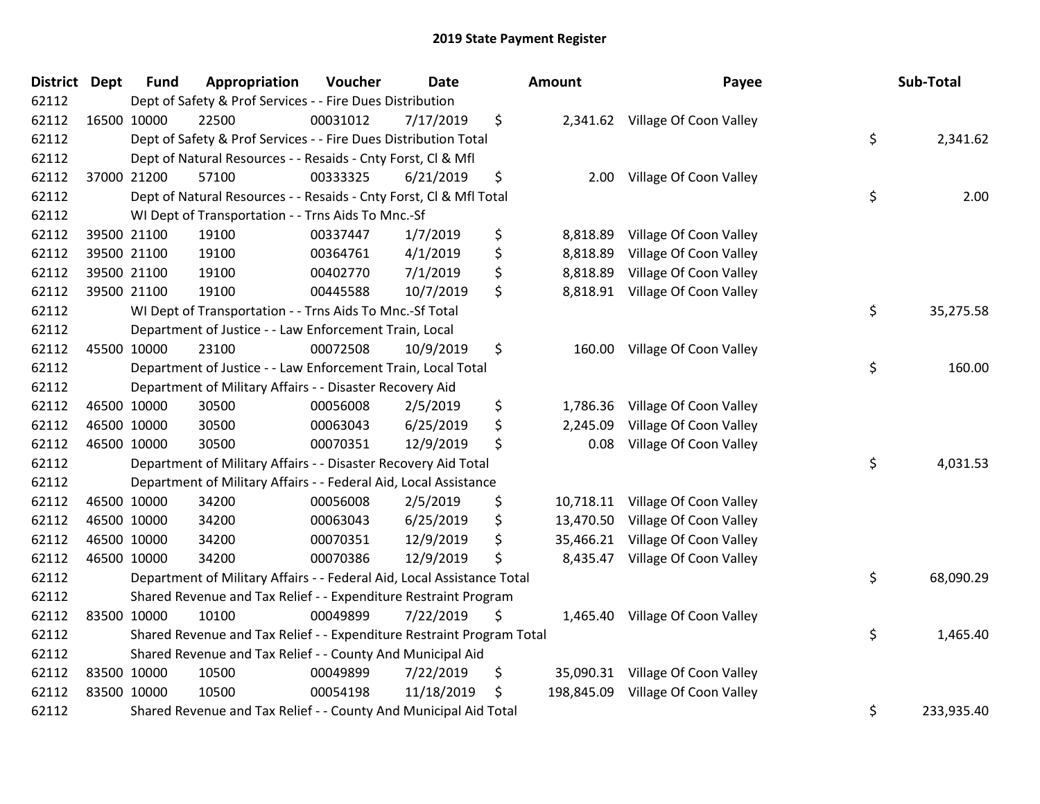# 2019 State Payment Register

| District | Dept | Fund | Appropriation | Voucher | Date | Amount | Payee | Sub-Total |
|---|---|---|---|---|---|---|---|---|
| 62112 | | Dept of Safety & Prof Services - - Fire Dues Distribution | | | | | | |
| 62112 | 16500 | 10000 | 22500 | 00031012 | 7/17/2019 | $ 2,341.62 | Village Of Coon Valley | |
| 62112 | | Dept of Safety & Prof Services - - Fire Dues Distribution Total | | | | | | $ 2,341.62 |
| 62112 | | Dept of Natural Resources - - Resaids - Cnty Forst, Cl & Mfl | | | | | | |
| 62112 | 37000 | 21200 | 57100 | 00333325 | 6/21/2019 | $ 2.00 | Village Of Coon Valley | |
| 62112 | | Dept of Natural Resources - - Resaids - Cnty Forst, Cl & Mfl Total | | | | | | $ 2.00 |
| 62112 | | WI Dept of Transportation - - Trns Aids To Mnc.-Sf | | | | | | |
| 62112 | 39500 | 21100 | 19100 | 00337447 | 1/7/2019 | $ 8,818.89 | Village Of Coon Valley | |
| 62112 | 39500 | 21100 | 19100 | 00364761 | 4/1/2019 | $ 8,818.89 | Village Of Coon Valley | |
| 62112 | 39500 | 21100 | 19100 | 00402770 | 7/1/2019 | $ 8,818.89 | Village Of Coon Valley | |
| 62112 | 39500 | 21100 | 19100 | 00445588 | 10/7/2019 | $ 8,818.91 | Village Of Coon Valley | |
| 62112 | | WI Dept of Transportation - - Trns Aids To Mnc.-Sf Total | | | | | | $ 35,275.58 |
| 62112 | | Department of Justice - - Law Enforcement Train, Local | | | | | | |
| 62112 | 45500 | 10000 | 23100 | 00072508 | 10/9/2019 | $ 160.00 | Village Of Coon Valley | |
| 62112 | | Department of Justice - - Law Enforcement Train, Local Total | | | | | | $ 160.00 |
| 62112 | | Department of Military Affairs - - Disaster Recovery Aid | | | | | | |
| 62112 | 46500 | 10000 | 30500 | 00056008 | 2/5/2019 | $ 1,786.36 | Village Of Coon Valley | |
| 62112 | 46500 | 10000 | 30500 | 00063043 | 6/25/2019 | $ 2,245.09 | Village Of Coon Valley | |
| 62112 | 46500 | 10000 | 30500 | 00070351 | 12/9/2019 | $ 0.08 | Village Of Coon Valley | |
| 62112 | | Department of Military Affairs - - Disaster Recovery Aid Total | | | | | | $ 4,031.53 |
| 62112 | | Department of Military Affairs - - Federal Aid, Local Assistance | | | | | | |
| 62112 | 46500 | 10000 | 34200 | 00056008 | 2/5/2019 | $ 10,718.11 | Village Of Coon Valley | |
| 62112 | 46500 | 10000 | 34200 | 00063043 | 6/25/2019 | $ 13,470.50 | Village Of Coon Valley | |
| 62112 | 46500 | 10000 | 34200 | 00070351 | 12/9/2019 | $ 35,466.21 | Village Of Coon Valley | |
| 62112 | 46500 | 10000 | 34200 | 00070386 | 12/9/2019 | $ 8,435.47 | Village Of Coon Valley | |
| 62112 | | Department of Military Affairs - - Federal Aid, Local Assistance Total | | | | | | $ 68,090.29 |
| 62112 | | Shared Revenue and Tax Relief - - Expenditure Restraint Program | | | | | | |
| 62112 | 83500 | 10000 | 10100 | 00049899 | 7/22/2019 | $ 1,465.40 | Village Of Coon Valley | |
| 62112 | | Shared Revenue and Tax Relief - - Expenditure Restraint Program Total | | | | | | $ 1,465.40 |
| 62112 | | Shared Revenue and Tax Relief - - County And Municipal Aid | | | | | | |
| 62112 | 83500 | 10000 | 10500 | 00049899 | 7/22/2019 | $ 35,090.31 | Village Of Coon Valley | |
| 62112 | 83500 | 10000 | 10500 | 00054198 | 11/18/2019 | $ 198,845.09 | Village Of Coon Valley | |
| 62112 | | Shared Revenue and Tax Relief - - County And Municipal Aid Total | | | | | | $ 233,935.40 |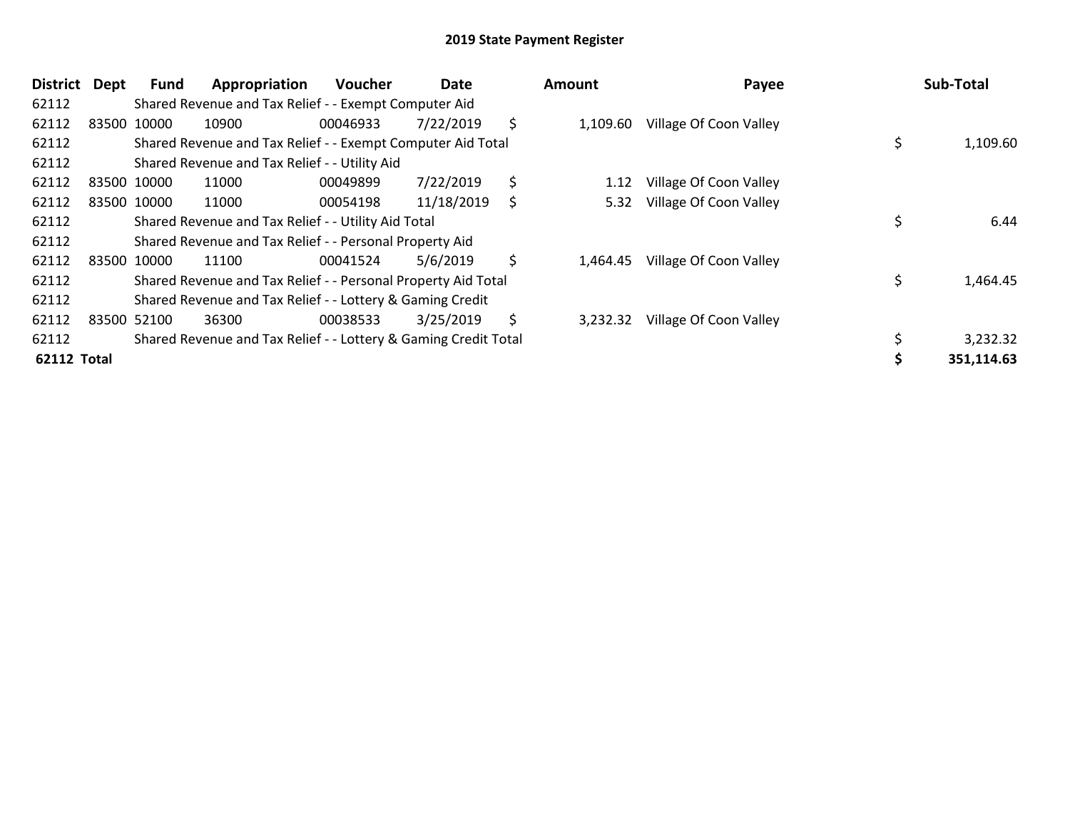## 2019 State Payment Register

| District | Dept | Fund | Appropriation | Voucher | Date | Amount | Payee | Sub-Total |
|---|---|---|---|---|---|---|---|---|
| 62112 | | Shared Revenue and Tax Relief - - Exempt Computer Aid | | | | | | |
| 62112 | 83500 | 10000 | 10900 | 00046933 | 7/22/2019 | $ 1,109.60 | Village Of Coon Valley | |
| 62112 | | Shared Revenue and Tax Relief - - Exempt Computer Aid Total | | | | | | $ 1,109.60 |
| 62112 | | Shared Revenue and Tax Relief - - Utility Aid | | | | | | |
| 62112 | 83500 | 10000 | 11000 | 00049899 | 7/22/2019 | $ 1.12 | Village Of Coon Valley | |
| 62112 | 83500 | 10000 | 11000 | 00054198 | 11/18/2019 | $ 5.32 | Village Of Coon Valley | |
| 62112 | | Shared Revenue and Tax Relief - - Utility Aid Total | | | | | | $ 6.44 |
| 62112 | | Shared Revenue and Tax Relief - - Personal Property Aid | | | | | | |
| 62112 | 83500 | 10000 | 11100 | 00041524 | 5/6/2019 | $ 1,464.45 | Village Of Coon Valley | |
| 62112 | | Shared Revenue and Tax Relief - - Personal Property Aid Total | | | | | | $ 1,464.45 |
| 62112 | | Shared Revenue and Tax Relief - - Lottery & Gaming Credit | | | | | | |
| 62112 | 83500 | 52100 | 36300 | 00038533 | 3/25/2019 | $ 3,232.32 | Village Of Coon Valley | |
| 62112 | | Shared Revenue and Tax Relief - - Lottery & Gaming Credit Total | | | | | | $ 3,232.32 |
| **62112 Total** | | | | | | | | **$ 351,114.63** |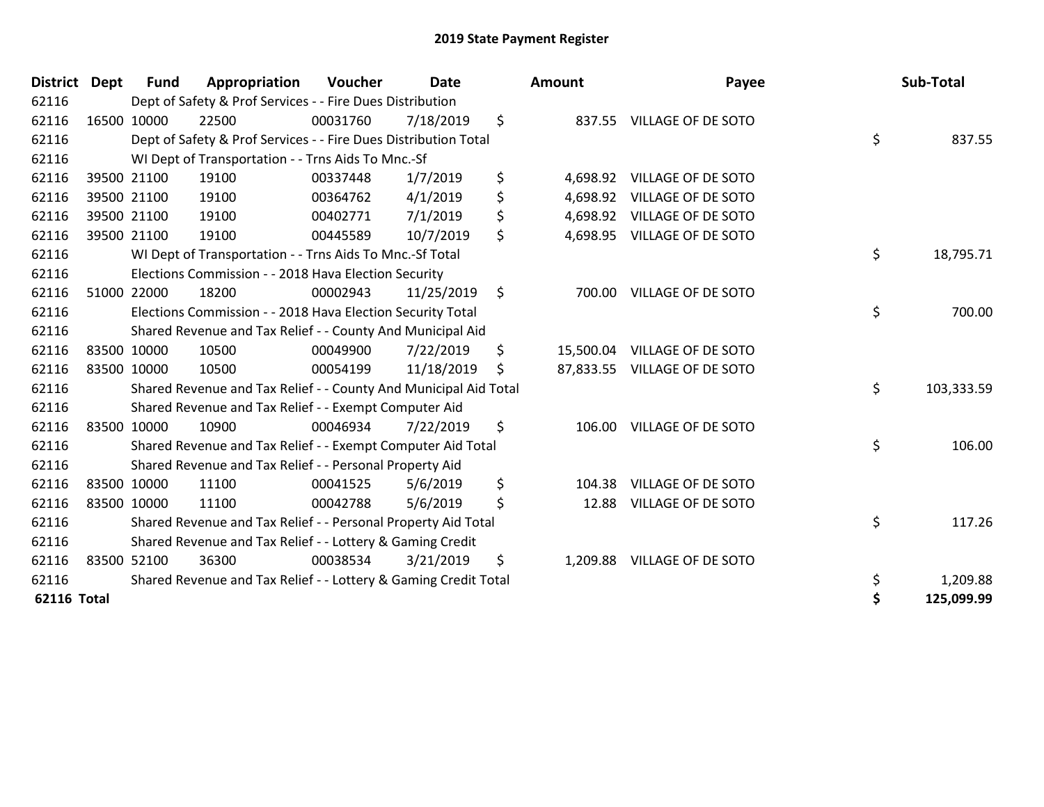# 2019 State Payment Register

| District | Dept | Fund | Appropriation | Voucher | Date | Amount | Payee | Sub-Total |
|---|---|---|---|---|---|---|---|---|
| 62116 | | Dept of Safety & Prof Services - - Fire Dues Distribution | | | | | | |
| 62116 | 16500 | 10000 | 22500 | 00031760 | 7/18/2019 | $ 837.55 | VILLAGE OF DE SOTO | |
| 62116 | | Dept of Safety & Prof Services - - Fire Dues Distribution Total | | | | | | $ 837.55 |
| 62116 | | WI Dept of Transportation - - Trns Aids To Mnc.-Sf | | | | | | |
| 62116 | 39500 | 21100 | 19100 | 00337448 | 1/7/2019 | $ 4,698.92 | VILLAGE OF DE SOTO | |
| 62116 | 39500 | 21100 | 19100 | 00364762 | 4/1/2019 | $ 4,698.92 | VILLAGE OF DE SOTO | |
| 62116 | 39500 | 21100 | 19100 | 00402771 | 7/1/2019 | $ 4,698.92 | VILLAGE OF DE SOTO | |
| 62116 | 39500 | 21100 | 19100 | 00445589 | 10/7/2019 | $ 4,698.95 | VILLAGE OF DE SOTO | |
| 62116 | | WI Dept of Transportation - - Trns Aids To Mnc.-Sf Total | | | | | | $ 18,795.71 |
| 62116 | | Elections Commission - - 2018 Hava Election Security | | | | | | |
| 62116 | 51000 | 22000 | 18200 | 00002943 | 11/25/2019 | $ 700.00 | VILLAGE OF DE SOTO | |
| 62116 | | Elections Commission - - 2018 Hava Election Security Total | | | | | | $ 700.00 |
| 62116 | | Shared Revenue and Tax Relief - - County And Municipal Aid | | | | | | |
| 62116 | 83500 | 10000 | 10500 | 00049900 | 7/22/2019 | $ 15,500.04 | VILLAGE OF DE SOTO | |
| 62116 | 83500 | 10000 | 10500 | 00054199 | 11/18/2019 | $ 87,833.55 | VILLAGE OF DE SOTO | |
| 62116 | | Shared Revenue and Tax Relief - - County And Municipal Aid Total | | | | | | $ 103,333.59 |
| 62116 | | Shared Revenue and Tax Relief - - Exempt Computer Aid | | | | | | |
| 62116 | 83500 | 10000 | 10900 | 00046934 | 7/22/2019 | $ 106.00 | VILLAGE OF DE SOTO | |
| 62116 | | Shared Revenue and Tax Relief - - Exempt Computer Aid Total | | | | | | $ 106.00 |
| 62116 | | Shared Revenue and Tax Relief - - Personal Property Aid | | | | | | |
| 62116 | 83500 | 10000 | 11100 | 00041525 | 5/6/2019 | $ 104.38 | VILLAGE OF DE SOTO | |
| 62116 | 83500 | 10000 | 11100 | 00042788 | 5/6/2019 | $ 12.88 | VILLAGE OF DE SOTO | |
| 62116 | | Shared Revenue and Tax Relief - - Personal Property Aid Total | | | | | | $ 117.26 |
| 62116 | | Shared Revenue and Tax Relief - - Lottery & Gaming Credit | | | | | | |
| 62116 | 83500 | 52100 | 36300 | 00038534 | 3/21/2019 | $ 1,209.88 | VILLAGE OF DE SOTO | |
| 62116 | | Shared Revenue and Tax Relief - - Lottery & Gaming Credit Total | | | | | | $ 1,209.88 |
| **62116 Total** | | | | | | | | **$ 125,099.99** |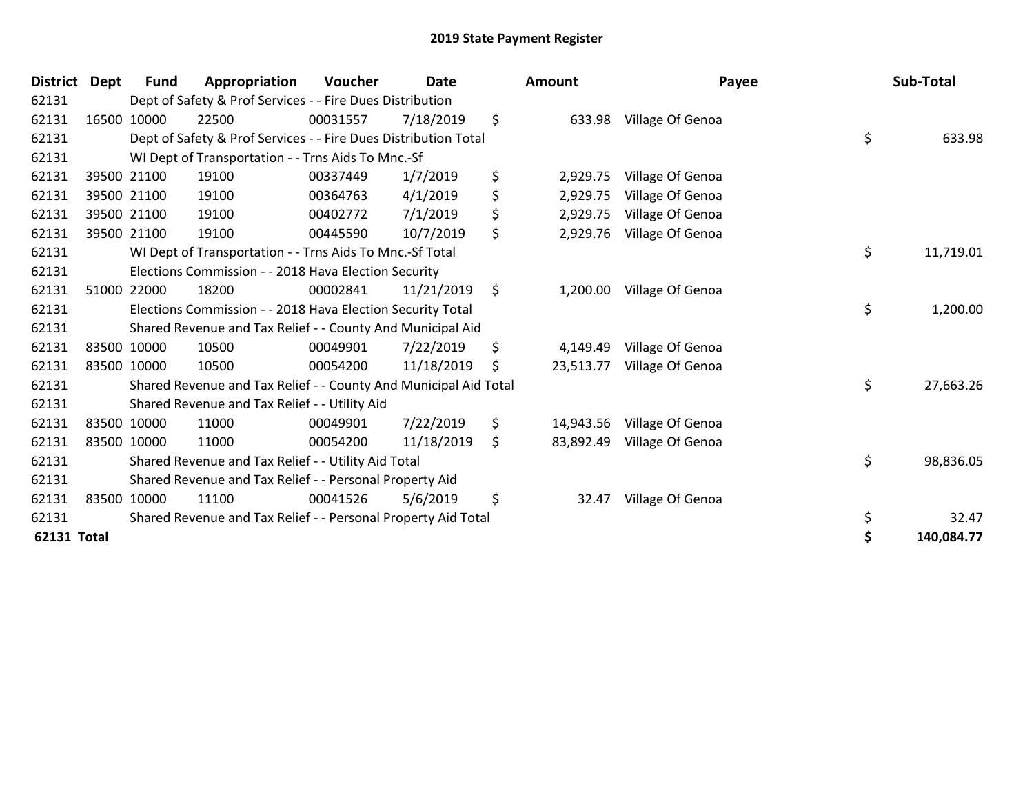# 2019 State Payment Register

| District | Dept | Fund | Appropriation | Voucher | Date | Amount | Payee | Sub-Total |
|---|---|---|---|---|---|---|---|---|
| 62131 | | Dept of Safety & Prof Services - - Fire Dues Distribution | | | | | | |
| 62131 | 16500 | 10000 | 22500 | 00031557 | 7/18/2019 | $ 633.98 | Village Of Genoa | |
| 62131 | | Dept of Safety & Prof Services - - Fire Dues Distribution Total | | | | | | $ 633.98 |
| 62131 | | WI Dept of Transportation - - Trns Aids To Mnc.-Sf | | | | | | |
| 62131 | 39500 | 21100 | 19100 | 00337449 | 1/7/2019 | $ 2,929.75 | Village Of Genoa | |
| 62131 | 39500 | 21100 | 19100 | 00364763 | 4/1/2019 | $ 2,929.75 | Village Of Genoa | |
| 62131 | 39500 | 21100 | 19100 | 00402772 | 7/1/2019 | $ 2,929.75 | Village Of Genoa | |
| 62131 | 39500 | 21100 | 19100 | 00445590 | 10/7/2019 | $ 2,929.76 | Village Of Genoa | |
| 62131 | | WI Dept of Transportation - - Trns Aids To Mnc.-Sf Total | | | | | | $ 11,719.01 |
| 62131 | | Elections Commission - - 2018 Hava Election Security | | | | | | |
| 62131 | 51000 | 22000 | 18200 | 00002841 | 11/21/2019 | $ 1,200.00 | Village Of Genoa | |
| 62131 | | Elections Commission - - 2018 Hava Election Security Total | | | | | | $ 1,200.00 |
| 62131 | | Shared Revenue and Tax Relief - - County And Municipal Aid | | | | | | |
| 62131 | 83500 | 10000 | 10500 | 00049901 | 7/22/2019 | $ 4,149.49 | Village Of Genoa | |
| 62131 | 83500 | 10000 | 10500 | 00054200 | 11/18/2019 | $ 23,513.77 | Village Of Genoa | |
| 62131 | | Shared Revenue and Tax Relief - - County And Municipal Aid Total | | | | | | $ 27,663.26 |
| 62131 | | Shared Revenue and Tax Relief - - Utility Aid | | | | | | |
| 62131 | 83500 | 10000 | 11000 | 00049901 | 7/22/2019 | $ 14,943.56 | Village Of Genoa | |
| 62131 | 83500 | 10000 | 11000 | 00054200 | 11/18/2019 | $ 83,892.49 | Village Of Genoa | |
| 62131 | | Shared Revenue and Tax Relief - - Utility Aid Total | | | | | | $ 98,836.05 |
| 62131 | | Shared Revenue and Tax Relief - - Personal Property Aid | | | | | | |
| 62131 | 83500 | 10000 | 11100 | 00041526 | 5/6/2019 | $ 32.47 | Village Of Genoa | |
| 62131 | | Shared Revenue and Tax Relief - - Personal Property Aid Total | | | | | | $ 32.47 |
| **62131 Total** | | | | | | | | **$ 140,084.77** |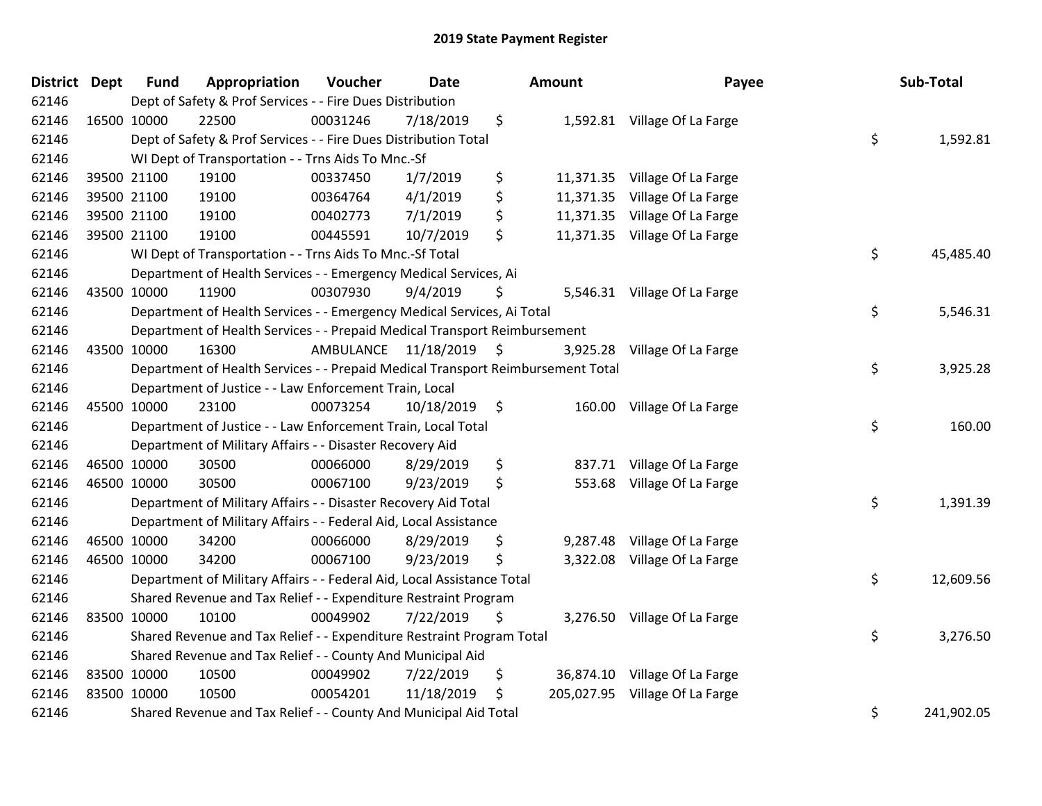# 2019 State Payment Register

| District | Dept | Fund | Appropriation | Voucher | Date | Amount | Payee | Sub-Total |
|---|---|---|---|---|---|---|---|---|
| 62146 | | | Dept of Safety & Prof Services - - Fire Dues Distribution | | | | | |
| 62146 | 16500 | 10000 | 22500 | 00031246 | 7/18/2019 | $ 1,592.81 | Village Of La Farge | |
| 62146 | | | Dept of Safety & Prof Services - - Fire Dues Distribution Total | | | | | $ 1,592.81 |
| 62146 | | | WI Dept of Transportation - - Trns Aids To Mnc.-Sf | | | | | |
| 62146 | 39500 | 21100 | 19100 | 00337450 | 1/7/2019 | $ 11,371.35 | Village Of La Farge | |
| 62146 | 39500 | 21100 | 19100 | 00364764 | 4/1/2019 | $ 11,371.35 | Village Of La Farge | |
| 62146 | 39500 | 21100 | 19100 | 00402773 | 7/1/2019 | $ 11,371.35 | Village Of La Farge | |
| 62146 | 39500 | 21100 | 19100 | 00445591 | 10/7/2019 | $ 11,371.35 | Village Of La Farge | |
| 62146 | | | WI Dept of Transportation - - Trns Aids To Mnc.-Sf Total | | | | | $ 45,485.40 |
| 62146 | | | Department of Health Services - - Emergency Medical Services, Ai | | | | | |
| 62146 | 43500 | 10000 | 11900 | 00307930 | 9/4/2019 | $ 5,546.31 | Village Of La Farge | |
| 62146 | | | Department of Health Services - - Emergency Medical Services, Ai Total | | | | | $ 5,546.31 |
| 62146 | | | Department of Health Services - - Prepaid Medical Transport Reimbursement | | | | | |
| 62146 | 43500 | 10000 | 16300 | AMBULANCE | 11/18/2019 | $ 3,925.28 | Village Of La Farge | |
| 62146 | | | Department of Health Services - - Prepaid Medical Transport Reimbursement Total | | | | | $ 3,925.28 |
| 62146 | | | Department of Justice - - Law Enforcement Train, Local | | | | | |
| 62146 | 45500 | 10000 | 23100 | 00073254 | 10/18/2019 | $ 160.00 | Village Of La Farge | |
| 62146 | | | Department of Justice - - Law Enforcement Train, Local Total | | | | | $ 160.00 |
| 62146 | | | Department of Military Affairs - - Disaster Recovery Aid | | | | | |
| 62146 | 46500 | 10000 | 30500 | 00066000 | 8/29/2019 | $ 837.71 | Village Of La Farge | |
| 62146 | 46500 | 10000 | 30500 | 00067100 | 9/23/2019 | $ 553.68 | Village Of La Farge | |
| 62146 | | | Department of Military Affairs - - Disaster Recovery Aid Total | | | | | $ 1,391.39 |
| 62146 | | | Department of Military Affairs - - Federal Aid, Local Assistance | | | | | |
| 62146 | 46500 | 10000 | 34200 | 00066000 | 8/29/2019 | $ 9,287.48 | Village Of La Farge | |
| 62146 | 46500 | 10000 | 34200 | 00067100 | 9/23/2019 | $ 3,322.08 | Village Of La Farge | |
| 62146 | | | Department of Military Affairs - - Federal Aid, Local Assistance Total | | | | | $ 12,609.56 |
| 62146 | | | Shared Revenue and Tax Relief - - Expenditure Restraint Program | | | | | |
| 62146 | 83500 | 10000 | 10100 | 00049902 | 7/22/2019 | $ 3,276.50 | Village Of La Farge | |
| 62146 | | | Shared Revenue and Tax Relief - - Expenditure Restraint Program Total | | | | | $ 3,276.50 |
| 62146 | | | Shared Revenue and Tax Relief - - County And Municipal Aid | | | | | |
| 62146 | 83500 | 10000 | 10500 | 00049902 | 7/22/2019 | $ 36,874.10 | Village Of La Farge | |
| 62146 | 83500 | 10000 | 10500 | 00054201 | 11/18/2019 | $ 205,027.95 | Village Of La Farge | |
| 62146 | | | Shared Revenue and Tax Relief - - County And Municipal Aid Total | | | | | $ 241,902.05 |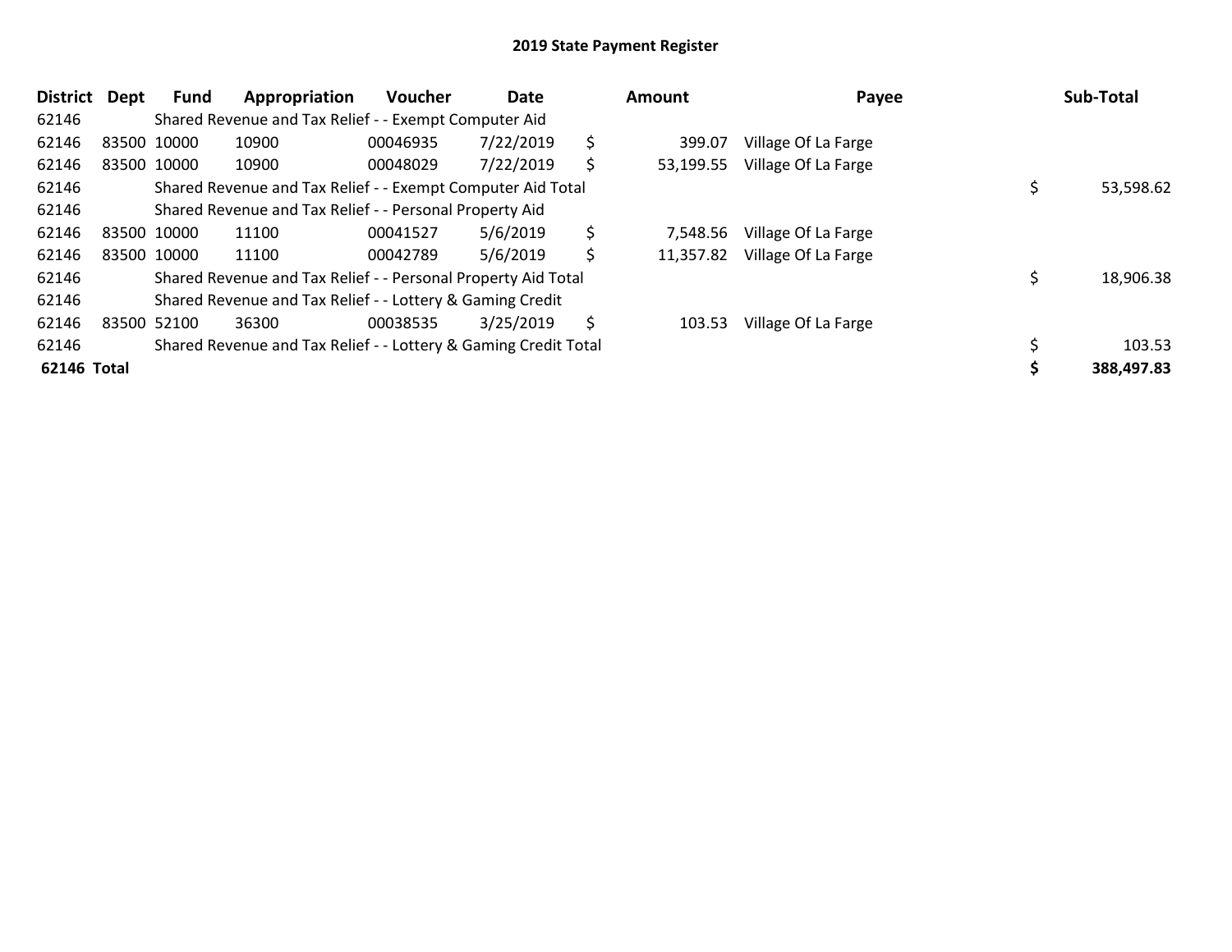## 2019 State Payment Register

| District | Dept | Fund | Appropriation | Voucher | Date | Amount | Payee | Sub-Total |
|---|---|---|---|---|---|---|---|---|
| 62146 | | Shared Revenue and Tax Relief - - Exempt Computer Aid | | | | | | |
| 62146 | 83500 | 10000 | 10900 | 00046935 | 7/22/2019 | $ 399.07 | Village Of La Farge | |
| 62146 | 83500 | 10000 | 10900 | 00048029 | 7/22/2019 | $ 53,199.55 | Village Of La Farge | |
| 62146 | | Shared Revenue and Tax Relief - - Exempt Computer Aid Total | | | | | | $ 53,598.62 |
| 62146 | | Shared Revenue and Tax Relief - - Personal Property Aid | | | | | | |
| 62146 | 83500 | 10000 | 11100 | 00041527 | 5/6/2019 | $ 7,548.56 | Village Of La Farge | |
| 62146 | 83500 | 10000 | 11100 | 00042789 | 5/6/2019 | $ 11,357.82 | Village Of La Farge | |
| 62146 | | Shared Revenue and Tax Relief - - Personal Property Aid Total | | | | | | $ 18,906.38 |
| 62146 | | Shared Revenue and Tax Relief - - Lottery & Gaming Credit | | | | | | |
| 62146 | 83500 | 52100 | 36300 | 00038535 | 3/25/2019 | $ 103.53 | Village Of La Farge | |
| 62146 | | Shared Revenue and Tax Relief - - Lottery & Gaming Credit Total | | | | | | $ 103.53 |
| **62146 Total** | | | | | | | | **$ 388,497.83** |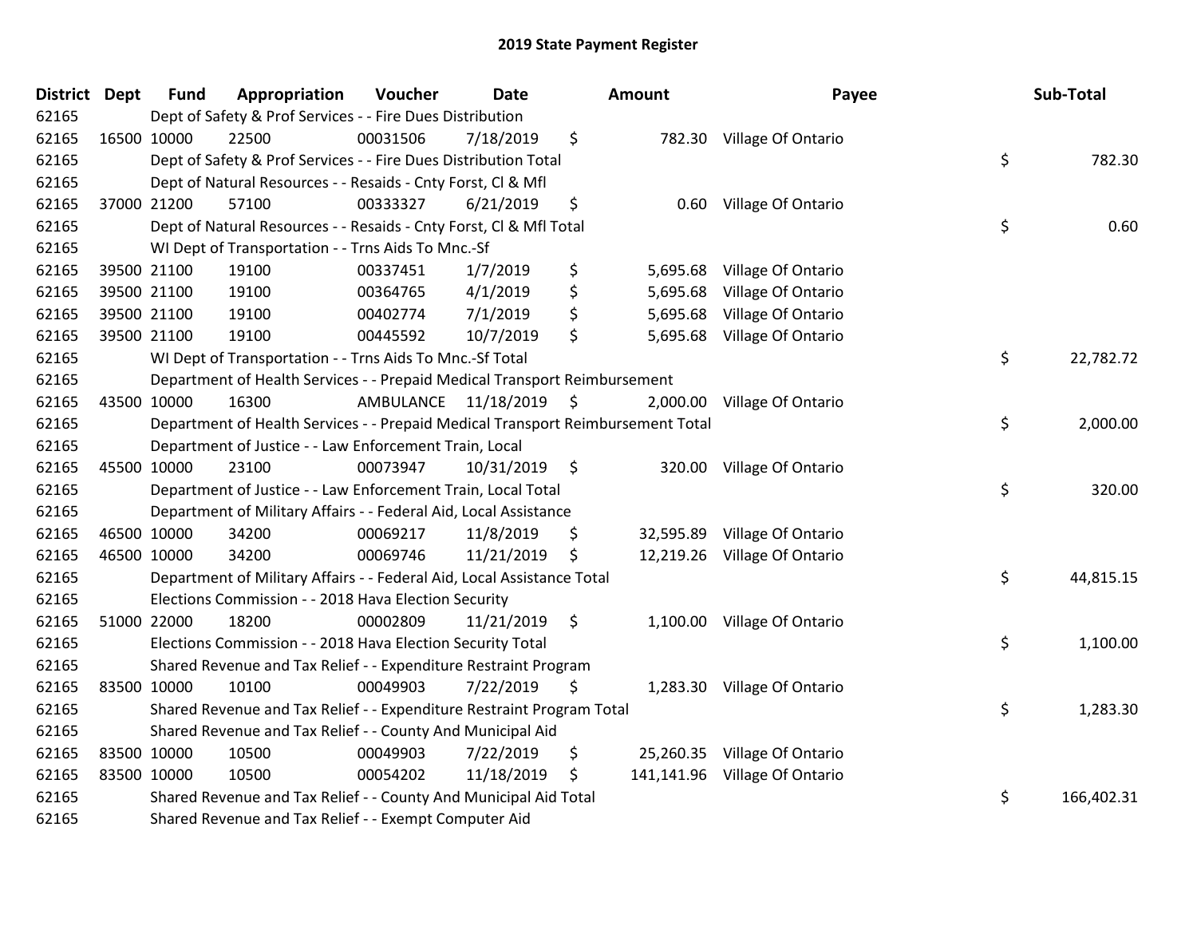# 2019 State Payment Register

| District | Dept | Fund | Appropriation | Voucher | Date | Amount | Payee | Sub-Total |
|---|---|---|---|---|---|---|---|---|
| 62165 | Dept of Safety & Prof Services - - Fire Dues Distribution | | | | | | | |
| 62165 | 16500 | 10000 | 22500 | 00031506 | 7/18/2019 | $ 782.30 | Village Of Ontario | |
| 62165 | Dept of Safety & Prof Services - - Fire Dues Distribution Total | | | | | | | $ 782.30 |
| 62165 | Dept of Natural Resources - - Resaids - Cnty Forst, Cl & Mfl | | | | | | | |
| 62165 | 37000 | 21200 | 57100 | 00333327 | 6/21/2019 | $ 0.60 | Village Of Ontario | |
| 62165 | Dept of Natural Resources - - Resaids - Cnty Forst, Cl & Mfl Total | | | | | | | $ 0.60 |
| 62165 | WI Dept of Transportation - - Trns Aids To Mnc.-Sf | | | | | | | |
| 62165 | 39500 | 21100 | 19100 | 00337451 | 1/7/2019 | $ 5,695.68 | Village Of Ontario | |
| 62165 | 39500 | 21100 | 19100 | 00364765 | 4/1/2019 | $ 5,695.68 | Village Of Ontario | |
| 62165 | 39500 | 21100 | 19100 | 00402774 | 7/1/2019 | $ 5,695.68 | Village Of Ontario | |
| 62165 | 39500 | 21100 | 19100 | 00445592 | 10/7/2019 | $ 5,695.68 | Village Of Ontario | |
| 62165 | WI Dept of Transportation - - Trns Aids To Mnc.-Sf Total | | | | | | | $ 22,782.72 |
| 62165 | Department of Health Services - - Prepaid Medical Transport Reimbursement | | | | | | | |
| 62165 | 43500 | 10000 | 16300 | AMBULANCE | 11/18/2019 | $ 2,000.00 | Village Of Ontario | |
| 62165 | Department of Health Services - - Prepaid Medical Transport Reimbursement Total | | | | | | | $ 2,000.00 |
| 62165 | Department of Justice - - Law Enforcement Train, Local | | | | | | | |
| 62165 | 45500 | 10000 | 23100 | 00073947 | 10/31/2019 | $ 320.00 | Village Of Ontario | |
| 62165 | Department of Justice - - Law Enforcement Train, Local Total | | | | | | | $ 320.00 |
| 62165 | Department of Military Affairs - - Federal Aid, Local Assistance | | | | | | | |
| 62165 | 46500 | 10000 | 34200 | 00069217 | 11/8/2019 | $ 32,595.89 | Village Of Ontario | |
| 62165 | 46500 | 10000 | 34200 | 00069746 | 11/21/2019 | $ 12,219.26 | Village Of Ontario | |
| 62165 | Department of Military Affairs - - Federal Aid, Local Assistance Total | | | | | | | $ 44,815.15 |
| 62165 | Elections Commission - - 2018 Hava Election Security | | | | | | | |
| 62165 | 51000 | 22000 | 18200 | 00002809 | 11/21/2019 | $ 1,100.00 | Village Of Ontario | |
| 62165 | Elections Commission - - 2018 Hava Election Security Total | | | | | | | $ 1,100.00 |
| 62165 | Shared Revenue and Tax Relief - - Expenditure Restraint Program | | | | | | | |
| 62165 | 83500 | 10000 | 10100 | 00049903 | 7/22/2019 | $ 1,283.30 | Village Of Ontario | |
| 62165 | Shared Revenue and Tax Relief - - Expenditure Restraint Program Total | | | | | | | $ 1,283.30 |
| 62165 | Shared Revenue and Tax Relief - - County And Municipal Aid | | | | | | | |
| 62165 | 83500 | 10000 | 10500 | 00049903 | 7/22/2019 | $ 25,260.35 | Village Of Ontario | |
| 62165 | 83500 | 10000 | 10500 | 00054202 | 11/18/2019 | $ 141,141.96 | Village Of Ontario | |
| 62165 | Shared Revenue and Tax Relief - - County And Municipal Aid Total | | | | | | | $ 166,402.31 |
| 62165 | Shared Revenue and Tax Relief - - Exempt Computer Aid | | | | | | | |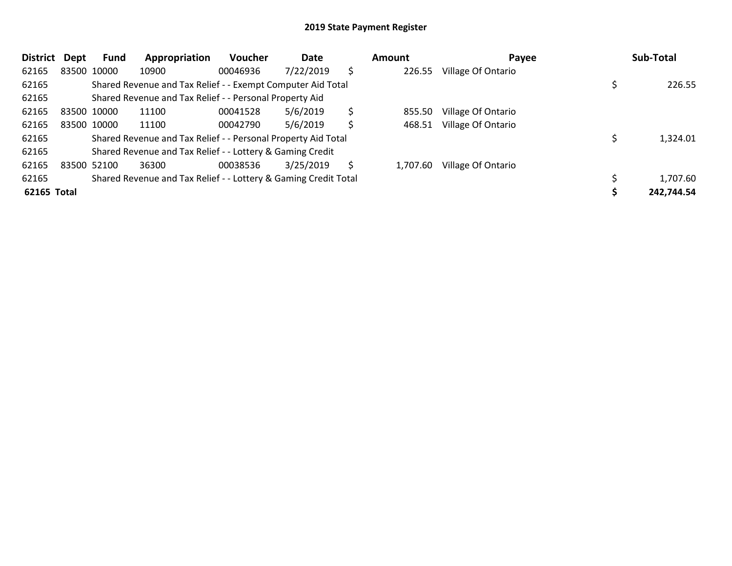# 2019 State Payment Register

| District | Dept | Fund | Appropriation | Voucher | Date | | Amount | Payee | | Sub-Total |
|---|---|---|---|---|---|---|---|---|---|---|
| 62165 | 83500 | 10000 | 10900 | 00046936 | 7/22/2019 | $ | 226.55 | Village Of Ontario | | |
| 62165 | | Shared Revenue and Tax Relief - - Exempt Computer Aid Total | | | | | | | $ | 226.55 |
| 62165 | | Shared Revenue and Tax Relief - - Personal Property Aid | | | | | | | | |
| 62165 | 83500 | 10000 | 11100 | 00041528 | 5/6/2019 | $ | 855.50 | Village Of Ontario | | |
| 62165 | 83500 | 10000 | 11100 | 00042790 | 5/6/2019 | $ | 468.51 | Village Of Ontario | | |
| 62165 | | Shared Revenue and Tax Relief - - Personal Property Aid Total | | | | | | | $ | 1,324.01 |
| 62165 | | Shared Revenue and Tax Relief - - Lottery & Gaming Credit | | | | | | | | |
| 62165 | 83500 | 52100 | 36300 | 00038536 | 3/25/2019 | $ | 1,707.60 | Village Of Ontario | | |
| 62165 | | Shared Revenue and Tax Relief - - Lottery & Gaming Credit Total | | | | | | | $ | 1,707.60 |
| **62165** | **Total** | | | | | | | | **$** | **242,744.54** |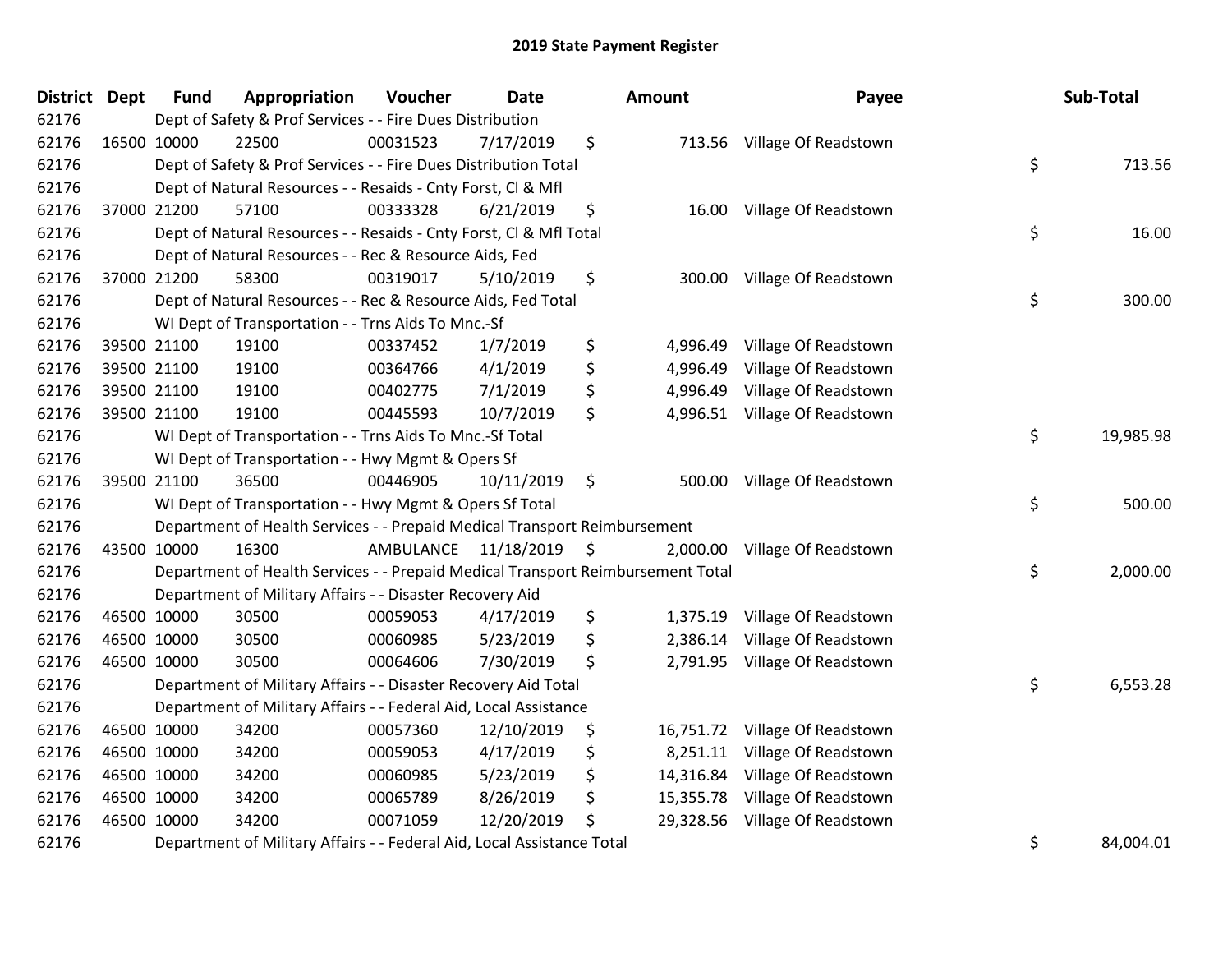# 2019 State Payment Register

| District | Dept | Fund | Appropriation | Voucher | Date | Amount | Payee | Sub-Total |
|---|---|---|---|---|---|---|---|---|
| 62176 | Dept of Safety & Prof Services - - Fire Dues Distribution | | | | | | | |
| 62176 | 16500 | 10000 | 22500 | 00031523 | 7/17/2019 | $ 713.56 | Village Of Readstown | |
| 62176 | Dept of Safety & Prof Services - - Fire Dues Distribution Total | | | | | | | $ 713.56 |
| 62176 | Dept of Natural Resources - - Resaids - Cnty Forst, Cl & Mfl | | | | | | | |
| 62176 | 37000 | 21200 | 57100 | 00333328 | 6/21/2019 | $ 16.00 | Village Of Readstown | |
| 62176 | Dept of Natural Resources - - Resaids - Cnty Forst, Cl & Mfl Total | | | | | | | $ 16.00 |
| 62176 | Dept of Natural Resources - - Rec & Resource Aids, Fed | | | | | | | |
| 62176 | 37000 | 21200 | 58300 | 00319017 | 5/10/2019 | $ 300.00 | Village Of Readstown | |
| 62176 | Dept of Natural Resources - - Rec & Resource Aids, Fed Total | | | | | | | $ 300.00 |
| 62176 | WI Dept of Transportation - - Trns Aids To Mnc.-Sf | | | | | | | |
| 62176 | 39500 | 21100 | 19100 | 00337452 | 1/7/2019 | $ 4,996.49 | Village Of Readstown | |
| 62176 | 39500 | 21100 | 19100 | 00364766 | 4/1/2019 | $ 4,996.49 | Village Of Readstown | |
| 62176 | 39500 | 21100 | 19100 | 00402775 | 7/1/2019 | $ 4,996.49 | Village Of Readstown | |
| 62176 | 39500 | 21100 | 19100 | 00445593 | 10/7/2019 | $ 4,996.51 | Village Of Readstown | |
| 62176 | WI Dept of Transportation - - Trns Aids To Mnc.-Sf Total | | | | | | | $ 19,985.98 |
| 62176 | WI Dept of Transportation - - Hwy Mgmt & Opers Sf | | | | | | | |
| 62176 | 39500 | 21100 | 36500 | 00446905 | 10/11/2019 | $ 500.00 | Village Of Readstown | |
| 62176 | WI Dept of Transportation - - Hwy Mgmt & Opers Sf Total | | | | | | | $ 500.00 |
| 62176 | Department of Health Services - - Prepaid Medical Transport Reimbursement | | | | | | | |
| 62176 | 43500 | 10000 | 16300 | AMBULANCE | 11/18/2019 | $ 2,000.00 | Village Of Readstown | |
| 62176 | Department of Health Services - - Prepaid Medical Transport Reimbursement Total | | | | | | | $ 2,000.00 |
| 62176 | Department of Military Affairs - - Disaster Recovery Aid | | | | | | | |
| 62176 | 46500 | 10000 | 30500 | 00059053 | 4/17/2019 | $ 1,375.19 | Village Of Readstown | |
| 62176 | 46500 | 10000 | 30500 | 00060985 | 5/23/2019 | $ 2,386.14 | Village Of Readstown | |
| 62176 | 46500 | 10000 | 30500 | 00064606 | 7/30/2019 | $ 2,791.95 | Village Of Readstown | |
| 62176 | Department of Military Affairs - - Disaster Recovery Aid Total | | | | | | | $ 6,553.28 |
| 62176 | Department of Military Affairs - - Federal Aid, Local Assistance | | | | | | | |
| 62176 | 46500 | 10000 | 34200 | 00057360 | 12/10/2019 | $ 16,751.72 | Village Of Readstown | |
| 62176 | 46500 | 10000 | 34200 | 00059053 | 4/17/2019 | $ 8,251.11 | Village Of Readstown | |
| 62176 | 46500 | 10000 | 34200 | 00060985 | 5/23/2019 | $ 14,316.84 | Village Of Readstown | |
| 62176 | 46500 | 10000 | 34200 | 00065789 | 8/26/2019 | $ 15,355.78 | Village Of Readstown | |
| 62176 | 46500 | 10000 | 34200 | 00071059 | 12/20/2019 | $ 29,328.56 | Village Of Readstown | |
| 62176 | Department of Military Affairs - - Federal Aid, Local Assistance Total | | | | | | | $ 84,004.01 |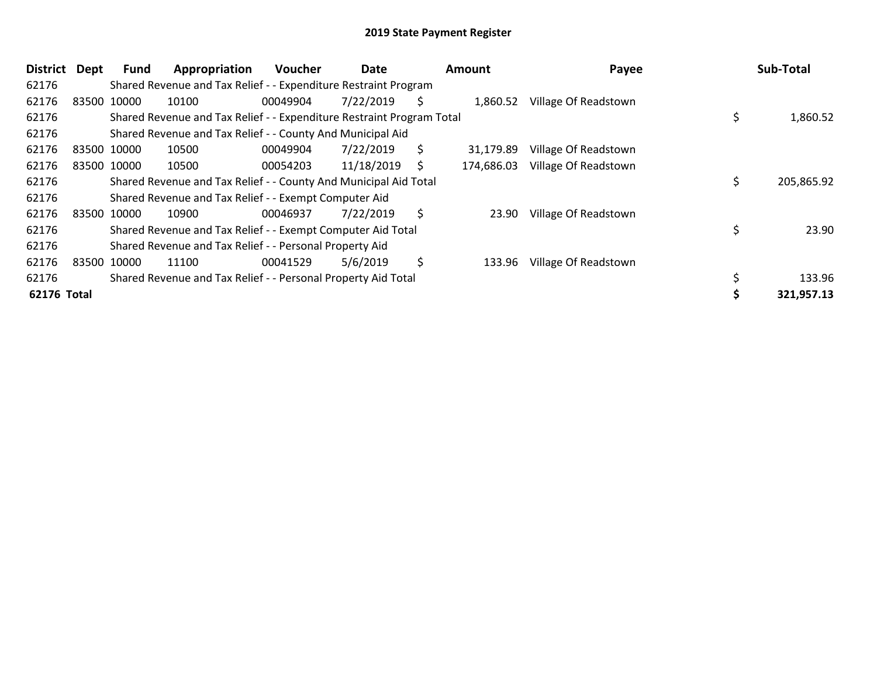# 2019 State Payment Register

| District | Dept | Fund | Appropriation | Voucher | Date | Amount | Payee | Sub-Total |
|---|---|---|---|---|---|---|---|---|
| 62176 | | Shared Revenue and Tax Relief - - Expenditure Restraint Program | | | | | | |
| 62176 | 83500 | 10000 | 10100 | 00049904 | 7/22/2019 | $ 1,860.52 | Village Of Readstown | |
| 62176 | | Shared Revenue and Tax Relief - - Expenditure Restraint Program Total | | | | | | $ 1,860.52 |
| 62176 | | Shared Revenue and Tax Relief - - County And Municipal Aid | | | | | | |
| 62176 | 83500 | 10000 | 10500 | 00049904 | 7/22/2019 | $ 31,179.89 | Village Of Readstown | |
| 62176 | 83500 | 10000 | 10500 | 00054203 | 11/18/2019 | $ 174,686.03 | Village Of Readstown | |
| 62176 | | Shared Revenue and Tax Relief - - County And Municipal Aid Total | | | | | | $ 205,865.92 |
| 62176 | | Shared Revenue and Tax Relief - - Exempt Computer Aid | | | | | | |
| 62176 | 83500 | 10000 | 10900 | 00046937 | 7/22/2019 | $ 23.90 | Village Of Readstown | |
| 62176 | | Shared Revenue and Tax Relief - - Exempt Computer Aid Total | | | | | | $ 23.90 |
| 62176 | | Shared Revenue and Tax Relief - - Personal Property Aid | | | | | | |
| 62176 | 83500 | 10000 | 11100 | 00041529 | 5/6/2019 | $ 133.96 | Village Of Readstown | |
| 62176 | | Shared Revenue and Tax Relief - - Personal Property Aid Total | | | | | | $ 133.96 |
| **62176 Total** | | | | | | | | **$ 321,957.13** |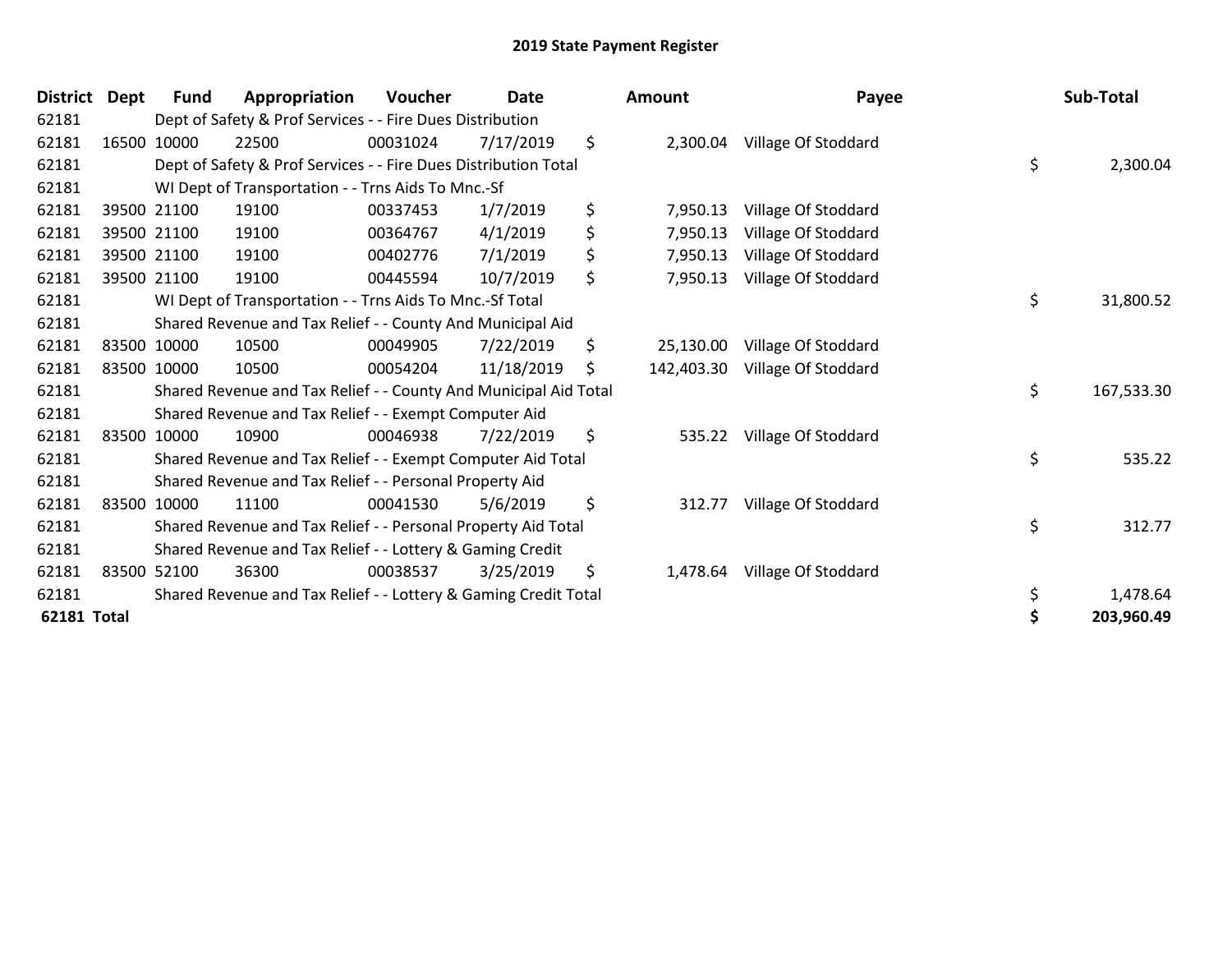# 2019 State Payment Register

| District | Dept | Fund | Appropriation | Voucher | Date | Amount | Payee | Sub-Total |
|---|---|---|---|---|---|---|---|---|
| 62181 | | Dept of Safety & Prof Services - - Fire Dues Distribution | | | | | | |
| 62181 | 16500 | 10000 | 22500 | 00031024 | 7/17/2019 | $ 2,300.04 | Village Of Stoddard | |
| 62181 | | Dept of Safety & Prof Services - - Fire Dues Distribution Total | | | | | | $ 2,300.04 |
| 62181 | | WI Dept of Transportation - - Trns Aids To Mnc.-Sf | | | | | | |
| 62181 | 39500 | 21100 | 19100 | 00337453 | 1/7/2019 | $ 7,950.13 | Village Of Stoddard | |
| 62181 | 39500 | 21100 | 19100 | 00364767 | 4/1/2019 | $ 7,950.13 | Village Of Stoddard | |
| 62181 | 39500 | 21100 | 19100 | 00402776 | 7/1/2019 | $ 7,950.13 | Village Of Stoddard | |
| 62181 | 39500 | 21100 | 19100 | 00445594 | 10/7/2019 | $ 7,950.13 | Village Of Stoddard | |
| 62181 | | WI Dept of Transportation - - Trns Aids To Mnc.-Sf Total | | | | | | $ 31,800.52 |
| 62181 | | Shared Revenue and Tax Relief - - County And Municipal Aid | | | | | | |
| 62181 | 83500 | 10000 | 10500 | 00049905 | 7/22/2019 | $ 25,130.00 | Village Of Stoddard | |
| 62181 | 83500 | 10000 | 10500 | 00054204 | 11/18/2019 | $ 142,403.30 | Village Of Stoddard | |
| 62181 | | Shared Revenue and Tax Relief - - County And Municipal Aid Total | | | | | | $ 167,533.30 |
| 62181 | | Shared Revenue and Tax Relief - - Exempt Computer Aid | | | | | | |
| 62181 | 83500 | 10000 | 10900 | 00046938 | 7/22/2019 | $ 535.22 | Village Of Stoddard | |
| 62181 | | Shared Revenue and Tax Relief - - Exempt Computer Aid Total | | | | | | $ 535.22 |
| 62181 | | Shared Revenue and Tax Relief - - Personal Property Aid | | | | | | |
| 62181 | 83500 | 10000 | 11100 | 00041530 | 5/6/2019 | $ 312.77 | Village Of Stoddard | |
| 62181 | | Shared Revenue and Tax Relief - - Personal Property Aid Total | | | | | | $ 312.77 |
| 62181 | | Shared Revenue and Tax Relief - - Lottery & Gaming Credit | | | | | | |
| 62181 | 83500 | 52100 | 36300 | 00038537 | 3/25/2019 | $ 1,478.64 | Village Of Stoddard | |
| 62181 | | Shared Revenue and Tax Relief - - Lottery & Gaming Credit Total | | | | | | $ 1,478.64 |
| **62181 Total** | | | | | | | | **$ 203,960.49** |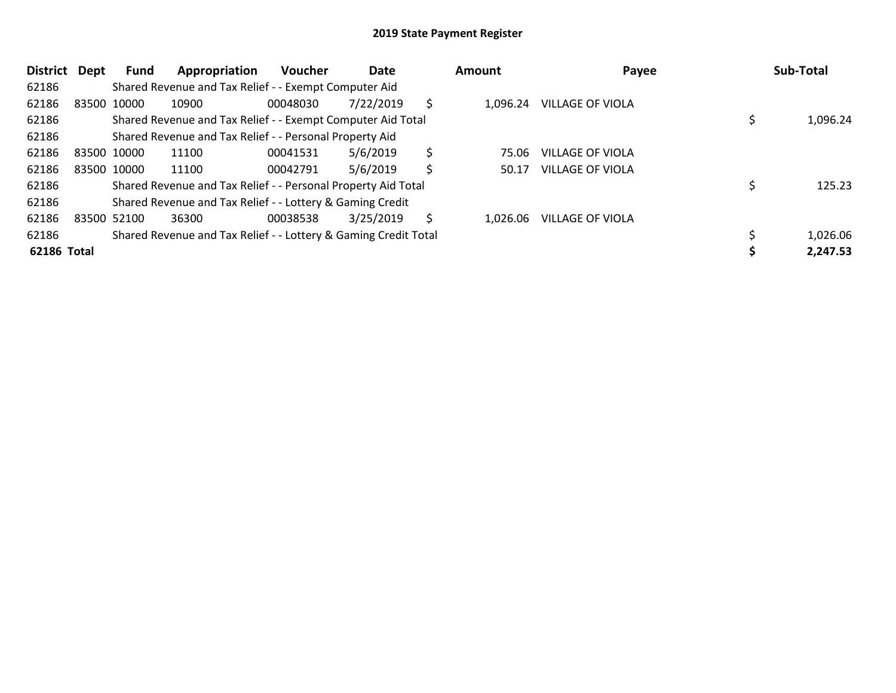## 2019 State Payment Register

| District | Dept | Fund | Appropriation | Voucher | Date | Amount | Payee | Sub-Total |
|---|---|---|---|---|---|---|---|---|
| 62186 | | Shared Revenue and Tax Relief - - Exempt Computer Aid | | | | | | |
| 62186 | 83500 | 10000 | 10900 | 00048030 | 7/22/2019 | $ 1,096.24 | VILLAGE OF VIOLA | |
| 62186 | | Shared Revenue and Tax Relief - - Exempt Computer Aid Total | | | | | | $ 1,096.24 |
| 62186 | | Shared Revenue and Tax Relief - - Personal Property Aid | | | | | | |
| 62186 | 83500 | 10000 | 11100 | 00041531 | 5/6/2019 | $ 75.06 | VILLAGE OF VIOLA | |
| 62186 | 83500 | 10000 | 11100 | 00042791 | 5/6/2019 | $ 50.17 | VILLAGE OF VIOLA | |
| 62186 | | Shared Revenue and Tax Relief - - Personal Property Aid Total | | | | | | $ 125.23 |
| 62186 | | Shared Revenue and Tax Relief - - Lottery & Gaming Credit | | | | | | |
| 62186 | 83500 | 52100 | 36300 | 00038538 | 3/25/2019 | $ 1,026.06 | VILLAGE OF VIOLA | |
| 62186 | | Shared Revenue and Tax Relief - - Lottery & Gaming Credit Total | | | | | | $ 1,026.06 |
| **62186** | **Total** | | | | | | | **$ 2,247.53** |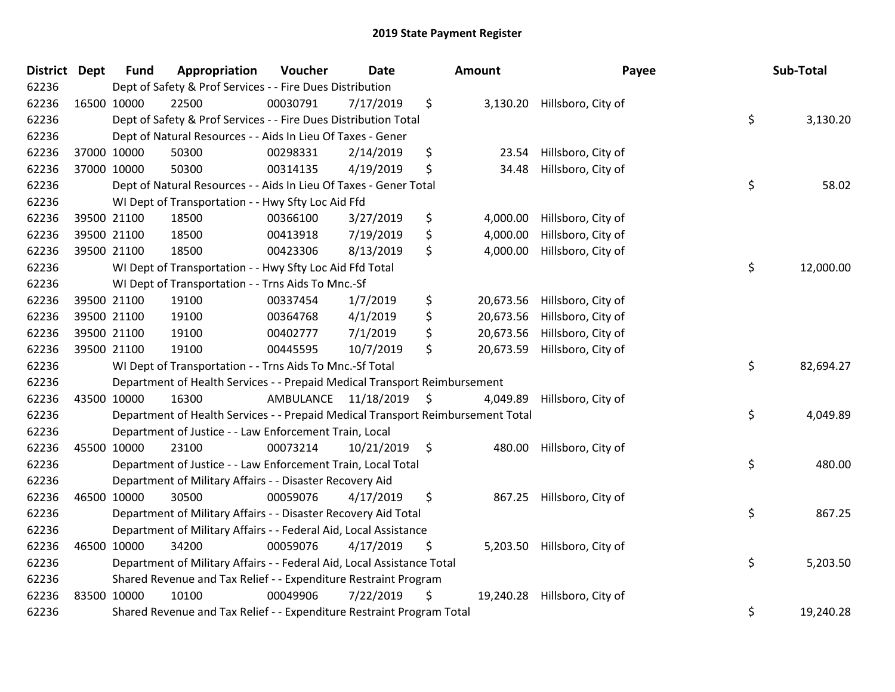# 2019 State Payment Register

| District | Dept | Fund | Appropriation | Voucher | Date | Amount | Payee | Sub-Total |
|---|---|---|---|---|---|---|---|---|
| 62236 | | Dept of Safety & Prof Services - - Fire Dues Distribution | | | | | | |
| 62236 | 16500 | 10000 | 22500 | 00030791 | 7/17/2019 | $ 3,130.20 | Hillsboro, City of | |
| 62236 | | Dept of Safety & Prof Services - - Fire Dues Distribution Total | | | | | | $ 3,130.20 |
| 62236 | | Dept of Natural Resources - - Aids In Lieu Of Taxes - Gener | | | | | | |
| 62236 | 37000 | 10000 | 50300 | 00298331 | 2/14/2019 | $ 23.54 | Hillsboro, City of | |
| 62236 | 37000 | 10000 | 50300 | 00314135 | 4/19/2019 | $ 34.48 | Hillsboro, City of | |
| 62236 | | Dept of Natural Resources - - Aids In Lieu Of Taxes - Gener Total | | | | | | $ 58.02 |
| 62236 | | WI Dept of Transportation - - Hwy Sfty Loc Aid Ffd | | | | | | |
| 62236 | 39500 | 21100 | 18500 | 00366100 | 3/27/2019 | $ 4,000.00 | Hillsboro, City of | |
| 62236 | 39500 | 21100 | 18500 | 00413918 | 7/19/2019 | $ 4,000.00 | Hillsboro, City of | |
| 62236 | 39500 | 21100 | 18500 | 00423306 | 8/13/2019 | $ 4,000.00 | Hillsboro, City of | |
| 62236 | | WI Dept of Transportation - - Hwy Sfty Loc Aid Ffd Total | | | | | | $ 12,000.00 |
| 62236 | | WI Dept of Transportation - - Trns Aids To Mnc.-Sf | | | | | | |
| 62236 | 39500 | 21100 | 19100 | 00337454 | 1/7/2019 | $ 20,673.56 | Hillsboro, City of | |
| 62236 | 39500 | 21100 | 19100 | 00364768 | 4/1/2019 | $ 20,673.56 | Hillsboro, City of | |
| 62236 | 39500 | 21100 | 19100 | 00402777 | 7/1/2019 | $ 20,673.56 | Hillsboro, City of | |
| 62236 | 39500 | 21100 | 19100 | 00445595 | 10/7/2019 | $ 20,673.59 | Hillsboro, City of | |
| 62236 | | WI Dept of Transportation - - Trns Aids To Mnc.-Sf Total | | | | | | $ 82,694.27 |
| 62236 | | Department of Health Services - - Prepaid Medical Transport Reimbursement | | | | | | |
| 62236 | 43500 | 10000 | 16300 | AMBULANCE | 11/18/2019 | $ 4,049.89 | Hillsboro, City of | |
| 62236 | | Department of Health Services - - Prepaid Medical Transport Reimbursement Total | | | | | | $ 4,049.89 |
| 62236 | | Department of Justice - - Law Enforcement Train, Local | | | | | | |
| 62236 | 45500 | 10000 | 23100 | 00073214 | 10/21/2019 | $ 480.00 | Hillsboro, City of | |
| 62236 | | Department of Justice - - Law Enforcement Train, Local Total | | | | | | $ 480.00 |
| 62236 | | Department of Military Affairs - - Disaster Recovery Aid | | | | | | |
| 62236 | 46500 | 10000 | 30500 | 00059076 | 4/17/2019 | $ 867.25 | Hillsboro, City of | |
| 62236 | | Department of Military Affairs - - Disaster Recovery Aid Total | | | | | | $ 867.25 |
| 62236 | | Department of Military Affairs - - Federal Aid, Local Assistance | | | | | | |
| 62236 | 46500 | 10000 | 34200 | 00059076 | 4/17/2019 | $ 5,203.50 | Hillsboro, City of | |
| 62236 | | Department of Military Affairs - - Federal Aid, Local Assistance Total | | | | | | $ 5,203.50 |
| 62236 | | Shared Revenue and Tax Relief - - Expenditure Restraint Program | | | | | | |
| 62236 | 83500 | 10000 | 10100 | 00049906 | 7/22/2019 | $ 19,240.28 | Hillsboro, City of | |
| 62236 | | Shared Revenue and Tax Relief - - Expenditure Restraint Program Total | | | | | | $ 19,240.28 |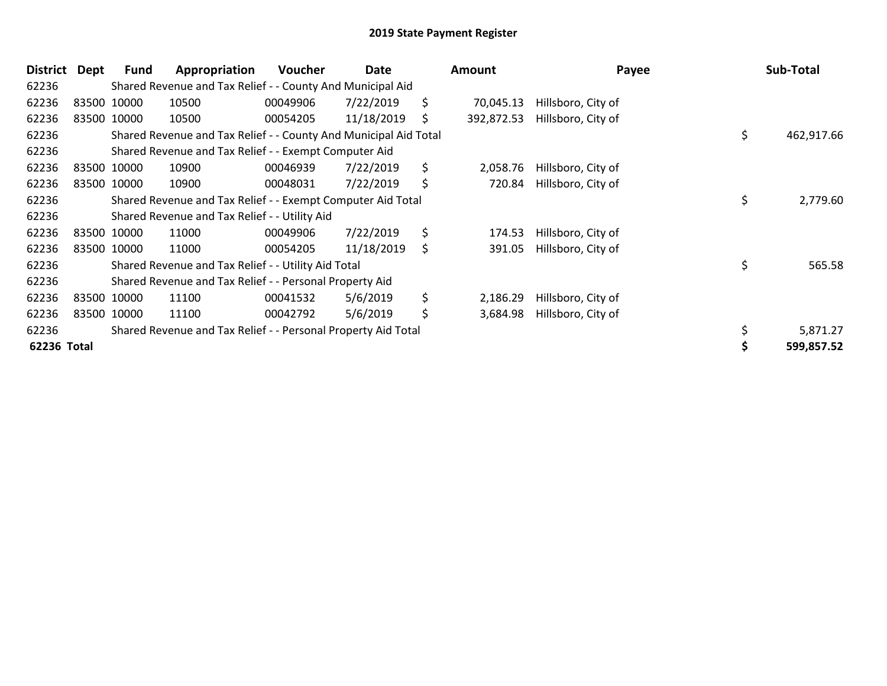# 2019 State Payment Register

| District | Dept | Fund | Appropriation | Voucher | Date | Amount | Payee | Sub-Total |
|---|---|---|---|---|---|---|---|---|
| 62236 | | Shared Revenue and Tax Relief - - County And Municipal Aid | | | | | | |
| 62236 | 83500 | 10000 | 10500 | 00049906 | 7/22/2019 | $ 70,045.13 | Hillsboro, City of | |
| 62236 | 83500 | 10000 | 10500 | 00054205 | 11/18/2019 | $ 392,872.53 | Hillsboro, City of | |
| 62236 | | Shared Revenue and Tax Relief - - County And Municipal Aid Total | | | | | | $ 462,917.66 |
| 62236 | | Shared Revenue and Tax Relief - - Exempt Computer Aid | | | | | | |
| 62236 | 83500 | 10000 | 10900 | 00046939 | 7/22/2019 | $ 2,058.76 | Hillsboro, City of | |
| 62236 | 83500 | 10000 | 10900 | 00048031 | 7/22/2019 | $ 720.84 | Hillsboro, City of | |
| 62236 | | Shared Revenue and Tax Relief - - Exempt Computer Aid Total | | | | | | $ 2,779.60 |
| 62236 | | Shared Revenue and Tax Relief - - Utility Aid | | | | | | |
| 62236 | 83500 | 10000 | 11000 | 00049906 | 7/22/2019 | $ 174.53 | Hillsboro, City of | |
| 62236 | 83500 | 10000 | 11000 | 00054205 | 11/18/2019 | $ 391.05 | Hillsboro, City of | |
| 62236 | | Shared Revenue and Tax Relief - - Utility Aid Total | | | | | | $ 565.58 |
| 62236 | | Shared Revenue and Tax Relief - - Personal Property Aid | | | | | | |
| 62236 | 83500 | 10000 | 11100 | 00041532 | 5/6/2019 | $ 2,186.29 | Hillsboro, City of | |
| 62236 | 83500 | 10000 | 11100 | 00042792 | 5/6/2019 | $ 3,684.98 | Hillsboro, City of | |
| 62236 | | Shared Revenue and Tax Relief - - Personal Property Aid Total | | | | | | $ 5,871.27 |
| **62236 Total** | | | | | | | | **$ 599,857.52** |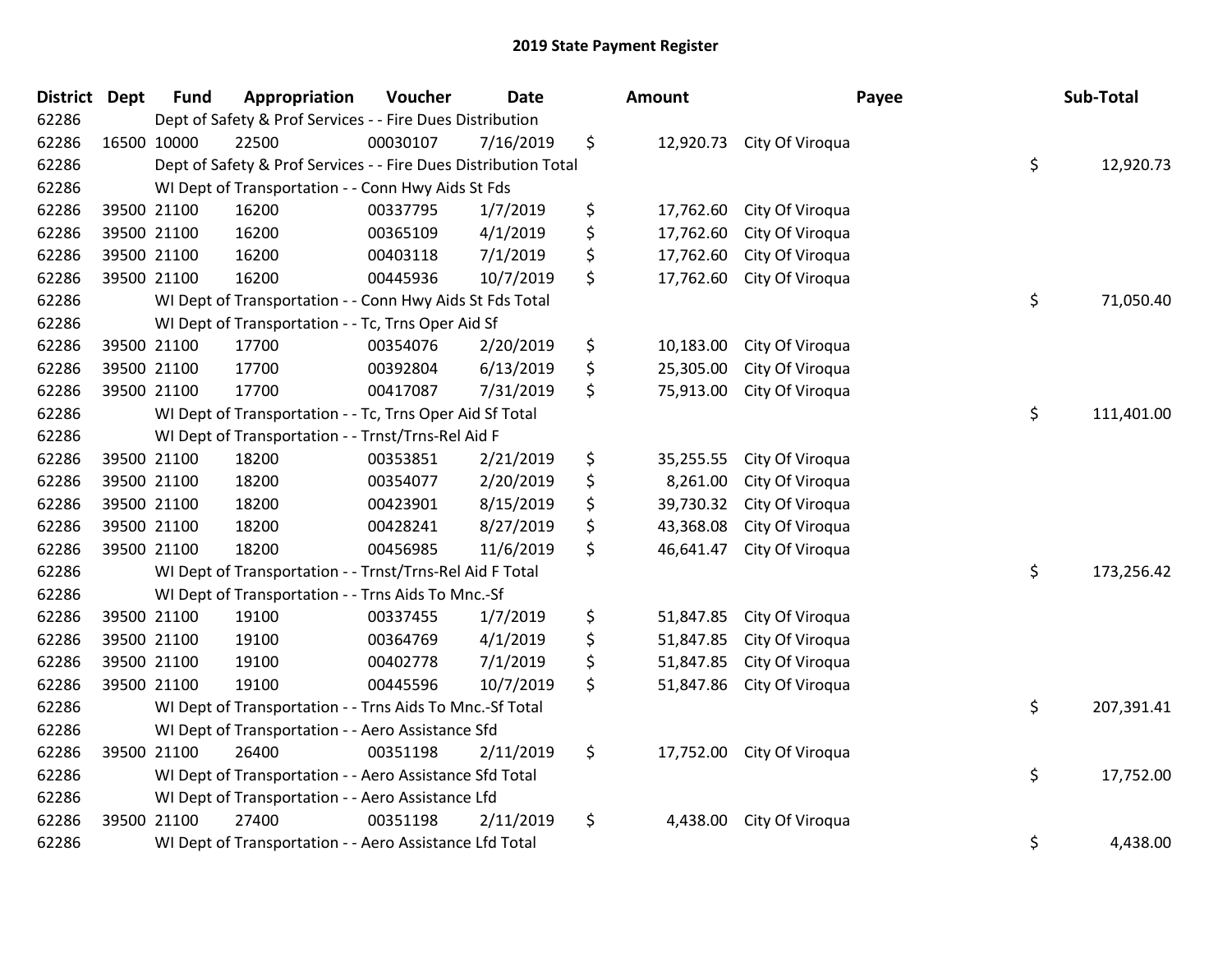# 2019 State Payment Register

| District | Dept | Fund | Appropriation | Voucher | Date | Amount | Payee | Sub-Total |
|---|---|---|---|---|---|---|---|---|
| 62286 | | Dept of Safety & Prof Services - - Fire Dues Distribution | | | | | | |
| 62286 | 16500 | 10000 | 22500 | 00030107 | 7/16/2019 | $ 12,920.73 | City Of Viroqua | |
| 62286 | | Dept of Safety & Prof Services - - Fire Dues Distribution Total | | | | | | $ 12,920.73 |
| 62286 | | WI Dept of Transportation - - Conn Hwy Aids St Fds | | | | | | |
| 62286 | 39500 | 21100 | 16200 | 00337795 | 1/7/2019 | $ 17,762.60 | City Of Viroqua | |
| 62286 | 39500 | 21100 | 16200 | 00365109 | 4/1/2019 | $ 17,762.60 | City Of Viroqua | |
| 62286 | 39500 | 21100 | 16200 | 00403118 | 7/1/2019 | $ 17,762.60 | City Of Viroqua | |
| 62286 | 39500 | 21100 | 16200 | 00445936 | 10/7/2019 | $ 17,762.60 | City Of Viroqua | |
| 62286 | | WI Dept of Transportation - - Conn Hwy Aids St Fds Total | | | | | | $ 71,050.40 |
| 62286 | | WI Dept of Transportation - - Tc, Trns Oper Aid Sf | | | | | | |
| 62286 | 39500 | 21100 | 17700 | 00354076 | 2/20/2019 | $ 10,183.00 | City Of Viroqua | |
| 62286 | 39500 | 21100 | 17700 | 00392804 | 6/13/2019 | $ 25,305.00 | City Of Viroqua | |
| 62286 | 39500 | 21100 | 17700 | 00417087 | 7/31/2019 | $ 75,913.00 | City Of Viroqua | |
| 62286 | | WI Dept of Transportation - - Tc, Trns Oper Aid Sf Total | | | | | | $ 111,401.00 |
| 62286 | | WI Dept of Transportation - - Trnst/Trns-Rel Aid F | | | | | | |
| 62286 | 39500 | 21100 | 18200 | 00353851 | 2/21/2019 | $ 35,255.55 | City Of Viroqua | |
| 62286 | 39500 | 21100 | 18200 | 00354077 | 2/20/2019 | $ 8,261.00 | City Of Viroqua | |
| 62286 | 39500 | 21100 | 18200 | 00423901 | 8/15/2019 | $ 39,730.32 | City Of Viroqua | |
| 62286 | 39500 | 21100 | 18200 | 00428241 | 8/27/2019 | $ 43,368.08 | City Of Viroqua | |
| 62286 | 39500 | 21100 | 18200 | 00456985 | 11/6/2019 | $ 46,641.47 | City Of Viroqua | |
| 62286 | | WI Dept of Transportation - - Trnst/Trns-Rel Aid F Total | | | | | | $ 173,256.42 |
| 62286 | | WI Dept of Transportation - - Trns Aids To Mnc.-Sf | | | | | | |
| 62286 | 39500 | 21100 | 19100 | 00337455 | 1/7/2019 | $ 51,847.85 | City Of Viroqua | |
| 62286 | 39500 | 21100 | 19100 | 00364769 | 4/1/2019 | $ 51,847.85 | City Of Viroqua | |
| 62286 | 39500 | 21100 | 19100 | 00402778 | 7/1/2019 | $ 51,847.85 | City Of Viroqua | |
| 62286 | 39500 | 21100 | 19100 | 00445596 | 10/7/2019 | $ 51,847.86 | City Of Viroqua | |
| 62286 | | WI Dept of Transportation - - Trns Aids To Mnc.-Sf Total | | | | | | $ 207,391.41 |
| 62286 | | WI Dept of Transportation - - Aero Assistance Sfd | | | | | | |
| 62286 | 39500 | 21100 | 26400 | 00351198 | 2/11/2019 | $ 17,752.00 | City Of Viroqua | |
| 62286 | | WI Dept of Transportation - - Aero Assistance Sfd Total | | | | | | $ 17,752.00 |
| 62286 | | WI Dept of Transportation - - Aero Assistance Lfd | | | | | | |
| 62286 | 39500 | 21100 | 27400 | 00351198 | 2/11/2019 | $ 4,438.00 | City Of Viroqua | |
| 62286 | | WI Dept of Transportation - - Aero Assistance Lfd Total | | | | | | $ 4,438.00 |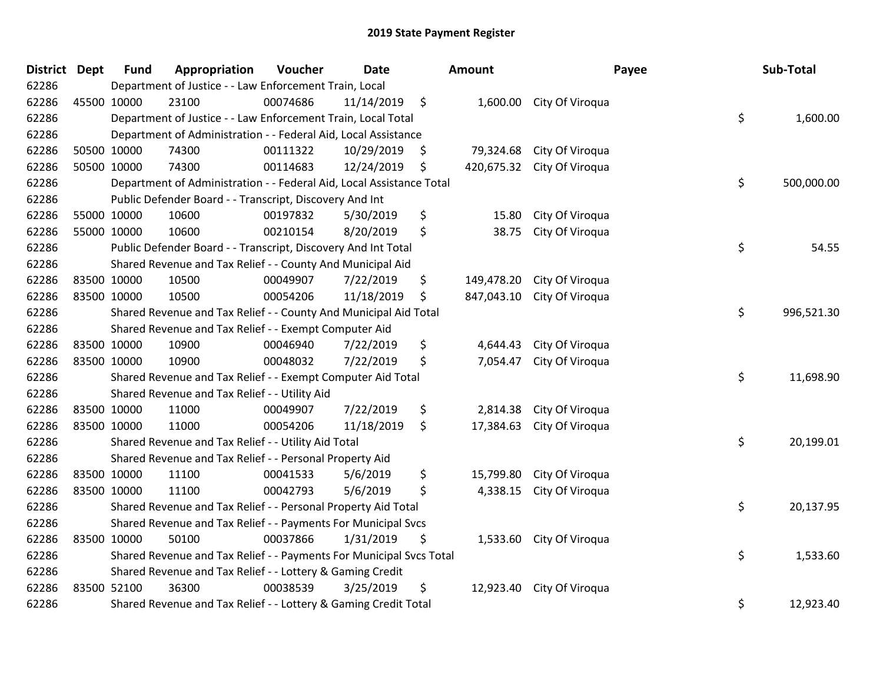## 2019 State Payment Register

| District | Dept | Fund | Appropriation | Voucher | Date | Amount | Payee | Sub-Total |
|---|---|---|---|---|---|---|---|---|
| 62286 | | Department of Justice - - Law Enforcement Train, Local | | | | | | |
| 62286 | 45500 | 10000 | 23100 | 00074686 | 11/14/2019 | $ 1,600.00 | City Of Viroqua | |
| 62286 | | Department of Justice - - Law Enforcement Train, Local Total | | | | | | $ 1,600.00 |
| 62286 | | Department of Administration - - Federal Aid, Local Assistance | | | | | | |
| 62286 | 50500 | 10000 | 74300 | 00111322 | 10/29/2019 | $ 79,324.68 | City Of Viroqua | |
| 62286 | 50500 | 10000 | 74300 | 00114683 | 12/24/2019 | $ 420,675.32 | City Of Viroqua | |
| 62286 | | Department of Administration - - Federal Aid, Local Assistance Total | | | | | | $ 500,000.00 |
| 62286 | | Public Defender Board - - Transcript, Discovery And Int | | | | | | |
| 62286 | 55000 | 10000 | 10600 | 00197832 | 5/30/2019 | $ 15.80 | City Of Viroqua | |
| 62286 | 55000 | 10000 | 10600 | 00210154 | 8/20/2019 | $ 38.75 | City Of Viroqua | |
| 62286 | | Public Defender Board - - Transcript, Discovery And Int Total | | | | | | $ 54.55 |
| 62286 | | Shared Revenue and Tax Relief - - County And Municipal Aid | | | | | | |
| 62286 | 83500 | 10000 | 10500 | 00049907 | 7/22/2019 | $ 149,478.20 | City Of Viroqua | |
| 62286 | 83500 | 10000 | 10500 | 00054206 | 11/18/2019 | $ 847,043.10 | City Of Viroqua | |
| 62286 | | Shared Revenue and Tax Relief - - County And Municipal Aid Total | | | | | | $ 996,521.30 |
| 62286 | | Shared Revenue and Tax Relief - - Exempt Computer Aid | | | | | | |
| 62286 | 83500 | 10000 | 10900 | 00046940 | 7/22/2019 | $ 4,644.43 | City Of Viroqua | |
| 62286 | 83500 | 10000 | 10900 | 00048032 | 7/22/2019 | $ 7,054.47 | City Of Viroqua | |
| 62286 | | Shared Revenue and Tax Relief - - Exempt Computer Aid Total | | | | | | $ 11,698.90 |
| 62286 | | Shared Revenue and Tax Relief - - Utility Aid | | | | | | |
| 62286 | 83500 | 10000 | 11000 | 00049907 | 7/22/2019 | $ 2,814.38 | City Of Viroqua | |
| 62286 | 83500 | 10000 | 11000 | 00054206 | 11/18/2019 | $ 17,384.63 | City Of Viroqua | |
| 62286 | | Shared Revenue and Tax Relief - - Utility Aid Total | | | | | | $ 20,199.01 |
| 62286 | | Shared Revenue and Tax Relief - - Personal Property Aid | | | | | | |
| 62286 | 83500 | 10000 | 11100 | 00041533 | 5/6/2019 | $ 15,799.80 | City Of Viroqua | |
| 62286 | 83500 | 10000 | 11100 | 00042793 | 5/6/2019 | $ 4,338.15 | City Of Viroqua | |
| 62286 | | Shared Revenue and Tax Relief - - Personal Property Aid Total | | | | | | $ 20,137.95 |
| 62286 | | Shared Revenue and Tax Relief - - Payments For Municipal Svcs | | | | | | |
| 62286 | 83500 | 10000 | 50100 | 00037866 | 1/31/2019 | $ 1,533.60 | City Of Viroqua | |
| 62286 | | Shared Revenue and Tax Relief - - Payments For Municipal Svcs Total | | | | | | $ 1,533.60 |
| 62286 | | Shared Revenue and Tax Relief - - Lottery & Gaming Credit | | | | | | |
| 62286 | 83500 | 52100 | 36300 | 00038539 | 3/25/2019 | $ 12,923.40 | City Of Viroqua | |
| 62286 | | Shared Revenue and Tax Relief - - Lottery & Gaming Credit Total | | | | | | $ 12,923.40 |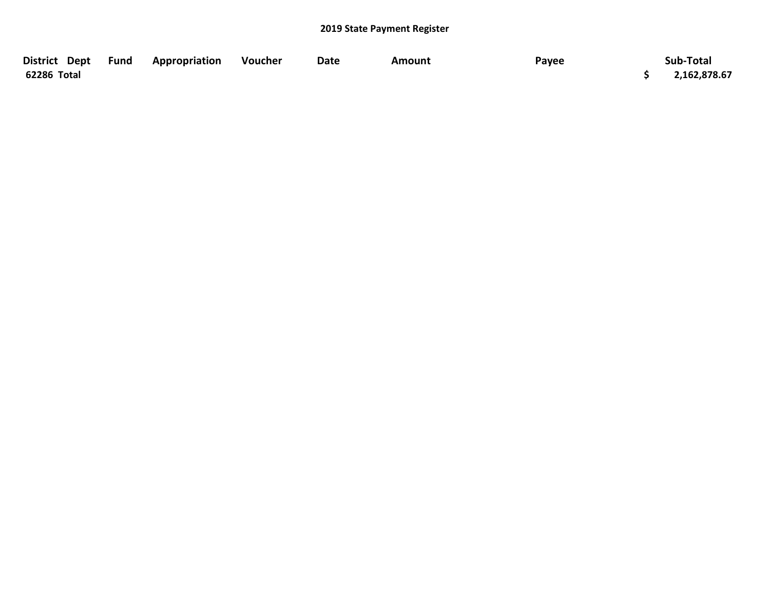## 2019 State Payment Register

| District | Dept | Fund | Appropriation | Voucher | Date | Amount | Payee | Sub-Total |
|---|---|---|---|---|---|---|---|---|
| 62286 Total | | | | | | | | $ 2,162,878.67 |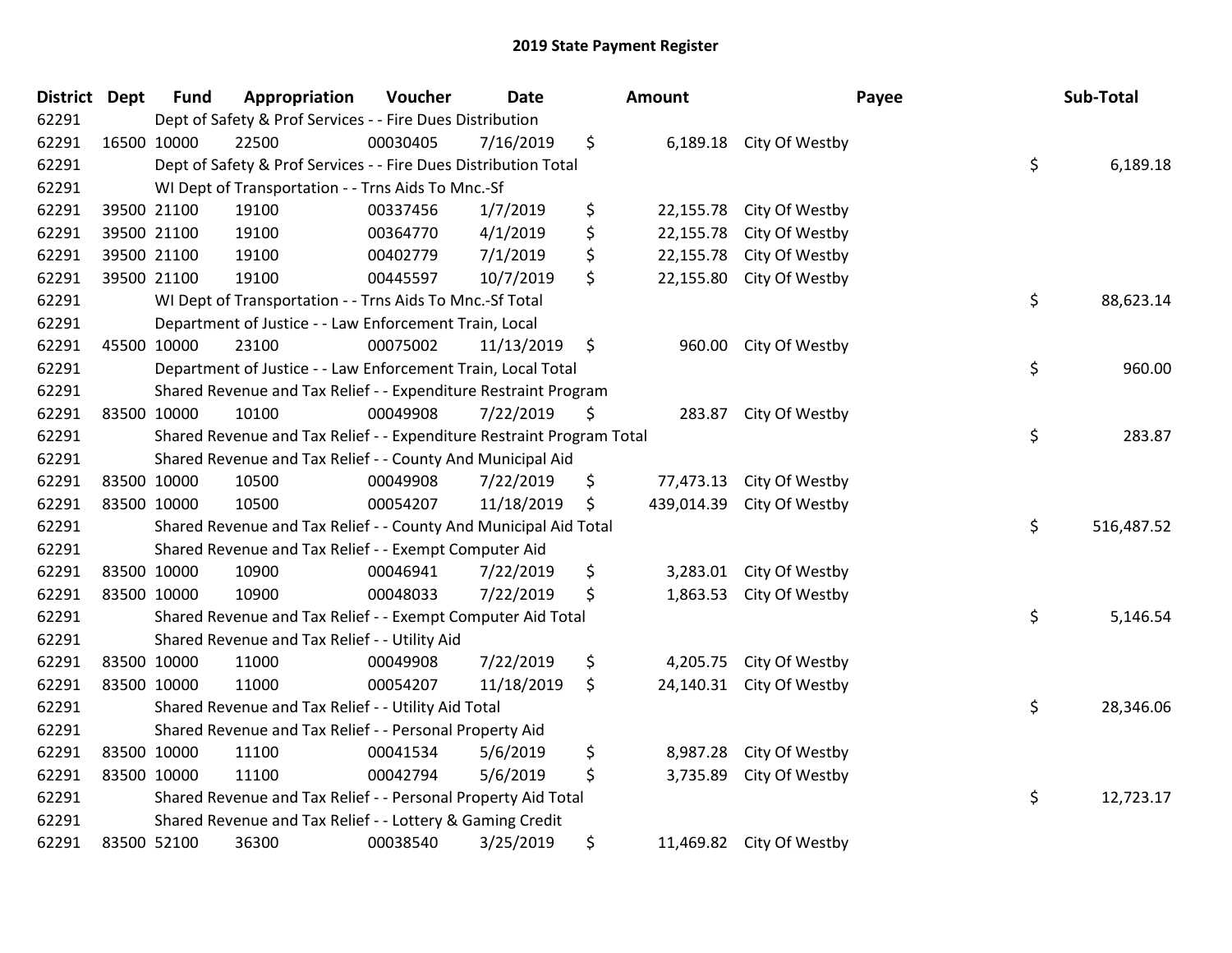# 2019 State Payment Register

| District | Dept | Fund | Appropriation | Voucher | Date | Amount | Payee | Sub-Total |
|---|---|---|---|---|---|---|---|---|
| 62291 | Dept of Safety & Prof Services - - Fire Dues Distribution | | | | | | | |
| 62291 | 16500 | 10000 | 22500 | 00030405 | 7/16/2019 | $ 6,189.18 | City Of Westby | |
| 62291 | Dept of Safety & Prof Services - - Fire Dues Distribution Total | | | | | | | $ 6,189.18 |
| 62291 | WI Dept of Transportation - - Trns Aids To Mnc.-Sf | | | | | | | |
| 62291 | 39500 | 21100 | 19100 | 00337456 | 1/7/2019 | $ 22,155.78 | City Of Westby | |
| 62291 | 39500 | 21100 | 19100 | 00364770 | 4/1/2019 | $ 22,155.78 | City Of Westby | |
| 62291 | 39500 | 21100 | 19100 | 00402779 | 7/1/2019 | $ 22,155.78 | City Of Westby | |
| 62291 | 39500 | 21100 | 19100 | 00445597 | 10/7/2019 | $ 22,155.80 | City Of Westby | |
| 62291 | WI Dept of Transportation - - Trns Aids To Mnc.-Sf Total | | | | | | | $ 88,623.14 |
| 62291 | Department of Justice - - Law Enforcement Train, Local | | | | | | | |
| 62291 | 45500 | 10000 | 23100 | 00075002 | 11/13/2019 | $ 960.00 | City Of Westby | |
| 62291 | Department of Justice - - Law Enforcement Train, Local Total | | | | | | | $ 960.00 |
| 62291 | Shared Revenue and Tax Relief - - Expenditure Restraint Program | | | | | | | |
| 62291 | 83500 | 10000 | 10100 | 00049908 | 7/22/2019 | $ 283.87 | City Of Westby | |
| 62291 | Shared Revenue and Tax Relief - - Expenditure Restraint Program Total | | | | | | | $ 283.87 |
| 62291 | Shared Revenue and Tax Relief - - County And Municipal Aid | | | | | | | |
| 62291 | 83500 | 10000 | 10500 | 00049908 | 7/22/2019 | $ 77,473.13 | City Of Westby | |
| 62291 | 83500 | 10000 | 10500 | 00054207 | 11/18/2019 | $ 439,014.39 | City Of Westby | |
| 62291 | Shared Revenue and Tax Relief - - County And Municipal Aid Total | | | | | | | $ 516,487.52 |
| 62291 | Shared Revenue and Tax Relief - - Exempt Computer Aid | | | | | | | |
| 62291 | 83500 | 10000 | 10900 | 00046941 | 7/22/2019 | $ 3,283.01 | City Of Westby | |
| 62291 | 83500 | 10000 | 10900 | 00048033 | 7/22/2019 | $ 1,863.53 | City Of Westby | |
| 62291 | Shared Revenue and Tax Relief - - Exempt Computer Aid Total | | | | | | | $ 5,146.54 |
| 62291 | Shared Revenue and Tax Relief - - Utility Aid | | | | | | | |
| 62291 | 83500 | 10000 | 11000 | 00049908 | 7/22/2019 | $ 4,205.75 | City Of Westby | |
| 62291 | 83500 | 10000 | 11000 | 00054207 | 11/18/2019 | $ 24,140.31 | City Of Westby | |
| 62291 | Shared Revenue and Tax Relief - - Utility Aid Total | | | | | | | $ 28,346.06 |
| 62291 | Shared Revenue and Tax Relief - - Personal Property Aid | | | | | | | |
| 62291 | 83500 | 10000 | 11100 | 00041534 | 5/6/2019 | $ 8,987.28 | City Of Westby | |
| 62291 | 83500 | 10000 | 11100 | 00042794 | 5/6/2019 | $ 3,735.89 | City Of Westby | |
| 62291 | Shared Revenue and Tax Relief - - Personal Property Aid Total | | | | | | | $ 12,723.17 |
| 62291 | Shared Revenue and Tax Relief - - Lottery & Gaming Credit | | | | | | | |
| 62291 | 83500 | 52100 | 36300 | 00038540 | 3/25/2019 | $ 11,469.82 | City Of Westby | |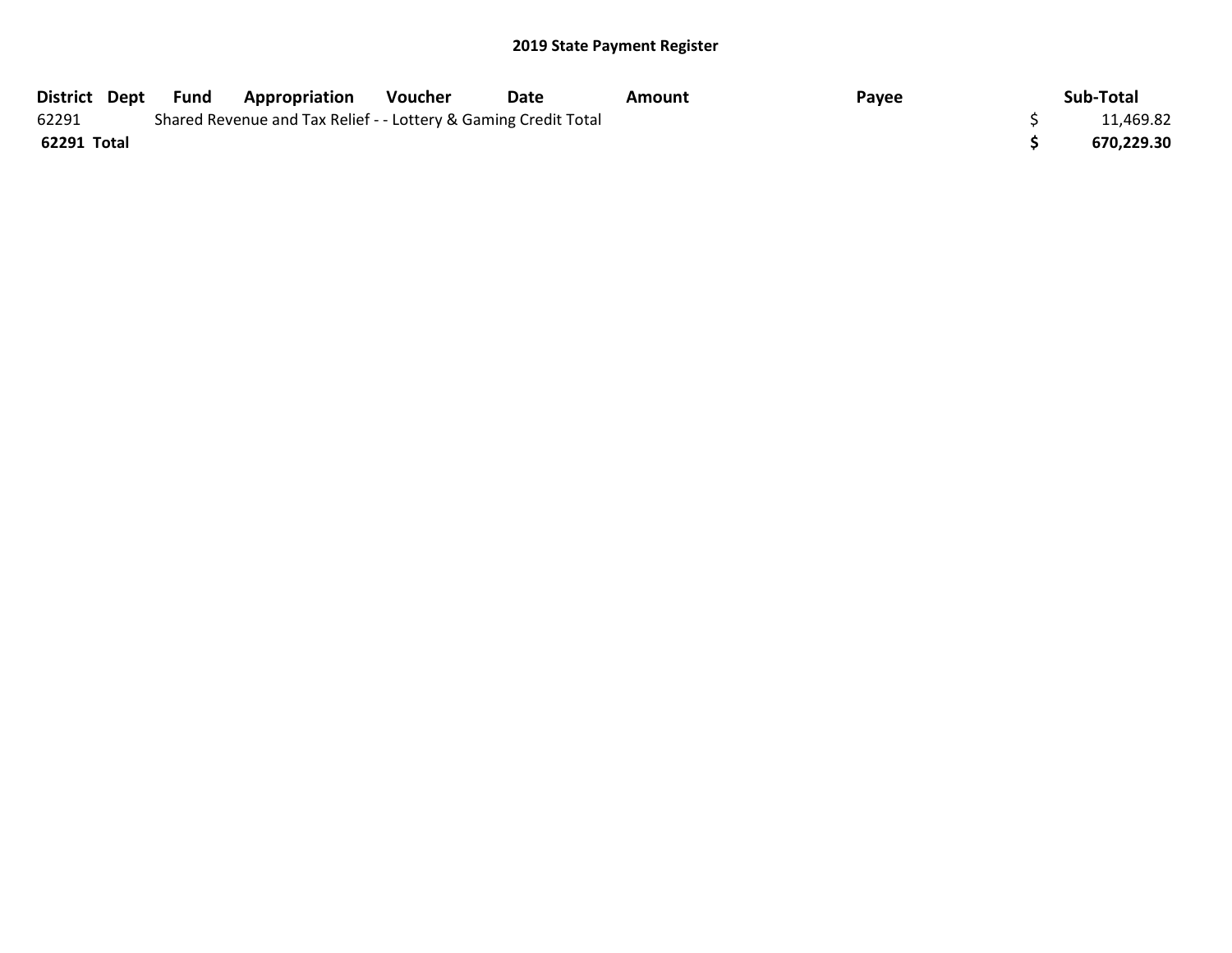## 2019 State Payment Register

| District | Dept | Fund | Appropriation | Voucher | Date | Amount | Payee | Sub-Total |
|---|---|---|---|---|---|---|---|---|
| 62291 | | Shared Revenue and Tax Relief - - Lottery & Gaming Credit Total | | | | | | $ 11,469.82 |
| **62291 Total** | | | | | | | | **$ 670,229.30** |